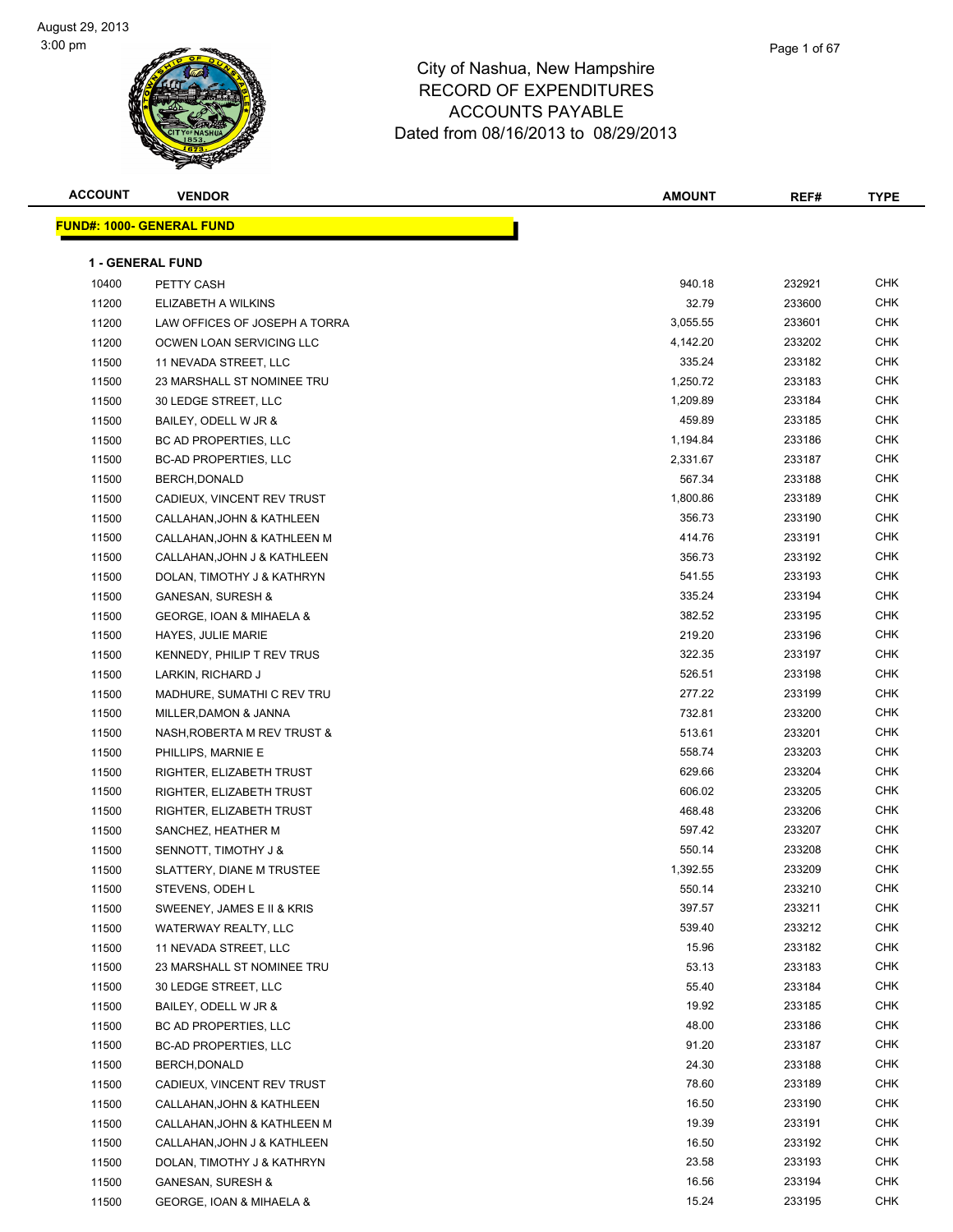August 29, 2013
3:00 pm

# City of Nashua, New Hampshire
## RECORD OF EXPENDITURES
## ACCOUNTS PAYABLE
### Dated from 08/16/2013 to 08/29/2013

**FUND#: 1000- GENERAL FUND**

**1 - GENERAL FUND**

| ACCOUNT | VENDOR | AMOUNT | REF# | TYPE |
|---|---|---|---|---|
| 10400 | PETTY CASH | 940.18 | 232921 | CHK |
| 11200 | ELIZABETH A WILKINS | 32.79 | 233600 | CHK |
| 11200 | LAW OFFICES OF JOSEPH A TORRA | 3,055.55 | 233601 | CHK |
| 11200 | OCWEN LOAN SERVICING LLC | 4,142.20 | 233202 | CHK |
| 11500 | 11 NEVADA STREET, LLC | 335.24 | 233182 | CHK |
| 11500 | 23 MARSHALL ST NOMINEE TRU | 1,250.72 | 233183 | CHK |
| 11500 | 30 LEDGE STREET, LLC | 1,209.89 | 233184 | CHK |
| 11500 | BAILEY, ODELL W JR & | 459.89 | 233185 | CHK |
| 11500 | BC AD PROPERTIES, LLC | 1,194.84 | 233186 | CHK |
| 11500 | BC-AD PROPERTIES, LLC | 2,331.67 | 233187 | CHK |
| 11500 | BERCH,DONALD | 567.34 | 233188 | CHK |
| 11500 | CADIEUX, VINCENT REV TRUST | 1,800.86 | 233189 | CHK |
| 11500 | CALLAHAN,JOHN & KATHLEEN | 356.73 | 233190 | CHK |
| 11500 | CALLAHAN,JOHN & KATHLEEN M | 414.76 | 233191 | CHK |
| 11500 | CALLAHAN,JOHN J & KATHLEEN | 356.73 | 233192 | CHK |
| 11500 | DOLAN, TIMOTHY J & KATHRYN | 541.55 | 233193 | CHK |
| 11500 | GANESAN, SURESH & | 335.24 | 233194 | CHK |
| 11500 | GEORGE, IOAN & MIHAELA & | 382.52 | 233195 | CHK |
| 11500 | HAYES, JULIE MARIE | 219.20 | 233196 | CHK |
| 11500 | KENNEDY, PHILIP T REV TRUS | 322.35 | 233197 | CHK |
| 11500 | LARKIN, RICHARD J | 526.51 | 233198 | CHK |
| 11500 | MADHURE, SUMATHI C REV TRU | 277.22 | 233199 | CHK |
| 11500 | MILLER,DAMON & JANNA | 732.81 | 233200 | CHK |
| 11500 | NASH,ROBERTA M REV TRUST & | 513.61 | 233201 | CHK |
| 11500 | PHILLIPS, MARNIE E | 558.74 | 233203 | CHK |
| 11500 | RIGHTER, ELIZABETH TRUST | 629.66 | 233204 | CHK |
| 11500 | RIGHTER, ELIZABETH TRUST | 606.02 | 233205 | CHK |
| 11500 | RIGHTER, ELIZABETH TRUST | 468.48 | 233206 | CHK |
| 11500 | SANCHEZ, HEATHER M | 597.42 | 233207 | CHK |
| 11500 | SENNOTT, TIMOTHY J & | 550.14 | 233208 | CHK |
| 11500 | SLATTERY, DIANE M TRUSTEE | 1,392.55 | 233209 | CHK |
| 11500 | STEVENS, ODEH L | 550.14 | 233210 | CHK |
| 11500 | SWEENEY, JAMES E II & KRIS | 397.57 | 233211 | CHK |
| 11500 | WATERWAY REALTY, LLC | 539.40 | 233212 | CHK |
| 11500 | 11 NEVADA STREET, LLC | 15.96 | 233182 | CHK |
| 11500 | 23 MARSHALL ST NOMINEE TRU | 53.13 | 233183 | CHK |
| 11500 | 30 LEDGE STREET, LLC | 55.40 | 233184 | CHK |
| 11500 | BAILEY, ODELL W JR & | 19.92 | 233185 | CHK |
| 11500 | BC AD PROPERTIES, LLC | 48.00 | 233186 | CHK |
| 11500 | BC-AD PROPERTIES, LLC | 91.20 | 233187 | CHK |
| 11500 | BERCH,DONALD | 24.30 | 233188 | CHK |
| 11500 | CADIEUX, VINCENT REV TRUST | 78.60 | 233189 | CHK |
| 11500 | CALLAHAN,JOHN & KATHLEEN | 16.50 | 233190 | CHK |
| 11500 | CALLAHAN,JOHN & KATHLEEN M | 19.39 | 233191 | CHK |
| 11500 | CALLAHAN,JOHN J & KATHLEEN | 16.50 | 233192 | CHK |
| 11500 | DOLAN, TIMOTHY J & KATHRYN | 23.58 | 233193 | CHK |
| 11500 | GANESAN, SURESH & | 16.56 | 233194 | CHK |
| 11500 | GEORGE, IOAN & MIHAELA & | 15.24 | 233195 | CHK |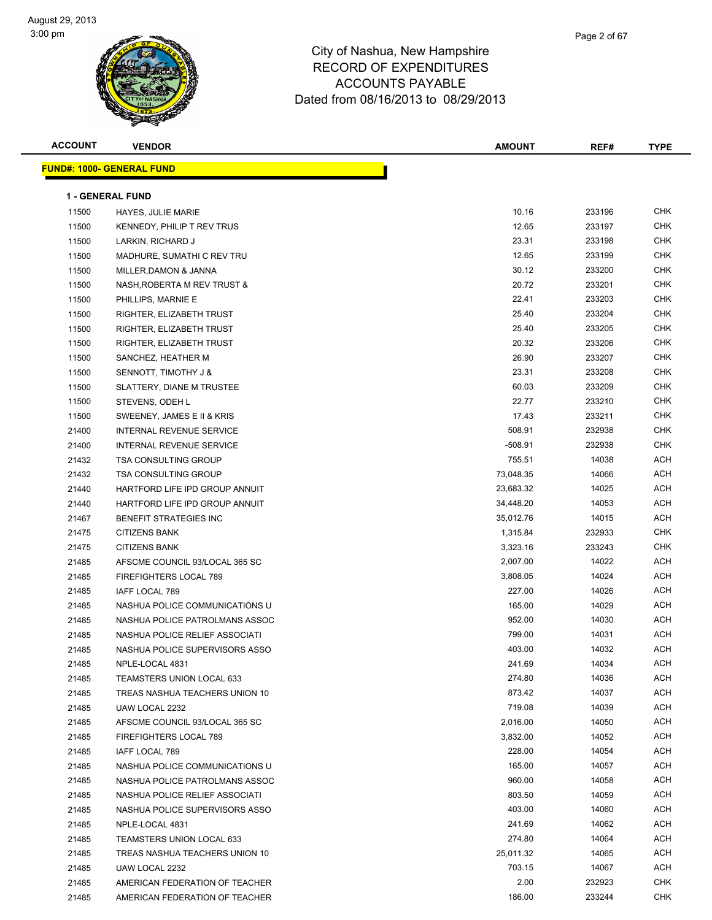August 29, 2013
3:00 pm

# City of Nashua, New Hampshire
## RECORD OF EXPENDITURES
## ACCOUNTS PAYABLE
## Dated from 08/16/2013 to 08/29/2013

| ACCOUNT | VENDOR | AMOUNT | REF# | TYPE |
|---|---|---|---|---|
| **FUND#: 1000- GENERAL FUND** | | | | |
| **1 - GENERAL FUND** | | | | |
| 11500 | HAYES, JULIE MARIE | 10.16 | 233196 | CHK |
| 11500 | KENNEDY, PHILIP T REV TRUS | 12.65 | 233197 | CHK |
| 11500 | LARKIN, RICHARD J | 23.31 | 233198 | CHK |
| 11500 | MADHURE, SUMATHI C REV TRU | 12.65 | 233199 | CHK |
| 11500 | MILLER,DAMON & JANNA | 30.12 | 233200 | CHK |
| 11500 | NASH,ROBERTA M REV TRUST & | 20.72 | 233201 | CHK |
| 11500 | PHILLIPS, MARNIE E | 22.41 | 233203 | CHK |
| 11500 | RIGHTER, ELIZABETH TRUST | 25.40 | 233204 | CHK |
| 11500 | RIGHTER, ELIZABETH TRUST | 25.40 | 233205 | CHK |
| 11500 | RIGHTER, ELIZABETH TRUST | 20.32 | 233206 | CHK |
| 11500 | SANCHEZ, HEATHER M | 26.90 | 233207 | CHK |
| 11500 | SENNOTT, TIMOTHY J & | 23.31 | 233208 | CHK |
| 11500 | SLATTERY, DIANE M TRUSTEE | 60.03 | 233209 | CHK |
| 11500 | STEVENS, ODEH L | 22.77 | 233210 | CHK |
| 11500 | SWEENEY, JAMES E II & KRIS | 17.43 | 233211 | CHK |
| 21400 | INTERNAL REVENUE SERVICE | 508.91 | 232938 | CHK |
| 21400 | INTERNAL REVENUE SERVICE | -508.91 | 232938 | CHK |
| 21432 | TSA CONSULTING GROUP | 755.51 | 14038 | ACH |
| 21432 | TSA CONSULTING GROUP | 73,048.35 | 14066 | ACH |
| 21440 | HARTFORD LIFE IPD GROUP ANNUIT | 23,683.32 | 14025 | ACH |
| 21440 | HARTFORD LIFE IPD GROUP ANNUIT | 34,448.20 | 14053 | ACH |
| 21467 | BENEFIT STRATEGIES INC | 35,012.76 | 14015 | ACH |
| 21475 | CITIZENS BANK | 1,315.84 | 232933 | CHK |
| 21475 | CITIZENS BANK | 3,323.16 | 233243 | CHK |
| 21485 | AFSCME COUNCIL 93/LOCAL 365 SC | 2,007.00 | 14022 | ACH |
| 21485 | FIREFIGHTERS LOCAL 789 | 3,808.05 | 14024 | ACH |
| 21485 | IAFF LOCAL 789 | 227.00 | 14026 | ACH |
| 21485 | NASHUA POLICE COMMUNICATIONS U | 165.00 | 14029 | ACH |
| 21485 | NASHUA POLICE PATROLMANS ASSOC | 952.00 | 14030 | ACH |
| 21485 | NASHUA POLICE RELIEF ASSOCIATI | 799.00 | 14031 | ACH |
| 21485 | NASHUA POLICE SUPERVISORS ASSO | 403.00 | 14032 | ACH |
| 21485 | NPLE-LOCAL 4831 | 241.69 | 14034 | ACH |
| 21485 | TEAMSTERS UNION LOCAL 633 | 274.80 | 14036 | ACH |
| 21485 | TREAS NASHUA TEACHERS UNION 10 | 873.42 | 14037 | ACH |
| 21485 | UAW LOCAL 2232 | 719.08 | 14039 | ACH |
| 21485 | AFSCME COUNCIL 93/LOCAL 365 SC | 2,016.00 | 14050 | ACH |
| 21485 | FIREFIGHTERS LOCAL 789 | 3,832.00 | 14052 | ACH |
| 21485 | IAFF LOCAL 789 | 228.00 | 14054 | ACH |
| 21485 | NASHUA POLICE COMMUNICATIONS U | 165.00 | 14057 | ACH |
| 21485 | NASHUA POLICE PATROLMANS ASSOC | 960.00 | 14058 | ACH |
| 21485 | NASHUA POLICE RELIEF ASSOCIATI | 803.50 | 14059 | ACH |
| 21485 | NASHUA POLICE SUPERVISORS ASSO | 403.00 | 14060 | ACH |
| 21485 | NPLE-LOCAL 4831 | 241.69 | 14062 | ACH |
| 21485 | TEAMSTERS UNION LOCAL 633 | 274.80 | 14064 | ACH |
| 21485 | TREAS NASHUA TEACHERS UNION 10 | 25,011.32 | 14065 | ACH |
| 21485 | UAW LOCAL 2232 | 703.15 | 14067 | ACH |
| 21485 | AMERICAN FEDERATION OF TEACHER | 2.00 | 232923 | CHK |
| 21485 | AMERICAN FEDERATION OF TEACHER | 186.00 | 233244 | CHK |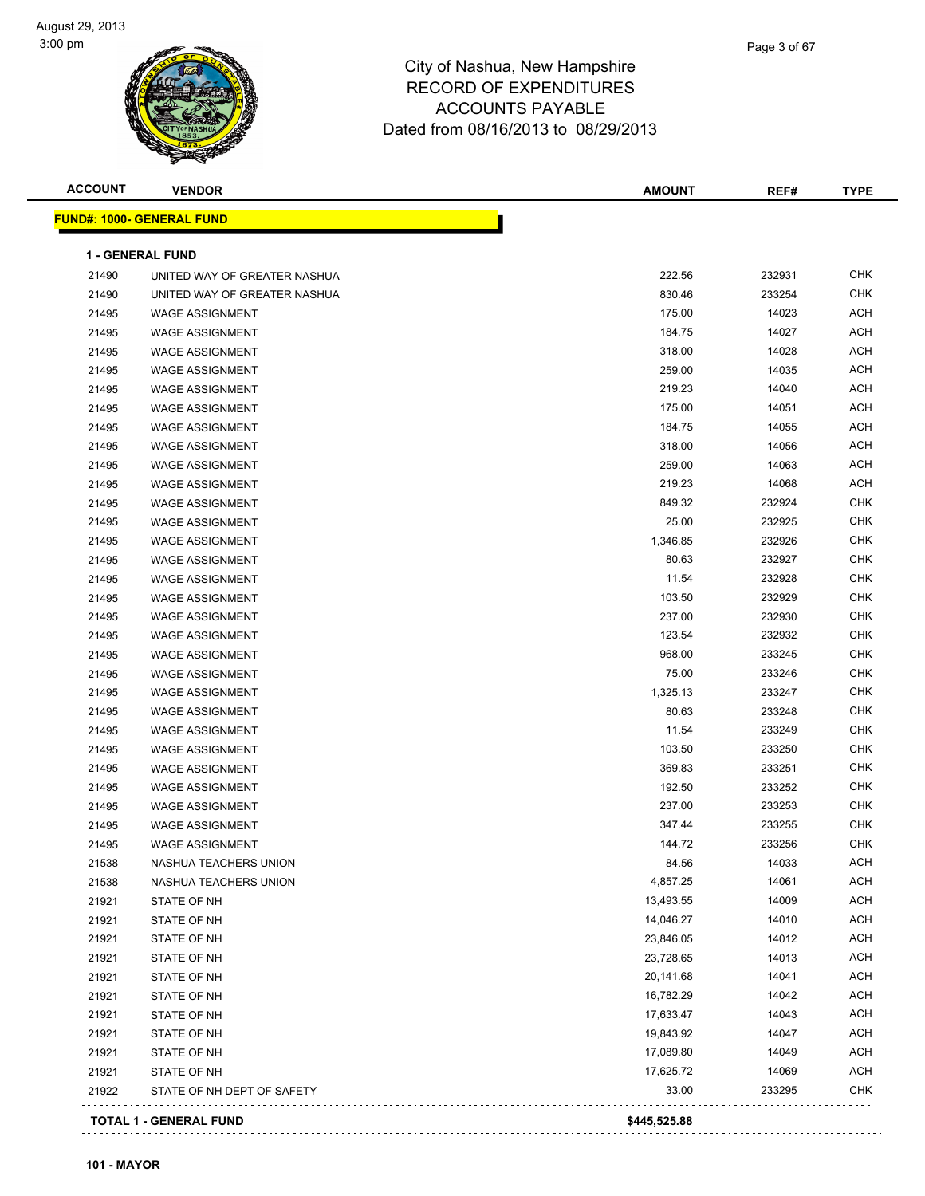City of Nashua, New Hampshire
RECORD OF EXPENDITURES
ACCOUNTS PAYABLE
Dated from 08/16/2013 to 08/29/2013

**FUND#: 1000- GENERAL FUND**

**1 - GENERAL FUND**

| ACCOUNT | VENDOR | AMOUNT | REF# | TYPE |
|---|---|---|---|---|
| 21490 | UNITED WAY OF GREATER NASHUA | 222.56 | 232931 | CHK |
| 21490 | UNITED WAY OF GREATER NASHUA | 830.46 | 233254 | CHK |
| 21495 | WAGE ASSIGNMENT | 175.00 | 14023 | ACH |
| 21495 | WAGE ASSIGNMENT | 184.75 | 14027 | ACH |
| 21495 | WAGE ASSIGNMENT | 318.00 | 14028 | ACH |
| 21495 | WAGE ASSIGNMENT | 259.00 | 14035 | ACH |
| 21495 | WAGE ASSIGNMENT | 219.23 | 14040 | ACH |
| 21495 | WAGE ASSIGNMENT | 175.00 | 14051 | ACH |
| 21495 | WAGE ASSIGNMENT | 184.75 | 14055 | ACH |
| 21495 | WAGE ASSIGNMENT | 318.00 | 14056 | ACH |
| 21495 | WAGE ASSIGNMENT | 259.00 | 14063 | ACH |
| 21495 | WAGE ASSIGNMENT | 219.23 | 14068 | ACH |
| 21495 | WAGE ASSIGNMENT | 849.32 | 232924 | CHK |
| 21495 | WAGE ASSIGNMENT | 25.00 | 232925 | CHK |
| 21495 | WAGE ASSIGNMENT | 1,346.85 | 232926 | CHK |
| 21495 | WAGE ASSIGNMENT | 80.63 | 232927 | CHK |
| 21495 | WAGE ASSIGNMENT | 11.54 | 232928 | CHK |
| 21495 | WAGE ASSIGNMENT | 103.50 | 232929 | CHK |
| 21495 | WAGE ASSIGNMENT | 237.00 | 232930 | CHK |
| 21495 | WAGE ASSIGNMENT | 123.54 | 232932 | CHK |
| 21495 | WAGE ASSIGNMENT | 968.00 | 233245 | CHK |
| 21495 | WAGE ASSIGNMENT | 75.00 | 233246 | CHK |
| 21495 | WAGE ASSIGNMENT | 1,325.13 | 233247 | CHK |
| 21495 | WAGE ASSIGNMENT | 80.63 | 233248 | CHK |
| 21495 | WAGE ASSIGNMENT | 11.54 | 233249 | CHK |
| 21495 | WAGE ASSIGNMENT | 103.50 | 233250 | CHK |
| 21495 | WAGE ASSIGNMENT | 369.83 | 233251 | CHK |
| 21495 | WAGE ASSIGNMENT | 192.50 | 233252 | CHK |
| 21495 | WAGE ASSIGNMENT | 237.00 | 233253 | CHK |
| 21495 | WAGE ASSIGNMENT | 347.44 | 233255 | CHK |
| 21495 | WAGE ASSIGNMENT | 144.72 | 233256 | CHK |
| 21538 | NASHUA TEACHERS UNION | 84.56 | 14033 | ACH |
| 21538 | NASHUA TEACHERS UNION | 4,857.25 | 14061 | ACH |
| 21921 | STATE OF NH | 13,493.55 | 14009 | ACH |
| 21921 | STATE OF NH | 14,046.27 | 14010 | ACH |
| 21921 | STATE OF NH | 23,846.05 | 14012 | ACH |
| 21921 | STATE OF NH | 23,728.65 | 14013 | ACH |
| 21921 | STATE OF NH | 20,141.68 | 14041 | ACH |
| 21921 | STATE OF NH | 16,782.29 | 14042 | ACH |
| 21921 | STATE OF NH | 17,633.47 | 14043 | ACH |
| 21921 | STATE OF NH | 19,843.92 | 14047 | ACH |
| 21921 | STATE OF NH | 17,089.80 | 14049 | ACH |
| 21921 | STATE OF NH | 17,625.72 | 14069 | ACH |
| 21922 | STATE OF NH DEPT OF SAFETY | 33.00 | 233295 | CHK |
| **TOTAL 1 - GENERAL FUND** | | **$445,525.88** | | |

**101 - MAYOR**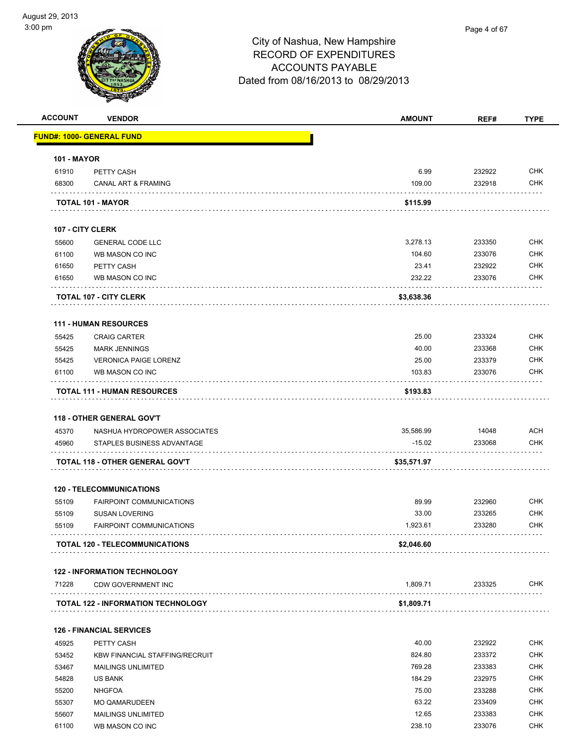# City of Nashua, New Hampshire
## RECORD OF EXPENDITURES
## ACCOUNTS PAYABLE
### Dated from 08/16/2013 to 08/29/2013

| ACCOUNT | VENDOR | AMOUNT | REF# | TYPE |
|---|---|---|---|---|
| **FUND#: 1000- GENERAL FUND** | | | | |
| **101 - MAYOR** | | | | |
| 61910 | PETTY CASH | 6.99 | 232922 | CHK |
| 68300 | CANAL ART & FRAMING | 109.00 | 232918 | CHK |
| | **TOTAL 101 - MAYOR** | **$115.99** | | |
| **107 - CITY CLERK** | | | | |
| 55600 | GENERAL CODE LLC | 3,278.13 | 233350 | CHK |
| 61100 | WB MASON CO INC | 104.60 | 233076 | CHK |
| 61650 | PETTY CASH | 23.41 | 232922 | CHK |
| 61650 | WB MASON CO INC | 232.22 | 233076 | CHK |
| | **TOTAL 107 - CITY CLERK** | **$3,638.36** | | |
| **111 - HUMAN RESOURCES** | | | | |
| 55425 | CRAIG CARTER | 25.00 | 233324 | CHK |
| 55425 | MARK JENNINGS | 40.00 | 233368 | CHK |
| 55425 | VERONICA PAIGE LORENZ | 25.00 | 233379 | CHK |
| 61100 | WB MASON CO INC | 103.83 | 233076 | CHK |
| | **TOTAL 111 - HUMAN RESOURCES** | **$193.83** | | |
| **118 - OTHER GENERAL GOV'T** | | | | |
| 45370 | NASHUA HYDROPOWER ASSOCIATES | 35,586.99 | 14048 | ACH |
| 45960 | STAPLES BUSINESS ADVANTAGE | -15.02 | 233068 | CHK |
| | **TOTAL 118 - OTHER GENERAL GOV'T** | **$35,571.97** | | |
| **120 - TELECOMMUNICATIONS** | | | | |
| 55109 | FAIRPOINT COMMUNICATIONS | 89.99 | 232960 | CHK |
| 55109 | SUSAN LOVERING | 33.00 | 233265 | CHK |
| 55109 | FAIRPOINT COMMUNICATIONS | 1,923.61 | 233280 | CHK |
| | **TOTAL 120 - TELECOMMUNICATIONS** | **$2,046.60** | | |
| **122 - INFORMATION TECHNOLOGY** | | | | |
| 71228 | CDW GOVERNMENT INC | 1,809.71 | 233325 | CHK |
| | **TOTAL 122 - INFORMATION TECHNOLOGY** | **$1,809.71** | | |
| **126 - FINANCIAL SERVICES** | | | | |
| 45925 | PETTY CASH | 40.00 | 232922 | CHK |
| 53452 | KBW FINANCIAL STAFFING/RECRUIT | 824.80 | 233372 | CHK |
| 53467 | MAILINGS UNLIMITED | 769.28 | 233383 | CHK |
| 54828 | US BANK | 184.29 | 232975 | CHK |
| 55200 | NHGFOA | 75.00 | 233288 | CHK |
| 55307 | MO QAMARUDEEN | 63.22 | 233409 | CHK |
| 55607 | MAILINGS UNLIMITED | 12.65 | 233383 | CHK |
| 61100 | WB MASON CO INC | 238.10 | 233076 | CHK |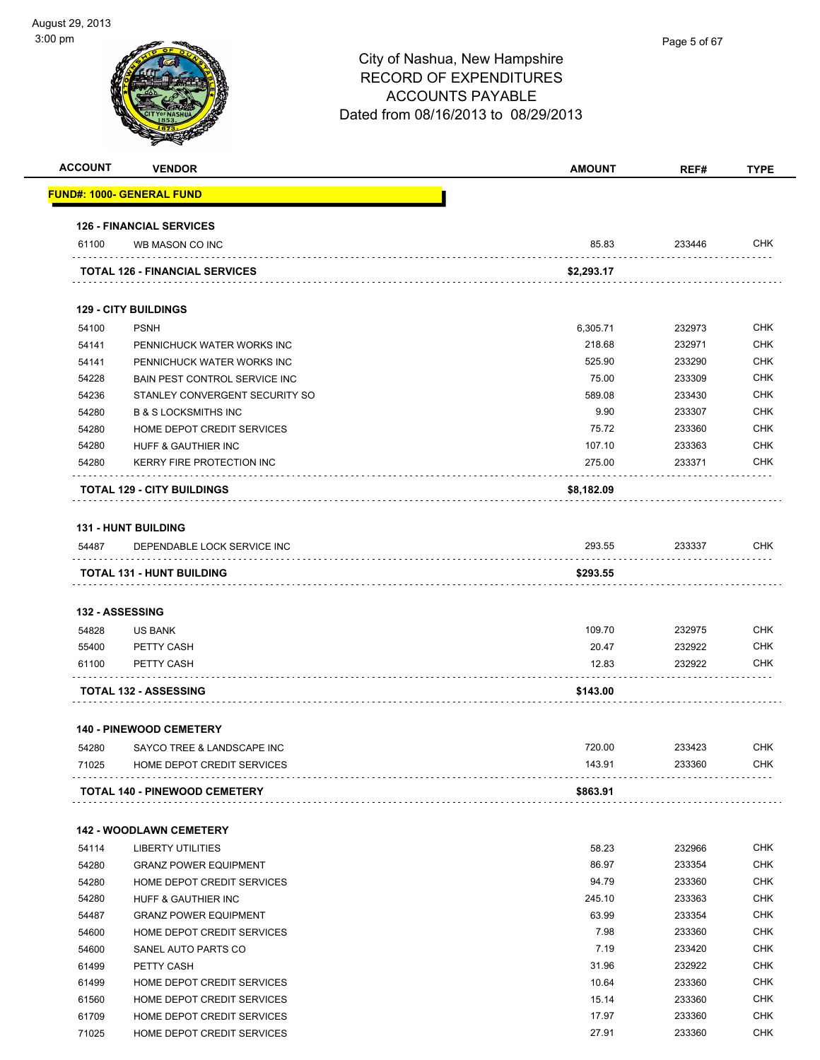# City of Nashua, New Hampshire
## RECORD OF EXPENDITURES
## ACCOUNTS PAYABLE
### Dated from 08/16/2013 to 08/29/2013

| ACCOUNT | VENDOR | AMOUNT | REF# | TYPE |
|---|---|---|---|---|
| **FUND#: 1000- GENERAL FUND** | | | | |
| **126 - FINANCIAL SERVICES** | | | | |
| 61100 | WB MASON CO INC | 85.83 | 233446 | CHK |
| **TOTAL 126 - FINANCIAL SERVICES** | | **$2,293.17** | | |
| **129 - CITY BUILDINGS** | | | | |
| 54100 | PSNH | 6,305.71 | 232973 | CHK |
| 54141 | PENNICHUCK WATER WORKS INC | 218.68 | 232971 | CHK |
| 54141 | PENNICHUCK WATER WORKS INC | 525.90 | 233290 | CHK |
| 54228 | BAIN PEST CONTROL SERVICE INC | 75.00 | 233309 | CHK |
| 54236 | STANLEY CONVERGENT SECURITY SO | 589.08 | 233430 | CHK |
| 54280 | B & S LOCKSMITHS INC | 9.90 | 233307 | CHK |
| 54280 | HOME DEPOT CREDIT SERVICES | 75.72 | 233360 | CHK |
| 54280 | HUFF & GAUTHIER INC | 107.10 | 233363 | CHK |
| 54280 | KERRY FIRE PROTECTION INC | 275.00 | 233371 | CHK |
| **TOTAL 129 - CITY BUILDINGS** | | **$8,182.09** | | |
| **131 - HUNT BUILDING** | | | | |
| 54487 | DEPENDABLE LOCK SERVICE INC | 293.55 | 233337 | CHK |
| **TOTAL 131 - HUNT BUILDING** | | **$293.55** | | |
| **132 - ASSESSING** | | | | |
| 54828 | US BANK | 109.70 | 232975 | CHK |
| 55400 | PETTY CASH | 20.47 | 232922 | CHK |
| 61100 | PETTY CASH | 12.83 | 232922 | CHK |
| **TOTAL 132 - ASSESSING** | | **$143.00** | | |
| **140 - PINEWOOD CEMETERY** | | | | |
| 54280 | SAYCO TREE & LANDSCAPE INC | 720.00 | 233423 | CHK |
| 71025 | HOME DEPOT CREDIT SERVICES | 143.91 | 233360 | CHK |
| **TOTAL 140 - PINEWOOD CEMETERY** | | **$863.91** | | |
| **142 - WOODLAWN CEMETERY** | | | | |
| 54114 | LIBERTY UTILITIES | 58.23 | 232966 | CHK |
| 54280 | GRANZ POWER EQUIPMENT | 86.97 | 233354 | CHK |
| 54280 | HOME DEPOT CREDIT SERVICES | 94.79 | 233360 | CHK |
| 54280 | HUFF & GAUTHIER INC | 245.10 | 233363 | CHK |
| 54487 | GRANZ POWER EQUIPMENT | 63.99 | 233354 | CHK |
| 54600 | HOME DEPOT CREDIT SERVICES | 7.98 | 233360 | CHK |
| 54600 | SANEL AUTO PARTS CO | 7.19 | 233420 | CHK |
| 61499 | PETTY CASH | 31.96 | 232922 | CHK |
| 61499 | HOME DEPOT CREDIT SERVICES | 10.64 | 233360 | CHK |
| 61560 | HOME DEPOT CREDIT SERVICES | 15.14 | 233360 | CHK |
| 61709 | HOME DEPOT CREDIT SERVICES | 17.97 | 233360 | CHK |
| 71025 | HOME DEPOT CREDIT SERVICES | 27.91 | 233360 | CHK |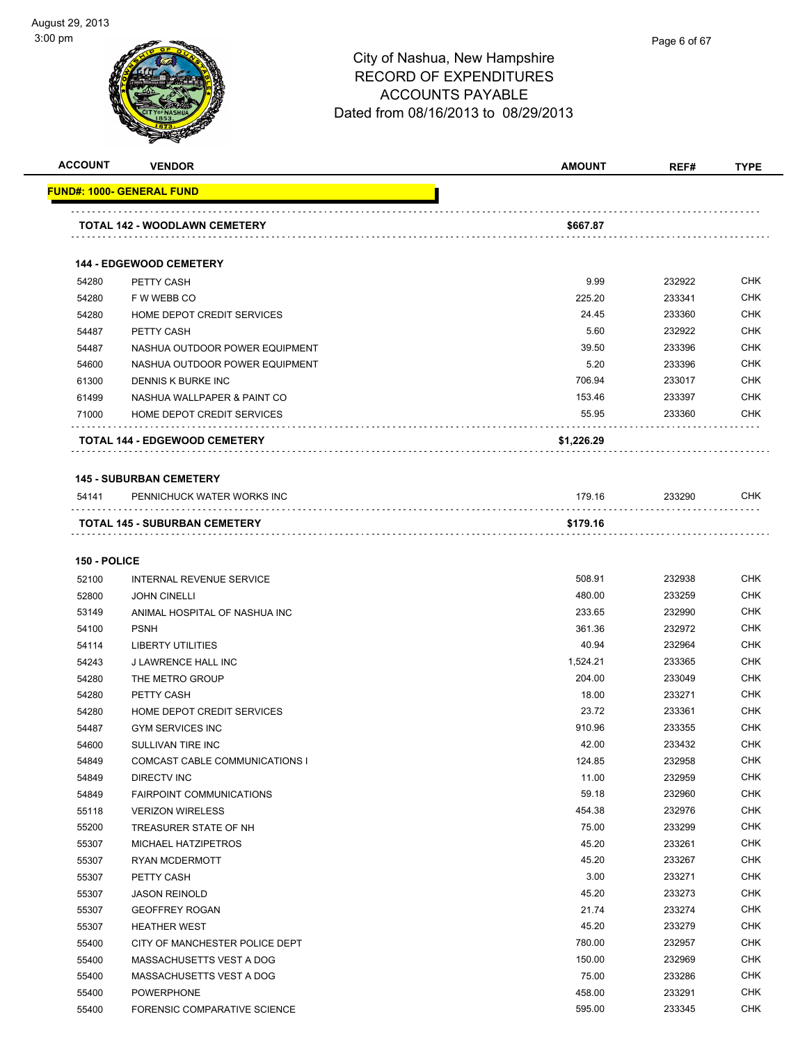# City of Nashua, New Hampshire
# RECORD OF EXPENDITURES
# ACCOUNTS PAYABLE
# Dated from 08/16/2013 to 08/29/2013

| ACCOUNT | VENDOR | AMOUNT | REF# | TYPE |
|---|---|---|---|---|
| **FUND#: 1000- GENERAL FUND** | | | | |
| | **TOTAL 142 - WOODLAWN CEMETERY** | **$667.87** | | |
| **144 - EDGEWOOD CEMETERY** | | | | |
| 54280 | PETTY CASH | 9.99 | 232922 | CHK |
| 54280 | F W WEBB CO | 225.20 | 233341 | CHK |
| 54280 | HOME DEPOT CREDIT SERVICES | 24.45 | 233360 | CHK |
| 54487 | PETTY CASH | 5.60 | 232922 | CHK |
| 54487 | NASHUA OUTDOOR POWER EQUIPMENT | 39.50 | 233396 | CHK |
| 54600 | NASHUA OUTDOOR POWER EQUIPMENT | 5.20 | 233396 | CHK |
| 61300 | DENNIS K BURKE INC | 706.94 | 233017 | CHK |
| 61499 | NASHUA WALLPAPER & PAINT CO | 153.46 | 233397 | CHK |
| 71000 | HOME DEPOT CREDIT SERVICES | 55.95 | 233360 | CHK |
| | **TOTAL 144 - EDGEWOOD CEMETERY** | **$1,226.29** | | |
| **145 - SUBURBAN CEMETERY** | | | | |
| 54141 | PENNICHUCK WATER WORKS INC | 179.16 | 233290 | CHK |
| | **TOTAL 145 - SUBURBAN CEMETERY** | **$179.16** | | |
| **150 - POLICE** | | | | |
| 52100 | INTERNAL REVENUE SERVICE | 508.91 | 232938 | CHK |
| 52800 | JOHN CINELLI | 480.00 | 233259 | CHK |
| 53149 | ANIMAL HOSPITAL OF NASHUA INC | 233.65 | 232990 | CHK |
| 54100 | PSNH | 361.36 | 232972 | CHK |
| 54114 | LIBERTY UTILITIES | 40.94 | 232964 | CHK |
| 54243 | J LAWRENCE HALL INC | 1,524.21 | 233365 | CHK |
| 54280 | THE METRO GROUP | 204.00 | 233049 | CHK |
| 54280 | PETTY CASH | 18.00 | 233271 | CHK |
| 54280 | HOME DEPOT CREDIT SERVICES | 23.72 | 233361 | CHK |
| 54487 | GYM SERVICES INC | 910.96 | 233355 | CHK |
| 54600 | SULLIVAN TIRE INC | 42.00 | 233432 | CHK |
| 54849 | COMCAST CABLE COMMUNICATIONS I | 124.85 | 232958 | CHK |
| 54849 | DIRECTV INC | 11.00 | 232959 | CHK |
| 54849 | FAIRPOINT COMMUNICATIONS | 59.18 | 232960 | CHK |
| 55118 | VERIZON WIRELESS | 454.38 | 232976 | CHK |
| 55200 | TREASURER STATE OF NH | 75.00 | 233299 | CHK |
| 55307 | MICHAEL HATZIPETROS | 45.20 | 233261 | CHK |
| 55307 | RYAN MCDERMOTT | 45.20 | 233267 | CHK |
| 55307 | PETTY CASH | 3.00 | 233271 | CHK |
| 55307 | JASON REINOLD | 45.20 | 233273 | CHK |
| 55307 | GEOFFREY ROGAN | 21.74 | 233274 | CHK |
| 55307 | HEATHER WEST | 45.20 | 233279 | CHK |
| 55400 | CITY OF MANCHESTER POLICE DEPT | 780.00 | 232957 | CHK |
| 55400 | MASSACHUSETTS VEST A DOG | 150.00 | 232969 | CHK |
| 55400 | MASSACHUSETTS VEST A DOG | 75.00 | 233286 | CHK |
| 55400 | POWERPHONE | 458.00 | 233291 | CHK |
| 55400 | FORENSIC COMPARATIVE SCIENCE | 595.00 | 233345 | CHK |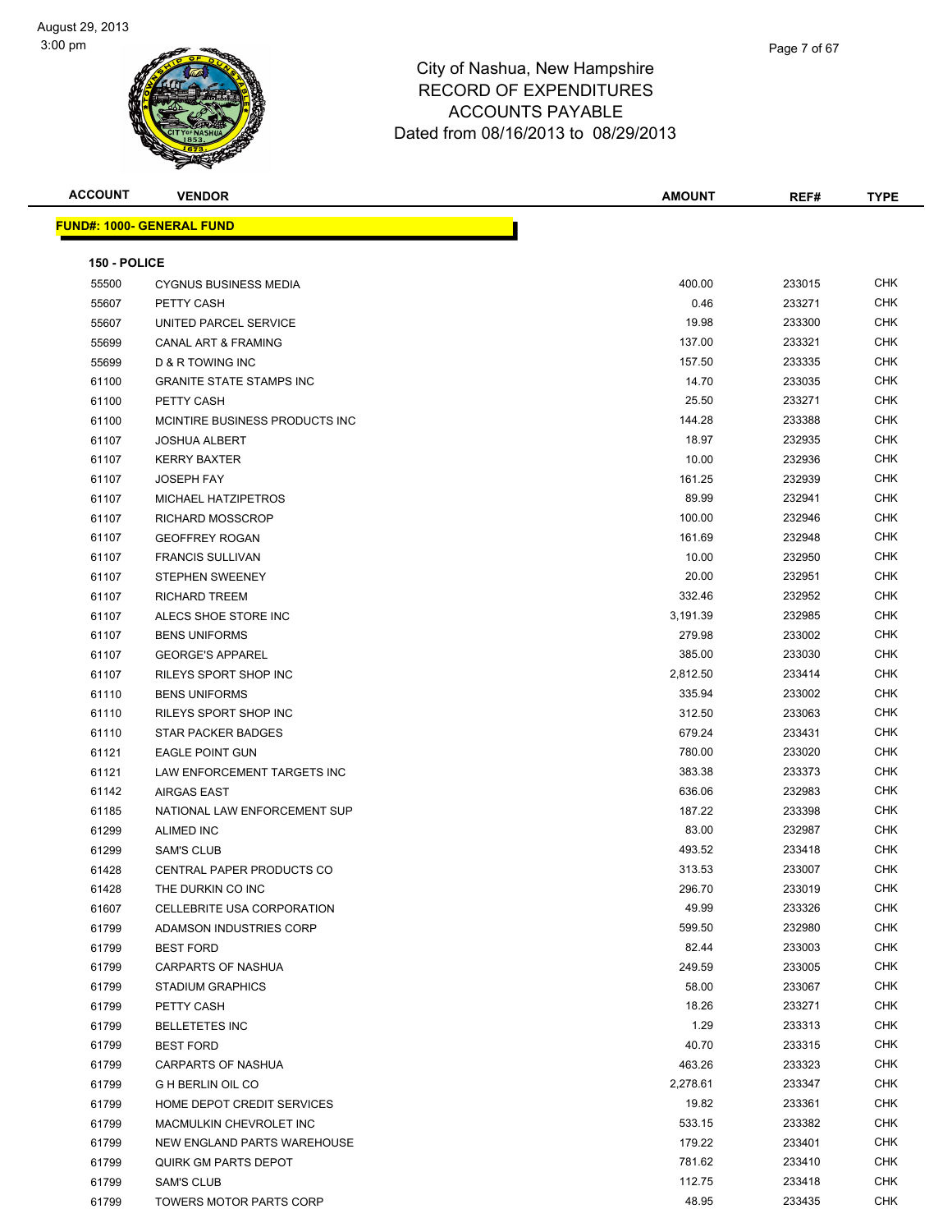# City of Nashua, New Hampshire
## RECORD OF EXPENDITURES
## ACCOUNTS PAYABLE
## Dated from 08/16/2013 to 08/29/2013

**FUND#: 1000- GENERAL FUND**

**150 - POLICE**

| ACCOUNT | VENDOR | AMOUNT | REF# | TYPE |
|---|---|---|---|---|
| 55500 | CYGNUS BUSINESS MEDIA | 400.00 | 233015 | CHK |
| 55607 | PETTY CASH | 0.46 | 233271 | CHK |
| 55607 | UNITED PARCEL SERVICE | 19.98 | 233300 | CHK |
| 55699 | CANAL ART & FRAMING | 137.00 | 233321 | CHK |
| 55699 | D & R TOWING INC | 157.50 | 233335 | CHK |
| 61100 | GRANITE STATE STAMPS INC | 14.70 | 233035 | CHK |
| 61100 | PETTY CASH | 25.50 | 233271 | CHK |
| 61100 | MCINTIRE BUSINESS PRODUCTS INC | 144.28 | 233388 | CHK |
| 61107 | JOSHUA ALBERT | 18.97 | 232935 | CHK |
| 61107 | KERRY BAXTER | 10.00 | 232936 | CHK |
| 61107 | JOSEPH FAY | 161.25 | 232939 | CHK |
| 61107 | MICHAEL HATZIPETROS | 89.99 | 232941 | CHK |
| 61107 | RICHARD MOSSCROP | 100.00 | 232946 | CHK |
| 61107 | GEOFFREY ROGAN | 161.69 | 232948 | CHK |
| 61107 | FRANCIS SULLIVAN | 10.00 | 232950 | CHK |
| 61107 | STEPHEN SWEENEY | 20.00 | 232951 | CHK |
| 61107 | RICHARD TREEM | 332.46 | 232952 | CHK |
| 61107 | ALECS SHOE STORE INC | 3,191.39 | 232985 | CHK |
| 61107 | BENS UNIFORMS | 279.98 | 233002 | CHK |
| 61107 | GEORGE'S APPAREL | 385.00 | 233030 | CHK |
| 61107 | RILEYS SPORT SHOP INC | 2,812.50 | 233414 | CHK |
| 61110 | BENS UNIFORMS | 335.94 | 233002 | CHK |
| 61110 | RILEYS SPORT SHOP INC | 312.50 | 233063 | CHK |
| 61110 | STAR PACKER BADGES | 679.24 | 233431 | CHK |
| 61121 | EAGLE POINT GUN | 780.00 | 233020 | CHK |
| 61121 | LAW ENFORCEMENT TARGETS INC | 383.38 | 233373 | CHK |
| 61142 | AIRGAS EAST | 636.06 | 232983 | CHK |
| 61185 | NATIONAL LAW ENFORCEMENT SUP | 187.22 | 233398 | CHK |
| 61299 | ALIMED INC | 83.00 | 232987 | CHK |
| 61299 | SAM'S CLUB | 493.52 | 233418 | CHK |
| 61428 | CENTRAL PAPER PRODUCTS CO | 313.53 | 233007 | CHK |
| 61428 | THE DURKIN CO INC | 296.70 | 233019 | CHK |
| 61607 | CELLEBRITE USA CORPORATION | 49.99 | 233326 | CHK |
| 61799 | ADAMSON INDUSTRIES CORP | 599.50 | 232980 | CHK |
| 61799 | BEST FORD | 82.44 | 233003 | CHK |
| 61799 | CARPARTS OF NASHUA | 249.59 | 233005 | CHK |
| 61799 | STADIUM GRAPHICS | 58.00 | 233067 | CHK |
| 61799 | PETTY CASH | 18.26 | 233271 | CHK |
| 61799 | BELLETETES INC | 1.29 | 233313 | CHK |
| 61799 | BEST FORD | 40.70 | 233315 | CHK |
| 61799 | CARPARTS OF NASHUA | 463.26 | 233323 | CHK |
| 61799 | G H BERLIN OIL CO | 2,278.61 | 233347 | CHK |
| 61799 | HOME DEPOT CREDIT SERVICES | 19.82 | 233361 | CHK |
| 61799 | MACMULKIN CHEVROLET INC | 533.15 | 233382 | CHK |
| 61799 | NEW ENGLAND PARTS WAREHOUSE | 179.22 | 233401 | CHK |
| 61799 | QUIRK GM PARTS DEPOT | 781.62 | 233410 | CHK |
| 61799 | SAM'S CLUB | 112.75 | 233418 | CHK |
| 61799 | TOWERS MOTOR PARTS CORP | 48.95 | 233435 | CHK |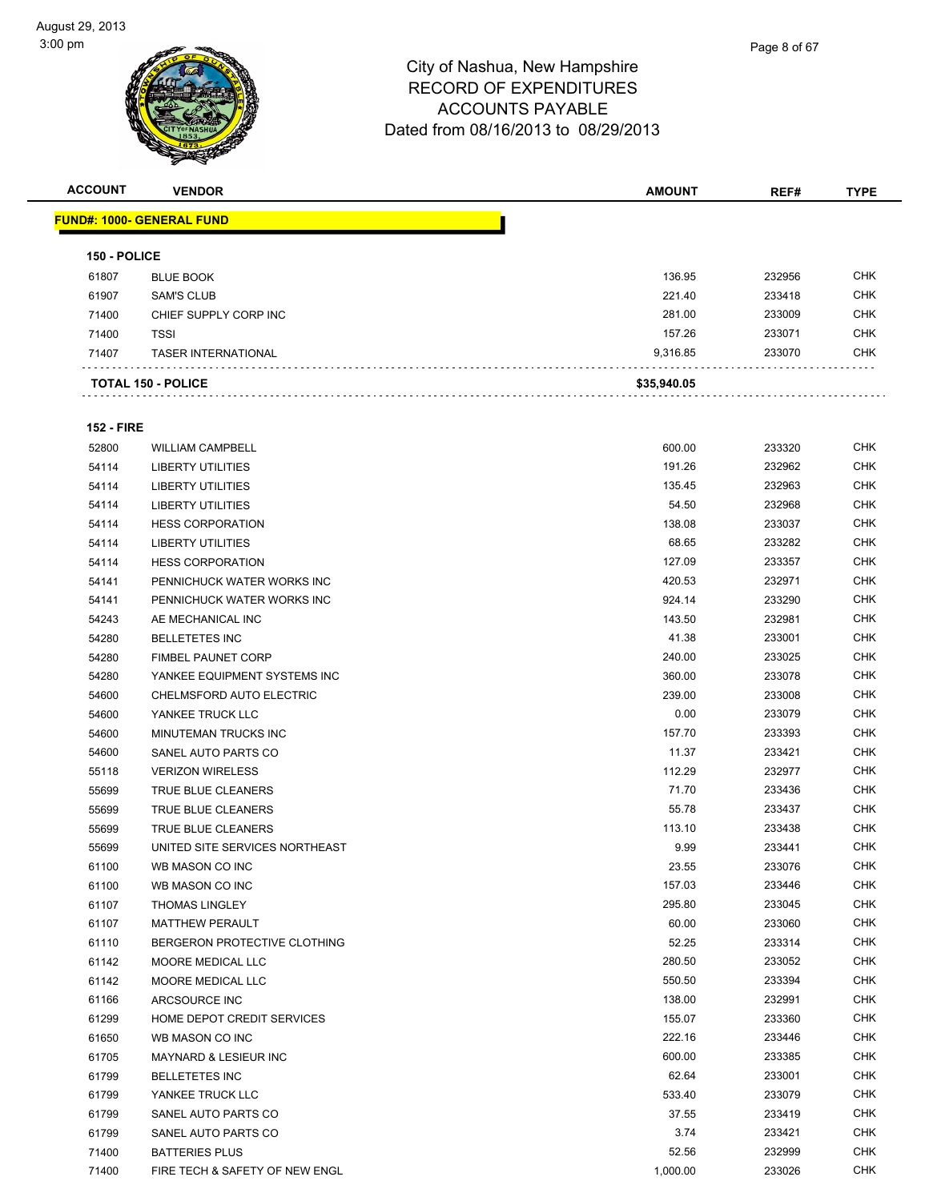City of Nashua, New Hampshire
RECORD OF EXPENDITURES
ACCOUNTS PAYABLE
Dated from 08/16/2013 to 08/29/2013

August 29, 2013
3:00 pm

| ACCOUNT | VENDOR | AMOUNT | REF# | TYPE |
|---|---|---|---|---|
| **FUND#: 1000- GENERAL FUND** | | | | |
| **150 - POLICE** | | | | |
| 61807 | BLUE BOOK | 136.95 | 232956 | CHK |
| 61907 | SAM'S CLUB | 221.40 | 233418 | CHK |
| 71400 | CHIEF SUPPLY CORP INC | 281.00 | 233009 | CHK |
| 71400 | TSSI | 157.26 | 233071 | CHK |
| 71407 | TASER INTERNATIONAL | 9,316.85 | 233070 | CHK |
| **TOTAL 150 - POLICE** | | **$35,940.05** | | |
| **152 - FIRE** | | | | |
| 52800 | WILLIAM CAMPBELL | 600.00 | 233320 | CHK |
| 54114 | LIBERTY UTILITIES | 191.26 | 232962 | CHK |
| 54114 | LIBERTY UTILITIES | 135.45 | 232963 | CHK |
| 54114 | LIBERTY UTILITIES | 54.50 | 232968 | CHK |
| 54114 | HESS CORPORATION | 138.08 | 233037 | CHK |
| 54114 | LIBERTY UTILITIES | 68.65 | 233282 | CHK |
| 54114 | HESS CORPORATION | 127.09 | 233357 | CHK |
| 54141 | PENNICHUCK WATER WORKS INC | 420.53 | 232971 | CHK |
| 54141 | PENNICHUCK WATER WORKS INC | 924.14 | 233290 | CHK |
| 54243 | AE MECHANICAL INC | 143.50 | 232981 | CHK |
| 54280 | BELLETETES INC | 41.38 | 233001 | CHK |
| 54280 | FIMBEL PAUNET CORP | 240.00 | 233025 | CHK |
| 54280 | YANKEE EQUIPMENT SYSTEMS INC | 360.00 | 233078 | CHK |
| 54600 | CHELMSFORD AUTO ELECTRIC | 239.00 | 233008 | CHK |
| 54600 | YANKEE TRUCK LLC | 0.00 | 233079 | CHK |
| 54600 | MINUTEMAN TRUCKS INC | 157.70 | 233393 | CHK |
| 54600 | SANEL AUTO PARTS CO | 11.37 | 233421 | CHK |
| 55118 | VERIZON WIRELESS | 112.29 | 232977 | CHK |
| 55699 | TRUE BLUE CLEANERS | 71.70 | 233436 | CHK |
| 55699 | TRUE BLUE CLEANERS | 55.78 | 233437 | CHK |
| 55699 | TRUE BLUE CLEANERS | 113.10 | 233438 | CHK |
| 55699 | UNITED SITE SERVICES NORTHEAST | 9.99 | 233441 | CHK |
| 61100 | WB MASON CO INC | 23.55 | 233076 | CHK |
| 61100 | WB MASON CO INC | 157.03 | 233446 | CHK |
| 61107 | THOMAS LINGLEY | 295.80 | 233045 | CHK |
| 61107 | MATTHEW PERAULT | 60.00 | 233060 | CHK |
| 61110 | BERGERON PROTECTIVE CLOTHING | 52.25 | 233314 | CHK |
| 61142 | MOORE MEDICAL LLC | 280.50 | 233052 | CHK |
| 61142 | MOORE MEDICAL LLC | 550.50 | 233394 | CHK |
| 61166 | ARCSOURCE INC | 138.00 | 232991 | CHK |
| 61299 | HOME DEPOT CREDIT SERVICES | 155.07 | 233360 | CHK |
| 61650 | WB MASON CO INC | 222.16 | 233446 | CHK |
| 61705 | MAYNARD & LESIEUR INC | 600.00 | 233385 | CHK |
| 61799 | BELLETETES INC | 62.64 | 233001 | CHK |
| 61799 | YANKEE TRUCK LLC | 533.40 | 233079 | CHK |
| 61799 | SANEL AUTO PARTS CO | 37.55 | 233419 | CHK |
| 61799 | SANEL AUTO PARTS CO | 3.74 | 233421 | CHK |
| 71400 | BATTERIES PLUS | 52.56 | 232999 | CHK |
| 71400 | FIRE TECH & SAFETY OF NEW ENGL | 1,000.00 | 233026 | CHK |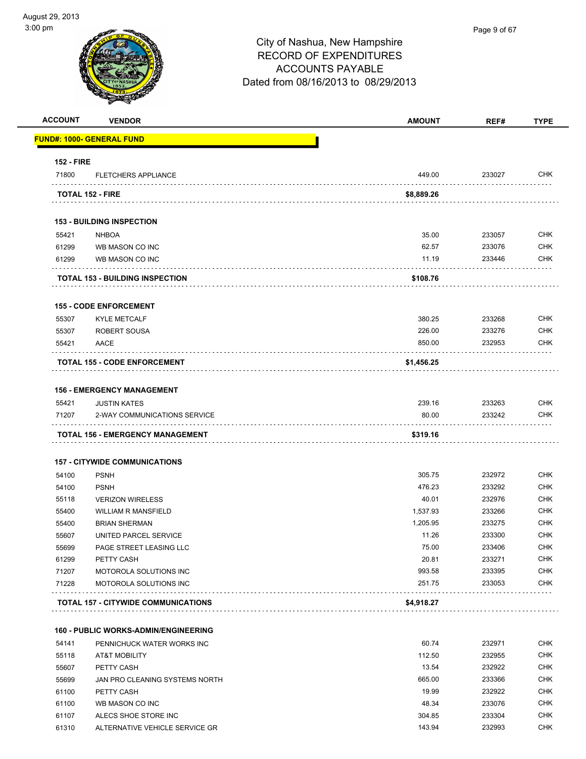City of Nashua, New Hampshire
RECORD OF EXPENDITURES
ACCOUNTS PAYABLE
Dated from 08/16/2013 to 08/29/2013

| ACCOUNT | VENDOR | AMOUNT | REF# | TYPE |
|---|---|---|---|---|
| **FUND#: 1000- GENERAL FUND** | | | | |
| **152 - FIRE** | | | | |
| 71800 | FLETCHERS APPLIANCE | 449.00 | 233027 | CHK |
| **TOTAL 152 - FIRE** | | **$8,889.26** | | |
| **153 - BUILDING INSPECTION** | | | | |
| 55421 | NHBOA | 35.00 | 233057 | CHK |
| 61299 | WB MASON CO INC | 62.57 | 233076 | CHK |
| 61299 | WB MASON CO INC | 11.19 | 233446 | CHK |
| **TOTAL 153 - BUILDING INSPECTION** | | **$108.76** | | |
| **155 - CODE ENFORCEMENT** | | | | |
| 55307 | KYLE METCALF | 380.25 | 233268 | CHK |
| 55307 | ROBERT SOUSA | 226.00 | 233276 | CHK |
| 55421 | AACE | 850.00 | 232953 | CHK |
| **TOTAL 155 - CODE ENFORCEMENT** | | **$1,456.25** | | |
| **156 - EMERGENCY MANAGEMENT** | | | | |
| 55421 | JUSTIN KATES | 239.16 | 233263 | CHK |
| 71207 | 2-WAY COMMUNICATIONS SERVICE | 80.00 | 233242 | CHK |
| **TOTAL 156 - EMERGENCY MANAGEMENT** | | **$319.16** | | |
| **157 - CITYWIDE COMMUNICATIONS** | | | | |
| 54100 | PSNH | 305.75 | 232972 | CHK |
| 54100 | PSNH | 476.23 | 233292 | CHK |
| 55118 | VERIZON WIRELESS | 40.01 | 232976 | CHK |
| 55400 | WILLIAM R MANSFIELD | 1,537.93 | 233266 | CHK |
| 55400 | BRIAN SHERMAN | 1,205.95 | 233275 | CHK |
| 55607 | UNITED PARCEL SERVICE | 11.26 | 233300 | CHK |
| 55699 | PAGE STREET LEASING LLC | 75.00 | 233406 | CHK |
| 61299 | PETTY CASH | 20.81 | 233271 | CHK |
| 71207 | MOTOROLA SOLUTIONS INC | 993.58 | 233395 | CHK |
| 71228 | MOTOROLA SOLUTIONS INC | 251.75 | 233053 | CHK |
| **TOTAL 157 - CITYWIDE COMMUNICATIONS** | | **$4,918.27** | | |
| **160 - PUBLIC WORKS-ADMIN/ENGINEERING** | | | | |
| 54141 | PENNICHUCK WATER WORKS INC | 60.74 | 232971 | CHK |
| 55118 | AT&T MOBILITY | 112.50 | 232955 | CHK |
| 55607 | PETTY CASH | 13.54 | 232922 | CHK |
| 55699 | JAN PRO CLEANING SYSTEMS NORTH | 665.00 | 233366 | CHK |
| 61100 | PETTY CASH | 19.99 | 232922 | CHK |
| 61100 | WB MASON CO INC | 48.34 | 233076 | CHK |
| 61107 | ALECS SHOE STORE INC | 304.85 | 233304 | CHK |
| 61310 | ALTERNATIVE VEHICLE SERVICE GR | 143.94 | 232993 | CHK |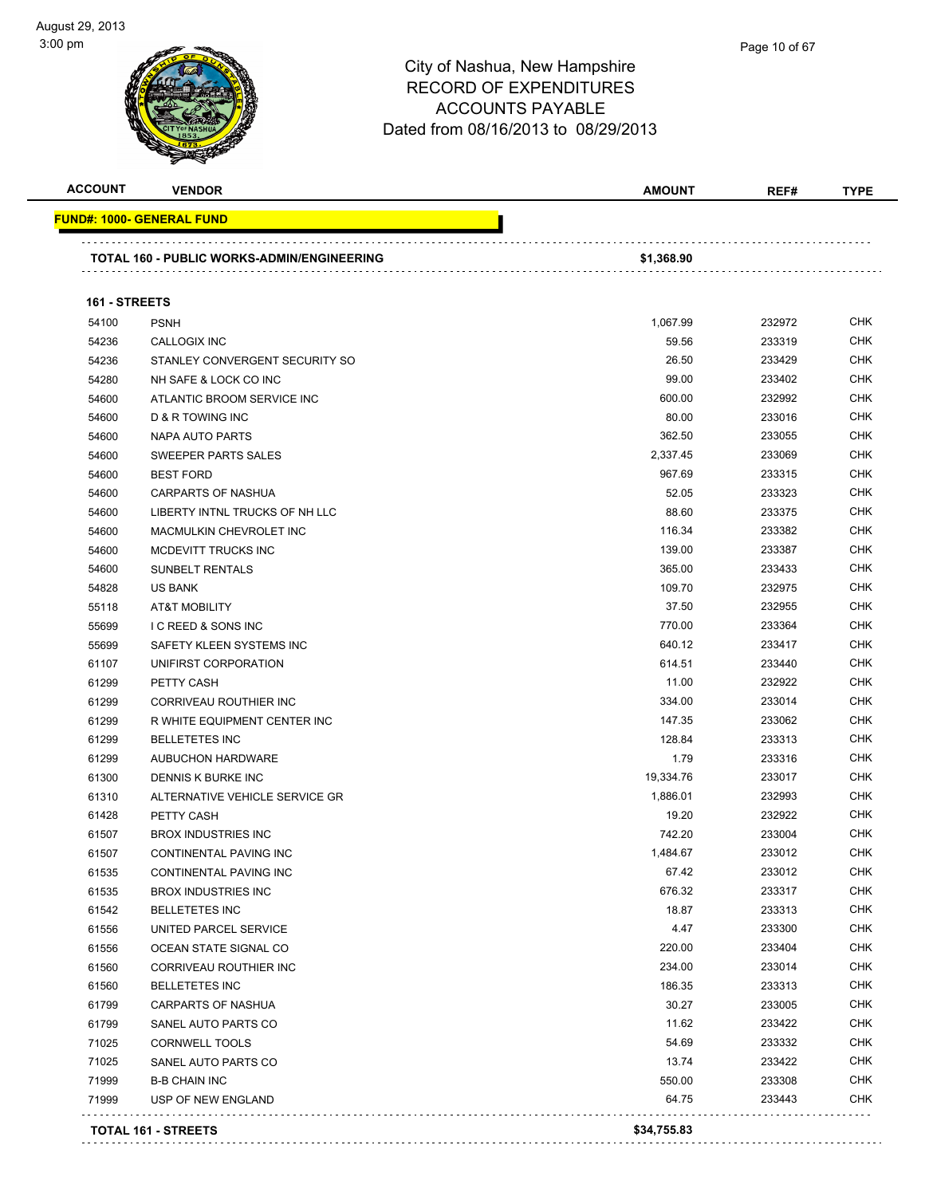# City of Nashua, New Hampshire
## RECORD OF EXPENDITURES
## ACCOUNTS PAYABLE
### Dated from 08/16/2013 to 08/29/2013

| ACCOUNT | VENDOR | AMOUNT | REF# | TYPE |
|---|---|---|---|---|
| **FUND#: 1000- GENERAL FUND** | | | | |
| **TOTAL 160 - PUBLIC WORKS-ADMIN/ENGINEERING** | | **$1,368.90** | | |
| **161 - STREETS** | | | | |
| 54100 | PSNH | 1,067.99 | 232972 | CHK |
| 54236 | CALLOGIX INC | 59.56 | 233319 | CHK |
| 54236 | STANLEY CONVERGENT SECURITY SO | 26.50 | 233429 | CHK |
| 54280 | NH SAFE & LOCK CO INC | 99.00 | 233402 | CHK |
| 54600 | ATLANTIC BROOM SERVICE INC | 600.00 | 232992 | CHK |
| 54600 | D & R TOWING INC | 80.00 | 233016 | CHK |
| 54600 | NAPA AUTO PARTS | 362.50 | 233055 | CHK |
| 54600 | SWEEPER PARTS SALES | 2,337.45 | 233069 | CHK |
| 54600 | BEST FORD | 967.69 | 233315 | CHK |
| 54600 | CARPARTS OF NASHUA | 52.05 | 233323 | CHK |
| 54600 | LIBERTY INTNL TRUCKS OF NH LLC | 88.60 | 233375 | CHK |
| 54600 | MACMULKIN CHEVROLET INC | 116.34 | 233382 | CHK |
| 54600 | MCDEVITT TRUCKS INC | 139.00 | 233387 | CHK |
| 54600 | SUNBELT RENTALS | 365.00 | 233433 | CHK |
| 54828 | US BANK | 109.70 | 232975 | CHK |
| 55118 | AT&T MOBILITY | 37.50 | 232955 | CHK |
| 55699 | I C REED & SONS INC | 770.00 | 233364 | CHK |
| 55699 | SAFETY KLEEN SYSTEMS INC | 640.12 | 233417 | CHK |
| 61107 | UNIFIRST CORPORATION | 614.51 | 233440 | CHK |
| 61299 | PETTY CASH | 11.00 | 232922 | CHK |
| 61299 | CORRIVEAU ROUTHIER INC | 334.00 | 233014 | CHK |
| 61299 | R WHITE EQUIPMENT CENTER INC | 147.35 | 233062 | CHK |
| 61299 | BELLETETES INC | 128.84 | 233313 | CHK |
| 61299 | AUBUCHON HARDWARE | 1.79 | 233316 | CHK |
| 61300 | DENNIS K BURKE INC | 19,334.76 | 233017 | CHK |
| 61310 | ALTERNATIVE VEHICLE SERVICE GR | 1,886.01 | 232993 | CHK |
| 61428 | PETTY CASH | 19.20 | 232922 | CHK |
| 61507 | BROX INDUSTRIES INC | 742.20 | 233004 | CHK |
| 61507 | CONTINENTAL PAVING INC | 1,484.67 | 233012 | CHK |
| 61535 | CONTINENTAL PAVING INC | 67.42 | 233012 | CHK |
| 61535 | BROX INDUSTRIES INC | 676.32 | 233317 | CHK |
| 61542 | BELLETETES INC | 18.87 | 233313 | CHK |
| 61556 | UNITED PARCEL SERVICE | 4.47 | 233300 | CHK |
| 61556 | OCEAN STATE SIGNAL CO | 220.00 | 233404 | CHK |
| 61560 | CORRIVEAU ROUTHIER INC | 234.00 | 233014 | CHK |
| 61560 | BELLETETES INC | 186.35 | 233313 | CHK |
| 61799 | CARPARTS OF NASHUA | 30.27 | 233005 | CHK |
| 61799 | SANEL AUTO PARTS CO | 11.62 | 233422 | CHK |
| 71025 | CORNWELL TOOLS | 54.69 | 233332 | CHK |
| 71025 | SANEL AUTO PARTS CO | 13.74 | 233422 | CHK |
| 71999 | B-B CHAIN INC | 550.00 | 233308 | CHK |
| 71999 | USP OF NEW ENGLAND | 64.75 | 233443 | CHK |
| **TOTAL 161 - STREETS** | | **$34,755.83** | | |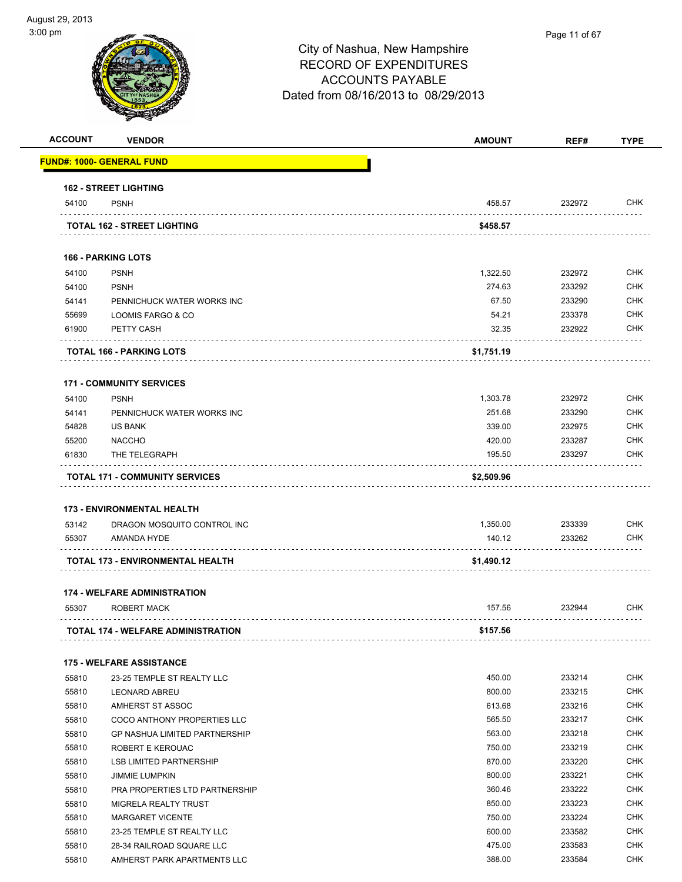# City of Nashua, New Hampshire
## RECORD OF EXPENDITURES
## ACCOUNTS PAYABLE
## Dated from 08/16/2013 to 08/29/2013

| ACCOUNT | VENDOR | AMOUNT | REF# | TYPE |
|---|---|---|---|---|
| **FUND#: 1000- GENERAL FUND** | | | | |
| **162 - STREET LIGHTING** | | | | |
| 54100 | PSNH | 458.57 | 232972 | CHK |
| **TOTAL 162 - STREET LIGHTING** | | **$458.57** | | |
| **166 - PARKING LOTS** | | | | |
| 54100 | PSNH | 1,322.50 | 232972 | CHK |
| 54100 | PSNH | 274.63 | 233292 | CHK |
| 54141 | PENNICHUCK WATER WORKS INC | 67.50 | 233290 | CHK |
| 55699 | LOOMIS FARGO & CO | 54.21 | 233378 | CHK |
| 61900 | PETTY CASH | 32.35 | 232922 | CHK |
| **TOTAL 166 - PARKING LOTS** | | **$1,751.19** | | |
| **171 - COMMUNITY SERVICES** | | | | |
| 54100 | PSNH | 1,303.78 | 232972 | CHK |
| 54141 | PENNICHUCK WATER WORKS INC | 251.68 | 233290 | CHK |
| 54828 | US BANK | 339.00 | 232975 | CHK |
| 55200 | NACCHO | 420.00 | 233287 | CHK |
| 61830 | THE TELEGRAPH | 195.50 | 233297 | CHK |
| **TOTAL 171 - COMMUNITY SERVICES** | | **$2,509.96** | | |
| **173 - ENVIRONMENTAL HEALTH** | | | | |
| 53142 | DRAGON MOSQUITO CONTROL INC | 1,350.00 | 233339 | CHK |
| 55307 | AMANDA HYDE | 140.12 | 233262 | CHK |
| **TOTAL 173 - ENVIRONMENTAL HEALTH** | | **$1,490.12** | | |
| **174 - WELFARE ADMINISTRATION** | | | | |
| 55307 | ROBERT MACK | 157.56 | 232944 | CHK |
| **TOTAL 174 - WELFARE ADMINISTRATION** | | **$157.56** | | |
| **175 - WELFARE ASSISTANCE** | | | | |
| 55810 | 23-25 TEMPLE ST REALTY LLC | 450.00 | 233214 | CHK |
| 55810 | LEONARD ABREU | 800.00 | 233215 | CHK |
| 55810 | AMHERST ST ASSOC | 613.68 | 233216 | CHK |
| 55810 | COCO ANTHONY PROPERTIES LLC | 565.50 | 233217 | CHK |
| 55810 | GP NASHUA LIMITED PARTNERSHIP | 563.00 | 233218 | CHK |
| 55810 | ROBERT E KEROUAC | 750.00 | 233219 | CHK |
| 55810 | LSB LIMITED PARTNERSHIP | 870.00 | 233220 | CHK |
| 55810 | JIMMIE LUMPKIN | 800.00 | 233221 | CHK |
| 55810 | PRA PROPERTIES LTD PARTNERSHIP | 360.46 | 233222 | CHK |
| 55810 | MIGRELA REALTY TRUST | 850.00 | 233223 | CHK |
| 55810 | MARGARET VICENTE | 750.00 | 233224 | CHK |
| 55810 | 23-25 TEMPLE ST REALTY LLC | 600.00 | 233582 | CHK |
| 55810 | 28-34 RAILROAD SQUARE LLC | 475.00 | 233583 | CHK |
| 55810 | AMHERST PARK APARTMENTS LLC | 388.00 | 233584 | CHK |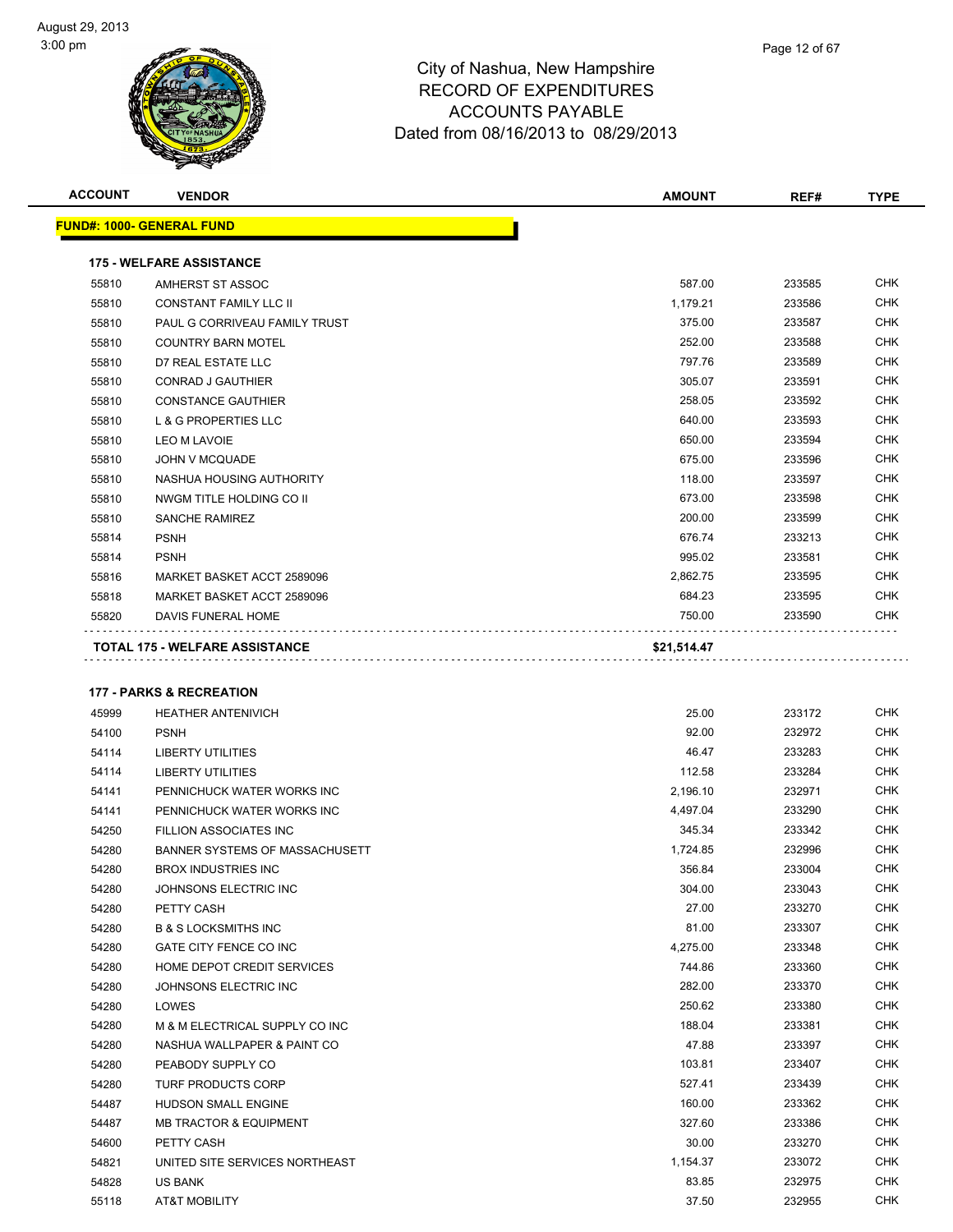# City of Nashua, New Hampshire
## RECORD OF EXPENDITURES
## ACCOUNTS PAYABLE
### Dated from 08/16/2013 to 08/29/2013

| ACCOUNT | VENDOR | AMOUNT | REF# | TYPE |
|---|---|---|---|---|
| **FUND#: 1000- GENERAL FUND** | | | | |
| **175 - WELFARE ASSISTANCE** | | | | |
| 55810 | AMHERST ST ASSOC | 587.00 | 233585 | CHK |
| 55810 | CONSTANT FAMILY LLC II | 1,179.21 | 233586 | CHK |
| 55810 | PAUL G CORRIVEAU FAMILY TRUST | 375.00 | 233587 | CHK |
| 55810 | COUNTRY BARN MOTEL | 252.00 | 233588 | CHK |
| 55810 | D7 REAL ESTATE LLC | 797.76 | 233589 | CHK |
| 55810 | CONRAD J GAUTHIER | 305.07 | 233591 | CHK |
| 55810 | CONSTANCE GAUTHIER | 258.05 | 233592 | CHK |
| 55810 | L & G PROPERTIES LLC | 640.00 | 233593 | CHK |
| 55810 | LEO M LAVOIE | 650.00 | 233594 | CHK |
| 55810 | JOHN V MCQUADE | 675.00 | 233596 | CHK |
| 55810 | NASHUA HOUSING AUTHORITY | 118.00 | 233597 | CHK |
| 55810 | NWGM TITLE HOLDING CO II | 673.00 | 233598 | CHK |
| 55810 | SANCHE RAMIREZ | 200.00 | 233599 | CHK |
| 55814 | PSNH | 676.74 | 233213 | CHK |
| 55814 | PSNH | 995.02 | 233581 | CHK |
| 55816 | MARKET BASKET ACCT 2589096 | 2,862.75 | 233595 | CHK |
| 55818 | MARKET BASKET ACCT 2589096 | 684.23 | 233595 | CHK |
| 55820 | DAVIS FUNERAL HOME | 750.00 | 233590 | CHK |
| **TOTAL 175 - WELFARE ASSISTANCE** | | **$21,514.47** | | |
| **177 - PARKS & RECREATION** | | | | |
| 45999 | HEATHER ANTENIVICH | 25.00 | 233172 | CHK |
| 54100 | PSNH | 92.00 | 232972 | CHK |
| 54114 | LIBERTY UTILITIES | 46.47 | 233283 | CHK |
| 54114 | LIBERTY UTILITIES | 112.58 | 233284 | CHK |
| 54141 | PENNICHUCK WATER WORKS INC | 2,196.10 | 232971 | CHK |
| 54141 | PENNICHUCK WATER WORKS INC | 4,497.04 | 233290 | CHK |
| 54250 | FILLION ASSOCIATES INC | 345.34 | 233342 | CHK |
| 54280 | BANNER SYSTEMS OF MASSACHUSETT | 1,724.85 | 232996 | CHK |
| 54280 | BROX INDUSTRIES INC | 356.84 | 233004 | CHK |
| 54280 | JOHNSONS ELECTRIC INC | 304.00 | 233043 | CHK |
| 54280 | PETTY CASH | 27.00 | 233270 | CHK |
| 54280 | B & S LOCKSMITHS INC | 81.00 | 233307 | CHK |
| 54280 | GATE CITY FENCE CO INC | 4,275.00 | 233348 | CHK |
| 54280 | HOME DEPOT CREDIT SERVICES | 744.86 | 233360 | CHK |
| 54280 | JOHNSONS ELECTRIC INC | 282.00 | 233370 | CHK |
| 54280 | LOWES | 250.62 | 233380 | CHK |
| 54280 | M & M ELECTRICAL SUPPLY CO INC | 188.04 | 233381 | CHK |
| 54280 | NASHUA WALLPAPER & PAINT CO | 47.88 | 233397 | CHK |
| 54280 | PEABODY SUPPLY CO | 103.81 | 233407 | CHK |
| 54280 | TURF PRODUCTS CORP | 527.41 | 233439 | CHK |
| 54487 | HUDSON SMALL ENGINE | 160.00 | 233362 | CHK |
| 54487 | MB TRACTOR & EQUIPMENT | 327.60 | 233386 | CHK |
| 54600 | PETTY CASH | 30.00 | 233270 | CHK |
| 54821 | UNITED SITE SERVICES NORTHEAST | 1,154.37 | 233072 | CHK |
| 54828 | US BANK | 83.85 | 232975 | CHK |
| 55118 | AT&T MOBILITY | 37.50 | 232955 | CHK |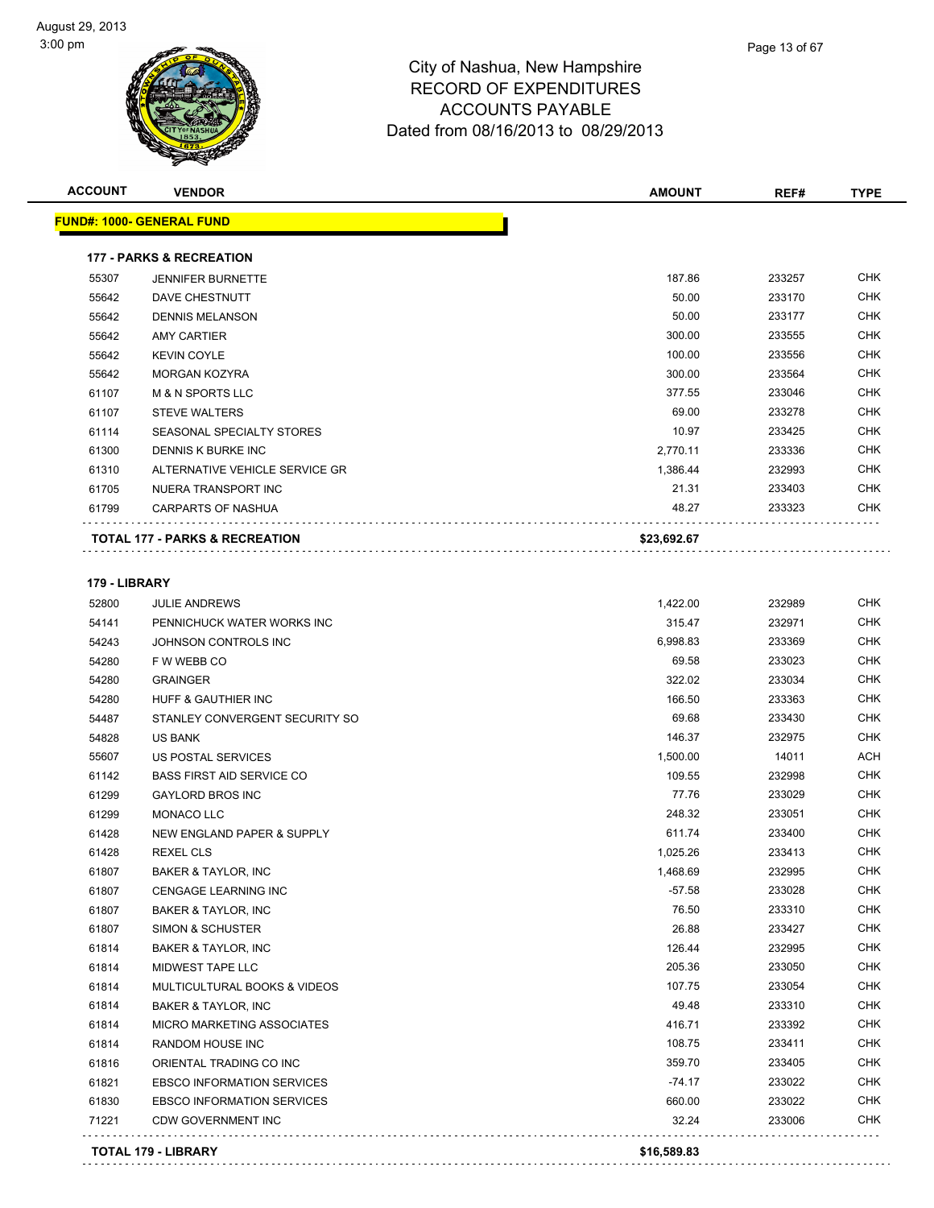August 29, 2013
3:00 pm

# City of Nashua, New Hampshire
## RECORD OF EXPENDITURES
## ACCOUNTS PAYABLE
### Dated from 08/16/2013 to 08/29/2013

| ACCOUNT | VENDOR | AMOUNT | REF# | TYPE |
|---|---|---|---|---|
| **FUND#: 1000- GENERAL FUND** | | | | |
| **177 - PARKS & RECREATION** | | | | |
| 55307 | JENNIFER BURNETTE | 187.86 | 233257 | CHK |
| 55642 | DAVE CHESTNUTT | 50.00 | 233170 | CHK |
| 55642 | DENNIS MELANSON | 50.00 | 233177 | CHK |
| 55642 | AMY CARTIER | 300.00 | 233555 | CHK |
| 55642 | KEVIN COYLE | 100.00 | 233556 | CHK |
| 55642 | MORGAN KOZYRA | 300.00 | 233564 | CHK |
| 61107 | M & N SPORTS LLC | 377.55 | 233046 | CHK |
| 61107 | STEVE WALTERS | 69.00 | 233278 | CHK |
| 61114 | SEASONAL SPECIALTY STORES | 10.97 | 233425 | CHK |
| 61300 | DENNIS K BURKE INC | 2,770.11 | 233336 | CHK |
| 61310 | ALTERNATIVE VEHICLE SERVICE GR | 1,386.44 | 232993 | CHK |
| 61705 | NUERA TRANSPORT INC | 21.31 | 233403 | CHK |
| 61799 | CARPARTS OF NASHUA | 48.27 | 233323 | CHK |
| **TOTAL 177 - PARKS & RECREATION** | | **$23,692.67** | | |
| **179 - LIBRARY** | | | | |
| 52800 | JULIE ANDREWS | 1,422.00 | 232989 | CHK |
| 54141 | PENNICHUCK WATER WORKS INC | 315.47 | 232971 | CHK |
| 54243 | JOHNSON CONTROLS INC | 6,998.83 | 233369 | CHK |
| 54280 | F W WEBB CO | 69.58 | 233023 | CHK |
| 54280 | GRAINGER | 322.02 | 233034 | CHK |
| 54280 | HUFF & GAUTHIER INC | 166.50 | 233363 | CHK |
| 54487 | STANLEY CONVERGENT SECURITY SO | 69.68 | 233430 | CHK |
| 54828 | US BANK | 146.37 | 232975 | CHK |
| 55607 | US POSTAL SERVICES | 1,500.00 | 14011 | ACH |
| 61142 | BASS FIRST AID SERVICE CO | 109.55 | 232998 | CHK |
| 61299 | GAYLORD BROS INC | 77.76 | 233029 | CHK |
| 61299 | MONACO LLC | 248.32 | 233051 | CHK |
| 61428 | NEW ENGLAND PAPER & SUPPLY | 611.74 | 233400 | CHK |
| 61428 | REXEL CLS | 1,025.26 | 233413 | CHK |
| 61807 | BAKER & TAYLOR, INC | 1,468.69 | 232995 | CHK |
| 61807 | CENGAGE LEARNING INC | -57.58 | 233028 | CHK |
| 61807 | BAKER & TAYLOR, INC | 76.50 | 233310 | CHK |
| 61807 | SIMON & SCHUSTER | 26.88 | 233427 | CHK |
| 61814 | BAKER & TAYLOR, INC | 126.44 | 232995 | CHK |
| 61814 | MIDWEST TAPE LLC | 205.36 | 233050 | CHK |
| 61814 | MULTICULTURAL BOOKS & VIDEOS | 107.75 | 233054 | CHK |
| 61814 | BAKER & TAYLOR, INC | 49.48 | 233310 | CHK |
| 61814 | MICRO MARKETING ASSOCIATES | 416.71 | 233392 | CHK |
| 61814 | RANDOM HOUSE INC | 108.75 | 233411 | CHK |
| 61816 | ORIENTAL TRADING CO INC | 359.70 | 233405 | CHK |
| 61821 | EBSCO INFORMATION SERVICES | -74.17 | 233022 | CHK |
| 61830 | EBSCO INFORMATION SERVICES | 660.00 | 233022 | CHK |
| 71221 | CDW GOVERNMENT INC | 32.24 | 233006 | CHK |
| **TOTAL 179 - LIBRARY** | | **$16,589.83** | | |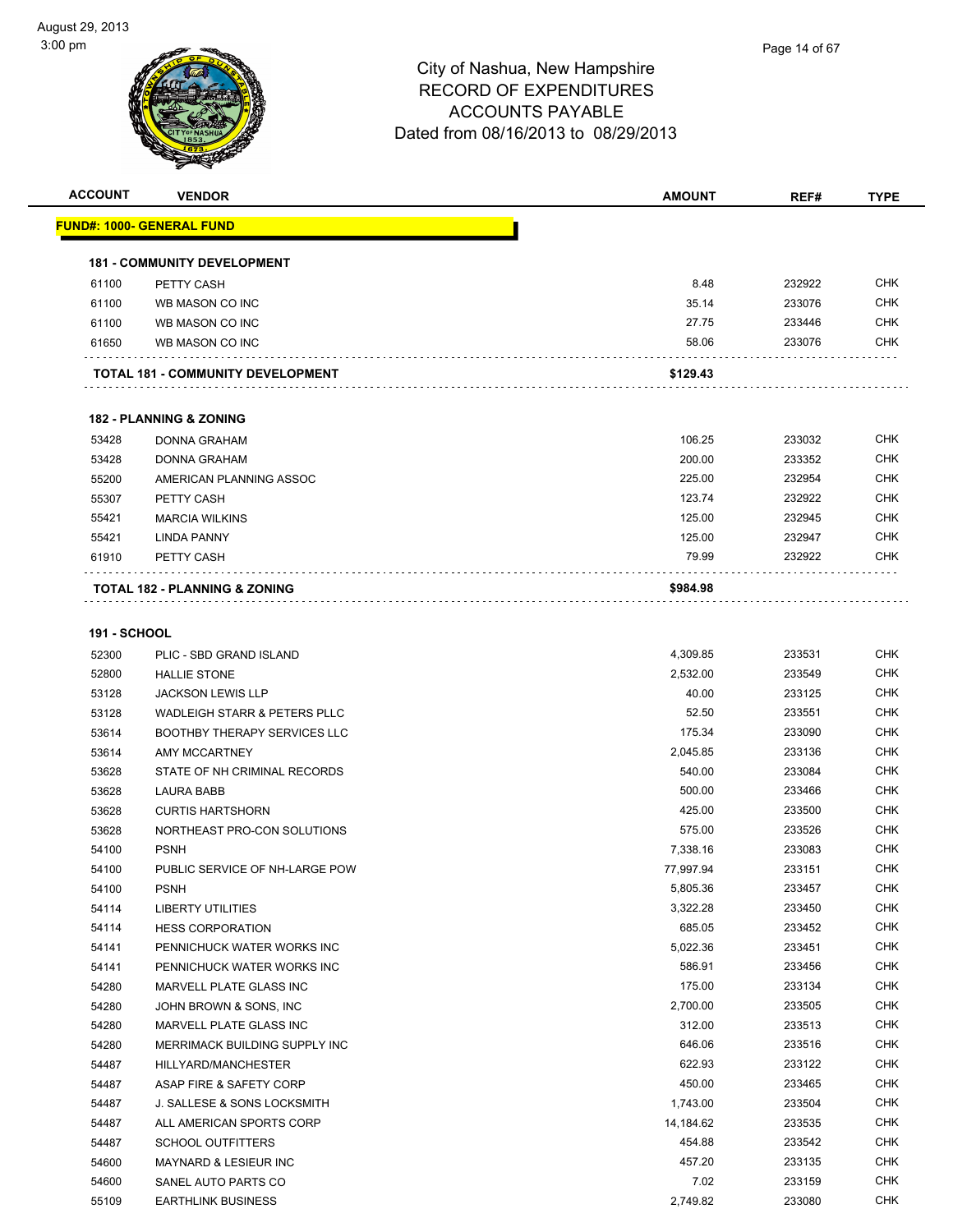# City of Nashua, New Hampshire
## RECORD OF EXPENDITURES
## ACCOUNTS PAYABLE
## Dated from 08/16/2013 to 08/29/2013

| ACCOUNT | VENDOR | AMOUNT | REF# | TYPE |
|---|---|---|---|---|
| **FUND#: 1000- GENERAL FUND** | | | | |
| **181 - COMMUNITY DEVELOPMENT** | | | | |
| 61100 | PETTY CASH | 8.48 | 232922 | CHK |
| 61100 | WB MASON CO INC | 35.14 | 233076 | CHK |
| 61100 | WB MASON CO INC | 27.75 | 233446 | CHK |
| 61650 | WB MASON CO INC | 58.06 | 233076 | CHK |
| **TOTAL 181 - COMMUNITY DEVELOPMENT** | | **$129.43** | | |
| **182 - PLANNING & ZONING** | | | | |
| 53428 | DONNA GRAHAM | 106.25 | 233032 | CHK |
| 53428 | DONNA GRAHAM | 200.00 | 233352 | CHK |
| 55200 | AMERICAN PLANNING ASSOC | 225.00 | 232954 | CHK |
| 55307 | PETTY CASH | 123.74 | 232922 | CHK |
| 55421 | MARCIA WILKINS | 125.00 | 232945 | CHK |
| 55421 | LINDA PANNY | 125.00 | 232947 | CHK |
| 61910 | PETTY CASH | 79.99 | 232922 | CHK |
| **TOTAL 182 - PLANNING & ZONING** | | **$984.98** | | |
| **191 - SCHOOL** | | | | |
| 52300 | PLIC - SBD GRAND ISLAND | 4,309.85 | 233531 | CHK |
| 52800 | HALLIE STONE | 2,532.00 | 233549 | CHK |
| 53128 | JACKSON LEWIS LLP | 40.00 | 233125 | CHK |
| 53128 | WADLEIGH STARR & PETERS PLLC | 52.50 | 233551 | CHK |
| 53614 | BOOTHBY THERAPY SERVICES LLC | 175.34 | 233090 | CHK |
| 53614 | AMY MCCARTNEY | 2,045.85 | 233136 | CHK |
| 53628 | STATE OF NH CRIMINAL RECORDS | 540.00 | 233084 | CHK |
| 53628 | LAURA BABB | 500.00 | 233466 | CHK |
| 53628 | CURTIS HARTSHORN | 425.00 | 233500 | CHK |
| 53628 | NORTHEAST PRO-CON SOLUTIONS | 575.00 | 233526 | CHK |
| 54100 | PSNH | 7,338.16 | 233083 | CHK |
| 54100 | PUBLIC SERVICE OF NH-LARGE POW | 77,997.94 | 233151 | CHK |
| 54100 | PSNH | 5,805.36 | 233457 | CHK |
| 54114 | LIBERTY UTILITIES | 3,322.28 | 233450 | CHK |
| 54114 | HESS CORPORATION | 685.05 | 233452 | CHK |
| 54141 | PENNICHUCK WATER WORKS INC | 5,022.36 | 233451 | CHK |
| 54141 | PENNICHUCK WATER WORKS INC | 586.91 | 233456 | CHK |
| 54280 | MARVELL PLATE GLASS INC | 175.00 | 233134 | CHK |
| 54280 | JOHN BROWN & SONS, INC | 2,700.00 | 233505 | CHK |
| 54280 | MARVELL PLATE GLASS INC | 312.00 | 233513 | CHK |
| 54280 | MERRIMACK BUILDING SUPPLY INC | 646.06 | 233516 | CHK |
| 54487 | HILLYARD/MANCHESTER | 622.93 | 233122 | CHK |
| 54487 | ASAP FIRE & SAFETY CORP | 450.00 | 233465 | CHK |
| 54487 | J. SALLESE & SONS LOCKSMITH | 1,743.00 | 233504 | CHK |
| 54487 | ALL AMERICAN SPORTS CORP | 14,184.62 | 233535 | CHK |
| 54487 | SCHOOL OUTFITTERS | 454.88 | 233542 | CHK |
| 54600 | MAYNARD & LESIEUR INC | 457.20 | 233135 | CHK |
| 54600 | SANEL AUTO PARTS CO | 7.02 | 233159 | CHK |
| 55109 | EARTHLINK BUSINESS | 2,749.82 | 233080 | CHK |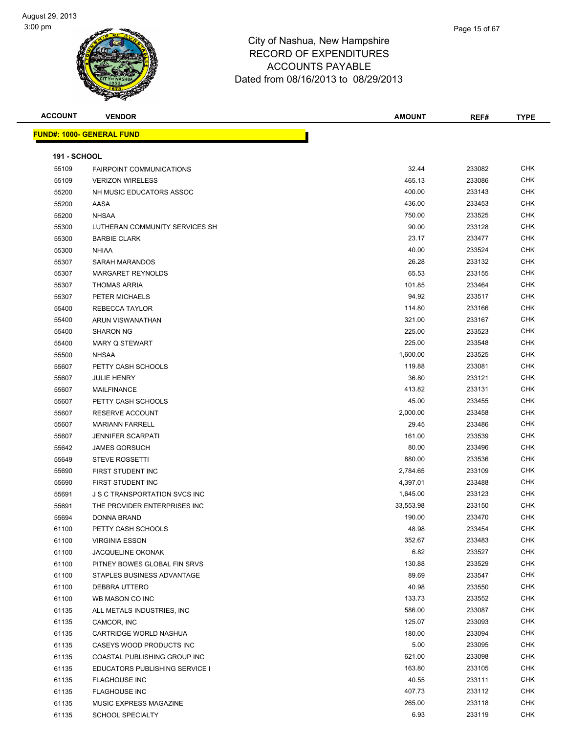# City of Nashua, New Hampshire
## RECORD OF EXPENDITURES
## ACCOUNTS PAYABLE
## Dated from 08/16/2013 to 08/29/2013

| ACCOUNT | VENDOR | AMOUNT | REF# | TYPE |
|---|---|---|---|---|

**FUND#: 1000- GENERAL FUND**

**191 - SCHOOL**

| ACCOUNT | VENDOR | AMOUNT | REF# | TYPE |
|---|---|---|---|---|
| 55109 | FAIRPOINT COMMUNICATIONS | 32.44 | 233082 | CHK |
| 55109 | VERIZON WIRELESS | 465.13 | 233086 | CHK |
| 55200 | NH MUSIC EDUCATORS ASSOC | 400.00 | 233143 | CHK |
| 55200 | AASA | 436.00 | 233453 | CHK |
| 55200 | NHSAA | 750.00 | 233525 | CHK |
| 55300 | LUTHERAN COMMUNITY SERVICES SH | 90.00 | 233128 | CHK |
| 55300 | BARBIE CLARK | 23.17 | 233477 | CHK |
| 55300 | NHIAA | 40.00 | 233524 | CHK |
| 55307 | SARAH MARANDOS | 26.28 | 233132 | CHK |
| 55307 | MARGARET REYNOLDS | 65.53 | 233155 | CHK |
| 55307 | THOMAS ARRIA | 101.85 | 233464 | CHK |
| 55307 | PETER MICHAELS | 94.92 | 233517 | CHK |
| 55400 | REBECCA TAYLOR | 114.80 | 233166 | CHK |
| 55400 | ARUN VISWANATHAN | 321.00 | 233167 | CHK |
| 55400 | SHARON NG | 225.00 | 233523 | CHK |
| 55400 | MARY Q STEWART | 225.00 | 233548 | CHK |
| 55500 | NHSAA | 1,600.00 | 233525 | CHK |
| 55607 | PETTY CASH SCHOOLS | 119.88 | 233081 | CHK |
| 55607 | JULIE HENRY | 36.80 | 233121 | CHK |
| 55607 | MAILFINANCE | 413.82 | 233131 | CHK |
| 55607 | PETTY CASH SCHOOLS | 45.00 | 233455 | CHK |
| 55607 | RESERVE ACCOUNT | 2,000.00 | 233458 | CHK |
| 55607 | MARIANN FARRELL | 29.45 | 233486 | CHK |
| 55607 | JENNIFER SCARPATI | 161.00 | 233539 | CHK |
| 55642 | JAMES GORSUCH | 80.00 | 233496 | CHK |
| 55649 | STEVE ROSSETTI | 880.00 | 233536 | CHK |
| 55690 | FIRST STUDENT INC | 2,784.65 | 233109 | CHK |
| 55690 | FIRST STUDENT INC | 4,397.01 | 233488 | CHK |
| 55691 | J S C TRANSPORTATION SVCS INC | 1,645.00 | 233123 | CHK |
| 55691 | THE PROVIDER ENTERPRISES INC | 33,553.98 | 233150 | CHK |
| 55694 | DONNA BRAND | 190.00 | 233470 | CHK |
| 61100 | PETTY CASH SCHOOLS | 48.98 | 233454 | CHK |
| 61100 | VIRGINIA ESSON | 352.67 | 233483 | CHK |
| 61100 | JACQUELINE OKONAK | 6.82 | 233527 | CHK |
| 61100 | PITNEY BOWES GLOBAL FIN SRVS | 130.88 | 233529 | CHK |
| 61100 | STAPLES BUSINESS ADVANTAGE | 89.69 | 233547 | CHK |
| 61100 | DEBBRA UTTERO | 40.98 | 233550 | CHK |
| 61100 | WB MASON CO INC | 133.73 | 233552 | CHK |
| 61135 | ALL METALS INDUSTRIES, INC | 586.00 | 233087 | CHK |
| 61135 | CAMCOR, INC | 125.07 | 233093 | CHK |
| 61135 | CARTRIDGE WORLD NASHUA | 180.00 | 233094 | CHK |
| 61135 | CASEYS WOOD PRODUCTS INC | 5.00 | 233095 | CHK |
| 61135 | COASTAL PUBLISHING GROUP INC | 621.00 | 233098 | CHK |
| 61135 | EDUCATORS PUBLISHING SERVICE I | 163.80 | 233105 | CHK |
| 61135 | FLAGHOUSE INC | 40.55 | 233111 | CHK |
| 61135 | FLAGHOUSE INC | 407.73 | 233112 | CHK |
| 61135 | MUSIC EXPRESS MAGAZINE | 265.00 | 233118 | CHK |
| 61135 | SCHOOL SPECIALTY | 6.93 | 233119 | CHK |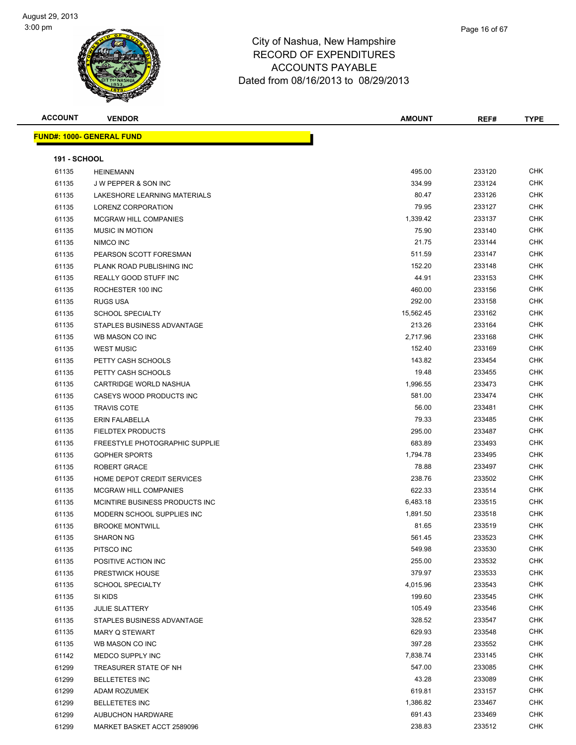# City of Nashua, New Hampshire
# RECORD OF EXPENDITURES
# ACCOUNTS PAYABLE
# Dated from 08/16/2013 to 08/29/2013

August 29, 2013
3:00 pm

| ACCOUNT | VENDOR | AMOUNT | REF# | TYPE |
|---|---|---|---|---|
| **FUND#: 1000- GENERAL FUND** | | | | |
| **191 - SCHOOL** | | | | |
| 61135 | HEINEMANN | 495.00 | 233120 | CHK |
| 61135 | J W PEPPER & SON INC | 334.99 | 233124 | CHK |
| 61135 | LAKESHORE LEARNING MATERIALS | 80.47 | 233126 | CHK |
| 61135 | LORENZ CORPORATION | 79.95 | 233127 | CHK |
| 61135 | MCGRAW HILL COMPANIES | 1,339.42 | 233137 | CHK |
| 61135 | MUSIC IN MOTION | 75.90 | 233140 | CHK |
| 61135 | NIMCO INC | 21.75 | 233144 | CHK |
| 61135 | PEARSON SCOTT FORESMAN | 511.59 | 233147 | CHK |
| 61135 | PLANK ROAD PUBLISHING INC | 152.20 | 233148 | CHK |
| 61135 | REALLY GOOD STUFF INC | 44.91 | 233153 | CHK |
| 61135 | ROCHESTER 100 INC | 460.00 | 233156 | CHK |
| 61135 | RUGS USA | 292.00 | 233158 | CHK |
| 61135 | SCHOOL SPECIALTY | 15,562.45 | 233162 | CHK |
| 61135 | STAPLES BUSINESS ADVANTAGE | 213.26 | 233164 | CHK |
| 61135 | WB MASON CO INC | 2,717.96 | 233168 | CHK |
| 61135 | WEST MUSIC | 152.40 | 233169 | CHK |
| 61135 | PETTY CASH SCHOOLS | 143.82 | 233454 | CHK |
| 61135 | PETTY CASH SCHOOLS | 19.48 | 233455 | CHK |
| 61135 | CARTRIDGE WORLD NASHUA | 1,996.55 | 233473 | CHK |
| 61135 | CASEYS WOOD PRODUCTS INC | 581.00 | 233474 | CHK |
| 61135 | TRAVIS COTE | 56.00 | 233481 | CHK |
| 61135 | ERIN FALABELLA | 79.33 | 233485 | CHK |
| 61135 | FIELDTEX PRODUCTS | 295.00 | 233487 | CHK |
| 61135 | FREESTYLE PHOTOGRAPHIC SUPPLIE | 683.89 | 233493 | CHK |
| 61135 | GOPHER SPORTS | 1,794.78 | 233495 | CHK |
| 61135 | ROBERT GRACE | 78.88 | 233497 | CHK |
| 61135 | HOME DEPOT CREDIT SERVICES | 238.76 | 233502 | CHK |
| 61135 | MCGRAW HILL COMPANIES | 622.33 | 233514 | CHK |
| 61135 | MCINTIRE BUSINESS PRODUCTS INC | 6,483.18 | 233515 | CHK |
| 61135 | MODERN SCHOOL SUPPLIES INC | 1,891.50 | 233518 | CHK |
| 61135 | BROOKE MONTWILL | 81.65 | 233519 | CHK |
| 61135 | SHARON NG | 561.45 | 233523 | CHK |
| 61135 | PITSCO INC | 549.98 | 233530 | CHK |
| 61135 | POSITIVE ACTION INC | 255.00 | 233532 | CHK |
| 61135 | PRESTWICK HOUSE | 379.97 | 233533 | CHK |
| 61135 | SCHOOL SPECIALTY | 4,015.96 | 233543 | CHK |
| 61135 | SI KIDS | 199.60 | 233545 | CHK |
| 61135 | JULIE SLATTERY | 105.49 | 233546 | CHK |
| 61135 | STAPLES BUSINESS ADVANTAGE | 328.52 | 233547 | CHK |
| 61135 | MARY Q STEWART | 629.93 | 233548 | CHK |
| 61135 | WB MASON CO INC | 397.28 | 233552 | CHK |
| 61142 | MEDCO SUPPLY INC | 7,838.74 | 233145 | CHK |
| 61299 | TREASURER STATE OF NH | 547.00 | 233085 | CHK |
| 61299 | BELLETETES INC | 43.28 | 233089 | CHK |
| 61299 | ADAM ROZUMEK | 619.81 | 233157 | CHK |
| 61299 | BELLETETES INC | 1,386.82 | 233467 | CHK |
| 61299 | AUBUCHON HARDWARE | 691.43 | 233469 | CHK |
| 61299 | MARKET BASKET ACCT 2589096 | 238.83 | 233512 | CHK |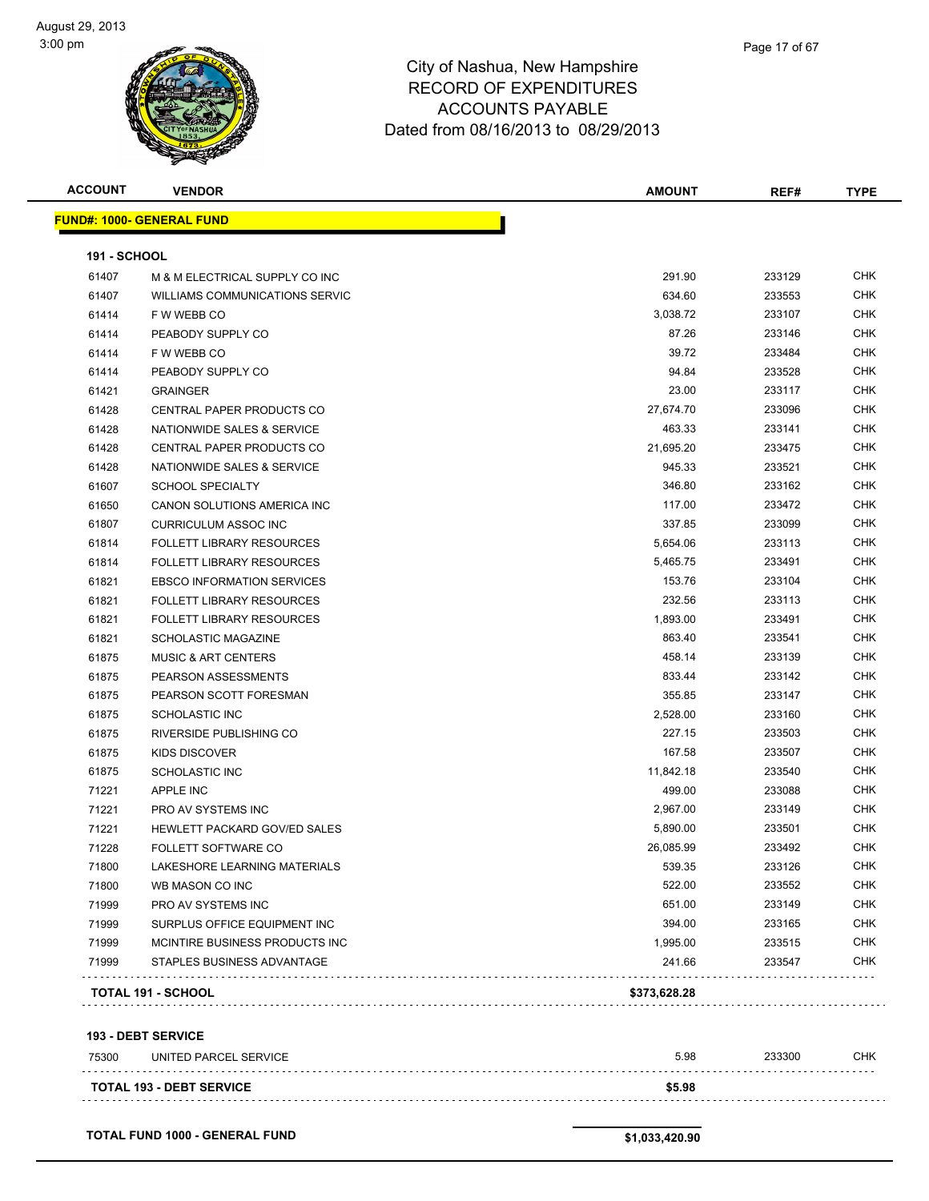# City of Nashua, New Hampshire
## RECORD OF EXPENDITURES
## ACCOUNTS PAYABLE
### Dated from 08/16/2013 to 08/29/2013

| ACCOUNT | VENDOR | AMOUNT | REF# | TYPE |
|---|---|---|---|---|
| **FUND#: 1000- GENERAL FUND** | | | | |
| **191 - SCHOOL** | | | | |
| 61407 | M & M ELECTRICAL SUPPLY CO INC | 291.90 | 233129 | CHK |
| 61407 | WILLIAMS COMMUNICATIONS SERVIC | 634.60 | 233553 | CHK |
| 61414 | F W WEBB CO | 3,038.72 | 233107 | CHK |
| 61414 | PEABODY SUPPLY CO | 87.26 | 233146 | CHK |
| 61414 | F W WEBB CO | 39.72 | 233484 | CHK |
| 61414 | PEABODY SUPPLY CO | 94.84 | 233528 | CHK |
| 61421 | GRAINGER | 23.00 | 233117 | CHK |
| 61428 | CENTRAL PAPER PRODUCTS CO | 27,674.70 | 233096 | CHK |
| 61428 | NATIONWIDE SALES & SERVICE | 463.33 | 233141 | CHK |
| 61428 | CENTRAL PAPER PRODUCTS CO | 21,695.20 | 233475 | CHK |
| 61428 | NATIONWIDE SALES & SERVICE | 945.33 | 233521 | CHK |
| 61607 | SCHOOL SPECIALTY | 346.80 | 233162 | CHK |
| 61650 | CANON SOLUTIONS AMERICA INC | 117.00 | 233472 | CHK |
| 61807 | CURRICULUM ASSOC INC | 337.85 | 233099 | CHK |
| 61814 | FOLLETT LIBRARY RESOURCES | 5,654.06 | 233113 | CHK |
| 61814 | FOLLETT LIBRARY RESOURCES | 5,465.75 | 233491 | CHK |
| 61821 | EBSCO INFORMATION SERVICES | 153.76 | 233104 | CHK |
| 61821 | FOLLETT LIBRARY RESOURCES | 232.56 | 233113 | CHK |
| 61821 | FOLLETT LIBRARY RESOURCES | 1,893.00 | 233491 | CHK |
| 61821 | SCHOLASTIC MAGAZINE | 863.40 | 233541 | CHK |
| 61875 | MUSIC & ART CENTERS | 458.14 | 233139 | CHK |
| 61875 | PEARSON ASSESSMENTS | 833.44 | 233142 | CHK |
| 61875 | PEARSON SCOTT FORESMAN | 355.85 | 233147 | CHK |
| 61875 | SCHOLASTIC INC | 2,528.00 | 233160 | CHK |
| 61875 | RIVERSIDE PUBLISHING CO | 227.15 | 233503 | CHK |
| 61875 | KIDS DISCOVER | 167.58 | 233507 | CHK |
| 61875 | SCHOLASTIC INC | 11,842.18 | 233540 | CHK |
| 71221 | APPLE INC | 499.00 | 233088 | CHK |
| 71221 | PRO AV SYSTEMS INC | 2,967.00 | 233149 | CHK |
| 71221 | HEWLETT PACKARD GOV/ED SALES | 5,890.00 | 233501 | CHK |
| 71228 | FOLLETT SOFTWARE CO | 26,085.99 | 233492 | CHK |
| 71800 | LAKESHORE LEARNING MATERIALS | 539.35 | 233126 | CHK |
| 71800 | WB MASON CO INC | 522.00 | 233552 | CHK |
| 71999 | PRO AV SYSTEMS INC | 651.00 | 233149 | CHK |
| 71999 | SURPLUS OFFICE EQUIPMENT INC | 394.00 | 233165 | CHK |
| 71999 | MCINTIRE BUSINESS PRODUCTS INC | 1,995.00 | 233515 | CHK |
| 71999 | STAPLES BUSINESS ADVANTAGE | 241.66 | 233547 | CHK |
| **TOTAL 191 - SCHOOL** | | **$373,628.28** | | |
| **193 - DEBT SERVICE** | | | | |
| 75300 | UNITED PARCEL SERVICE | 5.98 | 233300 | CHK |
| **TOTAL 193 - DEBT SERVICE** | | **$5.98** | | |
| **TOTAL FUND 1000 - GENERAL FUND** | | **$1,033,420.90** | | |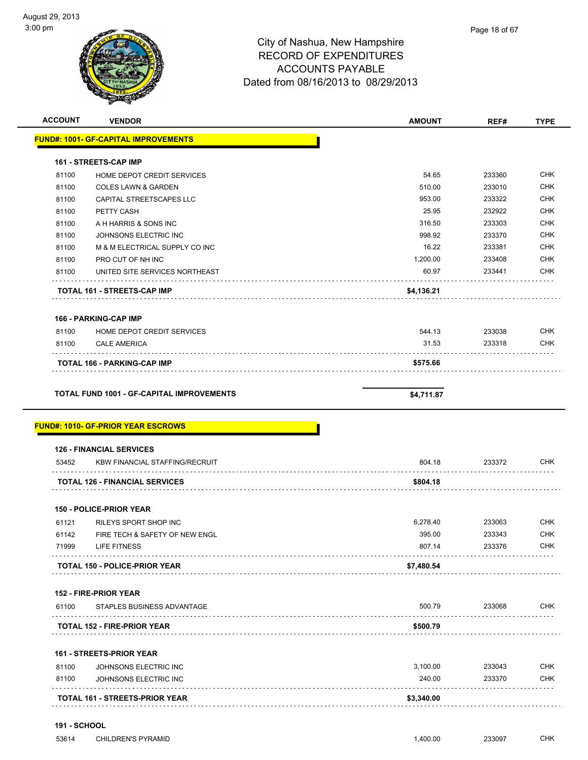# City of Nashua, New Hampshire
## RECORD OF EXPENDITURES
## ACCOUNTS PAYABLE
### Dated from 08/16/2013 to 08/29/2013

| ACCOUNT | VENDOR | AMOUNT | REF# | TYPE |
|---|---|---|---|---|
| **FUND#: 1001- GF-CAPITAL IMPROVEMENTS** | | | | |
| **161 - STREETS-CAP IMP** | | | | |
| 81100 | HOME DEPOT CREDIT SERVICES | 54.65 | 233360 | CHK |
| 81100 | COLES LAWN & GARDEN | 510.00 | 233010 | CHK |
| 81100 | CAPITAL STREETSCAPES LLC | 953.00 | 233322 | CHK |
| 81100 | PETTY CASH | 25.95 | 232922 | CHK |
| 81100 | A H HARRIS & SONS INC | 316.50 | 233303 | CHK |
| 81100 | JOHNSONS ELECTRIC INC | 998.92 | 233370 | CHK |
| 81100 | M & M ELECTRICAL SUPPLY CO INC | 16.22 | 233381 | CHK |
| 81100 | PRO CUT OF NH INC | 1,200.00 | 233408 | CHK |
| 81100 | UNITED SITE SERVICES NORTHEAST | 60.97 | 233441 | CHK |
| | **TOTAL 161 - STREETS-CAP IMP** | **$4,136.21** | | |
| **166 - PARKING-CAP IMP** | | | | |
| 81100 | HOME DEPOT CREDIT SERVICES | 544.13 | 233038 | CHK |
| 81100 | CALE AMERICA | 31.53 | 233318 | CHK |
| | **TOTAL 166 - PARKING-CAP IMP** | **$575.66** | | |
| | **TOTAL FUND 1001 - GF-CAPITAL IMPROVEMENTS** | **$4,711.87** | | |
| **FUND#: 1010- GF-PRIOR YEAR ESCROWS** | | | | |
| **126 - FINANCIAL SERVICES** | | | | |
| 53452 | KBW FINANCIAL STAFFING/RECRUIT | 804.18 | 233372 | CHK |
| | **TOTAL 126 - FINANCIAL SERVICES** | **$804.18** | | |
| **150 - POLICE-PRIOR YEAR** | | | | |
| 61121 | RILEYS SPORT SHOP INC | 6,278.40 | 233063 | CHK |
| 61142 | FIRE TECH & SAFETY OF NEW ENGL | 395.00 | 233343 | CHK |
| 71999 | LIFE FITNESS | 807.14 | 233376 | CHK |
| | **TOTAL 150 - POLICE-PRIOR YEAR** | **$7,480.54** | | |
| **152 - FIRE-PRIOR YEAR** | | | | |
| 61100 | STAPLES BUSINESS ADVANTAGE | 500.79 | 233068 | CHK |
| | **TOTAL 152 - FIRE-PRIOR YEAR** | **$500.79** | | |
| **161 - STREETS-PRIOR YEAR** | | | | |
| 81100 | JOHNSONS ELECTRIC INC | 3,100.00 | 233043 | CHK |
| 81100 | JOHNSONS ELECTRIC INC | 240.00 | 233370 | CHK |
| | **TOTAL 161 - STREETS-PRIOR YEAR** | **$3,340.00** | | |
| **191 - SCHOOL** | | | | |
| 53614 | CHILDREN'S PYRAMID | 1,400.00 | 233097 | CHK |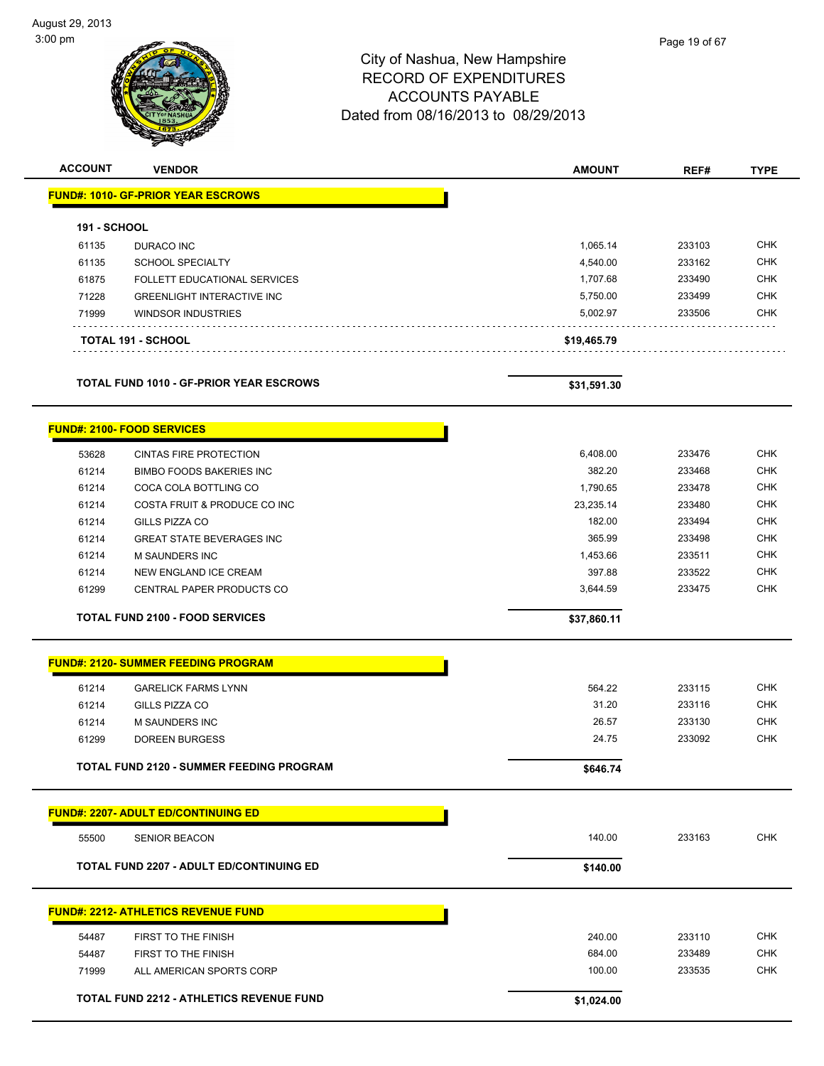# City of Nashua, New Hampshire
## RECORD OF EXPENDITURES
## ACCOUNTS PAYABLE
## Dated from 08/16/2013 to 08/29/2013

August 29, 2013
3:00 pm

| ACCOUNT | VENDOR | AMOUNT | REF# | TYPE |
|---|---|---|---|---|
| **FUND#: 1010- GF-PRIOR YEAR ESCROWS** | | | | |
| **191 - SCHOOL** | | | | |
| 61135 | DURACO INC | 1,065.14 | 233103 | CHK |
| 61135 | SCHOOL SPECIALTY | 4,540.00 | 233162 | CHK |
| 61875 | FOLLETT EDUCATIONAL SERVICES | 1,707.68 | 233490 | CHK |
| 71228 | GREENLIGHT INTERACTIVE INC | 5,750.00 | 233499 | CHK |
| 71999 | WINDSOR INDUSTRIES | 5,002.97 | 233506 | CHK |
| **TOTAL 191 - SCHOOL** | | **$19,465.79** | | |
| **TOTAL FUND 1010 - GF-PRIOR YEAR ESCROWS** | | **$31,591.30** | | |
| **FUND#: 2100- FOOD SERVICES** | | | | |
| 53628 | CINTAS FIRE PROTECTION | 6,408.00 | 233476 | CHK |
| 61214 | BIMBO FOODS BAKERIES INC | 382.20 | 233468 | CHK |
| 61214 | COCA COLA BOTTLING CO | 1,790.65 | 233478 | CHK |
| 61214 | COSTA FRUIT & PRODUCE CO INC | 23,235.14 | 233480 | CHK |
| 61214 | GILLS PIZZA CO | 182.00 | 233494 | CHK |
| 61214 | GREAT STATE BEVERAGES INC | 365.99 | 233498 | CHK |
| 61214 | M SAUNDERS INC | 1,453.66 | 233511 | CHK |
| 61214 | NEW ENGLAND ICE CREAM | 397.88 | 233522 | CHK |
| 61299 | CENTRAL PAPER PRODUCTS CO | 3,644.59 | 233475 | CHK |
| **TOTAL FUND 2100 - FOOD SERVICES** | | **$37,860.11** | | |
| **FUND#: 2120- SUMMER FEEDING PROGRAM** | | | | |
| 61214 | GARELICK FARMS LYNN | 564.22 | 233115 | CHK |
| 61214 | GILLS PIZZA CO | 31.20 | 233116 | CHK |
| 61214 | M SAUNDERS INC | 26.57 | 233130 | CHK |
| 61299 | DOREEN BURGESS | 24.75 | 233092 | CHK |
| **TOTAL FUND 2120 - SUMMER FEEDING PROGRAM** | | **$646.74** | | |
| **FUND#: 2207- ADULT ED/CONTINUING ED** | | | | |
| 55500 | SENIOR BEACON | 140.00 | 233163 | CHK |
| **TOTAL FUND 2207 - ADULT ED/CONTINUING ED** | | **$140.00** | | |
| **FUND#: 2212- ATHLETICS REVENUE FUND** | | | | |
| 54487 | FIRST TO THE FINISH | 240.00 | 233110 | CHK |
| 54487 | FIRST TO THE FINISH | 684.00 | 233489 | CHK |
| 71999 | ALL AMERICAN SPORTS CORP | 100.00 | 233535 | CHK |
| **TOTAL FUND 2212 - ATHLETICS REVENUE FUND** | | **$1,024.00** | | |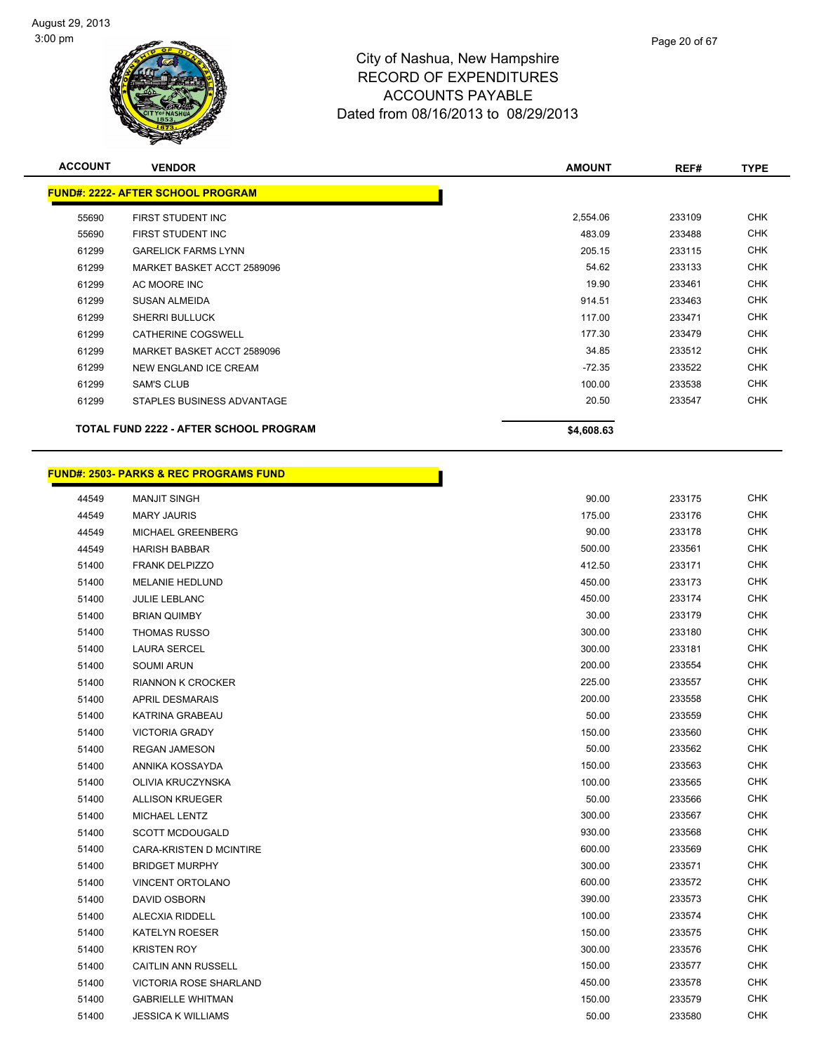# City of Nashua, New Hampshire
## RECORD OF EXPENDITURES
## ACCOUNTS PAYABLE
## Dated from 08/16/2013 to 08/29/2013

| ACCOUNT | VENDOR | AMOUNT | REF# | TYPE |
|---|---|---|---|---|
| **FUND#: 2222- AFTER SCHOOL PROGRAM** | | | | |
| 55690 | FIRST STUDENT INC | 2,554.06 | 233109 | CHK |
| 55690 | FIRST STUDENT INC | 483.09 | 233488 | CHK |
| 61299 | GARELICK FARMS LYNN | 205.15 | 233115 | CHK |
| 61299 | MARKET BASKET ACCT 2589096 | 54.62 | 233133 | CHK |
| 61299 | AC MOORE INC | 19.90 | 233461 | CHK |
| 61299 | SUSAN ALMEIDA | 914.51 | 233463 | CHK |
| 61299 | SHERRI BULLUCK | 117.00 | 233471 | CHK |
| 61299 | CATHERINE COGSWELL | 177.30 | 233479 | CHK |
| 61299 | MARKET BASKET ACCT 2589096 | 34.85 | 233512 | CHK |
| 61299 | NEW ENGLAND ICE CREAM | -72.35 | 233522 | CHK |
| 61299 | SAM'S CLUB | 100.00 | 233538 | CHK |
| 61299 | STAPLES BUSINESS ADVANTAGE | 20.50 | 233547 | CHK |
| **TOTAL FUND 2222 - AFTER SCHOOL PROGRAM** | | **$4,608.63** | | |

| ACCOUNT | VENDOR | AMOUNT | REF# | TYPE |
|---|---|---|---|---|
| **FUND#: 2503- PARKS & REC PROGRAMS FUND** | | | | |
| 44549 | MANJIT SINGH | 90.00 | 233175 | CHK |
| 44549 | MARY JAURIS | 175.00 | 233176 | CHK |
| 44549 | MICHAEL GREENBERG | 90.00 | 233178 | CHK |
| 44549 | HARISH BABBAR | 500.00 | 233561 | CHK |
| 51400 | FRANK DELPIZZO | 412.50 | 233171 | CHK |
| 51400 | MELANIE HEDLUND | 450.00 | 233173 | CHK |
| 51400 | JULIE LEBLANC | 450.00 | 233174 | CHK |
| 51400 | BRIAN QUIMBY | 30.00 | 233179 | CHK |
| 51400 | THOMAS RUSSO | 300.00 | 233180 | CHK |
| 51400 | LAURA SERCEL | 300.00 | 233181 | CHK |
| 51400 | SOUMI ARUN | 200.00 | 233554 | CHK |
| 51400 | RIANNON K CROCKER | 225.00 | 233557 | CHK |
| 51400 | APRIL DESMARAIS | 200.00 | 233558 | CHK |
| 51400 | KATRINA GRABEAU | 50.00 | 233559 | CHK |
| 51400 | VICTORIA GRADY | 150.00 | 233560 | CHK |
| 51400 | REGAN JAMESON | 50.00 | 233562 | CHK |
| 51400 | ANNIKA KOSSAYDA | 150.00 | 233563 | CHK |
| 51400 | OLIVIA KRUCZYNSKA | 100.00 | 233565 | CHK |
| 51400 | ALLISON KRUEGER | 50.00 | 233566 | CHK |
| 51400 | MICHAEL LENTZ | 300.00 | 233567 | CHK |
| 51400 | SCOTT MCDOUGALD | 930.00 | 233568 | CHK |
| 51400 | CARA-KRISTEN D MCINTIRE | 600.00 | 233569 | CHK |
| 51400 | BRIDGET MURPHY | 300.00 | 233571 | CHK |
| 51400 | VINCENT ORTOLANO | 600.00 | 233572 | CHK |
| 51400 | DAVID OSBORN | 390.00 | 233573 | CHK |
| 51400 | ALECXIA RIDDELL | 100.00 | 233574 | CHK |
| 51400 | KATELYN ROESER | 150.00 | 233575 | CHK |
| 51400 | KRISTEN ROY | 300.00 | 233576 | CHK |
| 51400 | CAITLIN ANN RUSSELL | 150.00 | 233577 | CHK |
| 51400 | VICTORIA ROSE SHARLAND | 450.00 | 233578 | CHK |
| 51400 | GABRIELLE WHITMAN | 150.00 | 233579 | CHK |
| 51400 | JESSICA K WILLIAMS | 50.00 | 233580 | CHK |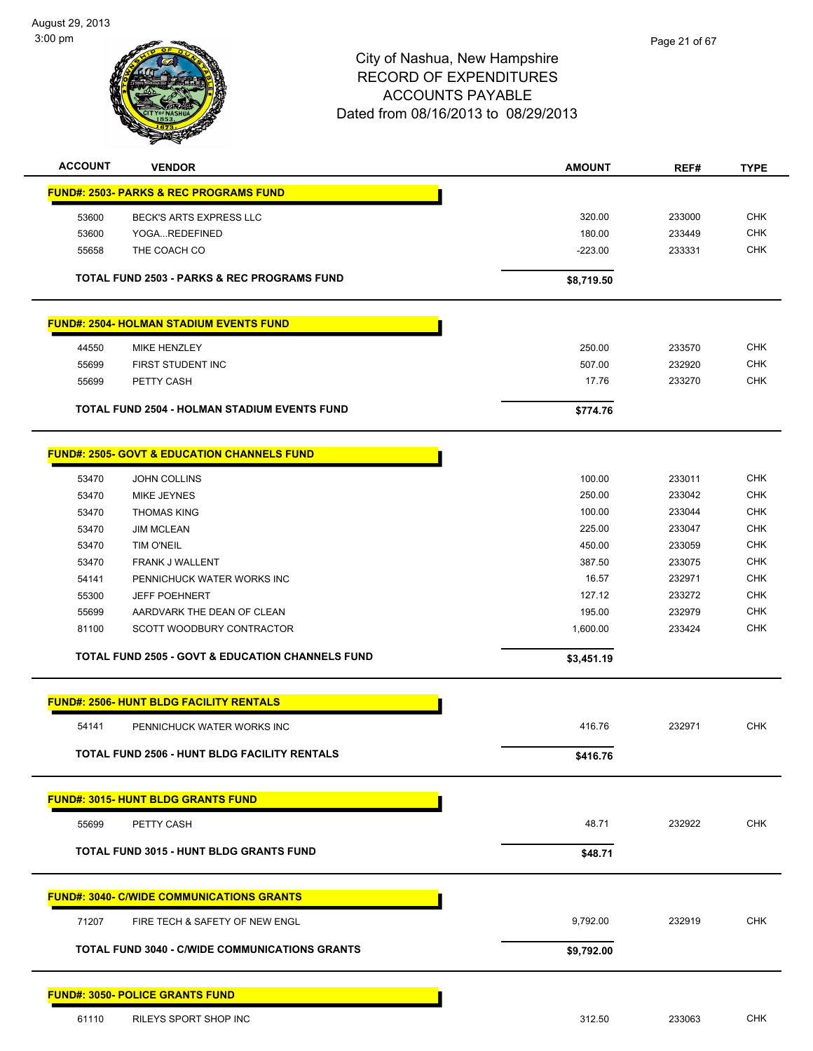City of Nashua, New Hampshire
RECORD OF EXPENDITURES
ACCOUNTS PAYABLE
Dated from 08/16/2013 to 08/29/2013

August 29, 2013
3:00 pm

| ACCOUNT | VENDOR | AMOUNT | REF# | TYPE |
|---|---|---|---|---|
| **FUND#: 2503- PARKS & REC PROGRAMS FUND** | | | | |
| 53600 | BECK'S ARTS EXPRESS LLC | 320.00 | 233000 | CHK |
| 53600 | YOGA...REDEFINED | 180.00 | 233449 | CHK |
| 55658 | THE COACH CO | -223.00 | 233331 | CHK |
| **TOTAL FUND 2503 - PARKS & REC PROGRAMS FUND** | | **$8,719.50** | | |
| **FUND#: 2504- HOLMAN STADIUM EVENTS FUND** | | | | |
| 44550 | MIKE HENZLEY | 250.00 | 233570 | CHK |
| 55699 | FIRST STUDENT INC | 507.00 | 232920 | CHK |
| 55699 | PETTY CASH | 17.76 | 233270 | CHK |
| **TOTAL FUND 2504 - HOLMAN STADIUM EVENTS FUND** | | **$774.76** | | |
| **FUND#: 2505- GOVT & EDUCATION CHANNELS FUND** | | | | |
| 53470 | JOHN COLLINS | 100.00 | 233011 | CHK |
| 53470 | MIKE JEYNES | 250.00 | 233042 | CHK |
| 53470 | THOMAS KING | 100.00 | 233044 | CHK |
| 53470 | JIM MCLEAN | 225.00 | 233047 | CHK |
| 53470 | TIM O'NEIL | 450.00 | 233059 | CHK |
| 53470 | FRANK J WALLENT | 387.50 | 233075 | CHK |
| 54141 | PENNICHUCK WATER WORKS INC | 16.57 | 232971 | CHK |
| 55300 | JEFF POEHNERT | 127.12 | 233272 | CHK |
| 55699 | AARDVARK THE DEAN OF CLEAN | 195.00 | 232979 | CHK |
| 81100 | SCOTT WOODBURY CONTRACTOR | 1,600.00 | 233424 | CHK |
| **TOTAL FUND 2505 - GOVT & EDUCATION CHANNELS FUND** | | **$3,451.19** | | |
| **FUND#: 2506- HUNT BLDG FACILITY RENTALS** | | | | |
| 54141 | PENNICHUCK WATER WORKS INC | 416.76 | 232971 | CHK |
| **TOTAL FUND 2506 - HUNT BLDG FACILITY RENTALS** | | **$416.76** | | |
| **FUND#: 3015- HUNT BLDG GRANTS FUND** | | | | |
| 55699 | PETTY CASH | 48.71 | 232922 | CHK |
| **TOTAL FUND 3015 - HUNT BLDG GRANTS FUND** | | **$48.71** | | |
| **FUND#: 3040- C/WIDE COMMUNICATIONS GRANTS** | | | | |
| 71207 | FIRE TECH & SAFETY OF NEW ENGL | 9,792.00 | 232919 | CHK |
| **TOTAL FUND 3040 - C/WIDE COMMUNICATIONS GRANTS** | | **$9,792.00** | | |
| **FUND#: 3050- POLICE GRANTS FUND** | | | | |
| 61110 | RILEYS SPORT SHOP INC | 312.50 | 233063 | CHK |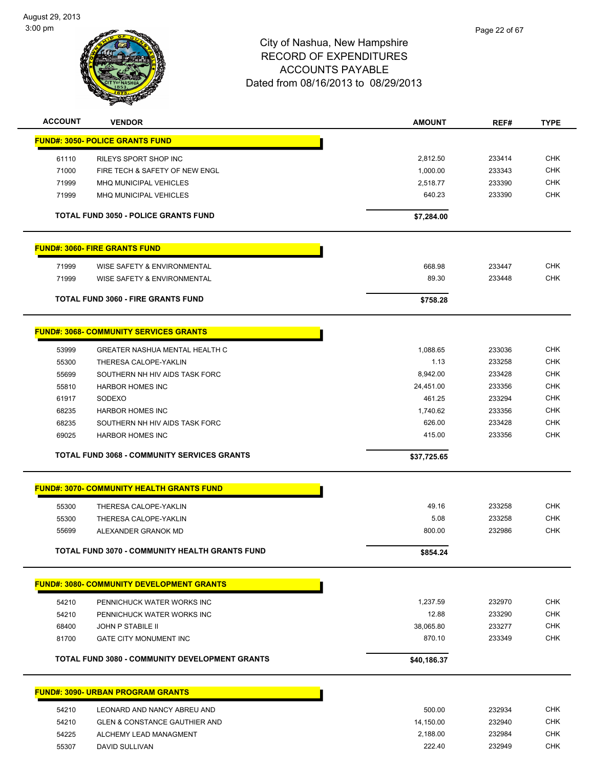# City of Nashua, New Hampshire
## RECORD OF EXPENDITURES
## ACCOUNTS PAYABLE
### Dated from 08/16/2013 to 08/29/2013

| ACCOUNT | VENDOR | AMOUNT | REF# | TYPE |
|---|---|---|---|---|
| **FUND#: 3050- POLICE GRANTS FUND** | | | | |
| 61110 | RILEYS SPORT SHOP INC | 2,812.50 | 233414 | CHK |
| 71000 | FIRE TECH & SAFETY OF NEW ENGL | 1,000.00 | 233343 | CHK |
| 71999 | MHQ MUNICIPAL VEHICLES | 2,518.77 | 233390 | CHK |
| 71999 | MHQ MUNICIPAL VEHICLES | 640.23 | 233390 | CHK |
| **TOTAL FUND 3050 - POLICE GRANTS FUND** | | **$7,284.00** | | |
| **FUND#: 3060- FIRE GRANTS FUND** | | | | |
| 71999 | WISE SAFETY & ENVIRONMENTAL | 668.98 | 233447 | CHK |
| 71999 | WISE SAFETY & ENVIRONMENTAL | 89.30 | 233448 | CHK |
| **TOTAL FUND 3060 - FIRE GRANTS FUND** | | **$758.28** | | |
| **FUND#: 3068- COMMUNITY SERVICES GRANTS** | | | | |
| 53999 | GREATER NASHUA MENTAL HEALTH C | 1,088.65 | 233036 | CHK |
| 55300 | THERESA CALOPE-YAKLIN | 1.13 | 233258 | CHK |
| 55699 | SOUTHERN NH HIV AIDS TASK FORC | 8,942.00 | 233428 | CHK |
| 55810 | HARBOR HOMES INC | 24,451.00 | 233356 | CHK |
| 61917 | SODEXO | 461.25 | 233294 | CHK |
| 68235 | HARBOR HOMES INC | 1,740.62 | 233356 | CHK |
| 68235 | SOUTHERN NH HIV AIDS TASK FORC | 626.00 | 233428 | CHK |
| 69025 | HARBOR HOMES INC | 415.00 | 233356 | CHK |
| **TOTAL FUND 3068 - COMMUNITY SERVICES GRANTS** | | **$37,725.65** | | |
| **FUND#: 3070- COMMUNITY HEALTH GRANTS FUND** | | | | |
| 55300 | THERESA CALOPE-YAKLIN | 49.16 | 233258 | CHK |
| 55300 | THERESA CALOPE-YAKLIN | 5.08 | 233258 | CHK |
| 55699 | ALEXANDER GRANOK MD | 800.00 | 232986 | CHK |
| **TOTAL FUND 3070 - COMMUNITY HEALTH GRANTS FUND** | | **$854.24** | | |
| **FUND#: 3080- COMMUNITY DEVELOPMENT GRANTS** | | | | |
| 54210 | PENNICHUCK WATER WORKS INC | 1,237.59 | 232970 | CHK |
| 54210 | PENNICHUCK WATER WORKS INC | 12.88 | 233290 | CHK |
| 68400 | JOHN P STABILE II | 38,065.80 | 233277 | CHK |
| 81700 | GATE CITY MONUMENT INC | 870.10 | 233349 | CHK |
| **TOTAL FUND 3080 - COMMUNITY DEVELOPMENT GRANTS** | | **$40,186.37** | | |
| **FUND#: 3090- URBAN PROGRAM GRANTS** | | | | |
| 54210 | LEONARD AND NANCY ABREU AND | 500.00 | 232934 | CHK |
| 54210 | GLEN & CONSTANCE GAUTHIER AND | 14,150.00 | 232940 | CHK |
| 54225 | ALCHEMY LEAD MANAGMENT | 2,188.00 | 232984 | CHK |
| 55307 | DAVID SULLIVAN | 222.40 | 232949 | CHK |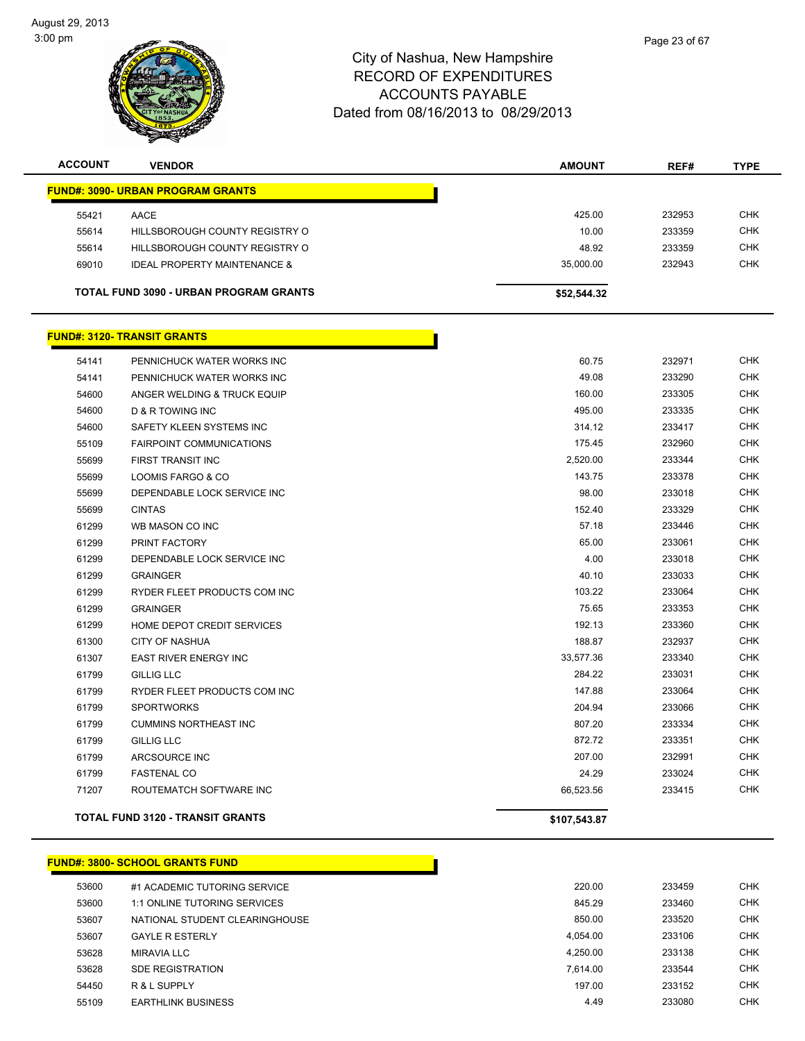# City of Nashua, New Hampshire
## RECORD OF EXPENDITURES
## ACCOUNTS PAYABLE
## Dated from 08/16/2013 to 08/29/2013

| ACCOUNT | VENDOR | AMOUNT | REF# | TYPE |
|---|---|---|---|---|
| **FUND#: 3090- URBAN PROGRAM GRANTS** | | | | |
| 55421 | AACE | 425.00 | 232953 | CHK |
| 55614 | HILLSBOROUGH COUNTY REGISTRY O | 10.00 | 233359 | CHK |
| 55614 | HILLSBOROUGH COUNTY REGISTRY O | 48.92 | 233359 | CHK |
| 69010 | IDEAL PROPERTY MAINTENANCE & | 35,000.00 | 232943 | CHK |
| | **TOTAL FUND 3090 - URBAN PROGRAM GRANTS** | **$52,544.32** | | |
| **FUND#: 3120- TRANSIT GRANTS** | | | | |
| 54141 | PENNICHUCK WATER WORKS INC | 60.75 | 232971 | CHK |
| 54141 | PENNICHUCK WATER WORKS INC | 49.08 | 233290 | CHK |
| 54600 | ANGER WELDING & TRUCK EQUIP | 160.00 | 233305 | CHK |
| 54600 | D & R TOWING INC | 495.00 | 233335 | CHK |
| 54600 | SAFETY KLEEN SYSTEMS INC | 314.12 | 233417 | CHK |
| 55109 | FAIRPOINT COMMUNICATIONS | 175.45 | 232960 | CHK |
| 55699 | FIRST TRANSIT INC | 2,520.00 | 233344 | CHK |
| 55699 | LOOMIS FARGO & CO | 143.75 | 233378 | CHK |
| 55699 | DEPENDABLE LOCK SERVICE INC | 98.00 | 233018 | CHK |
| 55699 | CINTAS | 152.40 | 233329 | CHK |
| 61299 | WB MASON CO INC | 57.18 | 233446 | CHK |
| 61299 | PRINT FACTORY | 65.00 | 233061 | CHK |
| 61299 | DEPENDABLE LOCK SERVICE INC | 4.00 | 233018 | CHK |
| 61299 | GRAINGER | 40.10 | 233033 | CHK |
| 61299 | RYDER FLEET PRODUCTS COM INC | 103.22 | 233064 | CHK |
| 61299 | GRAINGER | 75.65 | 233353 | CHK |
| 61299 | HOME DEPOT CREDIT SERVICES | 192.13 | 233360 | CHK |
| 61300 | CITY OF NASHUA | 188.87 | 232937 | CHK |
| 61307 | EAST RIVER ENERGY INC | 33,577.36 | 233340 | CHK |
| 61799 | GILLIG LLC | 284.22 | 233031 | CHK |
| 61799 | RYDER FLEET PRODUCTS COM INC | 147.88 | 233064 | CHK |
| 61799 | SPORTWORKS | 204.94 | 233066 | CHK |
| 61799 | CUMMINS NORTHEAST INC | 807.20 | 233334 | CHK |
| 61799 | GILLIG LLC | 872.72 | 233351 | CHK |
| 61799 | ARCSOURCE INC | 207.00 | 232991 | CHK |
| 61799 | FASTENAL CO | 24.29 | 233024 | CHK |
| 71207 | ROUTEMATCH SOFTWARE INC | 66,523.56 | 233415 | CHK |
| | **TOTAL FUND 3120 - TRANSIT GRANTS** | **$107,543.87** | | |
| **FUND#: 3800- SCHOOL GRANTS FUND** | | | | |
| 53600 | #1 ACADEMIC TUTORING SERVICE | 220.00 | 233459 | CHK |
| 53600 | 1:1 ONLINE TUTORING SERVICES | 845.29 | 233460 | CHK |
| 53607 | NATIONAL STUDENT CLEARINGHOUSE | 850.00 | 233520 | CHK |
| 53607 | GAYLE R ESTERLY | 4,054.00 | 233106 | CHK |
| 53628 | MIRAVIA LLC | 4,250.00 | 233138 | CHK |
| 53628 | SDE REGISTRATION | 7,614.00 | 233544 | CHK |
| 54450 | R & L SUPPLY | 197.00 | 233152 | CHK |
| 55109 | EARTHLINK BUSINESS | 4.49 | 233080 | CHK |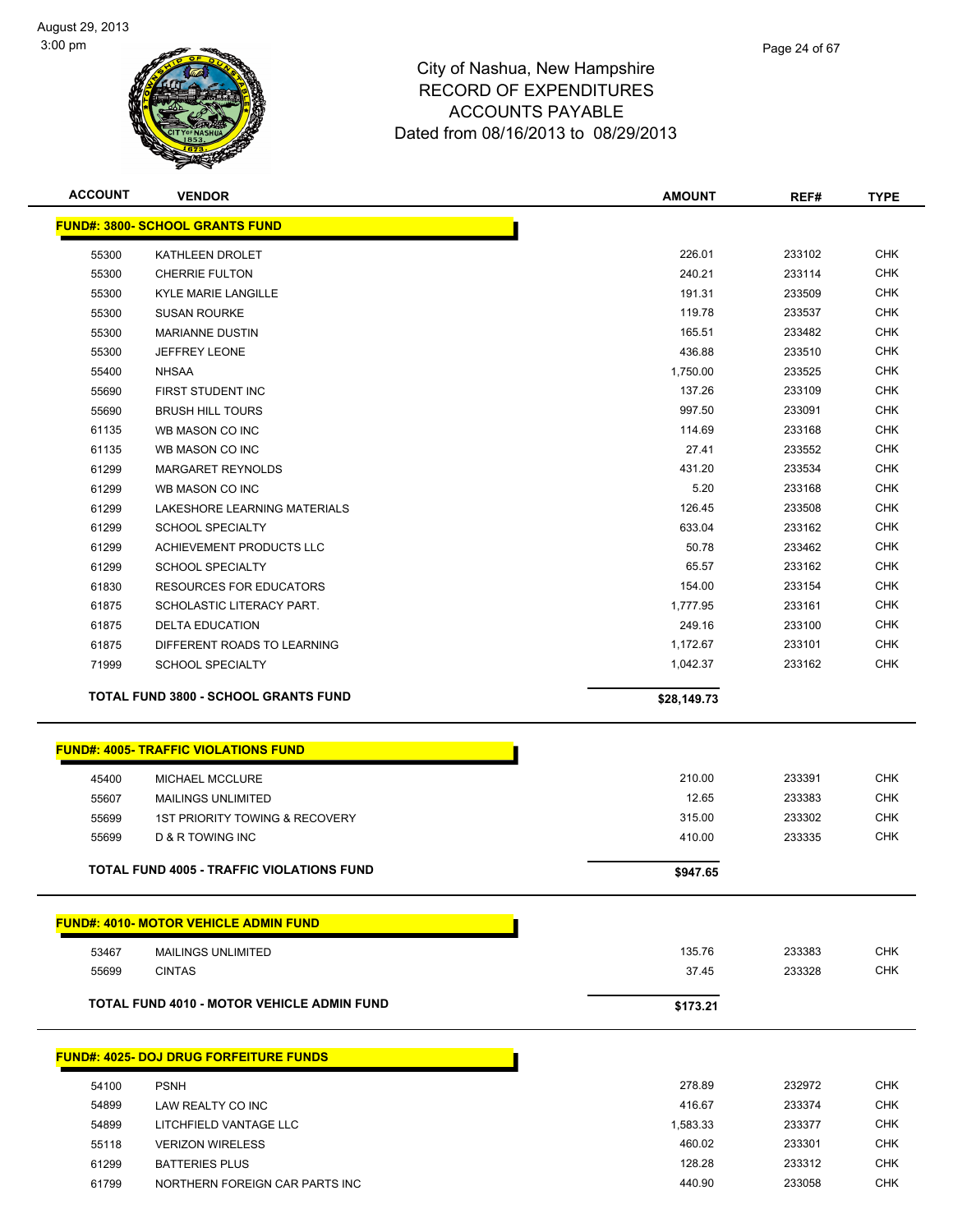# City of Nashua, New Hampshire
## RECORD OF EXPENDITURES
## ACCOUNTS PAYABLE
## Dated from 08/16/2013 to 08/29/2013

August 29, 2013
3:00 pm

| ACCOUNT | VENDOR | AMOUNT | REF# | TYPE |
|---|---|---|---|---|
| **FUND#: 3800- SCHOOL GRANTS FUND** | | | | |
| 55300 | KATHLEEN DROLET | 226.01 | 233102 | CHK |
| 55300 | CHERRIE FULTON | 240.21 | 233114 | CHK |
| 55300 | KYLE MARIE LANGILLE | 191.31 | 233509 | CHK |
| 55300 | SUSAN ROURKE | 119.78 | 233537 | CHK |
| 55300 | MARIANNE DUSTIN | 165.51 | 233482 | CHK |
| 55300 | JEFFREY LEONE | 436.88 | 233510 | CHK |
| 55400 | NHSAA | 1,750.00 | 233525 | CHK |
| 55690 | FIRST STUDENT INC | 137.26 | 233109 | CHK |
| 55690 | BRUSH HILL TOURS | 997.50 | 233091 | CHK |
| 61135 | WB MASON CO INC | 114.69 | 233168 | CHK |
| 61135 | WB MASON CO INC | 27.41 | 233552 | CHK |
| 61299 | MARGARET REYNOLDS | 431.20 | 233534 | CHK |
| 61299 | WB MASON CO INC | 5.20 | 233168 | CHK |
| 61299 | LAKESHORE LEARNING MATERIALS | 126.45 | 233508 | CHK |
| 61299 | SCHOOL SPECIALTY | 633.04 | 233162 | CHK |
| 61299 | ACHIEVEMENT PRODUCTS LLC | 50.78 | 233462 | CHK |
| 61299 | SCHOOL SPECIALTY | 65.57 | 233162 | CHK |
| 61830 | RESOURCES FOR EDUCATORS | 154.00 | 233154 | CHK |
| 61875 | SCHOLASTIC LITERACY PART. | 1,777.95 | 233161 | CHK |
| 61875 | DELTA EDUCATION | 249.16 | 233100 | CHK |
| 61875 | DIFFERENT ROADS TO LEARNING | 1,172.67 | 233101 | CHK |
| 71999 | SCHOOL SPECIALTY | 1,042.37 | 233162 | CHK |
| **TOTAL FUND 3800 - SCHOOL GRANTS FUND** | | **$28,149.73** | | |
| **FUND#: 4005- TRAFFIC VIOLATIONS FUND** | | | | |
| 45400 | MICHAEL MCCLURE | 210.00 | 233391 | CHK |
| 55607 | MAILINGS UNLIMITED | 12.65 | 233383 | CHK |
| 55699 | 1ST PRIORITY TOWING & RECOVERY | 315.00 | 233302 | CHK |
| 55699 | D & R TOWING INC | 410.00 | 233335 | CHK |
| **TOTAL FUND 4005 - TRAFFIC VIOLATIONS FUND** | | **$947.65** | | |
| **FUND#: 4010- MOTOR VEHICLE ADMIN FUND** | | | | |
| 53467 | MAILINGS UNLIMITED | 135.76 | 233383 | CHK |
| 55699 | CINTAS | 37.45 | 233328 | CHK |
| **TOTAL FUND 4010 - MOTOR VEHICLE ADMIN FUND** | | **$173.21** | | |
| **FUND#: 4025- DOJ DRUG FORFEITURE FUNDS** | | | | |
| 54100 | PSNH | 278.89 | 232972 | CHK |
| 54899 | LAW REALTY CO INC | 416.67 | 233374 | CHK |
| 54899 | LITCHFIELD VANTAGE LLC | 1,583.33 | 233377 | CHK |
| 55118 | VERIZON WIRELESS | 460.02 | 233301 | CHK |
| 61299 | BATTERIES PLUS | 128.28 | 233312 | CHK |
| 61799 | NORTHERN FOREIGN CAR PARTS INC | 440.90 | 233058 | CHK |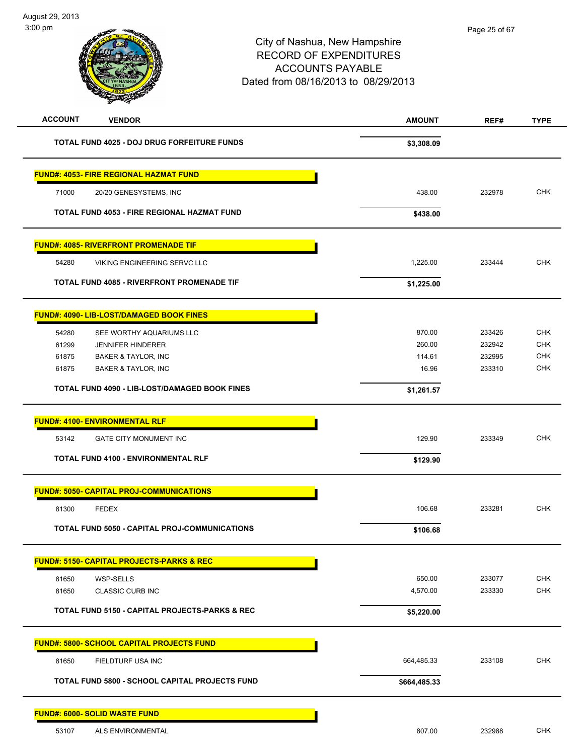| ACCOUNT | VENDOR | AMOUNT | REF# | TYPE |
|---|---|---|---|---|
| | **TOTAL FUND 4025 - DOJ DRUG FORFEITURE FUNDS** | **$3,308.09** | | |
| | **FUND#: 4053- FIRE REGIONAL HAZMAT FUND** | | | |
| 71000 | 20/20 GENESYSTEMS, INC | 438.00 | 232978 | CHK |
| | **TOTAL FUND 4053 - FIRE REGIONAL HAZMAT FUND** | **$438.00** | | |
| | **FUND#: 4085- RIVERFRONT PROMENADE TIF** | | | |
| 54280 | VIKING ENGINEERING SERVC LLC | 1,225.00 | 233444 | CHK |
| | **TOTAL FUND 4085 - RIVERFRONT PROMENADE TIF** | **$1,225.00** | | |
| | **FUND#: 4090- LIB-LOST/DAMAGED BOOK FINES** | | | |
| 54280 | SEE WORTHY AQUARIUMS LLC | 870.00 | 233426 | CHK |
| 61299 | JENNIFER HINDERER | 260.00 | 232942 | CHK |
| 61875 | BAKER & TAYLOR, INC | 114.61 | 232995 | CHK |
| 61875 | BAKER & TAYLOR, INC | 16.96 | 233310 | CHK |
| | **TOTAL FUND 4090 - LIB-LOST/DAMAGED BOOK FINES** | **$1,261.57** | | |
| | **FUND#: 4100- ENVIRONMENTAL RLF** | | | |
| 53142 | GATE CITY MONUMENT INC | 129.90 | 233349 | CHK |
| | **TOTAL FUND 4100 - ENVIRONMENTAL RLF** | **$129.90** | | |
| | **FUND#: 5050- CAPITAL PROJ-COMMUNICATIONS** | | | |
| 81300 | FEDEX | 106.68 | 233281 | CHK |
| | **TOTAL FUND 5050 - CAPITAL PROJ-COMMUNICATIONS** | **$106.68** | | |
| | **FUND#: 5150- CAPITAL PROJECTS-PARKS & REC** | | | |
| 81650 | WSP-SELLS | 650.00 | 233077 | CHK |
| 81650 | CLASSIC CURB INC | 4,570.00 | 233330 | CHK |
| | **TOTAL FUND 5150 - CAPITAL PROJECTS-PARKS & REC** | **$5,220.00** | | |
| | **FUND#: 5800- SCHOOL CAPITAL PROJECTS FUND** | | | |
| 81650 | FIELDTURF USA INC | 664,485.33 | 233108 | CHK |
| | **TOTAL FUND 5800 - SCHOOL CAPITAL PROJECTS FUND** | **$664,485.33** | | |
| | **FUND#: 6000- SOLID WASTE FUND** | | | |
| 53107 | ALS ENVIRONMENTAL | 807.00 | 232988 | CHK |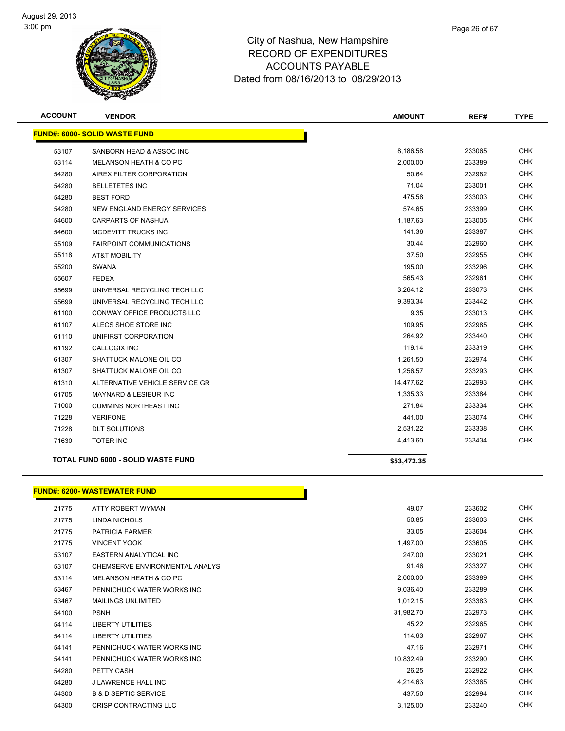# City of Nashua, New Hampshire
## RECORD OF EXPENDITURES
## ACCOUNTS PAYABLE
## Dated from 08/16/2013 to 08/29/2013

August 29, 2013
3:00 pm

| ACCOUNT | VENDOR | AMOUNT | REF# | TYPE |
|---|---|---|---|---|
| **FUND#: 6000- SOLID WASTE FUND** | | | | |
| 53107 | SANBORN HEAD & ASSOC INC | 8,186.58 | 233065 | CHK |
| 53114 | MELANSON HEATH & CO PC | 2,000.00 | 233389 | CHK |
| 54280 | AIREX FILTER CORPORATION | 50.64 | 232982 | CHK |
| 54280 | BELLETETES INC | 71.04 | 233001 | CHK |
| 54280 | BEST FORD | 475.58 | 233003 | CHK |
| 54280 | NEW ENGLAND ENERGY SERVICES | 574.65 | 233399 | CHK |
| 54600 | CARPARTS OF NASHUA | 1,187.63 | 233005 | CHK |
| 54600 | MCDEVITT TRUCKS INC | 141.36 | 233387 | CHK |
| 55109 | FAIRPOINT COMMUNICATIONS | 30.44 | 232960 | CHK |
| 55118 | AT&T MOBILITY | 37.50 | 232955 | CHK |
| 55200 | SWANA | 195.00 | 233296 | CHK |
| 55607 | FEDEX | 565.43 | 232961 | CHK |
| 55699 | UNIVERSAL RECYCLING TECH LLC | 3,264.12 | 233073 | CHK |
| 55699 | UNIVERSAL RECYCLING TECH LLC | 9,393.34 | 233442 | CHK |
| 61100 | CONWAY OFFICE PRODUCTS LLC | 9.35 | 233013 | CHK |
| 61107 | ALECS SHOE STORE INC | 109.95 | 232985 | CHK |
| 61110 | UNIFIRST CORPORATION | 264.92 | 233440 | CHK |
| 61192 | CALLOGIX INC | 119.14 | 233319 | CHK |
| 61307 | SHATTUCK MALONE OIL CO | 1,261.50 | 232974 | CHK |
| 61307 | SHATTUCK MALONE OIL CO | 1,256.57 | 233293 | CHK |
| 61310 | ALTERNATIVE VEHICLE SERVICE GR | 14,477.62 | 232993 | CHK |
| 61705 | MAYNARD & LESIEUR INC | 1,335.33 | 233384 | CHK |
| 71000 | CUMMINS NORTHEAST INC | 271.84 | 233334 | CHK |
| 71228 | VERIFONE | 441.00 | 233074 | CHK |
| 71228 | DLT SOLUTIONS | 2,531.22 | 233338 | CHK |
| 71630 | TOTER INC | 4,413.60 | 233434 | CHK |
| **TOTAL FUND 6000 - SOLID WASTE FUND** | | **$53,472.35** | | |

| ACCOUNT | VENDOR | AMOUNT | REF# | TYPE |
|---|---|---|---|---|
| **FUND#: 6200- WASTEWATER FUND** | | | | |
| 21775 | ATTY ROBERT WYMAN | 49.07 | 233602 | CHK |
| 21775 | LINDA NICHOLS | 50.85 | 233603 | CHK |
| 21775 | PATRICIA FARMER | 33.05 | 233604 | CHK |
| 21775 | VINCENT YOOK | 1,497.00 | 233605 | CHK |
| 53107 | EASTERN ANALYTICAL INC | 247.00 | 233021 | CHK |
| 53107 | CHEMSERVE ENVIRONMENTAL ANALYS | 91.46 | 233327 | CHK |
| 53114 | MELANSON HEATH & CO PC | 2,000.00 | 233389 | CHK |
| 53467 | PENNICHUCK WATER WORKS INC | 9,036.40 | 233289 | CHK |
| 53467 | MAILINGS UNLIMITED | 1,012.15 | 233383 | CHK |
| 54100 | PSNH | 31,982.70 | 232973 | CHK |
| 54114 | LIBERTY UTILITIES | 45.22 | 232965 | CHK |
| 54114 | LIBERTY UTILITIES | 114.63 | 232967 | CHK |
| 54141 | PENNICHUCK WATER WORKS INC | 47.16 | 232971 | CHK |
| 54141 | PENNICHUCK WATER WORKS INC | 10,832.49 | 233290 | CHK |
| 54280 | PETTY CASH | 26.25 | 232922 | CHK |
| 54280 | J LAWRENCE HALL INC | 4,214.63 | 233365 | CHK |
| 54300 | B & D SEPTIC SERVICE | 437.50 | 232994 | CHK |
| 54300 | CRISP CONTRACTING LLC | 3,125.00 | 233240 | CHK |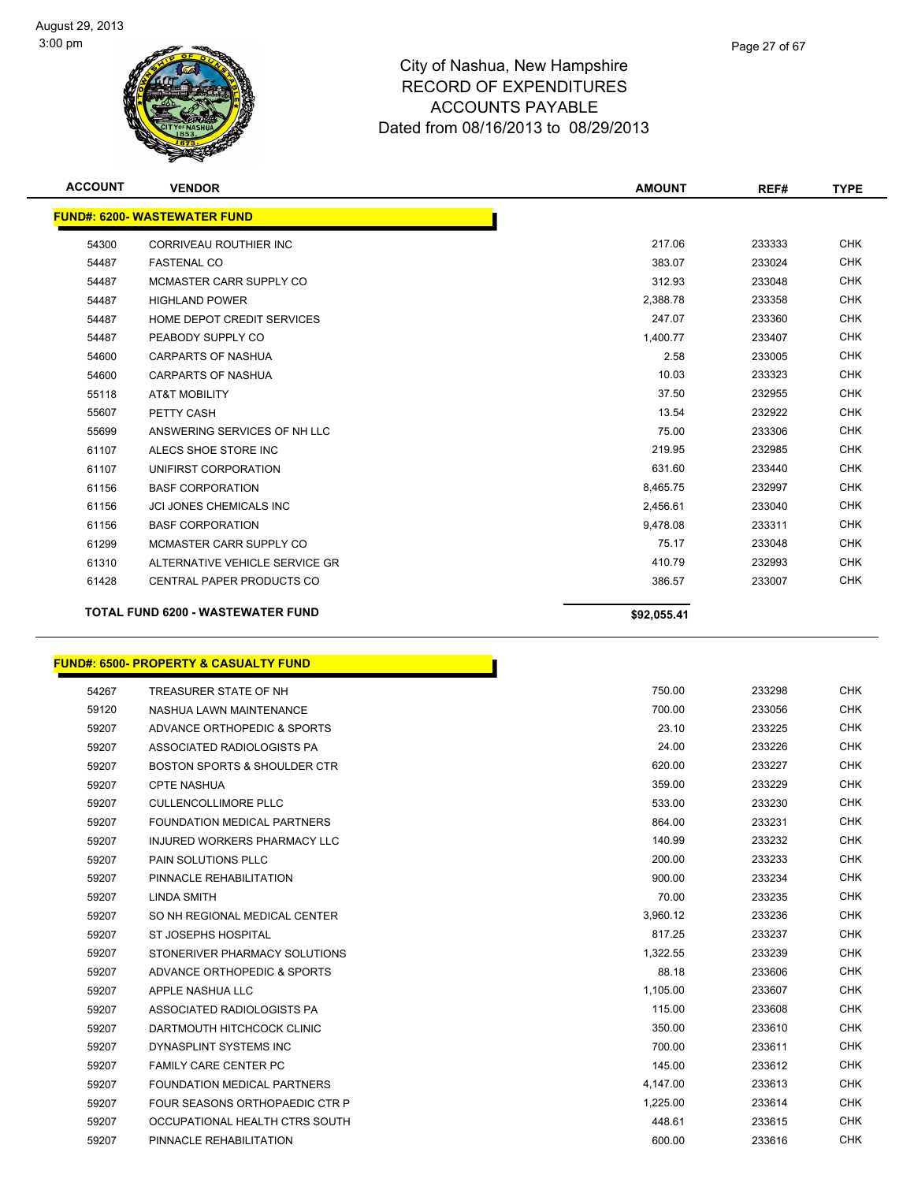# City of Nashua, New Hampshire
# RECORD OF EXPENDITURES
# ACCOUNTS PAYABLE
# Dated from 08/16/2013 to 08/29/2013

| ACCOUNT | VENDOR | AMOUNT | REF# | TYPE |
|---|---|---|---|---|
| **FUND#: 6200- WASTEWATER FUND** | | | | |
| 54300 | CORRIVEAU ROUTHIER INC | 217.06 | 233333 | CHK |
| 54487 | FASTENAL CO | 383.07 | 233024 | CHK |
| 54487 | MCMASTER CARR SUPPLY CO | 312.93 | 233048 | CHK |
| 54487 | HIGHLAND POWER | 2,388.78 | 233358 | CHK |
| 54487 | HOME DEPOT CREDIT SERVICES | 247.07 | 233360 | CHK |
| 54487 | PEABODY SUPPLY CO | 1,400.77 | 233407 | CHK |
| 54600 | CARPARTS OF NASHUA | 2.58 | 233005 | CHK |
| 54600 | CARPARTS OF NASHUA | 10.03 | 233323 | CHK |
| 55118 | AT&T MOBILITY | 37.50 | 232955 | CHK |
| 55607 | PETTY CASH | 13.54 | 232922 | CHK |
| 55699 | ANSWERING SERVICES OF NH LLC | 75.00 | 233306 | CHK |
| 61107 | ALECS SHOE STORE INC | 219.95 | 232985 | CHK |
| 61107 | UNIFIRST CORPORATION | 631.60 | 233440 | CHK |
| 61156 | BASF CORPORATION | 8,465.75 | 232997 | CHK |
| 61156 | JCI JONES CHEMICALS INC | 2,456.61 | 233040 | CHK |
| 61156 | BASF CORPORATION | 9,478.08 | 233311 | CHK |
| 61299 | MCMASTER CARR SUPPLY CO | 75.17 | 233048 | CHK |
| 61310 | ALTERNATIVE VEHICLE SERVICE GR | 410.79 | 232993 | CHK |
| 61428 | CENTRAL PAPER PRODUCTS CO | 386.57 | 233007 | CHK |
| **TOTAL FUND 6200 - WASTEWATER FUND** | | **$92,055.41** | | |

| ACCOUNT | VENDOR | AMOUNT | REF# | TYPE |
|---|---|---|---|---|
| **FUND#: 6500- PROPERTY & CASUALTY FUND** | | | | |
| 54267 | TREASURER STATE OF NH | 750.00 | 233298 | CHK |
| 59120 | NASHUA LAWN MAINTENANCE | 700.00 | 233056 | CHK |
| 59207 | ADVANCE ORTHOPEDIC & SPORTS | 23.10 | 233225 | CHK |
| 59207 | ASSOCIATED RADIOLOGISTS PA | 24.00 | 233226 | CHK |
| 59207 | BOSTON SPORTS & SHOULDER CTR | 620.00 | 233227 | CHK |
| 59207 | CPTE NASHUA | 359.00 | 233229 | CHK |
| 59207 | CULLENCOLLIMORE PLLC | 533.00 | 233230 | CHK |
| 59207 | FOUNDATION MEDICAL PARTNERS | 864.00 | 233231 | CHK |
| 59207 | INJURED WORKERS PHARMACY LLC | 140.99 | 233232 | CHK |
| 59207 | PAIN SOLUTIONS PLLC | 200.00 | 233233 | CHK |
| 59207 | PINNACLE REHABILITATION | 900.00 | 233234 | CHK |
| 59207 | LINDA SMITH | 70.00 | 233235 | CHK |
| 59207 | SO NH REGIONAL MEDICAL CENTER | 3,960.12 | 233236 | CHK |
| 59207 | ST JOSEPHS HOSPITAL | 817.25 | 233237 | CHK |
| 59207 | STONERIVER PHARMACY SOLUTIONS | 1,322.55 | 233239 | CHK |
| 59207 | ADVANCE ORTHOPEDIC & SPORTS | 88.18 | 233606 | CHK |
| 59207 | APPLE NASHUA LLC | 1,105.00 | 233607 | CHK |
| 59207 | ASSOCIATED RADIOLOGISTS PA | 115.00 | 233608 | CHK |
| 59207 | DARTMOUTH HITCHCOCK CLINIC | 350.00 | 233610 | CHK |
| 59207 | DYNASPLINT SYSTEMS INC | 700.00 | 233611 | CHK |
| 59207 | FAMILY CARE CENTER PC | 145.00 | 233612 | CHK |
| 59207 | FOUNDATION MEDICAL PARTNERS | 4,147.00 | 233613 | CHK |
| 59207 | FOUR SEASONS ORTHOPAEDIC CTR P | 1,225.00 | 233614 | CHK |
| 59207 | OCCUPATIONAL HEALTH CTRS SOUTH | 448.61 | 233615 | CHK |
| 59207 | PINNACLE REHABILITATION | 600.00 | 233616 | CHK |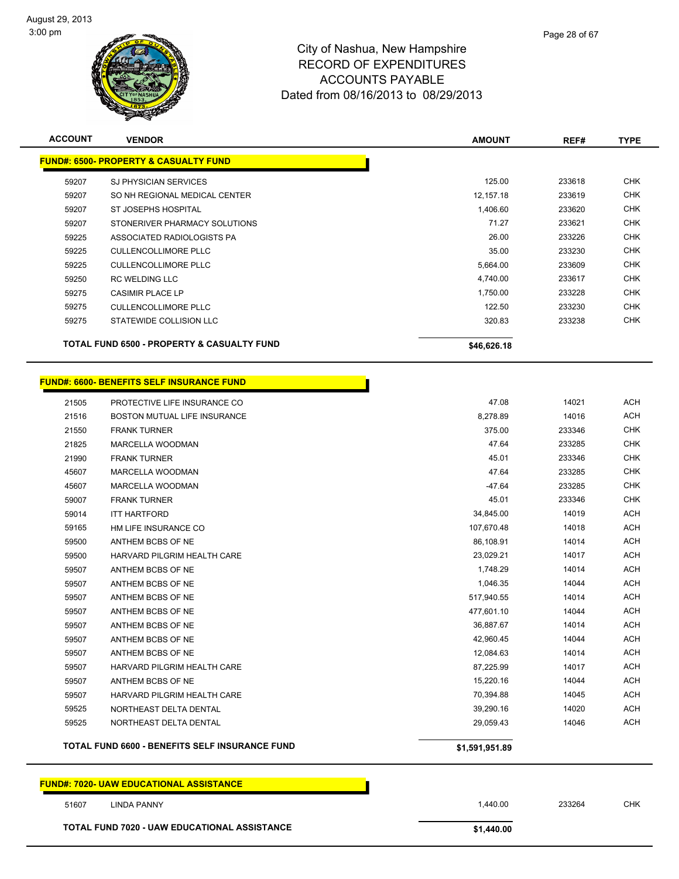# City of Nashua, New Hampshire
## RECORD OF EXPENDITURES
## ACCOUNTS PAYABLE
### Dated from 08/16/2013 to 08/29/2013

August 29, 2013
3:00 pm

| ACCOUNT | VENDOR | AMOUNT | REF# | TYPE |
|---|---|---|---|---|
| **FUND#: 6500- PROPERTY & CASUALTY FUND** | | | | |
| 59207 | SJ PHYSICIAN SERVICES | 125.00 | 233618 | CHK |
| 59207 | SO NH REGIONAL MEDICAL CENTER | 12,157.18 | 233619 | CHK |
| 59207 | ST JOSEPHS HOSPITAL | 1,406.60 | 233620 | CHK |
| 59207 | STONERIVER PHARMACY SOLUTIONS | 71.27 | 233621 | CHK |
| 59225 | ASSOCIATED RADIOLOGISTS PA | 26.00 | 233226 | CHK |
| 59225 | CULLENCOLLIMORE PLLC | 35.00 | 233230 | CHK |
| 59225 | CULLENCOLLIMORE PLLC | 5,664.00 | 233609 | CHK |
| 59250 | RC WELDING LLC | 4,740.00 | 233617 | CHK |
| 59275 | CASIMIR PLACE LP | 1,750.00 | 233228 | CHK |
| 59275 | CULLENCOLLIMORE PLLC | 122.50 | 233230 | CHK |
| 59275 | STATEWIDE COLLISION LLC | 320.83 | 233238 | CHK |
| | **TOTAL FUND 6500 - PROPERTY & CASUALTY FUND** | **$46,626.18** | | |

| ACCOUNT | VENDOR | AMOUNT | REF# | TYPE |
|---|---|---|---|---|
| **FUND#: 6600- BENEFITS SELF INSURANCE FUND** | | | | |
| 21505 | PROTECTIVE LIFE INSURANCE CO | 47.08 | 14021 | ACH |
| 21516 | BOSTON MUTUAL LIFE INSURANCE | 8,278.89 | 14016 | ACH |
| 21550 | FRANK TURNER | 375.00 | 233346 | CHK |
| 21825 | MARCELLA WOODMAN | 47.64 | 233285 | CHK |
| 21990 | FRANK TURNER | 45.01 | 233346 | CHK |
| 45607 | MARCELLA WOODMAN | 47.64 | 233285 | CHK |
| 45607 | MARCELLA WOODMAN | -47.64 | 233285 | CHK |
| 59007 | FRANK TURNER | 45.01 | 233346 | CHK |
| 59014 | ITT HARTFORD | 34,845.00 | 14019 | ACH |
| 59165 | HM LIFE INSURANCE CO | 107,670.48 | 14018 | ACH |
| 59500 | ANTHEM BCBS OF NE | 86,108.91 | 14014 | ACH |
| 59500 | HARVARD PILGRIM HEALTH CARE | 23,029.21 | 14017 | ACH |
| 59507 | ANTHEM BCBS OF NE | 1,748.29 | 14014 | ACH |
| 59507 | ANTHEM BCBS OF NE | 1,046.35 | 14044 | ACH |
| 59507 | ANTHEM BCBS OF NE | 517,940.55 | 14014 | ACH |
| 59507 | ANTHEM BCBS OF NE | 477,601.10 | 14044 | ACH |
| 59507 | ANTHEM BCBS OF NE | 36,887.67 | 14014 | ACH |
| 59507 | ANTHEM BCBS OF NE | 42,960.45 | 14044 | ACH |
| 59507 | ANTHEM BCBS OF NE | 12,084.63 | 14014 | ACH |
| 59507 | HARVARD PILGRIM HEALTH CARE | 87,225.99 | 14017 | ACH |
| 59507 | ANTHEM BCBS OF NE | 15,220.16 | 14044 | ACH |
| 59507 | HARVARD PILGRIM HEALTH CARE | 70,394.88 | 14045 | ACH |
| 59525 | NORTHEAST DELTA DENTAL | 39,290.16 | 14020 | ACH |
| 59525 | NORTHEAST DELTA DENTAL | 29,059.43 | 14046 | ACH |
| | **TOTAL FUND 6600 - BENEFITS SELF INSURANCE FUND** | **$1,591,951.89** | | |

| ACCOUNT | VENDOR | AMOUNT | REF# | TYPE |
|---|---|---|---|---|
| **FUND#: 7020- UAW EDUCATIONAL ASSISTANCE** | | | | |
| 51607 | LINDA PANNY | 1,440.00 | 233264 | CHK |
| | **TOTAL FUND 7020 - UAW EDUCATIONAL ASSISTANCE** | **$1,440.00** | | |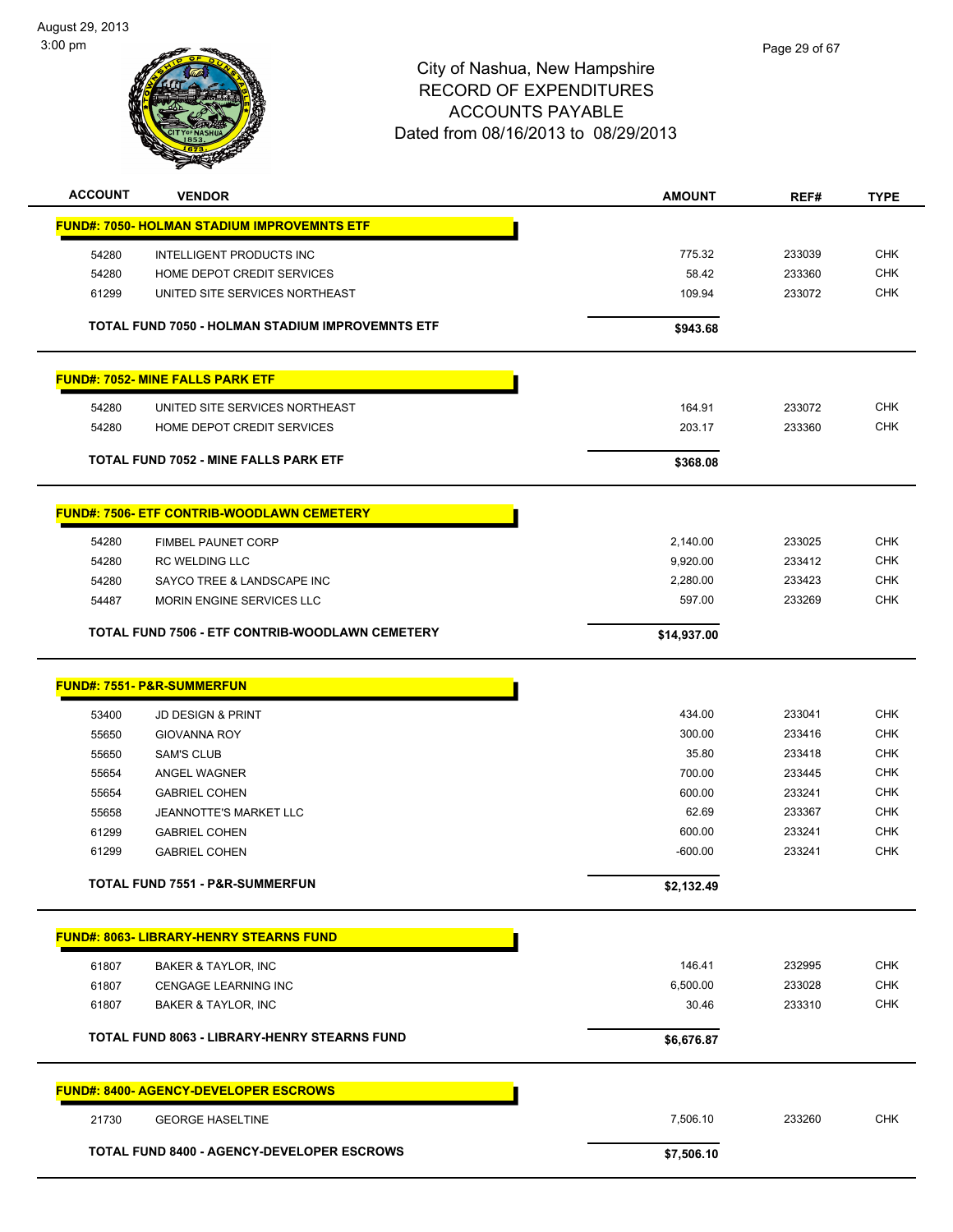# City of Nashua, New Hampshire
## RECORD OF EXPENDITURES
## ACCOUNTS PAYABLE
### Dated from 08/16/2013 to 08/29/2013

| ACCOUNT | VENDOR | AMOUNT | REF# | TYPE |
|---|---|---|---|---|
| **FUND#: 7050- HOLMAN STADIUM IMPROVEMNTS ETF** | | | | |
| 54280 | INTELLIGENT PRODUCTS INC | 775.32 | 233039 | CHK |
| 54280 | HOME DEPOT CREDIT SERVICES | 58.42 | 233360 | CHK |
| 61299 | UNITED SITE SERVICES NORTHEAST | 109.94 | 233072 | CHK |
| | **TOTAL FUND 7050 - HOLMAN STADIUM IMPROVEMNTS ETF** | **$943.68** | | |
| **FUND#: 7052- MINE FALLS PARK ETF** | | | | |
| 54280 | UNITED SITE SERVICES NORTHEAST | 164.91 | 233072 | CHK |
| 54280 | HOME DEPOT CREDIT SERVICES | 203.17 | 233360 | CHK |
| | **TOTAL FUND 7052 - MINE FALLS PARK ETF** | **$368.08** | | |
| **FUND#: 7506- ETF CONTRIB-WOODLAWN CEMETERY** | | | | |
| 54280 | FIMBEL PAUNET CORP | 2,140.00 | 233025 | CHK |
| 54280 | RC WELDING LLC | 9,920.00 | 233412 | CHK |
| 54280 | SAYCO TREE & LANDSCAPE INC | 2,280.00 | 233423 | CHK |
| 54487 | MORIN ENGINE SERVICES LLC | 597.00 | 233269 | CHK |
| | **TOTAL FUND 7506 - ETF CONTRIB-WOODLAWN CEMETERY** | **$14,937.00** | | |
| **FUND#: 7551- P&R-SUMMERFUN** | | | | |
| 53400 | JD DESIGN & PRINT | 434.00 | 233041 | CHK |
| 55650 | GIOVANNA ROY | 300.00 | 233416 | CHK |
| 55650 | SAM'S CLUB | 35.80 | 233418 | CHK |
| 55654 | ANGEL WAGNER | 700.00 | 233445 | CHK |
| 55654 | GABRIEL COHEN | 600.00 | 233241 | CHK |
| 55658 | JEANNOTTE'S MARKET LLC | 62.69 | 233367 | CHK |
| 61299 | GABRIEL COHEN | 600.00 | 233241 | CHK |
| 61299 | GABRIEL COHEN | -600.00 | 233241 | CHK |
| | **TOTAL FUND 7551 - P&R-SUMMERFUN** | **$2,132.49** | | |
| **FUND#: 8063- LIBRARY-HENRY STEARNS FUND** | | | | |
| 61807 | BAKER & TAYLOR, INC | 146.41 | 232995 | CHK |
| 61807 | CENGAGE LEARNING INC | 6,500.00 | 233028 | CHK |
| 61807 | BAKER & TAYLOR, INC | 30.46 | 233310 | CHK |
| | **TOTAL FUND 8063 - LIBRARY-HENRY STEARNS FUND** | **$6,676.87** | | |
| **FUND#: 8400- AGENCY-DEVELOPER ESCROWS** | | | | |
| 21730 | GEORGE HASELTINE | 7,506.10 | 233260 | CHK |
| | **TOTAL FUND 8400 - AGENCY-DEVELOPER ESCROWS** | **$7,506.10** | | |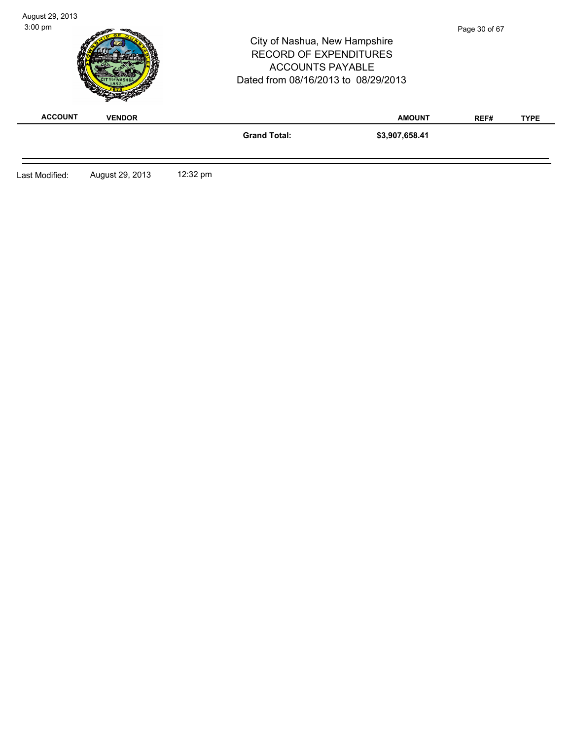City of Nashua, New Hampshire
RECORD OF EXPENDITURES
ACCOUNTS PAYABLE
Dated from 08/16/2013 to 08/29/2013

| ACCOUNT | VENDOR | | AMOUNT | REF# | TYPE |
|---|---|---|---|---|---|
| | | **Grand Total:** | **$3,907,658.41** | | |

Last Modified: August 29, 2013 12:32 pm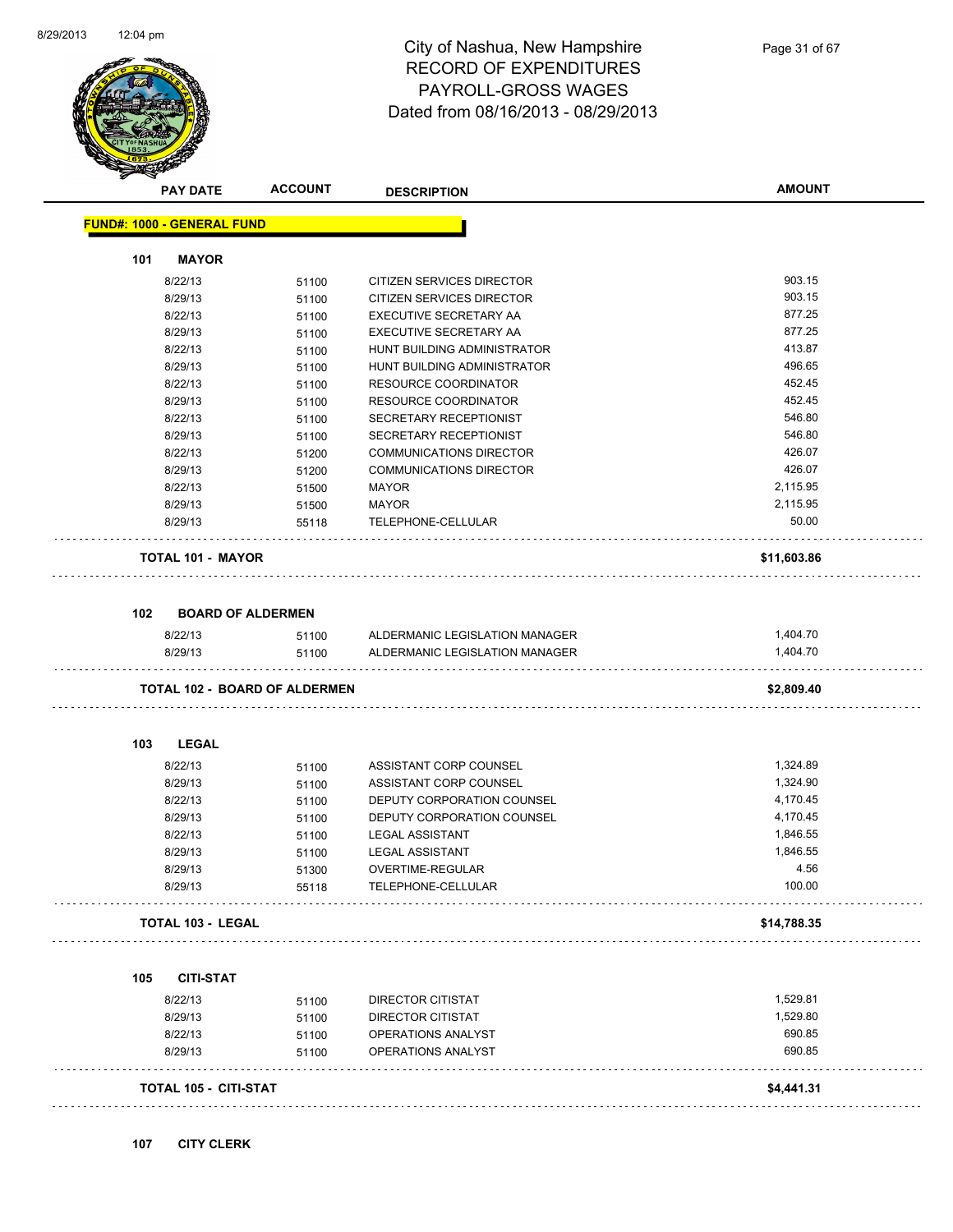# City of Nashua, New Hampshire
## RECORD OF EXPENDITURES
## PAYROLL-GROSS WAGES
### Dated from 08/16/2013 - 08/29/2013

**FUND#: 1000 - GENERAL FUND**

### 101 MAYOR

| PAY DATE | ACCOUNT | DESCRIPTION | AMOUNT |
|---|---|---|---|
| 8/22/13 | 51100 | CITIZEN SERVICES DIRECTOR | 903.15 |
| 8/29/13 | 51100 | CITIZEN SERVICES DIRECTOR | 903.15 |
| 8/22/13 | 51100 | EXECUTIVE SECRETARY AA | 877.25 |
| 8/29/13 | 51100 | EXECUTIVE SECRETARY AA | 877.25 |
| 8/22/13 | 51100 | HUNT BUILDING ADMINISTRATOR | 413.87 |
| 8/29/13 | 51100 | HUNT BUILDING ADMINISTRATOR | 496.65 |
| 8/22/13 | 51100 | RESOURCE COORDINATOR | 452.45 |
| 8/29/13 | 51100 | RESOURCE COORDINATOR | 452.45 |
| 8/22/13 | 51100 | SECRETARY RECEPTIONIST | 546.80 |
| 8/29/13 | 51100 | SECRETARY RECEPTIONIST | 546.80 |
| 8/22/13 | 51200 | COMMUNICATIONS DIRECTOR | 426.07 |
| 8/29/13 | 51200 | COMMUNICATIONS DIRECTOR | 426.07 |
| 8/22/13 | 51500 | MAYOR | 2,115.95 |
| 8/29/13 | 51500 | MAYOR | 2,115.95 |
| 8/29/13 | 55118 | TELEPHONE-CELLULAR | 50.00 |
| **TOTAL 101 - MAYOR** | | | **$11,603.86** |

### 102 BOARD OF ALDERMEN

| PAY DATE | ACCOUNT | DESCRIPTION | AMOUNT |
|---|---|---|---|
| 8/22/13 | 51100 | ALDERMANIC LEGISLATION MANAGER | 1,404.70 |
| 8/29/13 | 51100 | ALDERMANIC LEGISLATION MANAGER | 1,404.70 |
| **TOTAL 102 - BOARD OF ALDERMEN** | | | **$2,809.40** |

### 103 LEGAL

| PAY DATE | ACCOUNT | DESCRIPTION | AMOUNT |
|---|---|---|---|
| 8/22/13 | 51100 | ASSISTANT CORP COUNSEL | 1,324.89 |
| 8/29/13 | 51100 | ASSISTANT CORP COUNSEL | 1,324.90 |
| 8/22/13 | 51100 | DEPUTY CORPORATION COUNSEL | 4,170.45 |
| 8/29/13 | 51100 | DEPUTY CORPORATION COUNSEL | 4,170.45 |
| 8/22/13 | 51100 | LEGAL ASSISTANT | 1,846.55 |
| 8/29/13 | 51100 | LEGAL ASSISTANT | 1,846.55 |
| 8/29/13 | 51300 | OVERTIME-REGULAR | 4.56 |
| 8/29/13 | 55118 | TELEPHONE-CELLULAR | 100.00 |
| **TOTAL 103 - LEGAL** | | | **$14,788.35** |

### 105 CITI-STAT

| PAY DATE | ACCOUNT | DESCRIPTION | AMOUNT |
|---|---|---|---|
| 8/22/13 | 51100 | DIRECTOR CITISTAT | 1,529.81 |
| 8/29/13 | 51100 | DIRECTOR CITISTAT | 1,529.80 |
| 8/22/13 | 51100 | OPERATIONS ANALYST | 690.85 |
| 8/29/13 | 51100 | OPERATIONS ANALYST | 690.85 |
| **TOTAL 105 - CITI-STAT** | | | **$4,441.31** |

### 107 CITY CLERK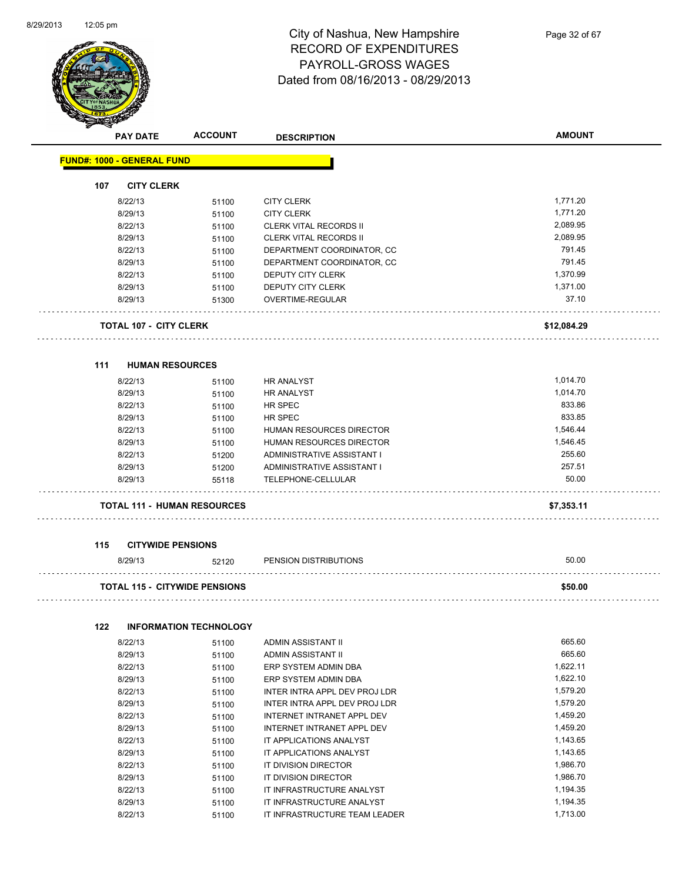# City of Nashua, New Hampshire
## RECORD OF EXPENDITURES
## PAYROLL-GROSS WAGES
## Dated from 08/16/2013 - 08/29/2013

| PAY DATE | ACCOUNT | DESCRIPTION | AMOUNT |
|---|---|---|---|

**FUND#: 1000 - GENERAL FUND**

### 107 CITY CLERK

| PAY DATE | ACCOUNT | DESCRIPTION | AMOUNT |
|---|---|---|---|
| 8/22/13 | 51100 | CITY CLERK | 1,771.20 |
| 8/29/13 | 51100 | CITY CLERK | 1,771.20 |
| 8/22/13 | 51100 | CLERK VITAL RECORDS II | 2,089.95 |
| 8/29/13 | 51100 | CLERK VITAL RECORDS II | 2,089.95 |
| 8/22/13 | 51100 | DEPARTMENT COORDINATOR, CC | 791.45 |
| 8/29/13 | 51100 | DEPARTMENT COORDINATOR, CC | 791.45 |
| 8/22/13 | 51100 | DEPUTY CITY CLERK | 1,370.99 |
| 8/29/13 | 51100 | DEPUTY CITY CLERK | 1,371.00 |
| 8/29/13 | 51300 | OVERTIME-REGULAR | 37.10 |
| **TOTAL 107 - CITY CLERK** | | | **$12,084.29** |

### 111 HUMAN RESOURCES

| PAY DATE | ACCOUNT | DESCRIPTION | AMOUNT |
|---|---|---|---|
| 8/22/13 | 51100 | HR ANALYST | 1,014.70 |
| 8/29/13 | 51100 | HR ANALYST | 1,014.70 |
| 8/22/13 | 51100 | HR SPEC | 833.86 |
| 8/29/13 | 51100 | HR SPEC | 833.85 |
| 8/22/13 | 51100 | HUMAN RESOURCES DIRECTOR | 1,546.44 |
| 8/29/13 | 51100 | HUMAN RESOURCES DIRECTOR | 1,546.45 |
| 8/22/13 | 51200 | ADMINISTRATIVE ASSISTANT I | 255.60 |
| 8/29/13 | 51200 | ADMINISTRATIVE ASSISTANT I | 257.51 |
| 8/29/13 | 55118 | TELEPHONE-CELLULAR | 50.00 |
| **TOTAL 111 - HUMAN RESOURCES** | | | **$7,353.11** |

### 115 CITYWIDE PENSIONS

| PAY DATE | ACCOUNT | DESCRIPTION | AMOUNT |
|---|---|---|---|
| 8/29/13 | 52120 | PENSION DISTRIBUTIONS | 50.00 |
| **TOTAL 115 - CITYWIDE PENSIONS** | | | **$50.00** |

### 122 INFORMATION TECHNOLOGY

| PAY DATE | ACCOUNT | DESCRIPTION | AMOUNT |
|---|---|---|---|
| 8/22/13 | 51100 | ADMIN ASSISTANT II | 665.60 |
| 8/29/13 | 51100 | ADMIN ASSISTANT II | 665.60 |
| 8/22/13 | 51100 | ERP SYSTEM ADMIN DBA | 1,622.11 |
| 8/29/13 | 51100 | ERP SYSTEM ADMIN DBA | 1,622.10 |
| 8/22/13 | 51100 | INTER INTRA APPL DEV PROJ LDR | 1,579.20 |
| 8/29/13 | 51100 | INTER INTRA APPL DEV PROJ LDR | 1,579.20 |
| 8/22/13 | 51100 | INTERNET INTRANET APPL DEV | 1,459.20 |
| 8/29/13 | 51100 | INTERNET INTRANET APPL DEV | 1,459.20 |
| 8/22/13 | 51100 | IT APPLICATIONS ANALYST | 1,143.65 |
| 8/29/13 | 51100 | IT APPLICATIONS ANALYST | 1,143.65 |
| 8/22/13 | 51100 | IT DIVISION DIRECTOR | 1,986.70 |
| 8/29/13 | 51100 | IT DIVISION DIRECTOR | 1,986.70 |
| 8/22/13 | 51100 | IT INFRASTRUCTURE ANALYST | 1,194.35 |
| 8/29/13 | 51100 | IT INFRASTRUCTURE ANALYST | 1,194.35 |
| 8/22/13 | 51100 | IT INFRASTRUCTURE TEAM LEADER | 1,713.00 |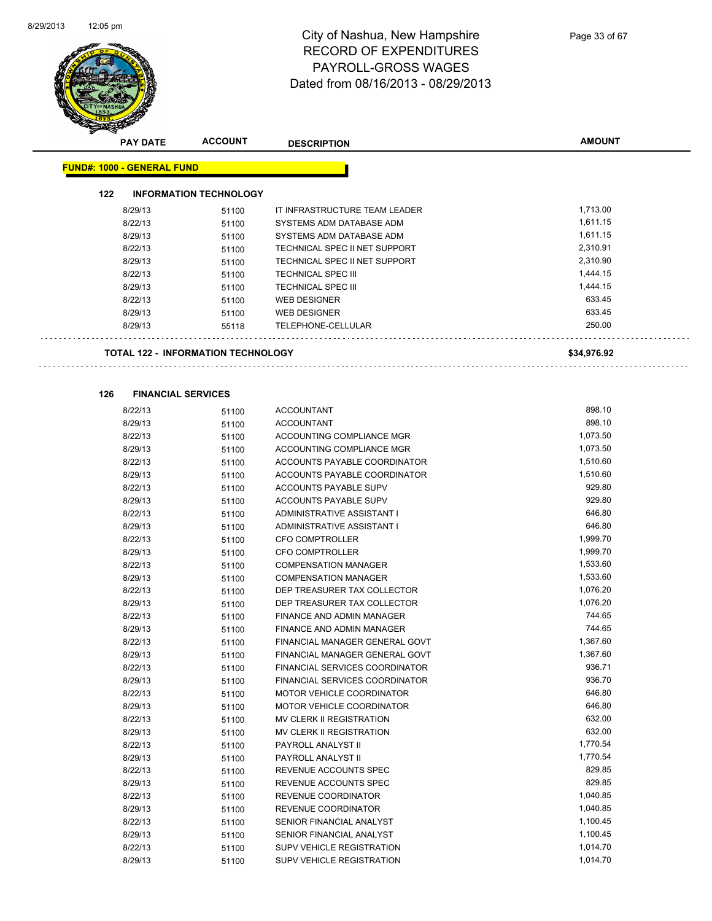# City of Nashua, New Hampshire
## RECORD OF EXPENDITURES
## PAYROLL-GROSS WAGES
## Dated from 08/16/2013 - 08/29/2013

| PAY DATE | ACCOUNT | DESCRIPTION | AMOUNT |
|---|---|---|---|

**FUND#: 1000 - GENERAL FUND**

**122 INFORMATION TECHNOLOGY**

| PAY DATE | ACCOUNT | DESCRIPTION | AMOUNT |
|---|---|---|---|
| 8/29/13 | 51100 | IT INFRASTRUCTURE TEAM LEADER | 1,713.00 |
| 8/22/13 | 51100 | SYSTEMS ADM DATABASE ADM | 1,611.15 |
| 8/29/13 | 51100 | SYSTEMS ADM DATABASE ADM | 1,611.15 |
| 8/22/13 | 51100 | TECHNICAL SPEC II NET SUPPORT | 2,310.91 |
| 8/29/13 | 51100 | TECHNICAL SPEC II NET SUPPORT | 2,310.90 |
| 8/22/13 | 51100 | TECHNICAL SPEC III | 1,444.15 |
| 8/29/13 | 51100 | TECHNICAL SPEC III | 1,444.15 |
| 8/22/13 | 51100 | WEB DESIGNER | 633.45 |
| 8/29/13 | 51100 | WEB DESIGNER | 633.45 |
| 8/29/13 | 55118 | TELEPHONE-CELLULAR | 250.00 |

**TOTAL 122 - INFORMATION TECHNOLOGY** **$34,976.92**

**126 FINANCIAL SERVICES**

| PAY DATE | ACCOUNT | DESCRIPTION | AMOUNT |
|---|---|---|---|
| 8/22/13 | 51100 | ACCOUNTANT | 898.10 |
| 8/29/13 | 51100 | ACCOUNTANT | 898.10 |
| 8/22/13 | 51100 | ACCOUNTING COMPLIANCE MGR | 1,073.50 |
| 8/29/13 | 51100 | ACCOUNTING COMPLIANCE MGR | 1,073.50 |
| 8/22/13 | 51100 | ACCOUNTS PAYABLE COORDINATOR | 1,510.60 |
| 8/29/13 | 51100 | ACCOUNTS PAYABLE COORDINATOR | 1,510.60 |
| 8/22/13 | 51100 | ACCOUNTS PAYABLE SUPV | 929.80 |
| 8/29/13 | 51100 | ACCOUNTS PAYABLE SUPV | 929.80 |
| 8/22/13 | 51100 | ADMINISTRATIVE ASSISTANT I | 646.80 |
| 8/29/13 | 51100 | ADMINISTRATIVE ASSISTANT I | 646.80 |
| 8/22/13 | 51100 | CFO COMPTROLLER | 1,999.70 |
| 8/29/13 | 51100 | CFO COMPTROLLER | 1,999.70 |
| 8/22/13 | 51100 | COMPENSATION MANAGER | 1,533.60 |
| 8/29/13 | 51100 | COMPENSATION MANAGER | 1,533.60 |
| 8/22/13 | 51100 | DEP TREASURER TAX COLLECTOR | 1,076.20 |
| 8/29/13 | 51100 | DEP TREASURER TAX COLLECTOR | 1,076.20 |
| 8/22/13 | 51100 | FINANCE AND ADMIN MANAGER | 744.65 |
| 8/29/13 | 51100 | FINANCE AND ADMIN MANAGER | 744.65 |
| 8/22/13 | 51100 | FINANCIAL MANAGER GENERAL GOVT | 1,367.60 |
| 8/29/13 | 51100 | FINANCIAL MANAGER GENERAL GOVT | 1,367.60 |
| 8/22/13 | 51100 | FINANCIAL SERVICES COORDINATOR | 936.71 |
| 8/29/13 | 51100 | FINANCIAL SERVICES COORDINATOR | 936.70 |
| 8/22/13 | 51100 | MOTOR VEHICLE COORDINATOR | 646.80 |
| 8/29/13 | 51100 | MOTOR VEHICLE COORDINATOR | 646.80 |
| 8/22/13 | 51100 | MV CLERK II REGISTRATION | 632.00 |
| 8/29/13 | 51100 | MV CLERK II REGISTRATION | 632.00 |
| 8/22/13 | 51100 | PAYROLL ANALYST II | 1,770.54 |
| 8/29/13 | 51100 | PAYROLL ANALYST II | 1,770.54 |
| 8/22/13 | 51100 | REVENUE ACCOUNTS SPEC | 829.85 |
| 8/29/13 | 51100 | REVENUE ACCOUNTS SPEC | 829.85 |
| 8/22/13 | 51100 | REVENUE COORDINATOR | 1,040.85 |
| 8/29/13 | 51100 | REVENUE COORDINATOR | 1,040.85 |
| 8/22/13 | 51100 | SENIOR FINANCIAL ANALYST | 1,100.45 |
| 8/29/13 | 51100 | SENIOR FINANCIAL ANALYST | 1,100.45 |
| 8/22/13 | 51100 | SUPV VEHICLE REGISTRATION | 1,014.70 |
| 8/29/13 | 51100 | SUPV VEHICLE REGISTRATION | 1,014.70 |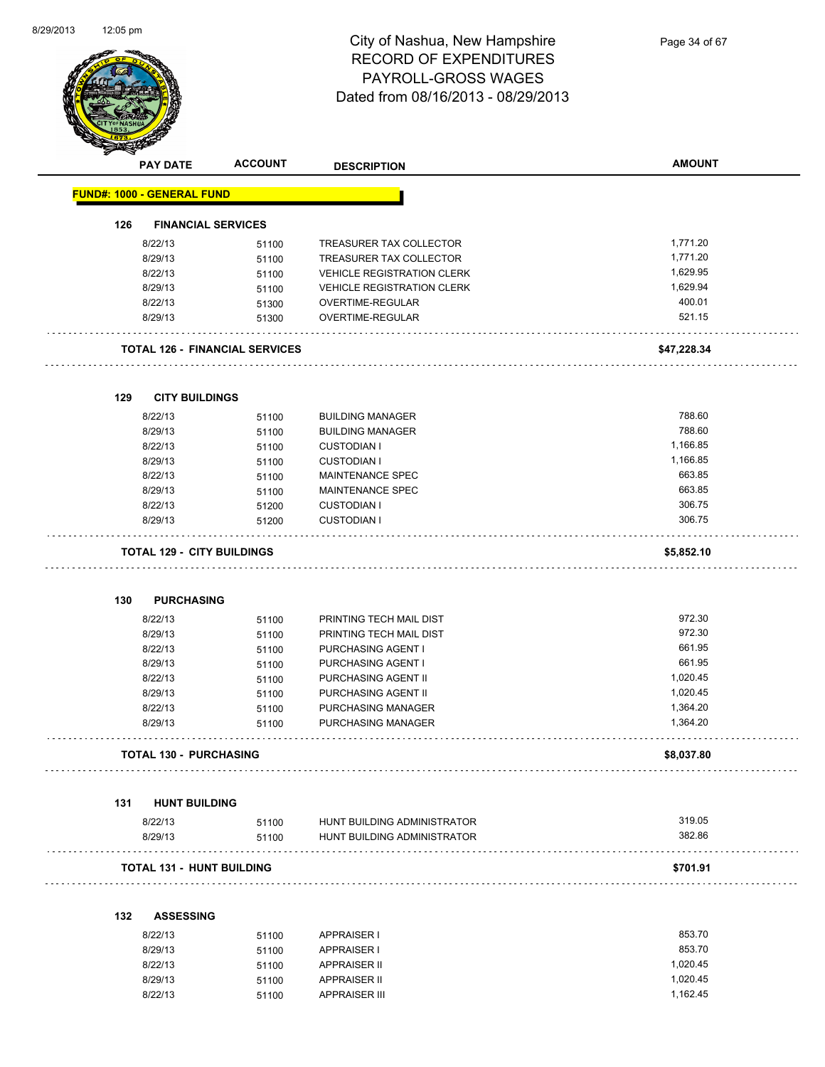# City of Nashua, New Hampshire
## RECORD OF EXPENDITURES
## PAYROLL-GROSS WAGES
## Dated from 08/16/2013 - 08/29/2013

| PAY DATE | ACCOUNT | DESCRIPTION | AMOUNT |
|---|---|---|---|
| **FUND#: 1000 - GENERAL FUND** | | | |
| **126 FINANCIAL SERVICES** | | | |
| 8/22/13 | 51100 | TREASURER TAX COLLECTOR | 1,771.20 |
| 8/29/13 | 51100 | TREASURER TAX COLLECTOR | 1,771.20 |
| 8/22/13 | 51100 | VEHICLE REGISTRATION CLERK | 1,629.95 |
| 8/29/13 | 51100 | VEHICLE REGISTRATION CLERK | 1,629.94 |
| 8/22/13 | 51300 | OVERTIME-REGULAR | 400.01 |
| 8/29/13 | 51300 | OVERTIME-REGULAR | 521.15 |
| **TOTAL 126 - FINANCIAL SERVICES** | | | **$47,228.34** |
| **129 CITY BUILDINGS** | | | |
| 8/22/13 | 51100 | BUILDING MANAGER | 788.60 |
| 8/29/13 | 51100 | BUILDING MANAGER | 788.60 |
| 8/22/13 | 51100 | CUSTODIAN I | 1,166.85 |
| 8/29/13 | 51100 | CUSTODIAN I | 1,166.85 |
| 8/22/13 | 51100 | MAINTENANCE SPEC | 663.85 |
| 8/29/13 | 51100 | MAINTENANCE SPEC | 663.85 |
| 8/22/13 | 51200 | CUSTODIAN I | 306.75 |
| 8/29/13 | 51200 | CUSTODIAN I | 306.75 |
| **TOTAL 129 - CITY BUILDINGS** | | | **$5,852.10** |
| **130 PURCHASING** | | | |
| 8/22/13 | 51100 | PRINTING TECH MAIL DIST | 972.30 |
| 8/29/13 | 51100 | PRINTING TECH MAIL DIST | 972.30 |
| 8/22/13 | 51100 | PURCHASING AGENT I | 661.95 |
| 8/29/13 | 51100 | PURCHASING AGENT I | 661.95 |
| 8/22/13 | 51100 | PURCHASING AGENT II | 1,020.45 |
| 8/29/13 | 51100 | PURCHASING AGENT II | 1,020.45 |
| 8/22/13 | 51100 | PURCHASING MANAGER | 1,364.20 |
| 8/29/13 | 51100 | PURCHASING MANAGER | 1,364.20 |
| **TOTAL 130 - PURCHASING** | | | **$8,037.80** |
| **131 HUNT BUILDING** | | | |
| 8/22/13 | 51100 | HUNT BUILDING ADMINISTRATOR | 319.05 |
| 8/29/13 | 51100 | HUNT BUILDING ADMINISTRATOR | 382.86 |
| **TOTAL 131 - HUNT BUILDING** | | | **$701.91** |
| **132 ASSESSING** | | | |
| 8/22/13 | 51100 | APPRAISER I | 853.70 |
| 8/29/13 | 51100 | APPRAISER I | 853.70 |
| 8/22/13 | 51100 | APPRAISER II | 1,020.45 |
| 8/29/13 | 51100 | APPRAISER II | 1,020.45 |
| 8/22/13 | 51100 | APPRAISER III | 1,162.45 |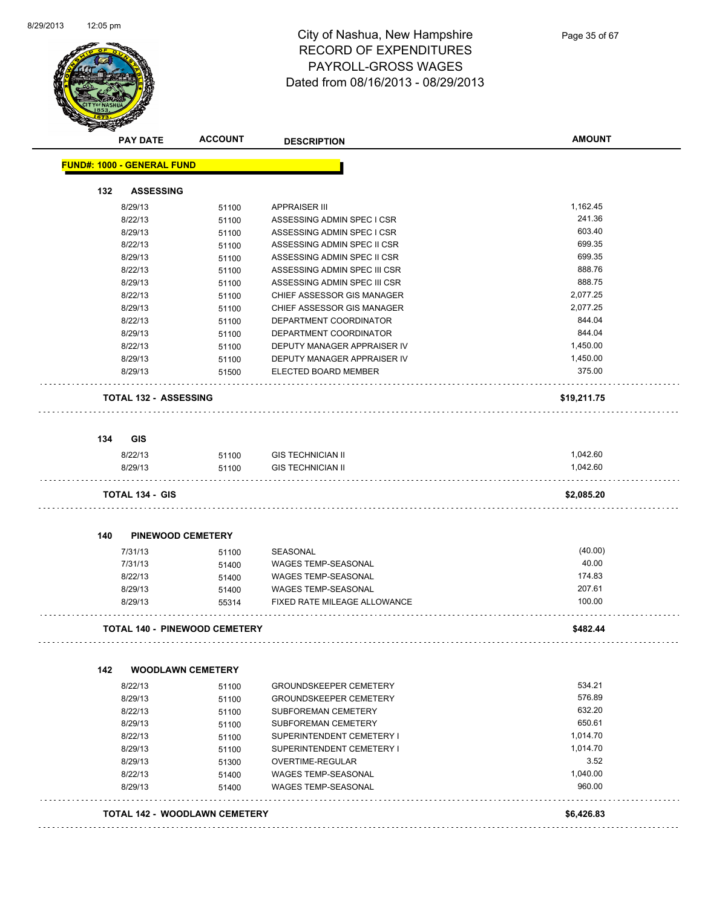# City of Nashua, New Hampshire
## RECORD OF EXPENDITURES
## PAYROLL-GROSS WAGES
## Dated from 08/16/2013 - 08/29/2013

| PAY DATE | ACCOUNT | DESCRIPTION | AMOUNT |
|---|---|---|---|
| **FUND#: 1000 - GENERAL FUND** | | | |
| **132 ASSESSING** | | | |
| 8/29/13 | 51100 | APPRAISER III | 1,162.45 |
| 8/22/13 | 51100 | ASSESSING ADMIN SPEC I CSR | 241.36 |
| 8/29/13 | 51100 | ASSESSING ADMIN SPEC I CSR | 603.40 |
| 8/22/13 | 51100 | ASSESSING ADMIN SPEC II CSR | 699.35 |
| 8/29/13 | 51100 | ASSESSING ADMIN SPEC II CSR | 699.35 |
| 8/22/13 | 51100 | ASSESSING ADMIN SPEC III CSR | 888.76 |
| 8/29/13 | 51100 | ASSESSING ADMIN SPEC III CSR | 888.75 |
| 8/22/13 | 51100 | CHIEF ASSESSOR GIS MANAGER | 2,077.25 |
| 8/29/13 | 51100 | CHIEF ASSESSOR GIS MANAGER | 2,077.25 |
| 8/22/13 | 51100 | DEPARTMENT COORDINATOR | 844.04 |
| 8/29/13 | 51100 | DEPARTMENT COORDINATOR | 844.04 |
| 8/22/13 | 51100 | DEPUTY MANAGER APPRAISER IV | 1,450.00 |
| 8/29/13 | 51100 | DEPUTY MANAGER APPRAISER IV | 1,450.00 |
| 8/29/13 | 51500 | ELECTED BOARD MEMBER | 375.00 |
| **TOTAL 132 - ASSESSING** | | | **$19,211.75** |
| **134 GIS** | | | |
| 8/22/13 | 51100 | GIS TECHNICIAN II | 1,042.60 |
| 8/29/13 | 51100 | GIS TECHNICIAN II | 1,042.60 |
| **TOTAL 134 - GIS** | | | **$2,085.20** |
| **140 PINEWOOD CEMETERY** | | | |
| 7/31/13 | 51100 | SEASONAL | (40.00) |
| 7/31/13 | 51400 | WAGES TEMP-SEASONAL | 40.00 |
| 8/22/13 | 51400 | WAGES TEMP-SEASONAL | 174.83 |
| 8/29/13 | 51400 | WAGES TEMP-SEASONAL | 207.61 |
| 8/29/13 | 55314 | FIXED RATE MILEAGE ALLOWANCE | 100.00 |
| **TOTAL 140 - PINEWOOD CEMETERY** | | | **$482.44** |
| **142 WOODLAWN CEMETERY** | | | |
| 8/22/13 | 51100 | GROUNDSKEEPER CEMETERY | 534.21 |
| 8/29/13 | 51100 | GROUNDSKEEPER CEMETERY | 576.89 |
| 8/22/13 | 51100 | SUBFOREMAN CEMETERY | 632.20 |
| 8/29/13 | 51100 | SUBFOREMAN CEMETERY | 650.61 |
| 8/22/13 | 51100 | SUPERINTENDENT CEMETERY I | 1,014.70 |
| 8/29/13 | 51100 | SUPERINTENDENT CEMETERY I | 1,014.70 |
| 8/29/13 | 51300 | OVERTIME-REGULAR | 3.52 |
| 8/22/13 | 51400 | WAGES TEMP-SEASONAL | 1,040.00 |
| 8/29/13 | 51400 | WAGES TEMP-SEASONAL | 960.00 |
| **TOTAL 142 - WOODLAWN CEMETERY** | | | **$6,426.83** |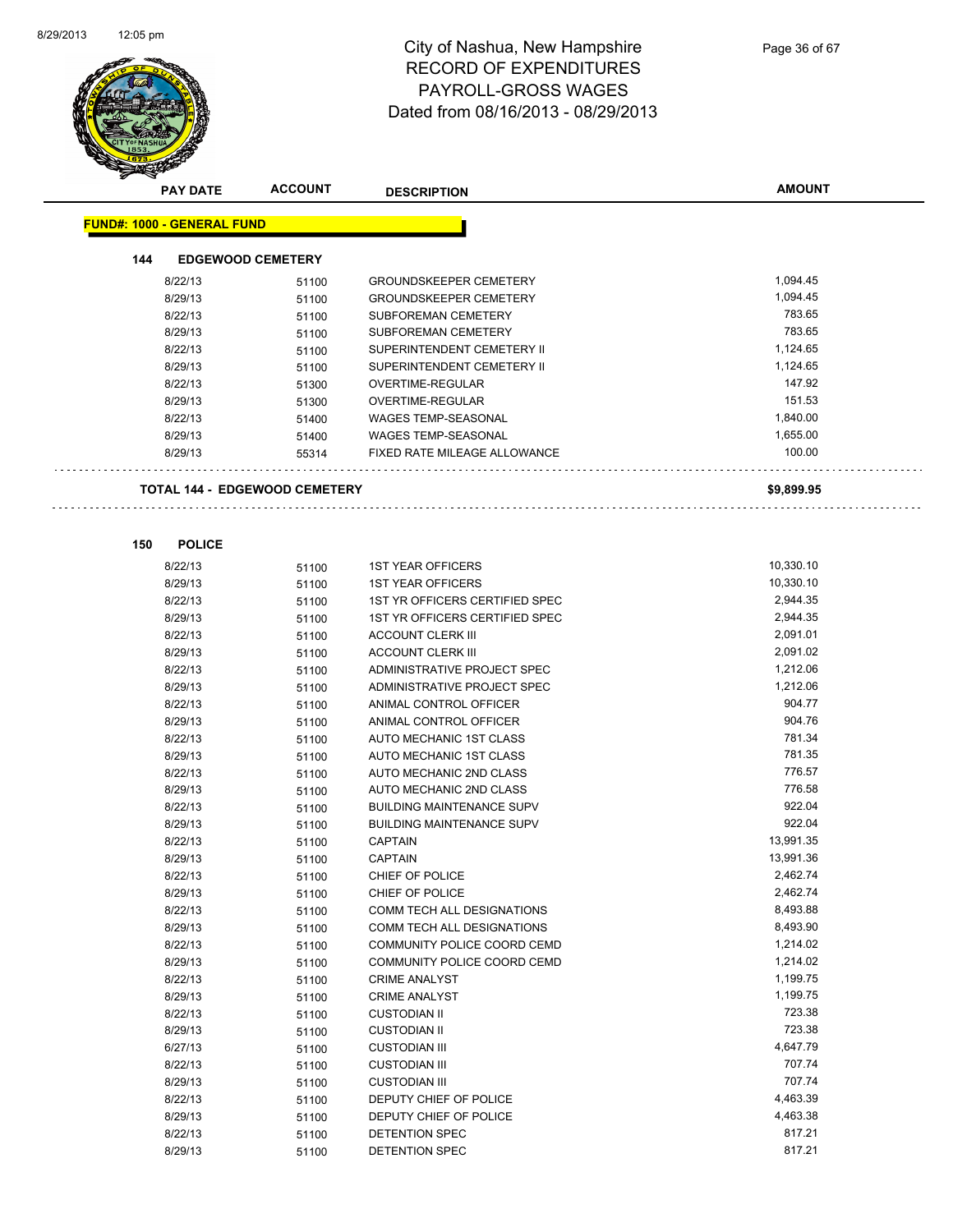# City of Nashua, New Hampshire
## RECORD OF EXPENDITURES
## PAYROLL-GROSS WAGES
## Dated from 08/16/2013 - 08/29/2013

| PAY DATE | ACCOUNT | DESCRIPTION | AMOUNT |
|---|---|---|---|

**FUND#: 1000 - GENERAL FUND**

**144 EDGEWOOD CEMETERY**

| PAY DATE | ACCOUNT | DESCRIPTION | AMOUNT |
|---|---|---|---|
| 8/22/13 | 51100 | GROUNDSKEEPER CEMETERY | 1,094.45 |
| 8/29/13 | 51100 | GROUNDSKEEPER CEMETERY | 1,094.45 |
| 8/22/13 | 51100 | SUBFOREMAN CEMETERY | 783.65 |
| 8/29/13 | 51100 | SUBFOREMAN CEMETERY | 783.65 |
| 8/22/13 | 51100 | SUPERINTENDENT CEMETERY II | 1,124.65 |
| 8/29/13 | 51100 | SUPERINTENDENT CEMETERY II | 1,124.65 |
| 8/22/13 | 51300 | OVERTIME-REGULAR | 147.92 |
| 8/29/13 | 51300 | OVERTIME-REGULAR | 151.53 |
| 8/22/13 | 51400 | WAGES TEMP-SEASONAL | 1,840.00 |
| 8/29/13 | 51400 | WAGES TEMP-SEASONAL | 1,655.00 |
| 8/29/13 | 55314 | FIXED RATE MILEAGE ALLOWANCE | 100.00 |

**TOTAL 144 - EDGEWOOD CEMETERY** **$9,899.95**

**150 POLICE**

| PAY DATE | ACCOUNT | DESCRIPTION | AMOUNT |
|---|---|---|---|
| 8/22/13 | 51100 | 1ST YEAR OFFICERS | 10,330.10 |
| 8/29/13 | 51100 | 1ST YEAR OFFICERS | 10,330.10 |
| 8/22/13 | 51100 | 1ST YR OFFICERS CERTIFIED SPEC | 2,944.35 |
| 8/29/13 | 51100 | 1ST YR OFFICERS CERTIFIED SPEC | 2,944.35 |
| 8/22/13 | 51100 | ACCOUNT CLERK III | 2,091.01 |
| 8/29/13 | 51100 | ACCOUNT CLERK III | 2,091.02 |
| 8/22/13 | 51100 | ADMINISTRATIVE PROJECT SPEC | 1,212.06 |
| 8/29/13 | 51100 | ADMINISTRATIVE PROJECT SPEC | 1,212.06 |
| 8/22/13 | 51100 | ANIMAL CONTROL OFFICER | 904.77 |
| 8/29/13 | 51100 | ANIMAL CONTROL OFFICER | 904.76 |
| 8/22/13 | 51100 | AUTO MECHANIC 1ST CLASS | 781.34 |
| 8/29/13 | 51100 | AUTO MECHANIC 1ST CLASS | 781.35 |
| 8/22/13 | 51100 | AUTO MECHANIC 2ND CLASS | 776.57 |
| 8/29/13 | 51100 | AUTO MECHANIC 2ND CLASS | 776.58 |
| 8/22/13 | 51100 | BUILDING MAINTENANCE SUPV | 922.04 |
| 8/29/13 | 51100 | BUILDING MAINTENANCE SUPV | 922.04 |
| 8/22/13 | 51100 | CAPTAIN | 13,991.35 |
| 8/29/13 | 51100 | CAPTAIN | 13,991.36 |
| 8/22/13 | 51100 | CHIEF OF POLICE | 2,462.74 |
| 8/29/13 | 51100 | CHIEF OF POLICE | 2,462.74 |
| 8/22/13 | 51100 | COMM TECH ALL DESIGNATIONS | 8,493.88 |
| 8/29/13 | 51100 | COMM TECH ALL DESIGNATIONS | 8,493.90 |
| 8/22/13 | 51100 | COMMUNITY POLICE COORD CEMD | 1,214.02 |
| 8/29/13 | 51100 | COMMUNITY POLICE COORD CEMD | 1,214.02 |
| 8/22/13 | 51100 | CRIME ANALYST | 1,199.75 |
| 8/29/13 | 51100 | CRIME ANALYST | 1,199.75 |
| 8/22/13 | 51100 | CUSTODIAN II | 723.38 |
| 8/29/13 | 51100 | CUSTODIAN II | 723.38 |
| 6/27/13 | 51100 | CUSTODIAN III | 4,647.79 |
| 8/22/13 | 51100 | CUSTODIAN III | 707.74 |
| 8/29/13 | 51100 | CUSTODIAN III | 707.74 |
| 8/22/13 | 51100 | DEPUTY CHIEF OF POLICE | 4,463.39 |
| 8/29/13 | 51100 | DEPUTY CHIEF OF POLICE | 4,463.38 |
| 8/22/13 | 51100 | DETENTION SPEC | 817.21 |
| 8/29/13 | 51100 | DETENTION SPEC | 817.21 |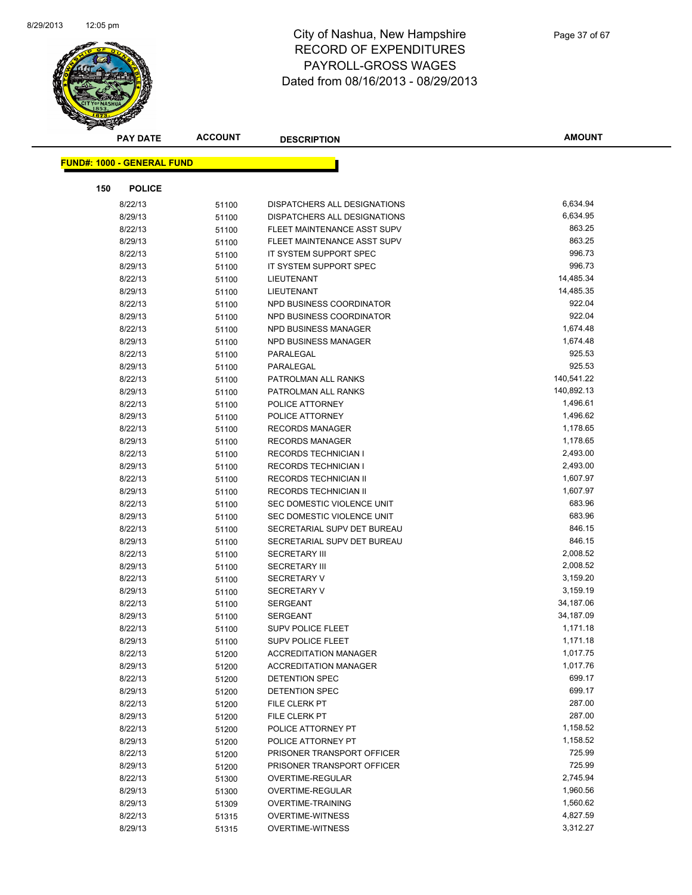# City of Nashua, New Hampshire
## RECORD OF EXPENDITURES
## PAYROLL-GROSS WAGES
## Dated from 08/16/2013 - 08/29/2013

| PAY DATE | ACCOUNT | DESCRIPTION | AMOUNT |
|---|---|---|---|

**FUND#: 1000 - GENERAL FUND**

**150 POLICE**

| PAY DATE | ACCOUNT | DESCRIPTION | AMOUNT |
|---|---|---|---|
| 8/22/13 | 51100 | DISPATCHERS ALL DESIGNATIONS | 6,634.94 |
| 8/29/13 | 51100 | DISPATCHERS ALL DESIGNATIONS | 6,634.95 |
| 8/22/13 | 51100 | FLEET MAINTENANCE ASST SUPV | 863.25 |
| 8/29/13 | 51100 | FLEET MAINTENANCE ASST SUPV | 863.25 |
| 8/22/13 | 51100 | IT SYSTEM SUPPORT SPEC | 996.73 |
| 8/29/13 | 51100 | IT SYSTEM SUPPORT SPEC | 996.73 |
| 8/22/13 | 51100 | LIEUTENANT | 14,485.34 |
| 8/29/13 | 51100 | LIEUTENANT | 14,485.35 |
| 8/22/13 | 51100 | NPD BUSINESS COORDINATOR | 922.04 |
| 8/29/13 | 51100 | NPD BUSINESS COORDINATOR | 922.04 |
| 8/22/13 | 51100 | NPD BUSINESS MANAGER | 1,674.48 |
| 8/29/13 | 51100 | NPD BUSINESS MANAGER | 1,674.48 |
| 8/22/13 | 51100 | PARALEGAL | 925.53 |
| 8/29/13 | 51100 | PARALEGAL | 925.53 |
| 8/22/13 | 51100 | PATROLMAN ALL RANKS | 140,541.22 |
| 8/29/13 | 51100 | PATROLMAN ALL RANKS | 140,892.13 |
| 8/22/13 | 51100 | POLICE ATTORNEY | 1,496.61 |
| 8/29/13 | 51100 | POLICE ATTORNEY | 1,496.62 |
| 8/22/13 | 51100 | RECORDS MANAGER | 1,178.65 |
| 8/29/13 | 51100 | RECORDS MANAGER | 1,178.65 |
| 8/22/13 | 51100 | RECORDS TECHNICIAN I | 2,493.00 |
| 8/29/13 | 51100 | RECORDS TECHNICIAN I | 2,493.00 |
| 8/22/13 | 51100 | RECORDS TECHNICIAN II | 1,607.97 |
| 8/29/13 | 51100 | RECORDS TECHNICIAN II | 1,607.97 |
| 8/22/13 | 51100 | SEC DOMESTIC VIOLENCE UNIT | 683.96 |
| 8/29/13 | 51100 | SEC DOMESTIC VIOLENCE UNIT | 683.96 |
| 8/22/13 | 51100 | SECRETARIAL SUPV DET BUREAU | 846.15 |
| 8/29/13 | 51100 | SECRETARIAL SUPV DET BUREAU | 846.15 |
| 8/22/13 | 51100 | SECRETARY III | 2,008.52 |
| 8/29/13 | 51100 | SECRETARY III | 2,008.52 |
| 8/22/13 | 51100 | SECRETARY V | 3,159.20 |
| 8/29/13 | 51100 | SECRETARY V | 3,159.19 |
| 8/22/13 | 51100 | SERGEANT | 34,187.06 |
| 8/29/13 | 51100 | SERGEANT | 34,187.09 |
| 8/22/13 | 51100 | SUPV POLICE FLEET | 1,171.18 |
| 8/29/13 | 51100 | SUPV POLICE FLEET | 1,171.18 |
| 8/22/13 | 51200 | ACCREDITATION MANAGER | 1,017.75 |
| 8/29/13 | 51200 | ACCREDITATION MANAGER | 1,017.76 |
| 8/22/13 | 51200 | DETENTION SPEC | 699.17 |
| 8/29/13 | 51200 | DETENTION SPEC | 699.17 |
| 8/22/13 | 51200 | FILE CLERK PT | 287.00 |
| 8/29/13 | 51200 | FILE CLERK PT | 287.00 |
| 8/22/13 | 51200 | POLICE ATTORNEY PT | 1,158.52 |
| 8/29/13 | 51200 | POLICE ATTORNEY PT | 1,158.52 |
| 8/22/13 | 51200 | PRISONER TRANSPORT OFFICER | 725.99 |
| 8/29/13 | 51200 | PRISONER TRANSPORT OFFICER | 725.99 |
| 8/22/13 | 51300 | OVERTIME-REGULAR | 2,745.94 |
| 8/29/13 | 51300 | OVERTIME-REGULAR | 1,960.56 |
| 8/29/13 | 51309 | OVERTIME-TRAINING | 1,560.62 |
| 8/22/13 | 51315 | OVERTIME-WITNESS | 4,827.59 |
| 8/29/13 | 51315 | OVERTIME-WITNESS | 3,312.27 |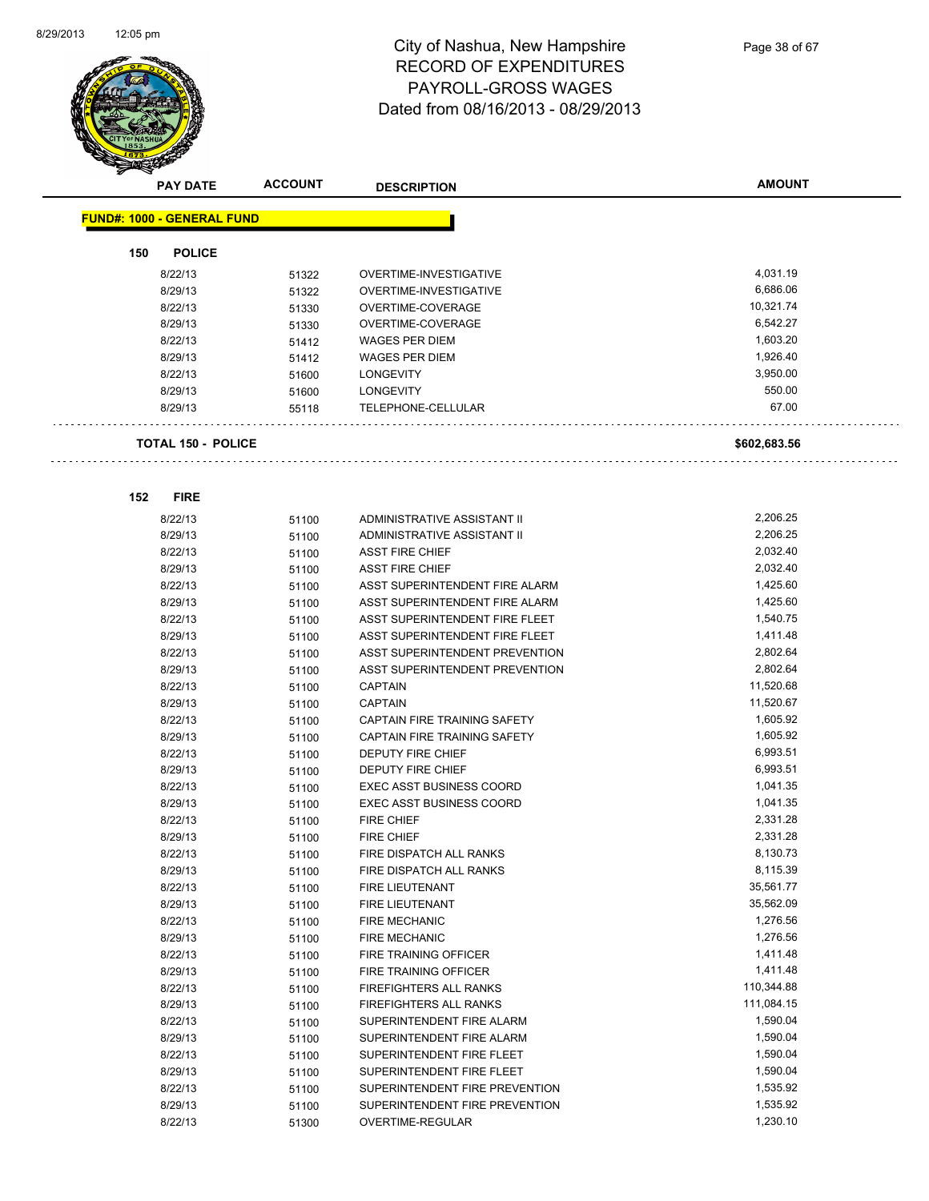# City of Nashua, New Hampshire
## RECORD OF EXPENDITURES
## PAYROLL-GROSS WAGES
## Dated from 08/16/2013 - 08/29/2013

| PAY DATE | ACCOUNT | DESCRIPTION | AMOUNT |
|---|---|---|---|

**FUND#: 1000 - GENERAL FUND**

**150 POLICE**

| PAY DATE | ACCOUNT | DESCRIPTION | AMOUNT |
|---|---|---|---|
| 8/22/13 | 51322 | OVERTIME-INVESTIGATIVE | 4,031.19 |
| 8/29/13 | 51322 | OVERTIME-INVESTIGATIVE | 6,686.06 |
| 8/22/13 | 51330 | OVERTIME-COVERAGE | 10,321.74 |
| 8/29/13 | 51330 | OVERTIME-COVERAGE | 6,542.27 |
| 8/22/13 | 51412 | WAGES PER DIEM | 1,603.20 |
| 8/29/13 | 51412 | WAGES PER DIEM | 1,926.40 |
| 8/22/13 | 51600 | LONGEVITY | 3,950.00 |
| 8/29/13 | 51600 | LONGEVITY | 550.00 |
| 8/29/13 | 55118 | TELEPHONE-CELLULAR | 67.00 |

**TOTAL 150 - POLICE** **$602,683.56**

**152 FIRE**

| PAY DATE | ACCOUNT | DESCRIPTION | AMOUNT |
|---|---|---|---|
| 8/22/13 | 51100 | ADMINISTRATIVE ASSISTANT II | 2,206.25 |
| 8/29/13 | 51100 | ADMINISTRATIVE ASSISTANT II | 2,206.25 |
| 8/22/13 | 51100 | ASST FIRE CHIEF | 2,032.40 |
| 8/29/13 | 51100 | ASST FIRE CHIEF | 2,032.40 |
| 8/22/13 | 51100 | ASST SUPERINTENDENT FIRE ALARM | 1,425.60 |
| 8/29/13 | 51100 | ASST SUPERINTENDENT FIRE ALARM | 1,425.60 |
| 8/22/13 | 51100 | ASST SUPERINTENDENT FIRE FLEET | 1,540.75 |
| 8/29/13 | 51100 | ASST SUPERINTENDENT FIRE FLEET | 1,411.48 |
| 8/22/13 | 51100 | ASST SUPERINTENDENT PREVENTION | 2,802.64 |
| 8/29/13 | 51100 | ASST SUPERINTENDENT PREVENTION | 2,802.64 |
| 8/22/13 | 51100 | CAPTAIN | 11,520.68 |
| 8/29/13 | 51100 | CAPTAIN | 11,520.67 |
| 8/22/13 | 51100 | CAPTAIN FIRE TRAINING SAFETY | 1,605.92 |
| 8/29/13 | 51100 | CAPTAIN FIRE TRAINING SAFETY | 1,605.92 |
| 8/22/13 | 51100 | DEPUTY FIRE CHIEF | 6,993.51 |
| 8/29/13 | 51100 | DEPUTY FIRE CHIEF | 6,993.51 |
| 8/22/13 | 51100 | EXEC ASST BUSINESS COORD | 1,041.35 |
| 8/29/13 | 51100 | EXEC ASST BUSINESS COORD | 1,041.35 |
| 8/22/13 | 51100 | FIRE CHIEF | 2,331.28 |
| 8/29/13 | 51100 | FIRE CHIEF | 2,331.28 |
| 8/22/13 | 51100 | FIRE DISPATCH ALL RANKS | 8,130.73 |
| 8/29/13 | 51100 | FIRE DISPATCH ALL RANKS | 8,115.39 |
| 8/22/13 | 51100 | FIRE LIEUTENANT | 35,561.77 |
| 8/29/13 | 51100 | FIRE LIEUTENANT | 35,562.09 |
| 8/22/13 | 51100 | FIRE MECHANIC | 1,276.56 |
| 8/29/13 | 51100 | FIRE MECHANIC | 1,276.56 |
| 8/22/13 | 51100 | FIRE TRAINING OFFICER | 1,411.48 |
| 8/29/13 | 51100 | FIRE TRAINING OFFICER | 1,411.48 |
| 8/22/13 | 51100 | FIREFIGHTERS ALL RANKS | 110,344.88 |
| 8/29/13 | 51100 | FIREFIGHTERS ALL RANKS | 111,084.15 |
| 8/22/13 | 51100 | SUPERINTENDENT FIRE ALARM | 1,590.04 |
| 8/29/13 | 51100 | SUPERINTENDENT FIRE ALARM | 1,590.04 |
| 8/22/13 | 51100 | SUPERINTENDENT FIRE FLEET | 1,590.04 |
| 8/29/13 | 51100 | SUPERINTENDENT FIRE FLEET | 1,590.04 |
| 8/22/13 | 51100 | SUPERINTENDENT FIRE PREVENTION | 1,535.92 |
| 8/29/13 | 51100 | SUPERINTENDENT FIRE PREVENTION | 1,535.92 |
| 8/22/13 | 51300 | OVERTIME-REGULAR | 1,230.10 |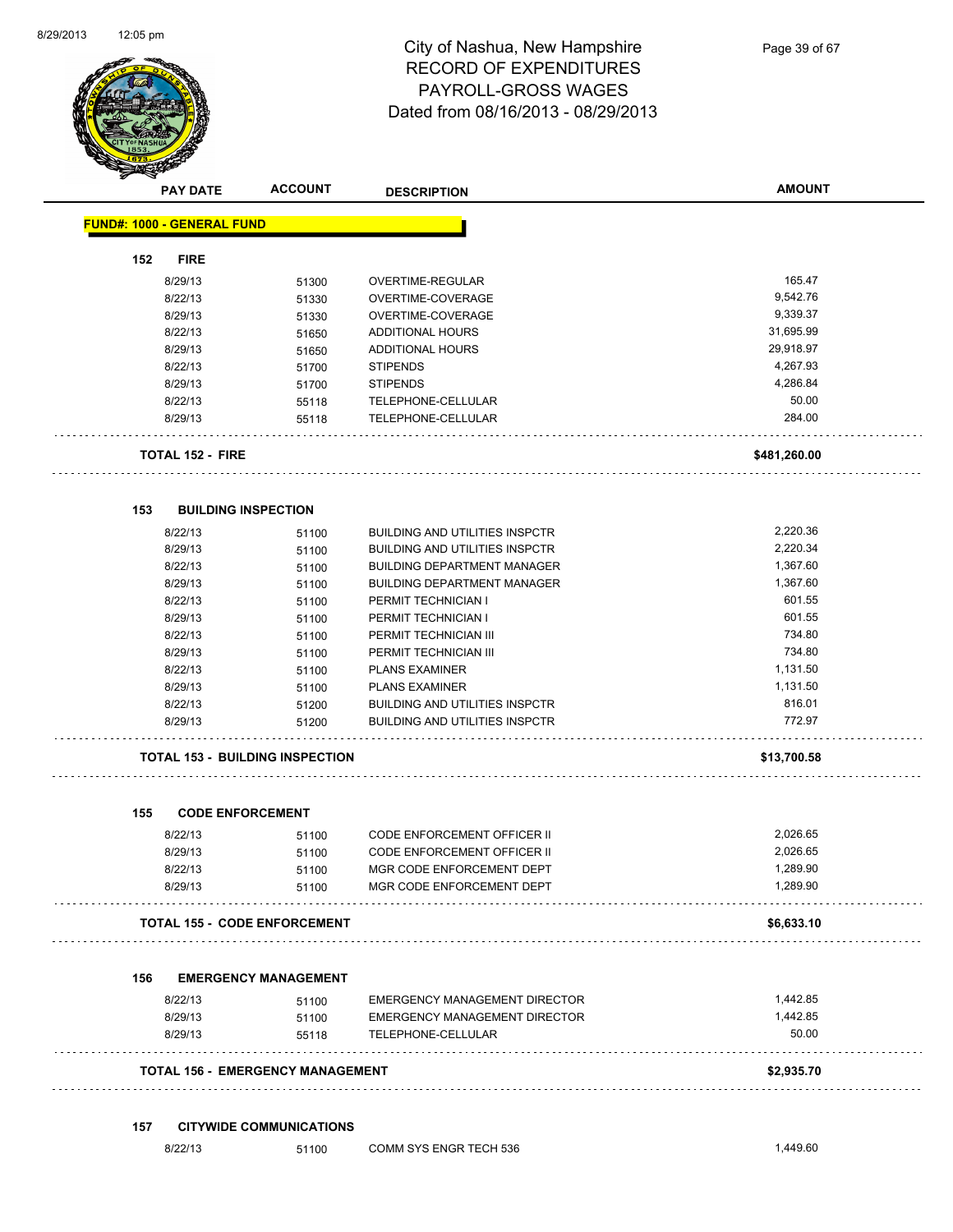# City of Nashua, New Hampshire
## RECORD OF EXPENDITURES
## PAYROLL-GROSS WAGES
Dated from 08/16/2013 - 08/29/2013

| PAY DATE | ACCOUNT | DESCRIPTION | AMOUNT |
|---|---|---|---|

**FUND#: 1000 - GENERAL FUND**

**152 FIRE**

| PAY DATE | ACCOUNT | DESCRIPTION | AMOUNT |
|---|---|---|---|
| 8/29/13 | 51300 | OVERTIME-REGULAR | 165.47 |
| 8/22/13 | 51330 | OVERTIME-COVERAGE | 9,542.76 |
| 8/29/13 | 51330 | OVERTIME-COVERAGE | 9,339.37 |
| 8/22/13 | 51650 | ADDITIONAL HOURS | 31,695.99 |
| 8/29/13 | 51650 | ADDITIONAL HOURS | 29,918.97 |
| 8/22/13 | 51700 | STIPENDS | 4,267.93 |
| 8/29/13 | 51700 | STIPENDS | 4,286.84 |
| 8/22/13 | 55118 | TELEPHONE-CELLULAR | 50.00 |
| 8/29/13 | 55118 | TELEPHONE-CELLULAR | 284.00 |
| **TOTAL 152 - FIRE** | | | **\$481,260.00** |

**153 BUILDING INSPECTION**

| PAY DATE | ACCOUNT | DESCRIPTION | AMOUNT |
|---|---|---|---|
| 8/22/13 | 51100 | BUILDING AND UTILITIES INSPCTR | 2,220.36 |
| 8/29/13 | 51100 | BUILDING AND UTILITIES INSPCTR | 2,220.34 |
| 8/22/13 | 51100 | BUILDING DEPARTMENT MANAGER | 1,367.60 |
| 8/29/13 | 51100 | BUILDING DEPARTMENT MANAGER | 1,367.60 |
| 8/22/13 | 51100 | PERMIT TECHNICIAN I | 601.55 |
| 8/29/13 | 51100 | PERMIT TECHNICIAN I | 601.55 |
| 8/22/13 | 51100 | PERMIT TECHNICIAN III | 734.80 |
| 8/29/13 | 51100 | PERMIT TECHNICIAN III | 734.80 |
| 8/22/13 | 51100 | PLANS EXAMINER | 1,131.50 |
| 8/29/13 | 51100 | PLANS EXAMINER | 1,131.50 |
| 8/22/13 | 51200 | BUILDING AND UTILITIES INSPCTR | 816.01 |
| 8/29/13 | 51200 | BUILDING AND UTILITIES INSPCTR | 772.97 |
| **TOTAL 153 - BUILDING INSPECTION** | | | **\$13,700.58** |

**155 CODE ENFORCEMENT**

| PAY DATE | ACCOUNT | DESCRIPTION | AMOUNT |
|---|---|---|---|
| 8/22/13 | 51100 | CODE ENFORCEMENT OFFICER II | 2,026.65 |
| 8/29/13 | 51100 | CODE ENFORCEMENT OFFICER II | 2,026.65 |
| 8/22/13 | 51100 | MGR CODE ENFORCEMENT DEPT | 1,289.90 |
| 8/29/13 | 51100 | MGR CODE ENFORCEMENT DEPT | 1,289.90 |
| **TOTAL 155 - CODE ENFORCEMENT** | | | **\$6,633.10** |

**156 EMERGENCY MANAGEMENT**

| PAY DATE | ACCOUNT | DESCRIPTION | AMOUNT |
|---|---|---|---|
| 8/22/13 | 51100 | EMERGENCY MANAGEMENT DIRECTOR | 1,442.85 |
| 8/29/13 | 51100 | EMERGENCY MANAGEMENT DIRECTOR | 1,442.85 |
| 8/29/13 | 55118 | TELEPHONE-CELLULAR | 50.00 |
| **TOTAL 156 - EMERGENCY MANAGEMENT** | | | **\$2,935.70** |

**157 CITYWIDE COMMUNICATIONS**

| PAY DATE | ACCOUNT | DESCRIPTION | AMOUNT |
|---|---|---|---|
| 8/22/13 | 51100 | COMM SYS ENGR TECH 536 | 1,449.60 |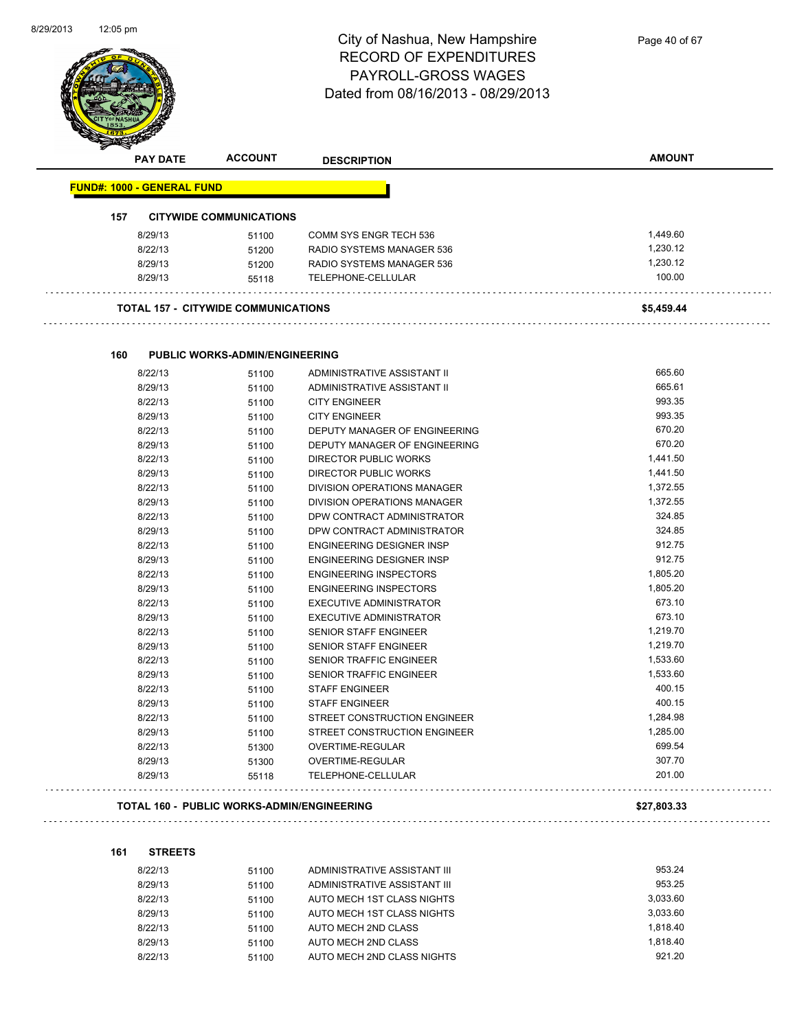# City of Nashua, New Hampshire
## RECORD OF EXPENDITURES
## PAYROLL-GROSS WAGES
## Dated from 08/16/2013 - 08/29/2013

| PAY DATE | ACCOUNT | DESCRIPTION | AMOUNT |
|---|---|---|---|
| **FUND#: 1000 - GENERAL FUND** | | | |
| **157 CITYWIDE COMMUNICATIONS** | | | |
| 8/29/13 | 51100 | COMM SYS ENGR TECH 536 | 1,449.60 |
| 8/22/13 | 51200 | RADIO SYSTEMS MANAGER 536 | 1,230.12 |
| 8/29/13 | 51200 | RADIO SYSTEMS MANAGER 536 | 1,230.12 |
| 8/29/13 | 55118 | TELEPHONE-CELLULAR | 100.00 |
| **TOTAL 157 - CITYWIDE COMMUNICATIONS** | | | **$5,459.44** |
| **160 PUBLIC WORKS-ADMIN/ENGINEERING** | | | |
| 8/22/13 | 51100 | ADMINISTRATIVE ASSISTANT II | 665.60 |
| 8/29/13 | 51100 | ADMINISTRATIVE ASSISTANT II | 665.61 |
| 8/22/13 | 51100 | CITY ENGINEER | 993.35 |
| 8/29/13 | 51100 | CITY ENGINEER | 993.35 |
| 8/22/13 | 51100 | DEPUTY MANAGER OF ENGINEERING | 670.20 |
| 8/29/13 | 51100 | DEPUTY MANAGER OF ENGINEERING | 670.20 |
| 8/22/13 | 51100 | DIRECTOR PUBLIC WORKS | 1,441.50 |
| 8/29/13 | 51100 | DIRECTOR PUBLIC WORKS | 1,441.50 |
| 8/22/13 | 51100 | DIVISION OPERATIONS MANAGER | 1,372.55 |
| 8/29/13 | 51100 | DIVISION OPERATIONS MANAGER | 1,372.55 |
| 8/22/13 | 51100 | DPW CONTRACT ADMINISTRATOR | 324.85 |
| 8/29/13 | 51100 | DPW CONTRACT ADMINISTRATOR | 324.85 |
| 8/22/13 | 51100 | ENGINEERING DESIGNER INSP | 912.75 |
| 8/29/13 | 51100 | ENGINEERING DESIGNER INSP | 912.75 |
| 8/22/13 | 51100 | ENGINEERING INSPECTORS | 1,805.20 |
| 8/29/13 | 51100 | ENGINEERING INSPECTORS | 1,805.20 |
| 8/22/13 | 51100 | EXECUTIVE ADMINISTRATOR | 673.10 |
| 8/29/13 | 51100 | EXECUTIVE ADMINISTRATOR | 673.10 |
| 8/22/13 | 51100 | SENIOR STAFF ENGINEER | 1,219.70 |
| 8/29/13 | 51100 | SENIOR STAFF ENGINEER | 1,219.70 |
| 8/22/13 | 51100 | SENIOR TRAFFIC ENGINEER | 1,533.60 |
| 8/29/13 | 51100 | SENIOR TRAFFIC ENGINEER | 1,533.60 |
| 8/22/13 | 51100 | STAFF ENGINEER | 400.15 |
| 8/29/13 | 51100 | STAFF ENGINEER | 400.15 |
| 8/22/13 | 51100 | STREET CONSTRUCTION ENGINEER | 1,284.98 |
| 8/29/13 | 51100 | STREET CONSTRUCTION ENGINEER | 1,285.00 |
| 8/22/13 | 51300 | OVERTIME-REGULAR | 699.54 |
| 8/29/13 | 51300 | OVERTIME-REGULAR | 307.70 |
| 8/29/13 | 55118 | TELEPHONE-CELLULAR | 201.00 |
| **TOTAL 160 - PUBLIC WORKS-ADMIN/ENGINEERING** | | | **$27,803.33** |
| **161 STREETS** | | | |
| 8/22/13 | 51100 | ADMINISTRATIVE ASSISTANT III | 953.24 |
| 8/29/13 | 51100 | ADMINISTRATIVE ASSISTANT III | 953.25 |
| 8/22/13 | 51100 | AUTO MECH 1ST CLASS NIGHTS | 3,033.60 |
| 8/29/13 | 51100 | AUTO MECH 1ST CLASS NIGHTS | 3,033.60 |
| 8/22/13 | 51100 | AUTO MECH 2ND CLASS | 1,818.40 |
| 8/29/13 | 51100 | AUTO MECH 2ND CLASS | 1,818.40 |
| 8/22/13 | 51100 | AUTO MECH 2ND CLASS NIGHTS | 921.20 |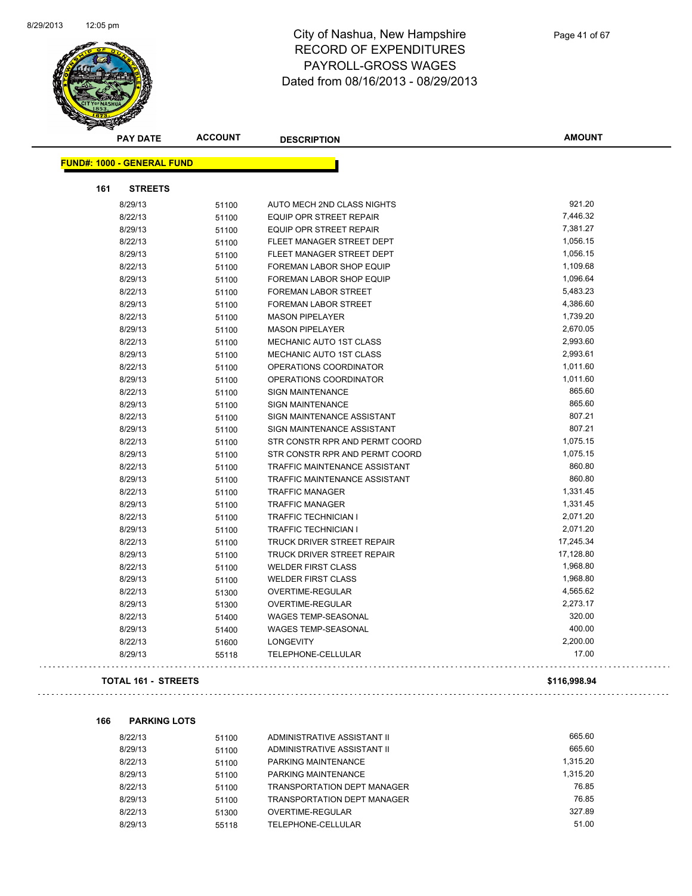# City of Nashua, New Hampshire
## RECORD OF EXPENDITURES
## PAYROLL-GROSS WAGES
## Dated from 08/16/2013 - 08/29/2013

**FUND#: 1000 - GENERAL FUND**

### 161 STREETS

| PAY DATE | ACCOUNT | DESCRIPTION | AMOUNT |
|---|---|---|---|
| 8/29/13 | 51100 | AUTO MECH 2ND CLASS NIGHTS | 921.20 |
| 8/22/13 | 51100 | EQUIP OPR STREET REPAIR | 7,446.32 |
| 8/29/13 | 51100 | EQUIP OPR STREET REPAIR | 7,381.27 |
| 8/22/13 | 51100 | FLEET MANAGER STREET DEPT | 1,056.15 |
| 8/29/13 | 51100 | FLEET MANAGER STREET DEPT | 1,056.15 |
| 8/22/13 | 51100 | FOREMAN LABOR SHOP EQUIP | 1,109.68 |
| 8/29/13 | 51100 | FOREMAN LABOR SHOP EQUIP | 1,096.64 |
| 8/22/13 | 51100 | FOREMAN LABOR STREET | 5,483.23 |
| 8/29/13 | 51100 | FOREMAN LABOR STREET | 4,386.60 |
| 8/22/13 | 51100 | MASON PIPELAYER | 1,739.20 |
| 8/29/13 | 51100 | MASON PIPELAYER | 2,670.05 |
| 8/22/13 | 51100 | MECHANIC AUTO 1ST CLASS | 2,993.60 |
| 8/29/13 | 51100 | MECHANIC AUTO 1ST CLASS | 2,993.61 |
| 8/22/13 | 51100 | OPERATIONS COORDINATOR | 1,011.60 |
| 8/29/13 | 51100 | OPERATIONS COORDINATOR | 1,011.60 |
| 8/22/13 | 51100 | SIGN MAINTENANCE | 865.60 |
| 8/29/13 | 51100 | SIGN MAINTENANCE | 865.60 |
| 8/22/13 | 51100 | SIGN MAINTENANCE ASSISTANT | 807.21 |
| 8/29/13 | 51100 | SIGN MAINTENANCE ASSISTANT | 807.21 |
| 8/22/13 | 51100 | STR CONSTR RPR AND PERMT COORD | 1,075.15 |
| 8/29/13 | 51100 | STR CONSTR RPR AND PERMT COORD | 1,075.15 |
| 8/22/13 | 51100 | TRAFFIC MAINTENANCE ASSISTANT | 860.80 |
| 8/29/13 | 51100 | TRAFFIC MAINTENANCE ASSISTANT | 860.80 |
| 8/22/13 | 51100 | TRAFFIC MANAGER | 1,331.45 |
| 8/29/13 | 51100 | TRAFFIC MANAGER | 1,331.45 |
| 8/22/13 | 51100 | TRAFFIC TECHNICIAN I | 2,071.20 |
| 8/29/13 | 51100 | TRAFFIC TECHNICIAN I | 2,071.20 |
| 8/22/13 | 51100 | TRUCK DRIVER STREET REPAIR | 17,245.34 |
| 8/29/13 | 51100 | TRUCK DRIVER STREET REPAIR | 17,128.80 |
| 8/22/13 | 51100 | WELDER FIRST CLASS | 1,968.80 |
| 8/29/13 | 51100 | WELDER FIRST CLASS | 1,968.80 |
| 8/22/13 | 51300 | OVERTIME-REGULAR | 4,565.62 |
| 8/29/13 | 51300 | OVERTIME-REGULAR | 2,273.17 |
| 8/22/13 | 51400 | WAGES TEMP-SEASONAL | 320.00 |
| 8/29/13 | 51400 | WAGES TEMP-SEASONAL | 400.00 |
| 8/22/13 | 51600 | LONGEVITY | 2,200.00 |
| 8/29/13 | 55118 | TELEPHONE-CELLULAR | 17.00 |

**TOTAL 161 - STREETS** **$116,998.94**

### 166 PARKING LOTS

| PAY DATE | ACCOUNT | DESCRIPTION | AMOUNT |
|---|---|---|---|
| 8/22/13 | 51100 | ADMINISTRATIVE ASSISTANT II | 665.60 |
| 8/29/13 | 51100 | ADMINISTRATIVE ASSISTANT II | 665.60 |
| 8/22/13 | 51100 | PARKING MAINTENANCE | 1,315.20 |
| 8/29/13 | 51100 | PARKING MAINTENANCE | 1,315.20 |
| 8/22/13 | 51100 | TRANSPORTATION DEPT MANAGER | 76.85 |
| 8/29/13 | 51100 | TRANSPORTATION DEPT MANAGER | 76.85 |
| 8/22/13 | 51300 | OVERTIME-REGULAR | 327.89 |
| 8/29/13 | 55118 | TELEPHONE-CELLULAR | 51.00 |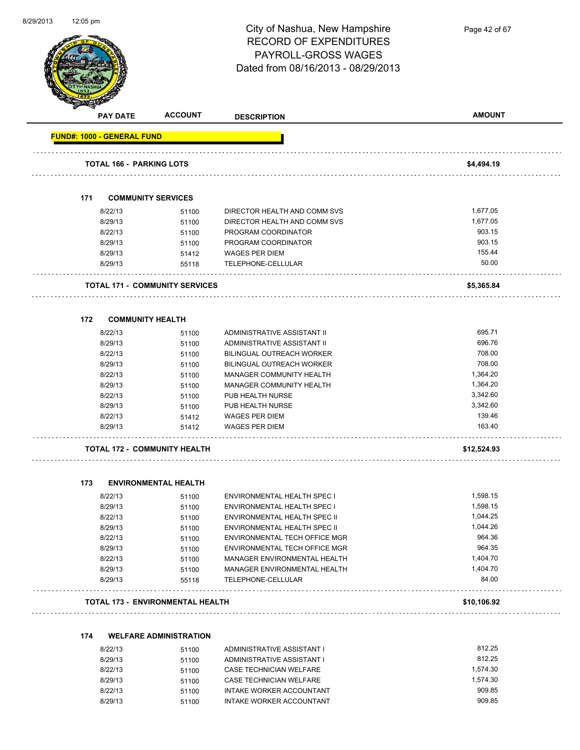# City of Nashua, New Hampshire
## RECORD OF EXPENDITURES
## PAYROLL-GROSS WAGES
## Dated from 08/16/2013 - 08/29/2013

| PAY DATE | ACCOUNT | DESCRIPTION | AMOUNT |
|---|---|---|---|
| **FUND#: 1000 - GENERAL FUND** | | | |
| **TOTAL 166 - PARKING LOTS** | | | **$4,494.19** |
| **171 COMMUNITY SERVICES** | | | |
| 8/22/13 | 51100 | DIRECTOR HEALTH AND COMM SVS | 1,677.05 |
| 8/29/13 | 51100 | DIRECTOR HEALTH AND COMM SVS | 1,677.05 |
| 8/22/13 | 51100 | PROGRAM COORDINATOR | 903.15 |
| 8/29/13 | 51100 | PROGRAM COORDINATOR | 903.15 |
| 8/29/13 | 51412 | WAGES PER DIEM | 155.44 |
| 8/29/13 | 55118 | TELEPHONE-CELLULAR | 50.00 |
| **TOTAL 171 - COMMUNITY SERVICES** | | | **$5,365.84** |
| **172 COMMUNITY HEALTH** | | | |
| 8/22/13 | 51100 | ADMINISTRATIVE ASSISTANT II | 695.71 |
| 8/29/13 | 51100 | ADMINISTRATIVE ASSISTANT II | 696.76 |
| 8/22/13 | 51100 | BILINGUAL OUTREACH WORKER | 708.00 |
| 8/29/13 | 51100 | BILINGUAL OUTREACH WORKER | 708.00 |
| 8/22/13 | 51100 | MANAGER COMMUNITY HEALTH | 1,364.20 |
| 8/29/13 | 51100 | MANAGER COMMUNITY HEALTH | 1,364.20 |
| 8/22/13 | 51100 | PUB HEALTH NURSE | 3,342.60 |
| 8/29/13 | 51100 | PUB HEALTH NURSE | 3,342.60 |
| 8/22/13 | 51412 | WAGES PER DIEM | 139.46 |
| 8/29/13 | 51412 | WAGES PER DIEM | 163.40 |
| **TOTAL 172 - COMMUNITY HEALTH** | | | **$12,524.93** |
| **173 ENVIRONMENTAL HEALTH** | | | |
| 8/22/13 | 51100 | ENVIRONMENTAL HEALTH SPEC I | 1,598.15 |
| 8/29/13 | 51100 | ENVIRONMENTAL HEALTH SPEC I | 1,598.15 |
| 8/22/13 | 51100 | ENVIRONMENTAL HEALTH SPEC II | 1,044.25 |
| 8/29/13 | 51100 | ENVIRONMENTAL HEALTH SPEC II | 1,044.26 |
| 8/22/13 | 51100 | ENVIRONMENTAL TECH OFFICE MGR | 964.36 |
| 8/29/13 | 51100 | ENVIRONMENTAL TECH OFFICE MGR | 964.35 |
| 8/22/13 | 51100 | MANAGER ENVIRONMENTAL HEALTH | 1,404.70 |
| 8/29/13 | 51100 | MANAGER ENVIRONMENTAL HEALTH | 1,404.70 |
| 8/29/13 | 55118 | TELEPHONE-CELLULAR | 84.00 |
| **TOTAL 173 - ENVIRONMENTAL HEALTH** | | | **$10,106.92** |
| **174 WELFARE ADMINISTRATION** | | | |
| 8/22/13 | 51100 | ADMINISTRATIVE ASSISTANT I | 812.25 |
| 8/29/13 | 51100 | ADMINISTRATIVE ASSISTANT I | 812.25 |
| 8/22/13 | 51100 | CASE TECHNICIAN WELFARE | 1,574.30 |
| 8/29/13 | 51100 | CASE TECHNICIAN WELFARE | 1,574.30 |
| 8/22/13 | 51100 | INTAKE WORKER ACCOUNTANT | 909.85 |
| 8/29/13 | 51100 | INTAKE WORKER ACCOUNTANT | 909.85 |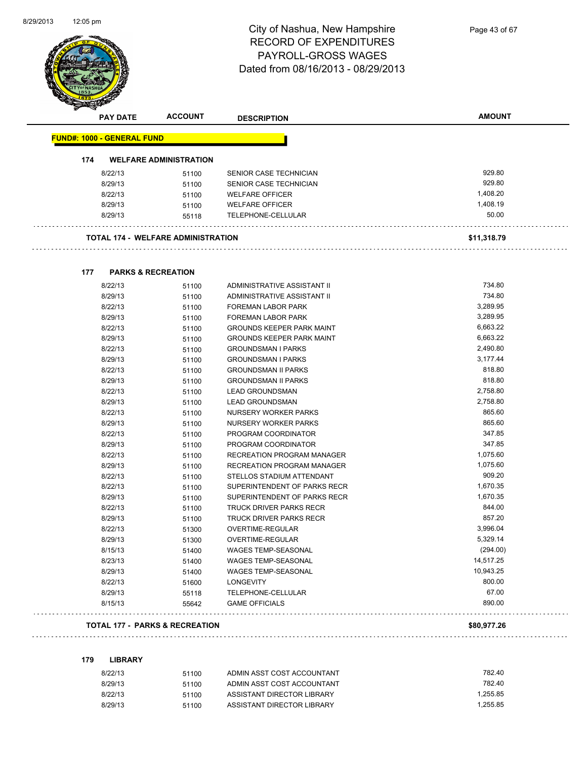# City of Nashua, New Hampshire
## RECORD OF EXPENDITURES
## PAYROLL-GROSS WAGES
## Dated from 08/16/2013 - 08/29/2013

| PAY DATE | ACCOUNT | DESCRIPTION | AMOUNT |
|---|---|---|---|
| **FUND#: 1000 - GENERAL FUND** | | | |
| **174 WELFARE ADMINISTRATION** | | | |
| 8/22/13 | 51100 | SENIOR CASE TECHNICIAN | 929.80 |
| 8/29/13 | 51100 | SENIOR CASE TECHNICIAN | 929.80 |
| 8/22/13 | 51100 | WELFARE OFFICER | 1,408.20 |
| 8/29/13 | 51100 | WELFARE OFFICER | 1,408.19 |
| 8/29/13 | 55118 | TELEPHONE-CELLULAR | 50.00 |
| **TOTAL 174 - WELFARE ADMINISTRATION** | | | **$11,318.79** |
| **177 PARKS & RECREATION** | | | |
| 8/22/13 | 51100 | ADMINISTRATIVE ASSISTANT II | 734.80 |
| 8/29/13 | 51100 | ADMINISTRATIVE ASSISTANT II | 734.80 |
| 8/22/13 | 51100 | FOREMAN LABOR PARK | 3,289.95 |
| 8/29/13 | 51100 | FOREMAN LABOR PARK | 3,289.95 |
| 8/22/13 | 51100 | GROUNDS KEEPER PARK MAINT | 6,663.22 |
| 8/29/13 | 51100 | GROUNDS KEEPER PARK MAINT | 6,663.22 |
| 8/22/13 | 51100 | GROUNDSMAN I PARKS | 2,490.80 |
| 8/29/13 | 51100 | GROUNDSMAN I PARKS | 3,177.44 |
| 8/22/13 | 51100 | GROUNDSMAN II PARKS | 818.80 |
| 8/29/13 | 51100 | GROUNDSMAN II PARKS | 818.80 |
| 8/22/13 | 51100 | LEAD GROUNDSMAN | 2,758.80 |
| 8/29/13 | 51100 | LEAD GROUNDSMAN | 2,758.80 |
| 8/22/13 | 51100 | NURSERY WORKER PARKS | 865.60 |
| 8/29/13 | 51100 | NURSERY WORKER PARKS | 865.60 |
| 8/22/13 | 51100 | PROGRAM COORDINATOR | 347.85 |
| 8/29/13 | 51100 | PROGRAM COORDINATOR | 347.85 |
| 8/22/13 | 51100 | RECREATION PROGRAM MANAGER | 1,075.60 |
| 8/29/13 | 51100 | RECREATION PROGRAM MANAGER | 1,075.60 |
| 8/22/13 | 51100 | STELLOS STADIUM ATTENDANT | 909.20 |
| 8/22/13 | 51100 | SUPERINTENDENT OF PARKS RECR | 1,670.35 |
| 8/29/13 | 51100 | SUPERINTENDENT OF PARKS RECR | 1,670.35 |
| 8/22/13 | 51100 | TRUCK DRIVER PARKS RECR | 844.00 |
| 8/29/13 | 51100 | TRUCK DRIVER PARKS RECR | 857.20 |
| 8/22/13 | 51300 | OVERTIME-REGULAR | 3,996.04 |
| 8/29/13 | 51300 | OVERTIME-REGULAR | 5,329.14 |
| 8/15/13 | 51400 | WAGES TEMP-SEASONAL | (294.00) |
| 8/23/13 | 51400 | WAGES TEMP-SEASONAL | 14,517.25 |
| 8/29/13 | 51400 | WAGES TEMP-SEASONAL | 10,943.25 |
| 8/22/13 | 51600 | LONGEVITY | 800.00 |
| 8/29/13 | 55118 | TELEPHONE-CELLULAR | 67.00 |
| 8/15/13 | 55642 | GAME OFFICIALS | 890.00 |
| **TOTAL 177 - PARKS & RECREATION** | | | **$80,977.26** |
| **179 LIBRARY** | | | |
| 8/22/13 | 51100 | ADMIN ASST COST ACCOUNTANT | 782.40 |
| 8/29/13 | 51100 | ADMIN ASST COST ACCOUNTANT | 782.40 |
| 8/22/13 | 51100 | ASSISTANT DIRECTOR LIBRARY | 1,255.85 |
| 8/29/13 | 51100 | ASSISTANT DIRECTOR LIBRARY | 1,255.85 |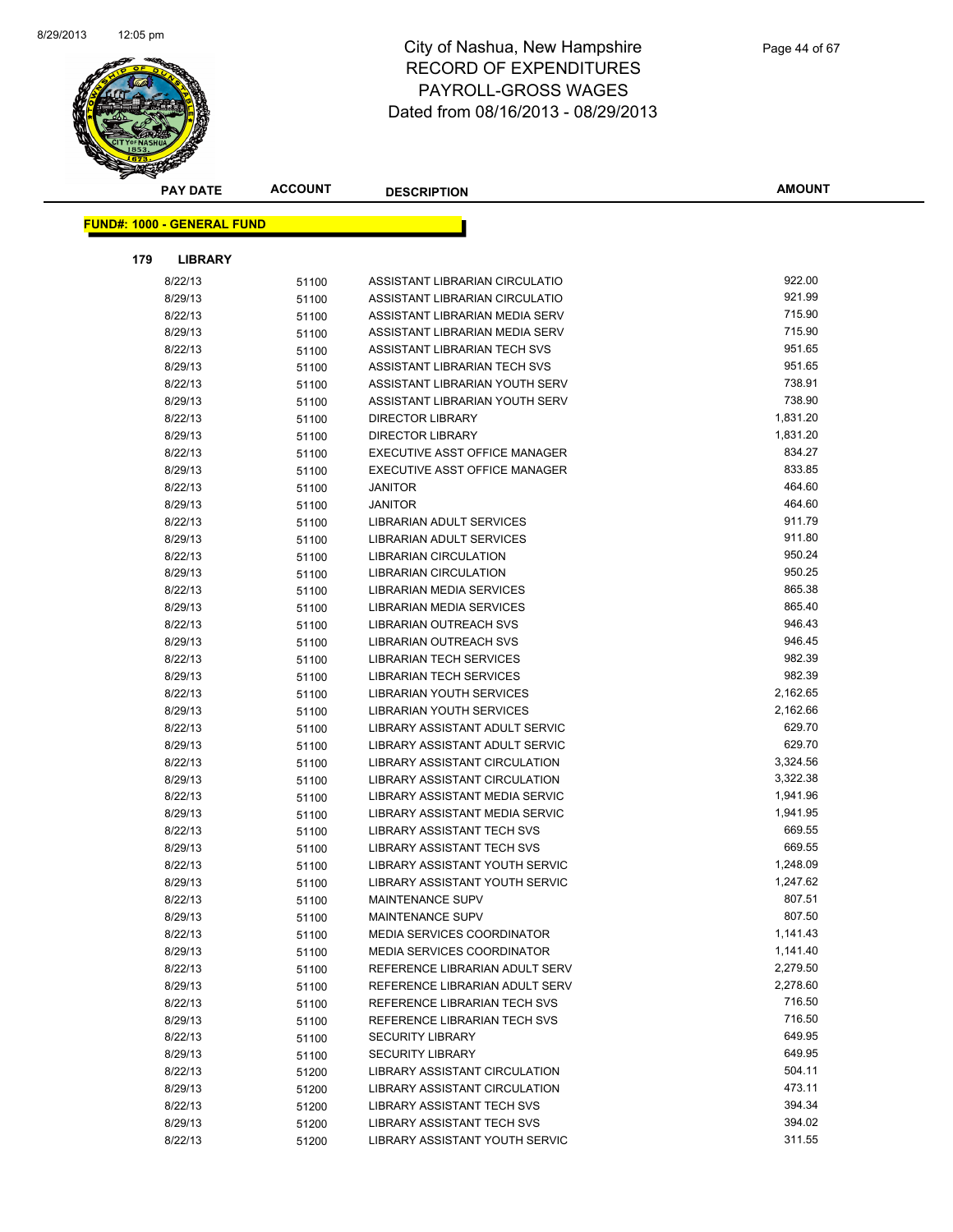# City of Nashua, New Hampshire
## RECORD OF EXPENDITURES
## PAYROLL-GROSS WAGES
## Dated from 08/16/2013 - 08/29/2013

| PAY DATE | ACCOUNT | DESCRIPTION | AMOUNT |
|---|---|---|---|

**FUND#: 1000 - GENERAL FUND**

**179 LIBRARY**

| PAY DATE | ACCOUNT | DESCRIPTION | AMOUNT |
|---|---|---|---|
| 8/22/13 | 51100 | ASSISTANT LIBRARIAN CIRCULATIO | 922.00 |
| 8/29/13 | 51100 | ASSISTANT LIBRARIAN CIRCULATIO | 921.99 |
| 8/22/13 | 51100 | ASSISTANT LIBRARIAN MEDIA SERV | 715.90 |
| 8/29/13 | 51100 | ASSISTANT LIBRARIAN MEDIA SERV | 715.90 |
| 8/22/13 | 51100 | ASSISTANT LIBRARIAN TECH SVS | 951.65 |
| 8/29/13 | 51100 | ASSISTANT LIBRARIAN TECH SVS | 951.65 |
| 8/22/13 | 51100 | ASSISTANT LIBRARIAN YOUTH SERV | 738.91 |
| 8/29/13 | 51100 | ASSISTANT LIBRARIAN YOUTH SERV | 738.90 |
| 8/22/13 | 51100 | DIRECTOR LIBRARY | 1,831.20 |
| 8/29/13 | 51100 | DIRECTOR LIBRARY | 1,831.20 |
| 8/22/13 | 51100 | EXECUTIVE ASST OFFICE MANAGER | 834.27 |
| 8/29/13 | 51100 | EXECUTIVE ASST OFFICE MANAGER | 833.85 |
| 8/22/13 | 51100 | JANITOR | 464.60 |
| 8/29/13 | 51100 | JANITOR | 464.60 |
| 8/22/13 | 51100 | LIBRARIAN ADULT SERVICES | 911.79 |
| 8/29/13 | 51100 | LIBRARIAN ADULT SERVICES | 911.80 |
| 8/22/13 | 51100 | LIBRARIAN CIRCULATION | 950.24 |
| 8/29/13 | 51100 | LIBRARIAN CIRCULATION | 950.25 |
| 8/22/13 | 51100 | LIBRARIAN MEDIA SERVICES | 865.38 |
| 8/29/13 | 51100 | LIBRARIAN MEDIA SERVICES | 865.40 |
| 8/22/13 | 51100 | LIBRARIAN OUTREACH SVS | 946.43 |
| 8/29/13 | 51100 | LIBRARIAN OUTREACH SVS | 946.45 |
| 8/22/13 | 51100 | LIBRARIAN TECH SERVICES | 982.39 |
| 8/29/13 | 51100 | LIBRARIAN TECH SERVICES | 982.39 |
| 8/22/13 | 51100 | LIBRARIAN YOUTH SERVICES | 2,162.65 |
| 8/29/13 | 51100 | LIBRARIAN YOUTH SERVICES | 2,162.66 |
| 8/22/13 | 51100 | LIBRARY ASSISTANT ADULT SERVIC | 629.70 |
| 8/29/13 | 51100 | LIBRARY ASSISTANT ADULT SERVIC | 629.70 |
| 8/22/13 | 51100 | LIBRARY ASSISTANT CIRCULATION | 3,324.56 |
| 8/29/13 | 51100 | LIBRARY ASSISTANT CIRCULATION | 3,322.38 |
| 8/22/13 | 51100 | LIBRARY ASSISTANT MEDIA SERVIC | 1,941.96 |
| 8/29/13 | 51100 | LIBRARY ASSISTANT MEDIA SERVIC | 1,941.95 |
| 8/22/13 | 51100 | LIBRARY ASSISTANT TECH SVS | 669.55 |
| 8/29/13 | 51100 | LIBRARY ASSISTANT TECH SVS | 669.55 |
| 8/22/13 | 51100 | LIBRARY ASSISTANT YOUTH SERVIC | 1,248.09 |
| 8/29/13 | 51100 | LIBRARY ASSISTANT YOUTH SERVIC | 1,247.62 |
| 8/22/13 | 51100 | MAINTENANCE SUPV | 807.51 |
| 8/29/13 | 51100 | MAINTENANCE SUPV | 807.50 |
| 8/22/13 | 51100 | MEDIA SERVICES COORDINATOR | 1,141.43 |
| 8/29/13 | 51100 | MEDIA SERVICES COORDINATOR | 1,141.40 |
| 8/22/13 | 51100 | REFERENCE LIBRARIAN ADULT SERV | 2,279.50 |
| 8/29/13 | 51100 | REFERENCE LIBRARIAN ADULT SERV | 2,278.60 |
| 8/22/13 | 51100 | REFERENCE LIBRARIAN TECH SVS | 716.50 |
| 8/29/13 | 51100 | REFERENCE LIBRARIAN TECH SVS | 716.50 |
| 8/22/13 | 51100 | SECURITY LIBRARY | 649.95 |
| 8/29/13 | 51100 | SECURITY LIBRARY | 649.95 |
| 8/22/13 | 51200 | LIBRARY ASSISTANT CIRCULATION | 504.11 |
| 8/29/13 | 51200 | LIBRARY ASSISTANT CIRCULATION | 473.11 |
| 8/22/13 | 51200 | LIBRARY ASSISTANT TECH SVS | 394.34 |
| 8/29/13 | 51200 | LIBRARY ASSISTANT TECH SVS | 394.02 |
| 8/22/13 | 51200 | LIBRARY ASSISTANT YOUTH SERVIC | 311.55 |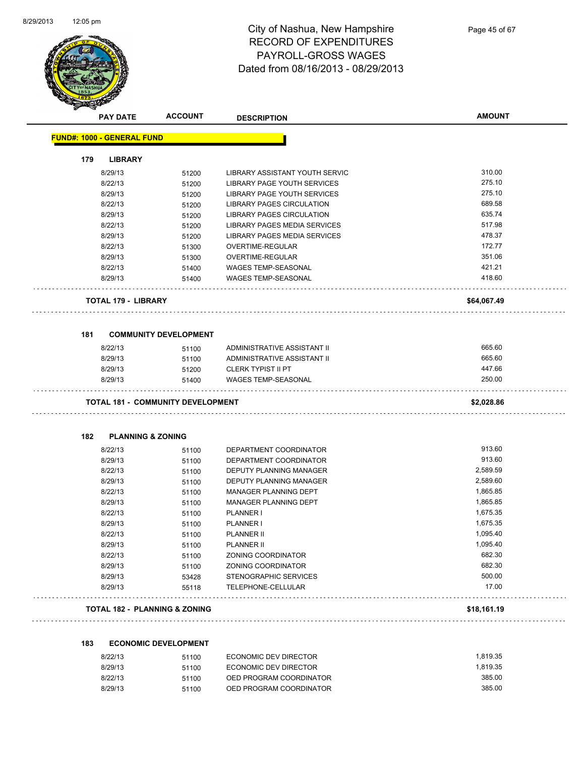# City of Nashua, New Hampshire
## RECORD OF EXPENDITURES
## PAYROLL-GROSS WAGES
## Dated from 08/16/2013 - 08/29/2013

| PAY DATE | ACCOUNT | DESCRIPTION | AMOUNT |
|---|---|---|---|

**FUND#: 1000 - GENERAL FUND**

### 179 LIBRARY

| PAY DATE | ACCOUNT | DESCRIPTION | AMOUNT |
|---|---|---|---|
| 8/29/13 | 51200 | LIBRARY ASSISTANT YOUTH SERVIC | 310.00 |
| 8/22/13 | 51200 | LIBRARY PAGE YOUTH SERVICES | 275.10 |
| 8/29/13 | 51200 | LIBRARY PAGE YOUTH SERVICES | 275.10 |
| 8/22/13 | 51200 | LIBRARY PAGES CIRCULATION | 689.58 |
| 8/29/13 | 51200 | LIBRARY PAGES CIRCULATION | 635.74 |
| 8/22/13 | 51200 | LIBRARY PAGES MEDIA SERVICES | 517.98 |
| 8/29/13 | 51200 | LIBRARY PAGES MEDIA SERVICES | 478.37 |
| 8/22/13 | 51300 | OVERTIME-REGULAR | 172.77 |
| 8/29/13 | 51300 | OVERTIME-REGULAR | 351.06 |
| 8/22/13 | 51400 | WAGES TEMP-SEASONAL | 421.21 |
| 8/29/13 | 51400 | WAGES TEMP-SEASONAL | 418.60 |

**TOTAL 179 - LIBRARY** **$64,067.49**

### 181 COMMUNITY DEVELOPMENT

| PAY DATE | ACCOUNT | DESCRIPTION | AMOUNT |
|---|---|---|---|
| 8/22/13 | 51100 | ADMINISTRATIVE ASSISTANT II | 665.60 |
| 8/29/13 | 51100 | ADMINISTRATIVE ASSISTANT II | 665.60 |
| 8/29/13 | 51200 | CLERK TYPIST II PT | 447.66 |
| 8/29/13 | 51400 | WAGES TEMP-SEASONAL | 250.00 |

**TOTAL 181 - COMMUNITY DEVELOPMENT** **$2,028.86**

### 182 PLANNING & ZONING

| PAY DATE | ACCOUNT | DESCRIPTION | AMOUNT |
|---|---|---|---|
| 8/22/13 | 51100 | DEPARTMENT COORDINATOR | 913.60 |
| 8/29/13 | 51100 | DEPARTMENT COORDINATOR | 913.60 |
| 8/22/13 | 51100 | DEPUTY PLANNING MANAGER | 2,589.59 |
| 8/29/13 | 51100 | DEPUTY PLANNING MANAGER | 2,589.60 |
| 8/22/13 | 51100 | MANAGER PLANNING DEPT | 1,865.85 |
| 8/29/13 | 51100 | MANAGER PLANNING DEPT | 1,865.85 |
| 8/22/13 | 51100 | PLANNER I | 1,675.35 |
| 8/29/13 | 51100 | PLANNER I | 1,675.35 |
| 8/22/13 | 51100 | PLANNER II | 1,095.40 |
| 8/29/13 | 51100 | PLANNER II | 1,095.40 |
| 8/22/13 | 51100 | ZONING COORDINATOR | 682.30 |
| 8/29/13 | 51100 | ZONING COORDINATOR | 682.30 |
| 8/29/13 | 53428 | STENOGRAPHIC SERVICES | 500.00 |
| 8/29/13 | 55118 | TELEPHONE-CELLULAR | 17.00 |

**TOTAL 182 - PLANNING & ZONING** **$18,161.19**

### 183 ECONOMIC DEVELOPMENT

| PAY DATE | ACCOUNT | DESCRIPTION | AMOUNT |
|---|---|---|---|
| 8/22/13 | 51100 | ECONOMIC DEV DIRECTOR | 1,819.35 |
| 8/29/13 | 51100 | ECONOMIC DEV DIRECTOR | 1,819.35 |
| 8/22/13 | 51100 | OED PROGRAM COORDINATOR | 385.00 |
| 8/29/13 | 51100 | OED PROGRAM COORDINATOR | 385.00 |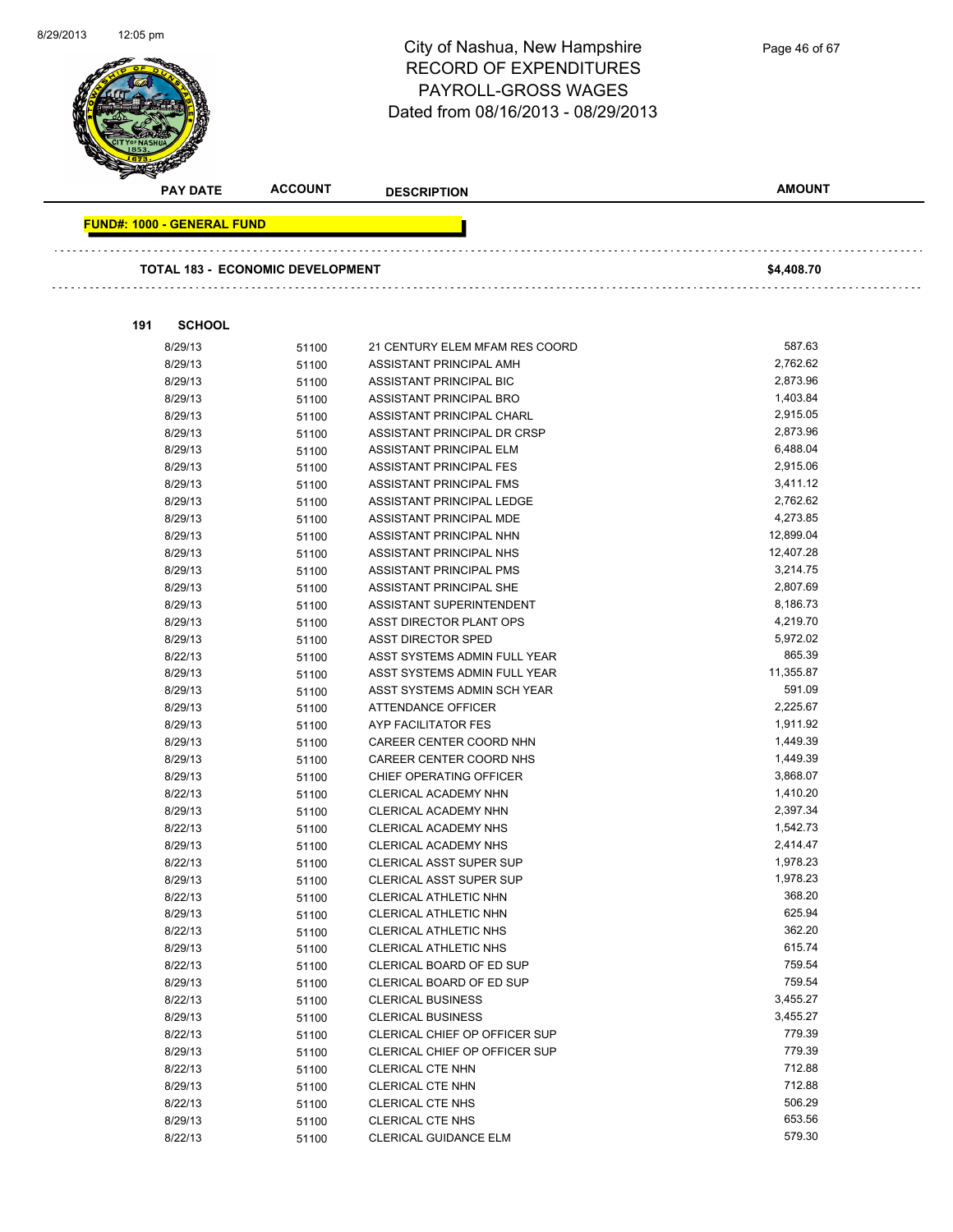# City of Nashua, New Hampshire
## RECORD OF EXPENDITURES
## PAYROLL-GROSS WAGES
## Dated from 08/16/2013 - 08/29/2013

| PAY DATE | ACCOUNT | DESCRIPTION | AMOUNT |
|---|---|---|---|

**FUND#: 1000 - GENERAL FUND**

**TOTAL 183 - ECONOMIC DEVELOPMENT** **$4,408.70**

**191 SCHOOL**

| PAY DATE | ACCOUNT | DESCRIPTION | AMOUNT |
|---|---|---|---|
| 8/29/13 | 51100 | 21 CENTURY ELEM MFAM RES COORD | 587.63 |
| 8/29/13 | 51100 | ASSISTANT PRINCIPAL AMH | 2,762.62 |
| 8/29/13 | 51100 | ASSISTANT PRINCIPAL BIC | 2,873.96 |
| 8/29/13 | 51100 | ASSISTANT PRINCIPAL BRO | 1,403.84 |
| 8/29/13 | 51100 | ASSISTANT PRINCIPAL CHARL | 2,915.05 |
| 8/29/13 | 51100 | ASSISTANT PRINCIPAL DR CRSP | 2,873.96 |
| 8/29/13 | 51100 | ASSISTANT PRINCIPAL ELM | 6,488.04 |
| 8/29/13 | 51100 | ASSISTANT PRINCIPAL FES | 2,915.06 |
| 8/29/13 | 51100 | ASSISTANT PRINCIPAL FMS | 3,411.12 |
| 8/29/13 | 51100 | ASSISTANT PRINCIPAL LEDGE | 2,762.62 |
| 8/29/13 | 51100 | ASSISTANT PRINCIPAL MDE | 4,273.85 |
| 8/29/13 | 51100 | ASSISTANT PRINCIPAL NHN | 12,899.04 |
| 8/29/13 | 51100 | ASSISTANT PRINCIPAL NHS | 12,407.28 |
| 8/29/13 | 51100 | ASSISTANT PRINCIPAL PMS | 3,214.75 |
| 8/29/13 | 51100 | ASSISTANT PRINCIPAL SHE | 2,807.69 |
| 8/29/13 | 51100 | ASSISTANT SUPERINTENDENT | 8,186.73 |
| 8/29/13 | 51100 | ASST DIRECTOR PLANT OPS | 4,219.70 |
| 8/29/13 | 51100 | ASST DIRECTOR SPED | 5,972.02 |
| 8/22/13 | 51100 | ASST SYSTEMS ADMIN FULL YEAR | 865.39 |
| 8/29/13 | 51100 | ASST SYSTEMS ADMIN FULL YEAR | 11,355.87 |
| 8/29/13 | 51100 | ASST SYSTEMS ADMIN SCH YEAR | 591.09 |
| 8/29/13 | 51100 | ATTENDANCE OFFICER | 2,225.67 |
| 8/29/13 | 51100 | AYP FACILITATOR FES | 1,911.92 |
| 8/29/13 | 51100 | CAREER CENTER COORD NHN | 1,449.39 |
| 8/29/13 | 51100 | CAREER CENTER COORD NHS | 1,449.39 |
| 8/29/13 | 51100 | CHIEF OPERATING OFFICER | 3,868.07 |
| 8/22/13 | 51100 | CLERICAL ACADEMY NHN | 1,410.20 |
| 8/29/13 | 51100 | CLERICAL ACADEMY NHN | 2,397.34 |
| 8/22/13 | 51100 | CLERICAL ACADEMY NHS | 1,542.73 |
| 8/29/13 | 51100 | CLERICAL ACADEMY NHS | 2,414.47 |
| 8/22/13 | 51100 | CLERICAL ASST SUPER SUP | 1,978.23 |
| 8/29/13 | 51100 | CLERICAL ASST SUPER SUP | 1,978.23 |
| 8/22/13 | 51100 | CLERICAL ATHLETIC NHN | 368.20 |
| 8/29/13 | 51100 | CLERICAL ATHLETIC NHN | 625.94 |
| 8/22/13 | 51100 | CLERICAL ATHLETIC NHS | 362.20 |
| 8/29/13 | 51100 | CLERICAL ATHLETIC NHS | 615.74 |
| 8/22/13 | 51100 | CLERICAL BOARD OF ED SUP | 759.54 |
| 8/29/13 | 51100 | CLERICAL BOARD OF ED SUP | 759.54 |
| 8/22/13 | 51100 | CLERICAL BUSINESS | 3,455.27 |
| 8/29/13 | 51100 | CLERICAL BUSINESS | 3,455.27 |
| 8/22/13 | 51100 | CLERICAL CHIEF OP OFFICER SUP | 779.39 |
| 8/29/13 | 51100 | CLERICAL CHIEF OP OFFICER SUP | 779.39 |
| 8/22/13 | 51100 | CLERICAL CTE NHN | 712.88 |
| 8/29/13 | 51100 | CLERICAL CTE NHN | 712.88 |
| 8/22/13 | 51100 | CLERICAL CTE NHS | 506.29 |
| 8/29/13 | 51100 | CLERICAL CTE NHS | 653.56 |
| 8/22/13 | 51100 | CLERICAL GUIDANCE ELM | 579.30 |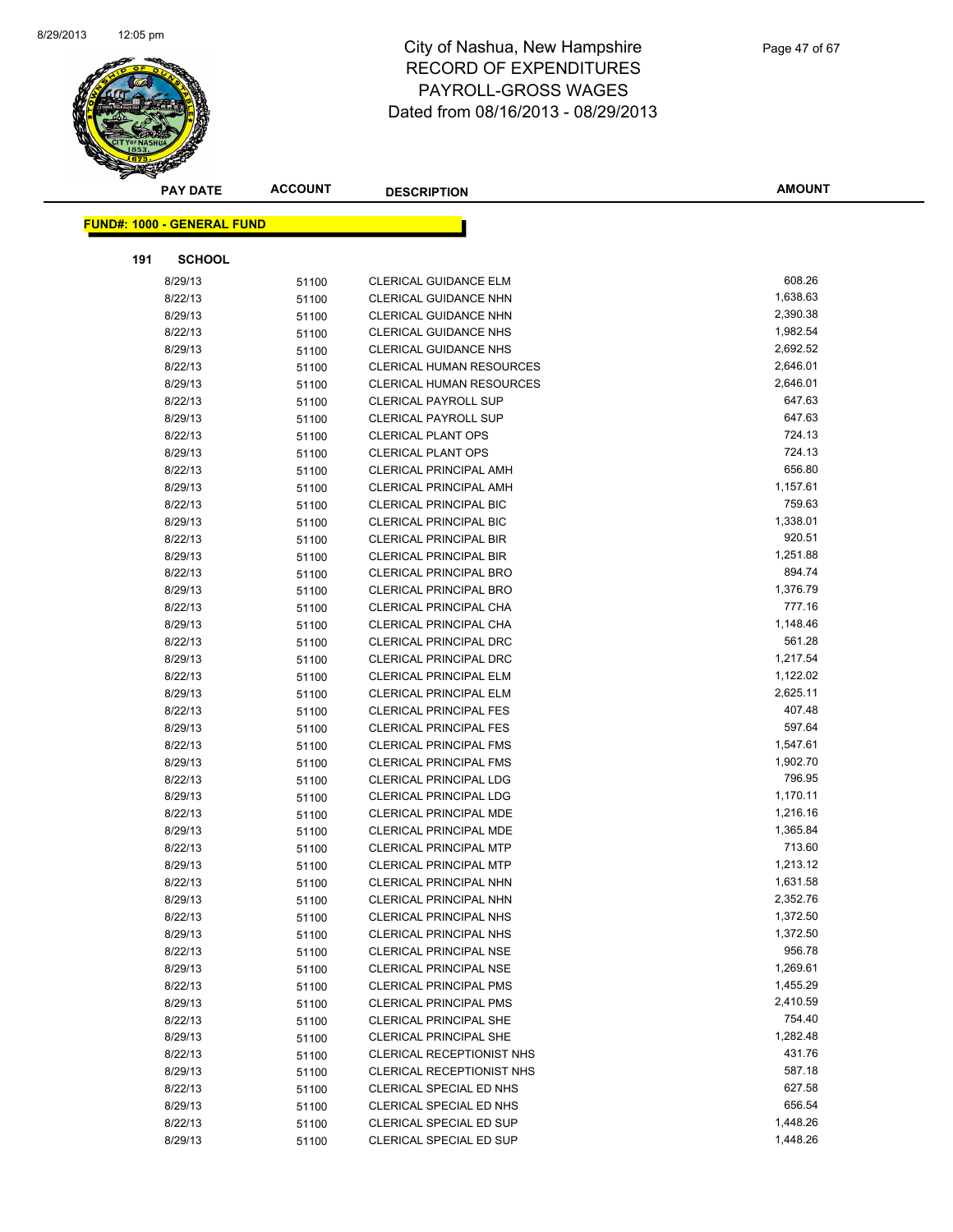# City of Nashua, New Hampshire
## RECORD OF EXPENDITURES
## PAYROLL-GROSS WAGES
## Dated from 08/16/2013 - 08/29/2013

| PAY DATE | ACCOUNT | DESCRIPTION | AMOUNT |
|---|---|---|---|

**FUND#: 1000 - GENERAL FUND**

**191 SCHOOL**

| PAY DATE | ACCOUNT | DESCRIPTION | AMOUNT |
|---|---|---|---|
| 8/29/13 | 51100 | CLERICAL GUIDANCE ELM | 608.26 |
| 8/22/13 | 51100 | CLERICAL GUIDANCE NHN | 1,638.63 |
| 8/29/13 | 51100 | CLERICAL GUIDANCE NHN | 2,390.38 |
| 8/22/13 | 51100 | CLERICAL GUIDANCE NHS | 1,982.54 |
| 8/29/13 | 51100 | CLERICAL GUIDANCE NHS | 2,692.52 |
| 8/22/13 | 51100 | CLERICAL HUMAN RESOURCES | 2,646.01 |
| 8/29/13 | 51100 | CLERICAL HUMAN RESOURCES | 2,646.01 |
| 8/22/13 | 51100 | CLERICAL PAYROLL SUP | 647.63 |
| 8/29/13 | 51100 | CLERICAL PAYROLL SUP | 647.63 |
| 8/22/13 | 51100 | CLERICAL PLANT OPS | 724.13 |
| 8/29/13 | 51100 | CLERICAL PLANT OPS | 724.13 |
| 8/22/13 | 51100 | CLERICAL PRINCIPAL AMH | 656.80 |
| 8/29/13 | 51100 | CLERICAL PRINCIPAL AMH | 1,157.61 |
| 8/22/13 | 51100 | CLERICAL PRINCIPAL BIC | 759.63 |
| 8/29/13 | 51100 | CLERICAL PRINCIPAL BIC | 1,338.01 |
| 8/22/13 | 51100 | CLERICAL PRINCIPAL BIR | 920.51 |
| 8/29/13 | 51100 | CLERICAL PRINCIPAL BIR | 1,251.88 |
| 8/22/13 | 51100 | CLERICAL PRINCIPAL BRO | 894.74 |
| 8/29/13 | 51100 | CLERICAL PRINCIPAL BRO | 1,376.79 |
| 8/22/13 | 51100 | CLERICAL PRINCIPAL CHA | 777.16 |
| 8/29/13 | 51100 | CLERICAL PRINCIPAL CHA | 1,148.46 |
| 8/22/13 | 51100 | CLERICAL PRINCIPAL DRC | 561.28 |
| 8/29/13 | 51100 | CLERICAL PRINCIPAL DRC | 1,217.54 |
| 8/22/13 | 51100 | CLERICAL PRINCIPAL ELM | 1,122.02 |
| 8/29/13 | 51100 | CLERICAL PRINCIPAL ELM | 2,625.11 |
| 8/22/13 | 51100 | CLERICAL PRINCIPAL FES | 407.48 |
| 8/29/13 | 51100 | CLERICAL PRINCIPAL FES | 597.64 |
| 8/22/13 | 51100 | CLERICAL PRINCIPAL FMS | 1,547.61 |
| 8/29/13 | 51100 | CLERICAL PRINCIPAL FMS | 1,902.70 |
| 8/22/13 | 51100 | CLERICAL PRINCIPAL LDG | 796.95 |
| 8/29/13 | 51100 | CLERICAL PRINCIPAL LDG | 1,170.11 |
| 8/22/13 | 51100 | CLERICAL PRINCIPAL MDE | 1,216.16 |
| 8/29/13 | 51100 | CLERICAL PRINCIPAL MDE | 1,365.84 |
| 8/22/13 | 51100 | CLERICAL PRINCIPAL MTP | 713.60 |
| 8/29/13 | 51100 | CLERICAL PRINCIPAL MTP | 1,213.12 |
| 8/22/13 | 51100 | CLERICAL PRINCIPAL NHN | 1,631.58 |
| 8/29/13 | 51100 | CLERICAL PRINCIPAL NHN | 2,352.76 |
| 8/22/13 | 51100 | CLERICAL PRINCIPAL NHS | 1,372.50 |
| 8/29/13 | 51100 | CLERICAL PRINCIPAL NHS | 1,372.50 |
| 8/22/13 | 51100 | CLERICAL PRINCIPAL NSE | 956.78 |
| 8/29/13 | 51100 | CLERICAL PRINCIPAL NSE | 1,269.61 |
| 8/22/13 | 51100 | CLERICAL PRINCIPAL PMS | 1,455.29 |
| 8/29/13 | 51100 | CLERICAL PRINCIPAL PMS | 2,410.59 |
| 8/22/13 | 51100 | CLERICAL PRINCIPAL SHE | 754.40 |
| 8/29/13 | 51100 | CLERICAL PRINCIPAL SHE | 1,282.48 |
| 8/22/13 | 51100 | CLERICAL RECEPTIONIST NHS | 431.76 |
| 8/29/13 | 51100 | CLERICAL RECEPTIONIST NHS | 587.18 |
| 8/22/13 | 51100 | CLERICAL SPECIAL ED NHS | 627.58 |
| 8/29/13 | 51100 | CLERICAL SPECIAL ED NHS | 656.54 |
| 8/22/13 | 51100 | CLERICAL SPECIAL ED SUP | 1,448.26 |
| 8/29/13 | 51100 | CLERICAL SPECIAL ED SUP | 1,448.26 |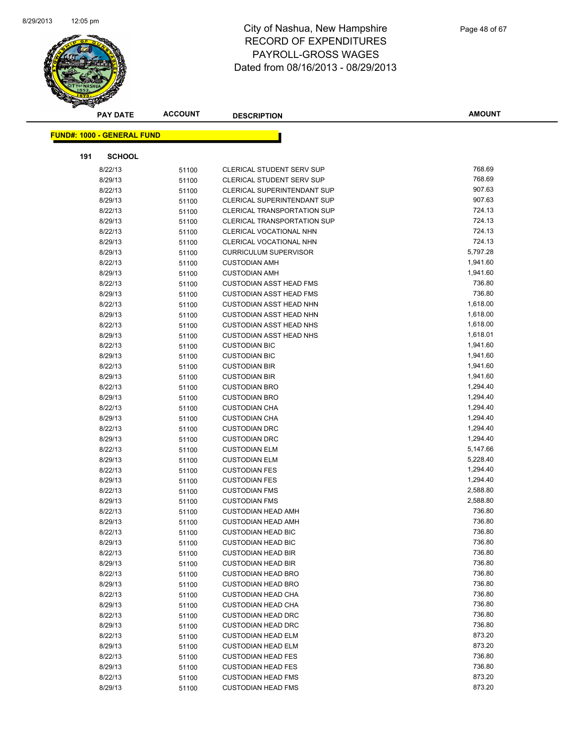# City of Nashua, New Hampshire
# RECORD OF EXPENDITURES
# PAYROLL-GROSS WAGES
# Dated from 08/16/2013 - 08/29/2013

**FUND#: 1000 - GENERAL FUND**

**191 SCHOOL**

| PAY DATE | ACCOUNT | DESCRIPTION | AMOUNT |
|---|---|---|---|
| 8/22/13 | 51100 | CLERICAL STUDENT SERV SUP | 768.69 |
| 8/29/13 | 51100 | CLERICAL STUDENT SERV SUP | 768.69 |
| 8/22/13 | 51100 | CLERICAL SUPERINTENDANT SUP | 907.63 |
| 8/29/13 | 51100 | CLERICAL SUPERINTENDANT SUP | 907.63 |
| 8/22/13 | 51100 | CLERICAL TRANSPORTATION SUP | 724.13 |
| 8/29/13 | 51100 | CLERICAL TRANSPORTATION SUP | 724.13 |
| 8/22/13 | 51100 | CLERICAL VOCATIONAL NHN | 724.13 |
| 8/29/13 | 51100 | CLERICAL VOCATIONAL NHN | 724.13 |
| 8/29/13 | 51100 | CURRICULUM SUPERVISOR | 5,797.28 |
| 8/22/13 | 51100 | CUSTODIAN AMH | 1,941.60 |
| 8/29/13 | 51100 | CUSTODIAN AMH | 1,941.60 |
| 8/22/13 | 51100 | CUSTODIAN ASST HEAD FMS | 736.80 |
| 8/29/13 | 51100 | CUSTODIAN ASST HEAD FMS | 736.80 |
| 8/22/13 | 51100 | CUSTODIAN ASST HEAD NHN | 1,618.00 |
| 8/29/13 | 51100 | CUSTODIAN ASST HEAD NHN | 1,618.00 |
| 8/22/13 | 51100 | CUSTODIAN ASST HEAD NHS | 1,618.00 |
| 8/29/13 | 51100 | CUSTODIAN ASST HEAD NHS | 1,618.01 |
| 8/22/13 | 51100 | CUSTODIAN BIC | 1,941.60 |
| 8/29/13 | 51100 | CUSTODIAN BIC | 1,941.60 |
| 8/22/13 | 51100 | CUSTODIAN BIR | 1,941.60 |
| 8/29/13 | 51100 | CUSTODIAN BIR | 1,941.60 |
| 8/22/13 | 51100 | CUSTODIAN BRO | 1,294.40 |
| 8/29/13 | 51100 | CUSTODIAN BRO | 1,294.40 |
| 8/22/13 | 51100 | CUSTODIAN CHA | 1,294.40 |
| 8/29/13 | 51100 | CUSTODIAN CHA | 1,294.40 |
| 8/22/13 | 51100 | CUSTODIAN DRC | 1,294.40 |
| 8/29/13 | 51100 | CUSTODIAN DRC | 1,294.40 |
| 8/22/13 | 51100 | CUSTODIAN ELM | 5,147.66 |
| 8/29/13 | 51100 | CUSTODIAN ELM | 5,228.40 |
| 8/22/13 | 51100 | CUSTODIAN FES | 1,294.40 |
| 8/29/13 | 51100 | CUSTODIAN FES | 1,294.40 |
| 8/22/13 | 51100 | CUSTODIAN FMS | 2,588.80 |
| 8/29/13 | 51100 | CUSTODIAN FMS | 2,588.80 |
| 8/22/13 | 51100 | CUSTODIAN HEAD AMH | 736.80 |
| 8/29/13 | 51100 | CUSTODIAN HEAD AMH | 736.80 |
| 8/22/13 | 51100 | CUSTODIAN HEAD BIC | 736.80 |
| 8/29/13 | 51100 | CUSTODIAN HEAD BIC | 736.80 |
| 8/22/13 | 51100 | CUSTODIAN HEAD BIR | 736.80 |
| 8/29/13 | 51100 | CUSTODIAN HEAD BIR | 736.80 |
| 8/22/13 | 51100 | CUSTODIAN HEAD BRO | 736.80 |
| 8/29/13 | 51100 | CUSTODIAN HEAD BRO | 736.80 |
| 8/22/13 | 51100 | CUSTODIAN HEAD CHA | 736.80 |
| 8/29/13 | 51100 | CUSTODIAN HEAD CHA | 736.80 |
| 8/22/13 | 51100 | CUSTODIAN HEAD DRC | 736.80 |
| 8/29/13 | 51100 | CUSTODIAN HEAD DRC | 736.80 |
| 8/22/13 | 51100 | CUSTODIAN HEAD ELM | 873.20 |
| 8/29/13 | 51100 | CUSTODIAN HEAD ELM | 873.20 |
| 8/22/13 | 51100 | CUSTODIAN HEAD FES | 736.80 |
| 8/29/13 | 51100 | CUSTODIAN HEAD FES | 736.80 |
| 8/22/13 | 51100 | CUSTODIAN HEAD FMS | 873.20 |
| 8/29/13 | 51100 | CUSTODIAN HEAD FMS | 873.20 |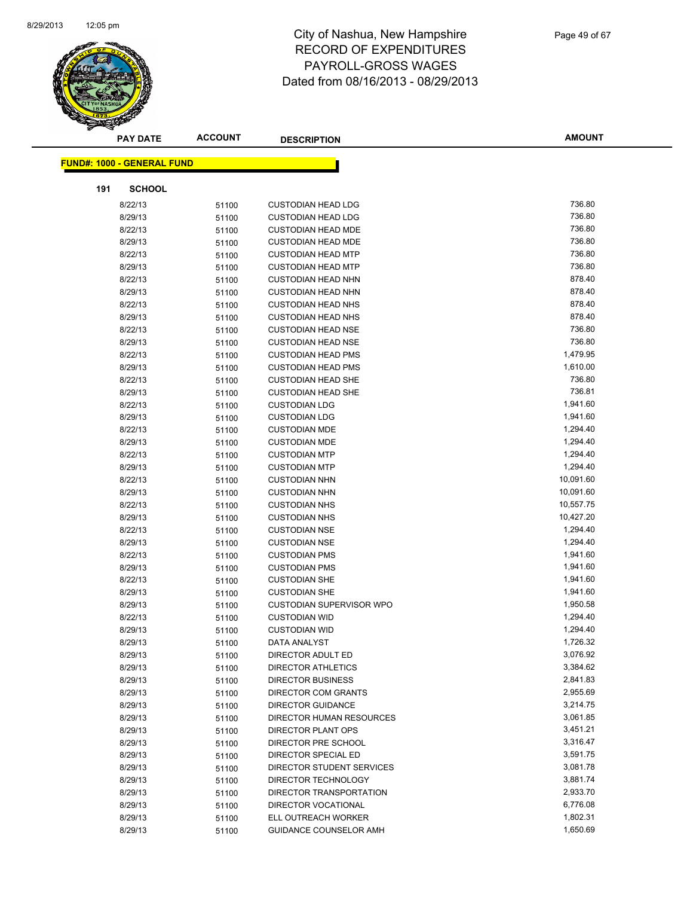# City of Nashua, New Hampshire
# RECORD OF EXPENDITURES
# PAYROLL-GROSS WAGES
# Dated from 08/16/2013 - 08/29/2013

**FUND#: 1000 - GENERAL FUND**

**191 SCHOOL**

| PAY DATE | ACCOUNT | DESCRIPTION | AMOUNT |
|---|---|---|---|
| 8/22/13 | 51100 | CUSTODIAN HEAD LDG | 736.80 |
| 8/29/13 | 51100 | CUSTODIAN HEAD LDG | 736.80 |
| 8/22/13 | 51100 | CUSTODIAN HEAD MDE | 736.80 |
| 8/29/13 | 51100 | CUSTODIAN HEAD MDE | 736.80 |
| 8/22/13 | 51100 | CUSTODIAN HEAD MTP | 736.80 |
| 8/29/13 | 51100 | CUSTODIAN HEAD MTP | 736.80 |
| 8/22/13 | 51100 | CUSTODIAN HEAD NHN | 878.40 |
| 8/29/13 | 51100 | CUSTODIAN HEAD NHN | 878.40 |
| 8/22/13 | 51100 | CUSTODIAN HEAD NHS | 878.40 |
| 8/29/13 | 51100 | CUSTODIAN HEAD NHS | 878.40 |
| 8/22/13 | 51100 | CUSTODIAN HEAD NSE | 736.80 |
| 8/29/13 | 51100 | CUSTODIAN HEAD NSE | 736.80 |
| 8/22/13 | 51100 | CUSTODIAN HEAD PMS | 1,479.95 |
| 8/29/13 | 51100 | CUSTODIAN HEAD PMS | 1,610.00 |
| 8/22/13 | 51100 | CUSTODIAN HEAD SHE | 736.80 |
| 8/29/13 | 51100 | CUSTODIAN HEAD SHE | 736.81 |
| 8/22/13 | 51100 | CUSTODIAN LDG | 1,941.60 |
| 8/29/13 | 51100 | CUSTODIAN LDG | 1,941.60 |
| 8/22/13 | 51100 | CUSTODIAN MDE | 1,294.40 |
| 8/29/13 | 51100 | CUSTODIAN MDE | 1,294.40 |
| 8/22/13 | 51100 | CUSTODIAN MTP | 1,294.40 |
| 8/29/13 | 51100 | CUSTODIAN MTP | 1,294.40 |
| 8/22/13 | 51100 | CUSTODIAN NHN | 10,091.60 |
| 8/29/13 | 51100 | CUSTODIAN NHN | 10,091.60 |
| 8/22/13 | 51100 | CUSTODIAN NHS | 10,557.75 |
| 8/29/13 | 51100 | CUSTODIAN NHS | 10,427.20 |
| 8/22/13 | 51100 | CUSTODIAN NSE | 1,294.40 |
| 8/29/13 | 51100 | CUSTODIAN NSE | 1,294.40 |
| 8/22/13 | 51100 | CUSTODIAN PMS | 1,941.60 |
| 8/29/13 | 51100 | CUSTODIAN PMS | 1,941.60 |
| 8/22/13 | 51100 | CUSTODIAN SHE | 1,941.60 |
| 8/29/13 | 51100 | CUSTODIAN SHE | 1,941.60 |
| 8/29/13 | 51100 | CUSTODIAN SUPERVISOR WPO | 1,950.58 |
| 8/22/13 | 51100 | CUSTODIAN WID | 1,294.40 |
| 8/29/13 | 51100 | CUSTODIAN WID | 1,294.40 |
| 8/29/13 | 51100 | DATA ANALYST | 1,726.32 |
| 8/29/13 | 51100 | DIRECTOR ADULT ED | 3,076.92 |
| 8/29/13 | 51100 | DIRECTOR ATHLETICS | 3,384.62 |
| 8/29/13 | 51100 | DIRECTOR BUSINESS | 2,841.83 |
| 8/29/13 | 51100 | DIRECTOR COM GRANTS | 2,955.69 |
| 8/29/13 | 51100 | DIRECTOR GUIDANCE | 3,214.75 |
| 8/29/13 | 51100 | DIRECTOR HUMAN RESOURCES | 3,061.85 |
| 8/29/13 | 51100 | DIRECTOR PLANT OPS | 3,451.21 |
| 8/29/13 | 51100 | DIRECTOR PRE SCHOOL | 3,316.47 |
| 8/29/13 | 51100 | DIRECTOR SPECIAL ED | 3,591.75 |
| 8/29/13 | 51100 | DIRECTOR STUDENT SERVICES | 3,081.78 |
| 8/29/13 | 51100 | DIRECTOR TECHNOLOGY | 3,881.74 |
| 8/29/13 | 51100 | DIRECTOR TRANSPORTATION | 2,933.70 |
| 8/29/13 | 51100 | DIRECTOR VOCATIONAL | 6,776.08 |
| 8/29/13 | 51100 | ELL OUTREACH WORKER | 1,802.31 |
| 8/29/13 | 51100 | GUIDANCE COUNSELOR AMH | 1,650.69 |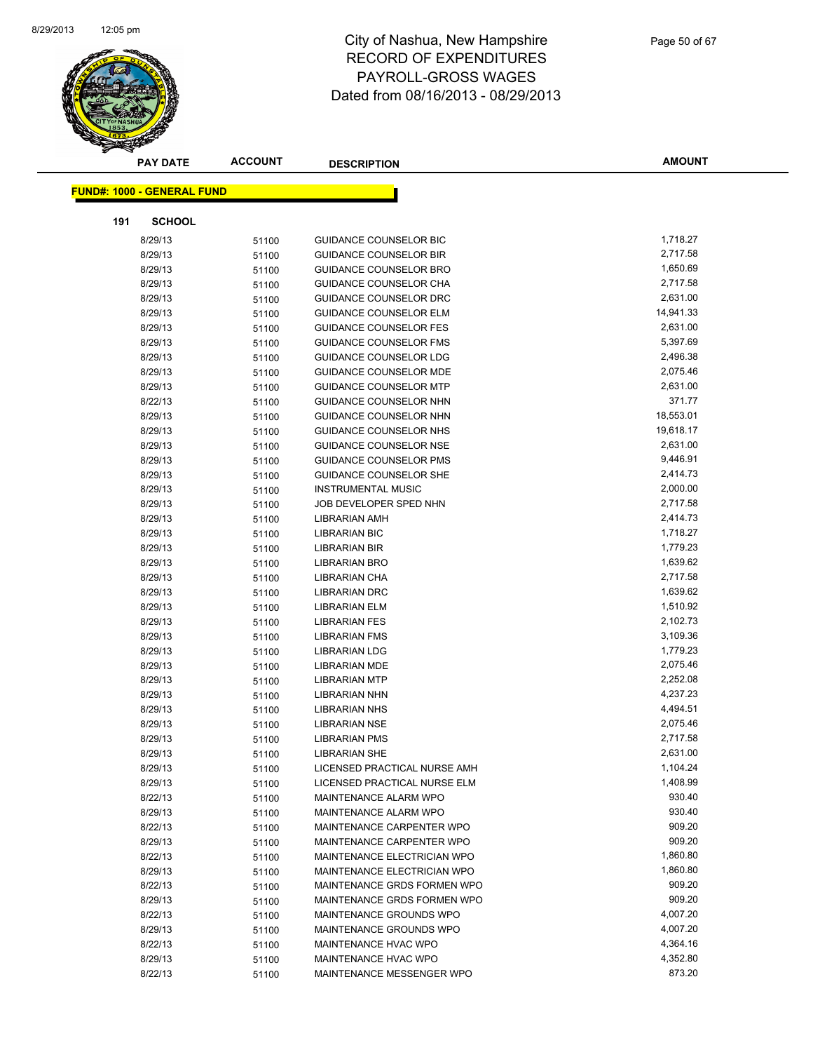# City of Nashua, New Hampshire
# RECORD OF EXPENDITURES
# PAYROLL-GROSS WAGES
# Dated from 08/16/2013 - 08/29/2013

**FUND#: 1000 - GENERAL FUND**

**191 SCHOOL**

| PAY DATE | ACCOUNT | DESCRIPTION | AMOUNT |
|---|---|---|---|
| 8/29/13 | 51100 | GUIDANCE COUNSELOR BIC | 1,718.27 |
| 8/29/13 | 51100 | GUIDANCE COUNSELOR BIR | 2,717.58 |
| 8/29/13 | 51100 | GUIDANCE COUNSELOR BRO | 1,650.69 |
| 8/29/13 | 51100 | GUIDANCE COUNSELOR CHA | 2,717.58 |
| 8/29/13 | 51100 | GUIDANCE COUNSELOR DRC | 2,631.00 |
| 8/29/13 | 51100 | GUIDANCE COUNSELOR ELM | 14,941.33 |
| 8/29/13 | 51100 | GUIDANCE COUNSELOR FES | 2,631.00 |
| 8/29/13 | 51100 | GUIDANCE COUNSELOR FMS | 5,397.69 |
| 8/29/13 | 51100 | GUIDANCE COUNSELOR LDG | 2,496.38 |
| 8/29/13 | 51100 | GUIDANCE COUNSELOR MDE | 2,075.46 |
| 8/29/13 | 51100 | GUIDANCE COUNSELOR MTP | 2,631.00 |
| 8/22/13 | 51100 | GUIDANCE COUNSELOR NHN | 371.77 |
| 8/29/13 | 51100 | GUIDANCE COUNSELOR NHN | 18,553.01 |
| 8/29/13 | 51100 | GUIDANCE COUNSELOR NHS | 19,618.17 |
| 8/29/13 | 51100 | GUIDANCE COUNSELOR NSE | 2,631.00 |
| 8/29/13 | 51100 | GUIDANCE COUNSELOR PMS | 9,446.91 |
| 8/29/13 | 51100 | GUIDANCE COUNSELOR SHE | 2,414.73 |
| 8/29/13 | 51100 | INSTRUMENTAL MUSIC | 2,000.00 |
| 8/29/13 | 51100 | JOB DEVELOPER SPED NHN | 2,717.58 |
| 8/29/13 | 51100 | LIBRARIAN AMH | 2,414.73 |
| 8/29/13 | 51100 | LIBRARIAN BIC | 1,718.27 |
| 8/29/13 | 51100 | LIBRARIAN BIR | 1,779.23 |
| 8/29/13 | 51100 | LIBRARIAN BRO | 1,639.62 |
| 8/29/13 | 51100 | LIBRARIAN CHA | 2,717.58 |
| 8/29/13 | 51100 | LIBRARIAN DRC | 1,639.62 |
| 8/29/13 | 51100 | LIBRARIAN ELM | 1,510.92 |
| 8/29/13 | 51100 | LIBRARIAN FES | 2,102.73 |
| 8/29/13 | 51100 | LIBRARIAN FMS | 3,109.36 |
| 8/29/13 | 51100 | LIBRARIAN LDG | 1,779.23 |
| 8/29/13 | 51100 | LIBRARIAN MDE | 2,075.46 |
| 8/29/13 | 51100 | LIBRARIAN MTP | 2,252.08 |
| 8/29/13 | 51100 | LIBRARIAN NHN | 4,237.23 |
| 8/29/13 | 51100 | LIBRARIAN NHS | 4,494.51 |
| 8/29/13 | 51100 | LIBRARIAN NSE | 2,075.46 |
| 8/29/13 | 51100 | LIBRARIAN PMS | 2,717.58 |
| 8/29/13 | 51100 | LIBRARIAN SHE | 2,631.00 |
| 8/29/13 | 51100 | LICENSED PRACTICAL NURSE AMH | 1,104.24 |
| 8/29/13 | 51100 | LICENSED PRACTICAL NURSE ELM | 1,408.99 |
| 8/22/13 | 51100 | MAINTENANCE ALARM WPO | 930.40 |
| 8/29/13 | 51100 | MAINTENANCE ALARM WPO | 930.40 |
| 8/22/13 | 51100 | MAINTENANCE CARPENTER WPO | 909.20 |
| 8/29/13 | 51100 | MAINTENANCE CARPENTER WPO | 909.20 |
| 8/22/13 | 51100 | MAINTENANCE ELECTRICIAN WPO | 1,860.80 |
| 8/29/13 | 51100 | MAINTENANCE ELECTRICIAN WPO | 1,860.80 |
| 8/22/13 | 51100 | MAINTENANCE GRDS FORMEN WPO | 909.20 |
| 8/29/13 | 51100 | MAINTENANCE GRDS FORMEN WPO | 909.20 |
| 8/22/13 | 51100 | MAINTENANCE GROUNDS WPO | 4,007.20 |
| 8/29/13 | 51100 | MAINTENANCE GROUNDS WPO | 4,007.20 |
| 8/22/13 | 51100 | MAINTENANCE HVAC WPO | 4,364.16 |
| 8/29/13 | 51100 | MAINTENANCE HVAC WPO | 4,352.80 |
| 8/22/13 | 51100 | MAINTENANCE MESSENGER WPO | 873.20 |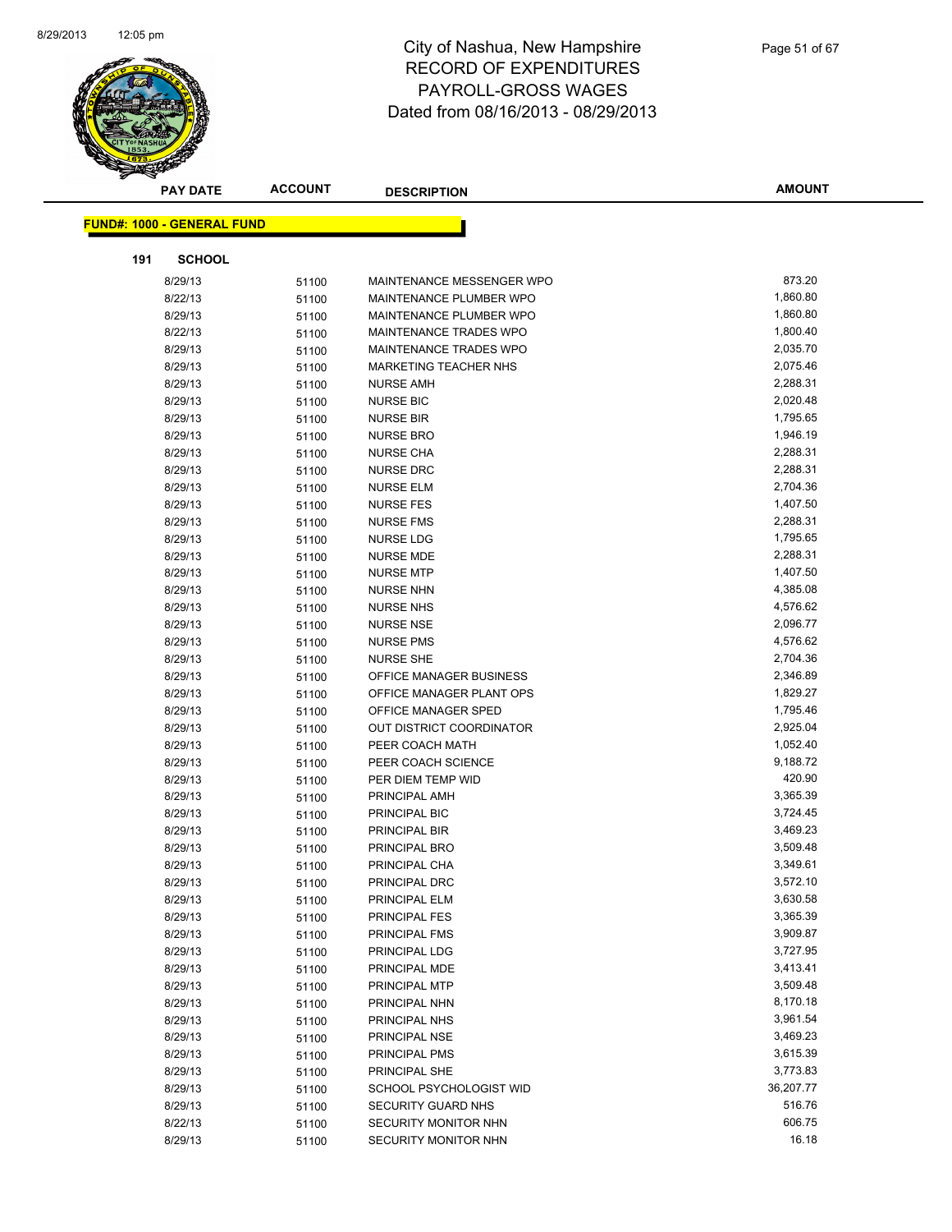# City of Nashua, New Hampshire
## RECORD OF EXPENDITURES
## PAYROLL-GROSS WAGES
## Dated from 08/16/2013 - 08/29/2013

**FUND#: 1000 - GENERAL FUND**

**191 SCHOOL**

| PAY DATE | ACCOUNT | DESCRIPTION | AMOUNT |
|---|---|---|---|
| 8/29/13 | 51100 | MAINTENANCE MESSENGER WPO | 873.20 |
| 8/22/13 | 51100 | MAINTENANCE PLUMBER WPO | 1,860.80 |
| 8/29/13 | 51100 | MAINTENANCE PLUMBER WPO | 1,860.80 |
| 8/22/13 | 51100 | MAINTENANCE TRADES WPO | 1,800.40 |
| 8/29/13 | 51100 | MAINTENANCE TRADES WPO | 2,035.70 |
| 8/29/13 | 51100 | MARKETING TEACHER NHS | 2,075.46 |
| 8/29/13 | 51100 | NURSE AMH | 2,288.31 |
| 8/29/13 | 51100 | NURSE BIC | 2,020.48 |
| 8/29/13 | 51100 | NURSE BIR | 1,795.65 |
| 8/29/13 | 51100 | NURSE BRO | 1,946.19 |
| 8/29/13 | 51100 | NURSE CHA | 2,288.31 |
| 8/29/13 | 51100 | NURSE DRC | 2,288.31 |
| 8/29/13 | 51100 | NURSE ELM | 2,704.36 |
| 8/29/13 | 51100 | NURSE FES | 1,407.50 |
| 8/29/13 | 51100 | NURSE FMS | 2,288.31 |
| 8/29/13 | 51100 | NURSE LDG | 1,795.65 |
| 8/29/13 | 51100 | NURSE MDE | 2,288.31 |
| 8/29/13 | 51100 | NURSE MTP | 1,407.50 |
| 8/29/13 | 51100 | NURSE NHN | 4,385.08 |
| 8/29/13 | 51100 | NURSE NHS | 4,576.62 |
| 8/29/13 | 51100 | NURSE NSE | 2,096.77 |
| 8/29/13 | 51100 | NURSE PMS | 4,576.62 |
| 8/29/13 | 51100 | NURSE SHE | 2,704.36 |
| 8/29/13 | 51100 | OFFICE MANAGER BUSINESS | 2,346.89 |
| 8/29/13 | 51100 | OFFICE MANAGER PLANT OPS | 1,829.27 |
| 8/29/13 | 51100 | OFFICE MANAGER SPED | 1,795.46 |
| 8/29/13 | 51100 | OUT DISTRICT COORDINATOR | 2,925.04 |
| 8/29/13 | 51100 | PEER COACH MATH | 1,052.40 |
| 8/29/13 | 51100 | PEER COACH SCIENCE | 9,188.72 |
| 8/29/13 | 51100 | PER DIEM TEMP WID | 420.90 |
| 8/29/13 | 51100 | PRINCIPAL AMH | 3,365.39 |
| 8/29/13 | 51100 | PRINCIPAL BIC | 3,724.45 |
| 8/29/13 | 51100 | PRINCIPAL BIR | 3,469.23 |
| 8/29/13 | 51100 | PRINCIPAL BRO | 3,509.48 |
| 8/29/13 | 51100 | PRINCIPAL CHA | 3,349.61 |
| 8/29/13 | 51100 | PRINCIPAL DRC | 3,572.10 |
| 8/29/13 | 51100 | PRINCIPAL ELM | 3,630.58 |
| 8/29/13 | 51100 | PRINCIPAL FES | 3,365.39 |
| 8/29/13 | 51100 | PRINCIPAL FMS | 3,909.87 |
| 8/29/13 | 51100 | PRINCIPAL LDG | 3,727.95 |
| 8/29/13 | 51100 | PRINCIPAL MDE | 3,413.41 |
| 8/29/13 | 51100 | PRINCIPAL MTP | 3,509.48 |
| 8/29/13 | 51100 | PRINCIPAL NHN | 8,170.18 |
| 8/29/13 | 51100 | PRINCIPAL NHS | 3,961.54 |
| 8/29/13 | 51100 | PRINCIPAL NSE | 3,469.23 |
| 8/29/13 | 51100 | PRINCIPAL PMS | 3,615.39 |
| 8/29/13 | 51100 | PRINCIPAL SHE | 3,773.83 |
| 8/29/13 | 51100 | SCHOOL PSYCHOLOGIST WID | 36,207.77 |
| 8/29/13 | 51100 | SECURITY GUARD NHS | 516.76 |
| 8/22/13 | 51100 | SECURITY MONITOR NHN | 606.75 |
| 8/29/13 | 51100 | SECURITY MONITOR NHN | 16.18 |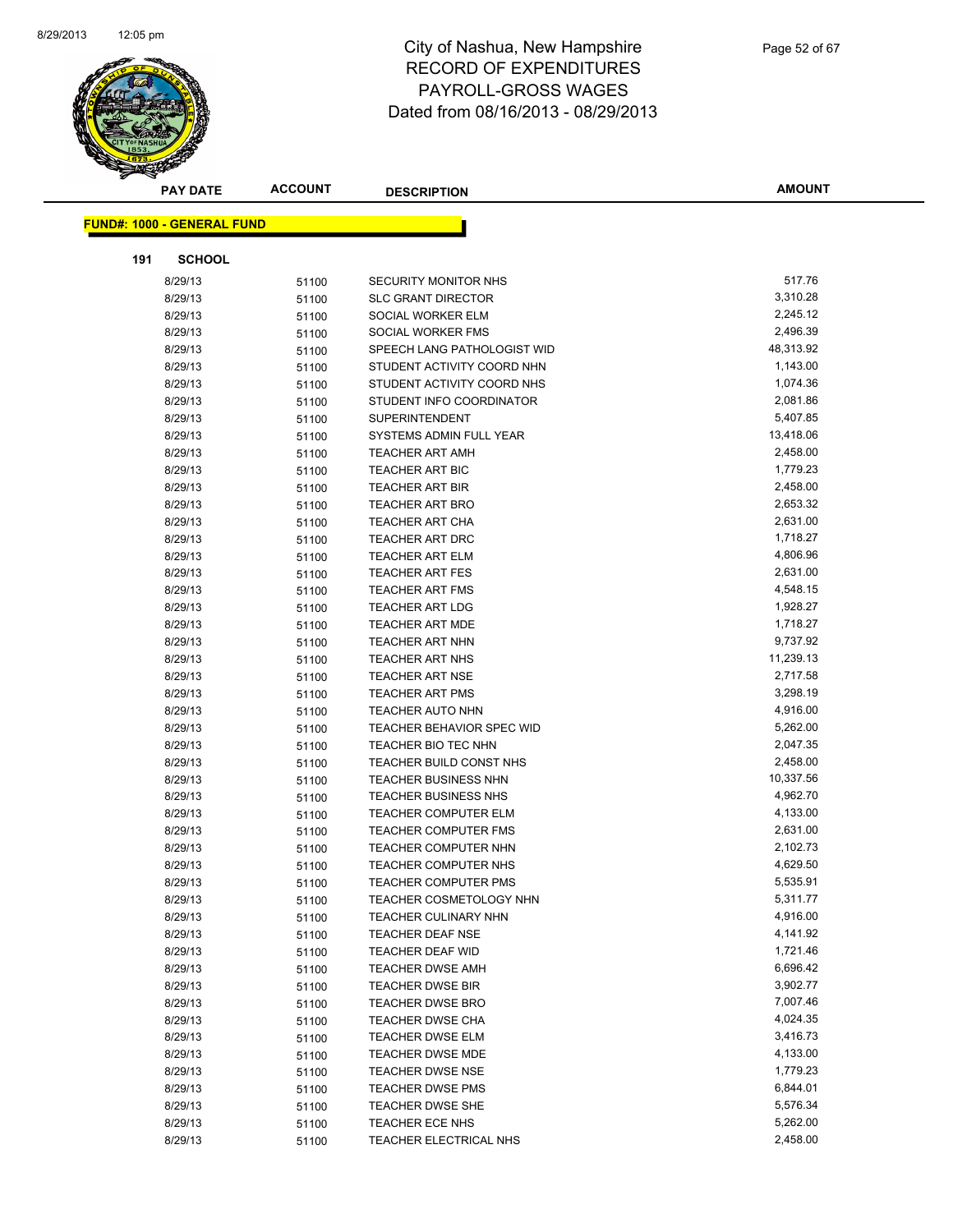# City of Nashua, New Hampshire
## RECORD OF EXPENDITURES
## PAYROLL-GROSS WAGES
## Dated from 08/16/2013 - 08/29/2013

**FUND#: 1000 - GENERAL FUND**

**191 SCHOOL**

| PAY DATE | ACCOUNT | DESCRIPTION | AMOUNT |
|---|---|---|---|
| 8/29/13 | 51100 | SECURITY MONITOR NHS | 517.76 |
| 8/29/13 | 51100 | SLC GRANT DIRECTOR | 3,310.28 |
| 8/29/13 | 51100 | SOCIAL WORKER ELM | 2,245.12 |
| 8/29/13 | 51100 | SOCIAL WORKER FMS | 2,496.39 |
| 8/29/13 | 51100 | SPEECH LANG PATHOLOGIST WID | 48,313.92 |
| 8/29/13 | 51100 | STUDENT ACTIVITY COORD NHN | 1,143.00 |
| 8/29/13 | 51100 | STUDENT ACTIVITY COORD NHS | 1,074.36 |
| 8/29/13 | 51100 | STUDENT INFO COORDINATOR | 2,081.86 |
| 8/29/13 | 51100 | SUPERINTENDENT | 5,407.85 |
| 8/29/13 | 51100 | SYSTEMS ADMIN FULL YEAR | 13,418.06 |
| 8/29/13 | 51100 | TEACHER ART AMH | 2,458.00 |
| 8/29/13 | 51100 | TEACHER ART BIC | 1,779.23 |
| 8/29/13 | 51100 | TEACHER ART BIR | 2,458.00 |
| 8/29/13 | 51100 | TEACHER ART BRO | 2,653.32 |
| 8/29/13 | 51100 | TEACHER ART CHA | 2,631.00 |
| 8/29/13 | 51100 | TEACHER ART DRC | 1,718.27 |
| 8/29/13 | 51100 | TEACHER ART ELM | 4,806.96 |
| 8/29/13 | 51100 | TEACHER ART FES | 2,631.00 |
| 8/29/13 | 51100 | TEACHER ART FMS | 4,548.15 |
| 8/29/13 | 51100 | TEACHER ART LDG | 1,928.27 |
| 8/29/13 | 51100 | TEACHER ART MDE | 1,718.27 |
| 8/29/13 | 51100 | TEACHER ART NHN | 9,737.92 |
| 8/29/13 | 51100 | TEACHER ART NHS | 11,239.13 |
| 8/29/13 | 51100 | TEACHER ART NSE | 2,717.58 |
| 8/29/13 | 51100 | TEACHER ART PMS | 3,298.19 |
| 8/29/13 | 51100 | TEACHER AUTO NHN | 4,916.00 |
| 8/29/13 | 51100 | TEACHER BEHAVIOR SPEC WID | 5,262.00 |
| 8/29/13 | 51100 | TEACHER BIO TEC NHN | 2,047.35 |
| 8/29/13 | 51100 | TEACHER BUILD CONST NHS | 2,458.00 |
| 8/29/13 | 51100 | TEACHER BUSINESS NHN | 10,337.56 |
| 8/29/13 | 51100 | TEACHER BUSINESS NHS | 4,962.70 |
| 8/29/13 | 51100 | TEACHER COMPUTER ELM | 4,133.00 |
| 8/29/13 | 51100 | TEACHER COMPUTER FMS | 2,631.00 |
| 8/29/13 | 51100 | TEACHER COMPUTER NHN | 2,102.73 |
| 8/29/13 | 51100 | TEACHER COMPUTER NHS | 4,629.50 |
| 8/29/13 | 51100 | TEACHER COMPUTER PMS | 5,535.91 |
| 8/29/13 | 51100 | TEACHER COSMETOLOGY NHN | 5,311.77 |
| 8/29/13 | 51100 | TEACHER CULINARY NHN | 4,916.00 |
| 8/29/13 | 51100 | TEACHER DEAF NSE | 4,141.92 |
| 8/29/13 | 51100 | TEACHER DEAF WID | 1,721.46 |
| 8/29/13 | 51100 | TEACHER DWSE AMH | 6,696.42 |
| 8/29/13 | 51100 | TEACHER DWSE BIR | 3,902.77 |
| 8/29/13 | 51100 | TEACHER DWSE BRO | 7,007.46 |
| 8/29/13 | 51100 | TEACHER DWSE CHA | 4,024.35 |
| 8/29/13 | 51100 | TEACHER DWSE ELM | 3,416.73 |
| 8/29/13 | 51100 | TEACHER DWSE MDE | 4,133.00 |
| 8/29/13 | 51100 | TEACHER DWSE NSE | 1,779.23 |
| 8/29/13 | 51100 | TEACHER DWSE PMS | 6,844.01 |
| 8/29/13 | 51100 | TEACHER DWSE SHE | 5,576.34 |
| 8/29/13 | 51100 | TEACHER ECE NHS | 5,262.00 |
| 8/29/13 | 51100 | TEACHER ELECTRICAL NHS | 2,458.00 |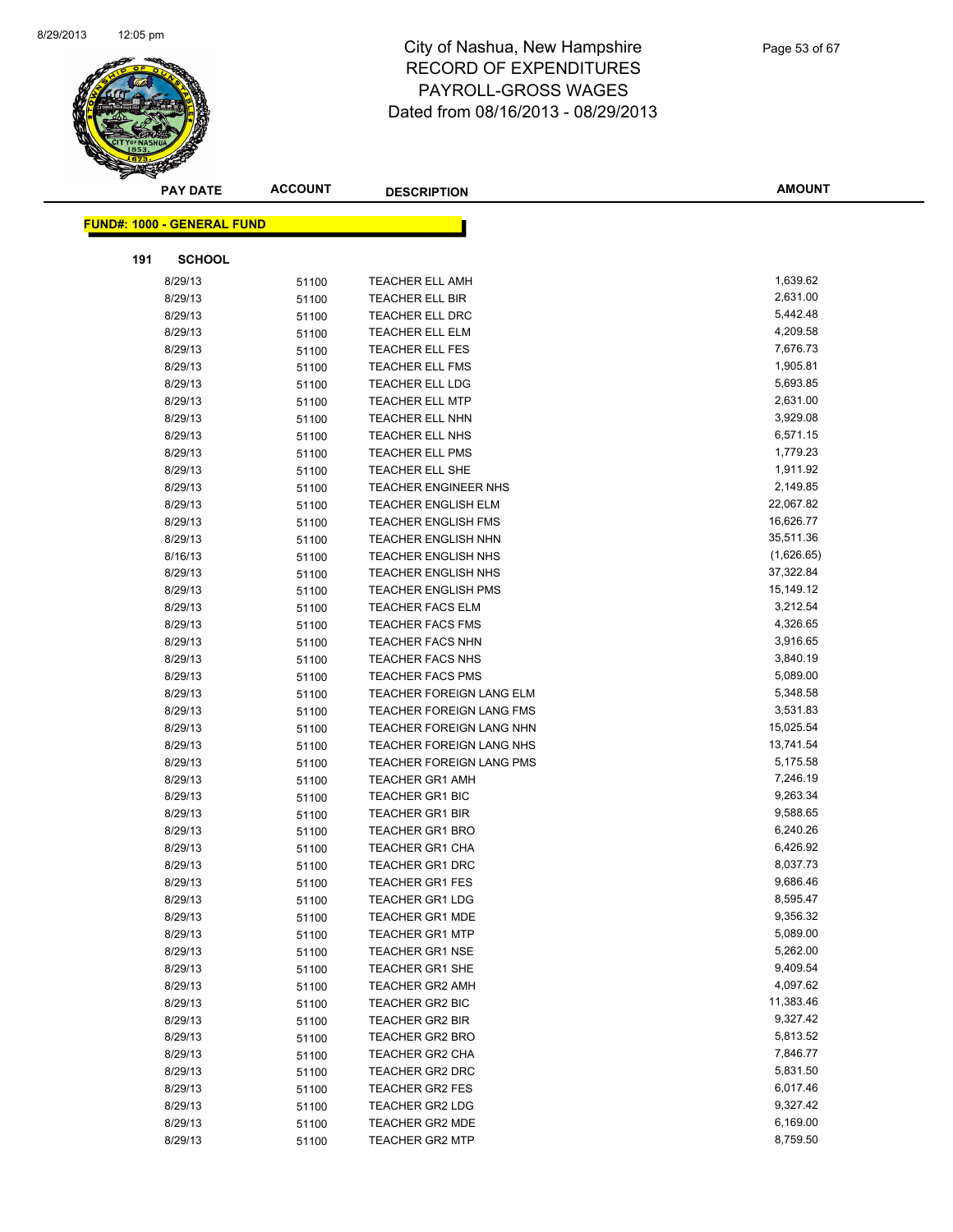# City of Nashua, New Hampshire
## RECORD OF EXPENDITURES
## PAYROLL-GROSS WAGES
## Dated from 08/16/2013 - 08/29/2013

| PAY DATE | ACCOUNT | DESCRIPTION | AMOUNT |
|---|---|---|---|

**FUND#: 1000 - GENERAL FUND**

**191 SCHOOL**

| PAY DATE | ACCOUNT | DESCRIPTION | AMOUNT |
|---|---|---|---|
| 8/29/13 | 51100 | TEACHER ELL AMH | 1,639.62 |
| 8/29/13 | 51100 | TEACHER ELL BIR | 2,631.00 |
| 8/29/13 | 51100 | TEACHER ELL DRC | 5,442.48 |
| 8/29/13 | 51100 | TEACHER ELL ELM | 4,209.58 |
| 8/29/13 | 51100 | TEACHER ELL FES | 7,676.73 |
| 8/29/13 | 51100 | TEACHER ELL FMS | 1,905.81 |
| 8/29/13 | 51100 | TEACHER ELL LDG | 5,693.85 |
| 8/29/13 | 51100 | TEACHER ELL MTP | 2,631.00 |
| 8/29/13 | 51100 | TEACHER ELL NHN | 3,929.08 |
| 8/29/13 | 51100 | TEACHER ELL NHS | 6,571.15 |
| 8/29/13 | 51100 | TEACHER ELL PMS | 1,779.23 |
| 8/29/13 | 51100 | TEACHER ELL SHE | 1,911.92 |
| 8/29/13 | 51100 | TEACHER ENGINEER NHS | 2,149.85 |
| 8/29/13 | 51100 | TEACHER ENGLISH ELM | 22,067.82 |
| 8/29/13 | 51100 | TEACHER ENGLISH FMS | 16,626.77 |
| 8/29/13 | 51100 | TEACHER ENGLISH NHN | 35,511.36 |
| 8/16/13 | 51100 | TEACHER ENGLISH NHS | (1,626.65) |
| 8/29/13 | 51100 | TEACHER ENGLISH NHS | 37,322.84 |
| 8/29/13 | 51100 | TEACHER ENGLISH PMS | 15,149.12 |
| 8/29/13 | 51100 | TEACHER FACS ELM | 3,212.54 |
| 8/29/13 | 51100 | TEACHER FACS FMS | 4,326.65 |
| 8/29/13 | 51100 | TEACHER FACS NHN | 3,916.65 |
| 8/29/13 | 51100 | TEACHER FACS NHS | 3,840.19 |
| 8/29/13 | 51100 | TEACHER FACS PMS | 5,089.00 |
| 8/29/13 | 51100 | TEACHER FOREIGN LANG ELM | 5,348.58 |
| 8/29/13 | 51100 | TEACHER FOREIGN LANG FMS | 3,531.83 |
| 8/29/13 | 51100 | TEACHER FOREIGN LANG NHN | 15,025.54 |
| 8/29/13 | 51100 | TEACHER FOREIGN LANG NHS | 13,741.54 |
| 8/29/13 | 51100 | TEACHER FOREIGN LANG PMS | 5,175.58 |
| 8/29/13 | 51100 | TEACHER GR1 AMH | 7,246.19 |
| 8/29/13 | 51100 | TEACHER GR1 BIC | 9,263.34 |
| 8/29/13 | 51100 | TEACHER GR1 BIR | 9,588.65 |
| 8/29/13 | 51100 | TEACHER GR1 BRO | 6,240.26 |
| 8/29/13 | 51100 | TEACHER GR1 CHA | 6,426.92 |
| 8/29/13 | 51100 | TEACHER GR1 DRC | 8,037.73 |
| 8/29/13 | 51100 | TEACHER GR1 FES | 9,686.46 |
| 8/29/13 | 51100 | TEACHER GR1 LDG | 8,595.47 |
| 8/29/13 | 51100 | TEACHER GR1 MDE | 9,356.32 |
| 8/29/13 | 51100 | TEACHER GR1 MTP | 5,089.00 |
| 8/29/13 | 51100 | TEACHER GR1 NSE | 5,262.00 |
| 8/29/13 | 51100 | TEACHER GR1 SHE | 9,409.54 |
| 8/29/13 | 51100 | TEACHER GR2 AMH | 4,097.62 |
| 8/29/13 | 51100 | TEACHER GR2 BIC | 11,383.46 |
| 8/29/13 | 51100 | TEACHER GR2 BIR | 9,327.42 |
| 8/29/13 | 51100 | TEACHER GR2 BRO | 5,813.52 |
| 8/29/13 | 51100 | TEACHER GR2 CHA | 7,846.77 |
| 8/29/13 | 51100 | TEACHER GR2 DRC | 5,831.50 |
| 8/29/13 | 51100 | TEACHER GR2 FES | 6,017.46 |
| 8/29/13 | 51100 | TEACHER GR2 LDG | 9,327.42 |
| 8/29/13 | 51100 | TEACHER GR2 MDE | 6,169.00 |
| 8/29/13 | 51100 | TEACHER GR2 MTP | 8,759.50 |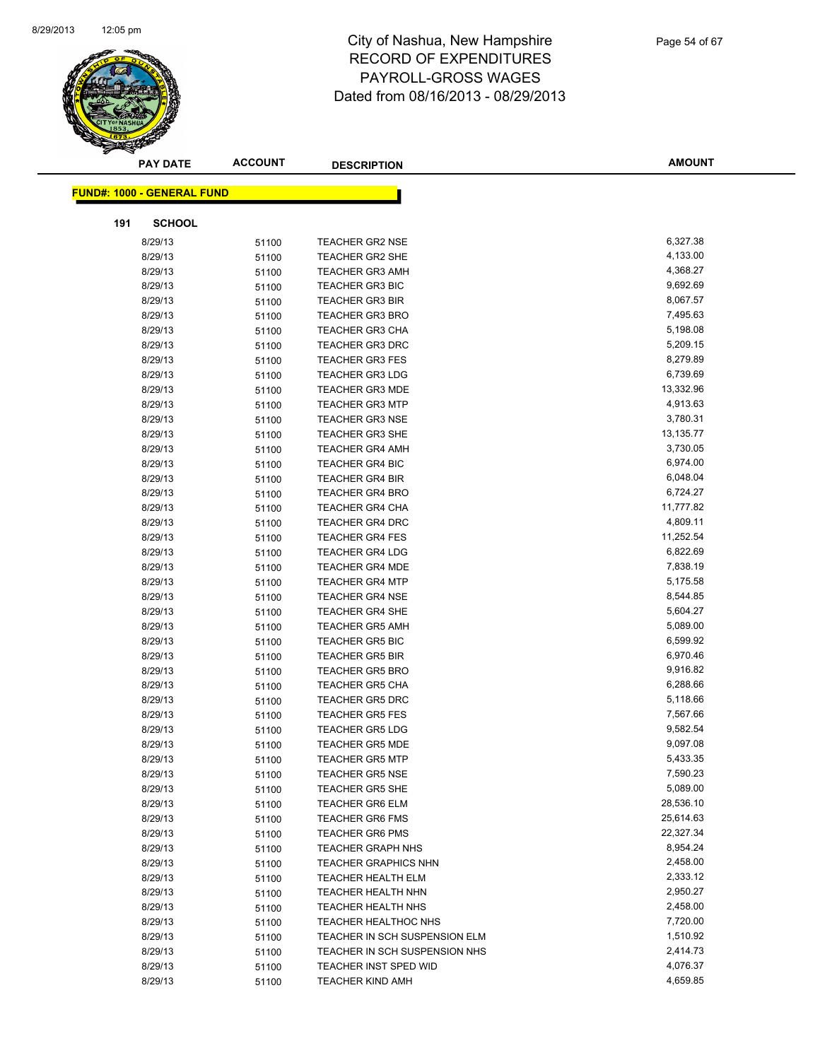# City of Nashua, New Hampshire
# RECORD OF EXPENDITURES
# PAYROLL-GROSS WAGES
# Dated from 08/16/2013 - 08/29/2013

**FUND#: 1000 - GENERAL FUND**

**191 SCHOOL**

| PAY DATE | ACCOUNT | DESCRIPTION | AMOUNT |
|---|---|---|---|
| 8/29/13 | 51100 | TEACHER GR2 NSE | 6,327.38 |
| 8/29/13 | 51100 | TEACHER GR2 SHE | 4,133.00 |
| 8/29/13 | 51100 | TEACHER GR3 AMH | 4,368.27 |
| 8/29/13 | 51100 | TEACHER GR3 BIC | 9,692.69 |
| 8/29/13 | 51100 | TEACHER GR3 BIR | 8,067.57 |
| 8/29/13 | 51100 | TEACHER GR3 BRO | 7,495.63 |
| 8/29/13 | 51100 | TEACHER GR3 CHA | 5,198.08 |
| 8/29/13 | 51100 | TEACHER GR3 DRC | 5,209.15 |
| 8/29/13 | 51100 | TEACHER GR3 FES | 8,279.89 |
| 8/29/13 | 51100 | TEACHER GR3 LDG | 6,739.69 |
| 8/29/13 | 51100 | TEACHER GR3 MDE | 13,332.96 |
| 8/29/13 | 51100 | TEACHER GR3 MTP | 4,913.63 |
| 8/29/13 | 51100 | TEACHER GR3 NSE | 3,780.31 |
| 8/29/13 | 51100 | TEACHER GR3 SHE | 13,135.77 |
| 8/29/13 | 51100 | TEACHER GR4 AMH | 3,730.05 |
| 8/29/13 | 51100 | TEACHER GR4 BIC | 6,974.00 |
| 8/29/13 | 51100 | TEACHER GR4 BIR | 6,048.04 |
| 8/29/13 | 51100 | TEACHER GR4 BRO | 6,724.27 |
| 8/29/13 | 51100 | TEACHER GR4 CHA | 11,777.82 |
| 8/29/13 | 51100 | TEACHER GR4 DRC | 4,809.11 |
| 8/29/13 | 51100 | TEACHER GR4 FES | 11,252.54 |
| 8/29/13 | 51100 | TEACHER GR4 LDG | 6,822.69 |
| 8/29/13 | 51100 | TEACHER GR4 MDE | 7,838.19 |
| 8/29/13 | 51100 | TEACHER GR4 MTP | 5,175.58 |
| 8/29/13 | 51100 | TEACHER GR4 NSE | 8,544.85 |
| 8/29/13 | 51100 | TEACHER GR4 SHE | 5,604.27 |
| 8/29/13 | 51100 | TEACHER GR5 AMH | 5,089.00 |
| 8/29/13 | 51100 | TEACHER GR5 BIC | 6,599.92 |
| 8/29/13 | 51100 | TEACHER GR5 BIR | 6,970.46 |
| 8/29/13 | 51100 | TEACHER GR5 BRO | 9,916.82 |
| 8/29/13 | 51100 | TEACHER GR5 CHA | 6,288.66 |
| 8/29/13 | 51100 | TEACHER GR5 DRC | 5,118.66 |
| 8/29/13 | 51100 | TEACHER GR5 FES | 7,567.66 |
| 8/29/13 | 51100 | TEACHER GR5 LDG | 9,582.54 |
| 8/29/13 | 51100 | TEACHER GR5 MDE | 9,097.08 |
| 8/29/13 | 51100 | TEACHER GR5 MTP | 5,433.35 |
| 8/29/13 | 51100 | TEACHER GR5 NSE | 7,590.23 |
| 8/29/13 | 51100 | TEACHER GR5 SHE | 5,089.00 |
| 8/29/13 | 51100 | TEACHER GR6 ELM | 28,536.10 |
| 8/29/13 | 51100 | TEACHER GR6 FMS | 25,614.63 |
| 8/29/13 | 51100 | TEACHER GR6 PMS | 22,327.34 |
| 8/29/13 | 51100 | TEACHER GRAPH NHS | 8,954.24 |
| 8/29/13 | 51100 | TEACHER GRAPHICS NHN | 2,458.00 |
| 8/29/13 | 51100 | TEACHER HEALTH ELM | 2,333.12 |
| 8/29/13 | 51100 | TEACHER HEALTH NHN | 2,950.27 |
| 8/29/13 | 51100 | TEACHER HEALTH NHS | 2,458.00 |
| 8/29/13 | 51100 | TEACHER HEALTHOC NHS | 7,720.00 |
| 8/29/13 | 51100 | TEACHER IN SCH SUSPENSION ELM | 1,510.92 |
| 8/29/13 | 51100 | TEACHER IN SCH SUSPENSION NHS | 2,414.73 |
| 8/29/13 | 51100 | TEACHER INST SPED WID | 4,076.37 |
| 8/29/13 | 51100 | TEACHER KIND AMH | 4,659.85 |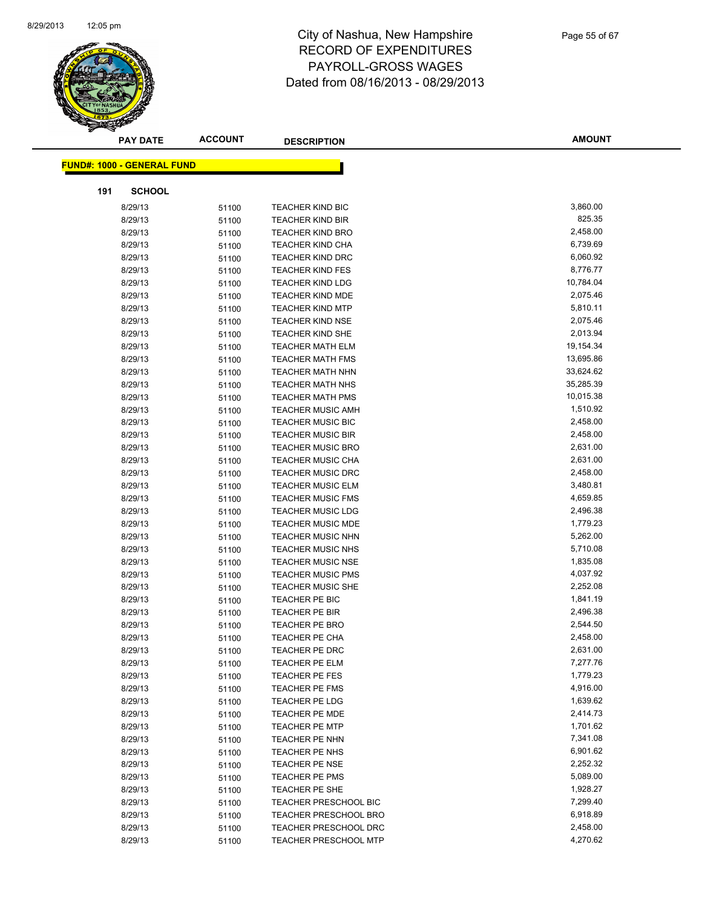# City of Nashua, New Hampshire
# RECORD OF EXPENDITURES
# PAYROLL-GROSS WAGES
# Dated from 08/16/2013 - 08/29/2013

| PAY DATE | ACCOUNT | DESCRIPTION | AMOUNT |
|---|---|---|---|

**FUND#: 1000 - GENERAL FUND**

**191 SCHOOL**

| PAY DATE | ACCOUNT | DESCRIPTION | AMOUNT |
|---|---|---|---|
| 8/29/13 | 51100 | TEACHER KIND BIC | 3,860.00 |
| 8/29/13 | 51100 | TEACHER KIND BIR | 825.35 |
| 8/29/13 | 51100 | TEACHER KIND BRO | 2,458.00 |
| 8/29/13 | 51100 | TEACHER KIND CHA | 6,739.69 |
| 8/29/13 | 51100 | TEACHER KIND DRC | 6,060.92 |
| 8/29/13 | 51100 | TEACHER KIND FES | 8,776.77 |
| 8/29/13 | 51100 | TEACHER KIND LDG | 10,784.04 |
| 8/29/13 | 51100 | TEACHER KIND MDE | 2,075.46 |
| 8/29/13 | 51100 | TEACHER KIND MTP | 5,810.11 |
| 8/29/13 | 51100 | TEACHER KIND NSE | 2,075.46 |
| 8/29/13 | 51100 | TEACHER KIND SHE | 2,013.94 |
| 8/29/13 | 51100 | TEACHER MATH ELM | 19,154.34 |
| 8/29/13 | 51100 | TEACHER MATH FMS | 13,695.86 |
| 8/29/13 | 51100 | TEACHER MATH NHN | 33,624.62 |
| 8/29/13 | 51100 | TEACHER MATH NHS | 35,285.39 |
| 8/29/13 | 51100 | TEACHER MATH PMS | 10,015.38 |
| 8/29/13 | 51100 | TEACHER MUSIC AMH | 1,510.92 |
| 8/29/13 | 51100 | TEACHER MUSIC BIC | 2,458.00 |
| 8/29/13 | 51100 | TEACHER MUSIC BIR | 2,458.00 |
| 8/29/13 | 51100 | TEACHER MUSIC BRO | 2,631.00 |
| 8/29/13 | 51100 | TEACHER MUSIC CHA | 2,631.00 |
| 8/29/13 | 51100 | TEACHER MUSIC DRC | 2,458.00 |
| 8/29/13 | 51100 | TEACHER MUSIC ELM | 3,480.81 |
| 8/29/13 | 51100 | TEACHER MUSIC FMS | 4,659.85 |
| 8/29/13 | 51100 | TEACHER MUSIC LDG | 2,496.38 |
| 8/29/13 | 51100 | TEACHER MUSIC MDE | 1,779.23 |
| 8/29/13 | 51100 | TEACHER MUSIC NHN | 5,262.00 |
| 8/29/13 | 51100 | TEACHER MUSIC NHS | 5,710.08 |
| 8/29/13 | 51100 | TEACHER MUSIC NSE | 1,835.08 |
| 8/29/13 | 51100 | TEACHER MUSIC PMS | 4,037.92 |
| 8/29/13 | 51100 | TEACHER MUSIC SHE | 2,252.08 |
| 8/29/13 | 51100 | TEACHER PE BIC | 1,841.19 |
| 8/29/13 | 51100 | TEACHER PE BIR | 2,496.38 |
| 8/29/13 | 51100 | TEACHER PE BRO | 2,544.50 |
| 8/29/13 | 51100 | TEACHER PE CHA | 2,458.00 |
| 8/29/13 | 51100 | TEACHER PE DRC | 2,631.00 |
| 8/29/13 | 51100 | TEACHER PE ELM | 7,277.76 |
| 8/29/13 | 51100 | TEACHER PE FES | 1,779.23 |
| 8/29/13 | 51100 | TEACHER PE FMS | 4,916.00 |
| 8/29/13 | 51100 | TEACHER PE LDG | 1,639.62 |
| 8/29/13 | 51100 | TEACHER PE MDE | 2,414.73 |
| 8/29/13 | 51100 | TEACHER PE MTP | 1,701.62 |
| 8/29/13 | 51100 | TEACHER PE NHN | 7,341.08 |
| 8/29/13 | 51100 | TEACHER PE NHS | 6,901.62 |
| 8/29/13 | 51100 | TEACHER PE NSE | 2,252.32 |
| 8/29/13 | 51100 | TEACHER PE PMS | 5,089.00 |
| 8/29/13 | 51100 | TEACHER PE SHE | 1,928.27 |
| 8/29/13 | 51100 | TEACHER PRESCHOOL BIC | 7,299.40 |
| 8/29/13 | 51100 | TEACHER PRESCHOOL BRO | 6,918.89 |
| 8/29/13 | 51100 | TEACHER PRESCHOOL DRC | 2,458.00 |
| 8/29/13 | 51100 | TEACHER PRESCHOOL MTP | 4,270.62 |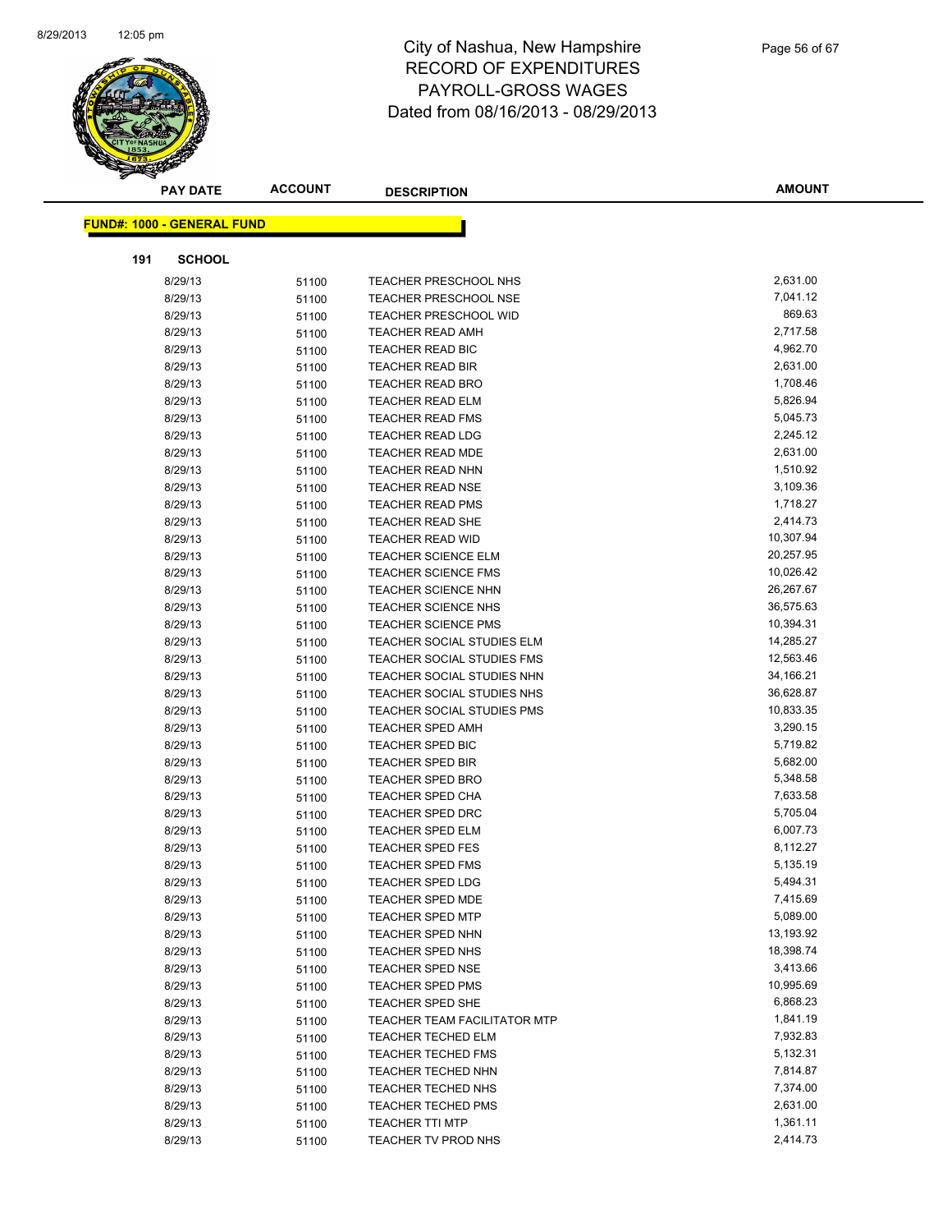# City of Nashua, New Hampshire
## RECORD OF EXPENDITURES
## PAYROLL-GROSS WAGES
## Dated from 08/16/2013 - 08/29/2013

| PAY DATE | ACCOUNT | DESCRIPTION | AMOUNT |
|---|---|---|---|

**FUND#: 1000 - GENERAL FUND**

**191 SCHOOL**

| PAY DATE | ACCOUNT | DESCRIPTION | AMOUNT |
|---|---|---|---|
| 8/29/13 | 51100 | TEACHER PRESCHOOL NHS | 2,631.00 |
| 8/29/13 | 51100 | TEACHER PRESCHOOL NSE | 7,041.12 |
| 8/29/13 | 51100 | TEACHER PRESCHOOL WID | 869.63 |
| 8/29/13 | 51100 | TEACHER READ AMH | 2,717.58 |
| 8/29/13 | 51100 | TEACHER READ BIC | 4,962.70 |
| 8/29/13 | 51100 | TEACHER READ BIR | 2,631.00 |
| 8/29/13 | 51100 | TEACHER READ BRO | 1,708.46 |
| 8/29/13 | 51100 | TEACHER READ ELM | 5,826.94 |
| 8/29/13 | 51100 | TEACHER READ FMS | 5,045.73 |
| 8/29/13 | 51100 | TEACHER READ LDG | 2,245.12 |
| 8/29/13 | 51100 | TEACHER READ MDE | 2,631.00 |
| 8/29/13 | 51100 | TEACHER READ NHN | 1,510.92 |
| 8/29/13 | 51100 | TEACHER READ NSE | 3,109.36 |
| 8/29/13 | 51100 | TEACHER READ PMS | 1,718.27 |
| 8/29/13 | 51100 | TEACHER READ SHE | 2,414.73 |
| 8/29/13 | 51100 | TEACHER READ WID | 10,307.94 |
| 8/29/13 | 51100 | TEACHER SCIENCE ELM | 20,257.95 |
| 8/29/13 | 51100 | TEACHER SCIENCE FMS | 10,026.42 |
| 8/29/13 | 51100 | TEACHER SCIENCE NHN | 26,267.67 |
| 8/29/13 | 51100 | TEACHER SCIENCE NHS | 36,575.63 |
| 8/29/13 | 51100 | TEACHER SCIENCE PMS | 10,394.31 |
| 8/29/13 | 51100 | TEACHER SOCIAL STUDIES ELM | 14,285.27 |
| 8/29/13 | 51100 | TEACHER SOCIAL STUDIES FMS | 12,563.46 |
| 8/29/13 | 51100 | TEACHER SOCIAL STUDIES NHN | 34,166.21 |
| 8/29/13 | 51100 | TEACHER SOCIAL STUDIES NHS | 36,628.87 |
| 8/29/13 | 51100 | TEACHER SOCIAL STUDIES PMS | 10,833.35 |
| 8/29/13 | 51100 | TEACHER SPED AMH | 3,290.15 |
| 8/29/13 | 51100 | TEACHER SPED BIC | 5,719.82 |
| 8/29/13 | 51100 | TEACHER SPED BIR | 5,682.00 |
| 8/29/13 | 51100 | TEACHER SPED BRO | 5,348.58 |
| 8/29/13 | 51100 | TEACHER SPED CHA | 7,633.58 |
| 8/29/13 | 51100 | TEACHER SPED DRC | 5,705.04 |
| 8/29/13 | 51100 | TEACHER SPED ELM | 6,007.73 |
| 8/29/13 | 51100 | TEACHER SPED FES | 8,112.27 |
| 8/29/13 | 51100 | TEACHER SPED FMS | 5,135.19 |
| 8/29/13 | 51100 | TEACHER SPED LDG | 5,494.31 |
| 8/29/13 | 51100 | TEACHER SPED MDE | 7,415.69 |
| 8/29/13 | 51100 | TEACHER SPED MTP | 5,089.00 |
| 8/29/13 | 51100 | TEACHER SPED NHN | 13,193.92 |
| 8/29/13 | 51100 | TEACHER SPED NHS | 18,398.74 |
| 8/29/13 | 51100 | TEACHER SPED NSE | 3,413.66 |
| 8/29/13 | 51100 | TEACHER SPED PMS | 10,995.69 |
| 8/29/13 | 51100 | TEACHER SPED SHE | 6,868.23 |
| 8/29/13 | 51100 | TEACHER TEAM FACILITATOR MTP | 1,841.19 |
| 8/29/13 | 51100 | TEACHER TECHED ELM | 7,932.83 |
| 8/29/13 | 51100 | TEACHER TECHED FMS | 5,132.31 |
| 8/29/13 | 51100 | TEACHER TECHED NHN | 7,814.87 |
| 8/29/13 | 51100 | TEACHER TECHED NHS | 7,374.00 |
| 8/29/13 | 51100 | TEACHER TECHED PMS | 2,631.00 |
| 8/29/13 | 51100 | TEACHER TTI MTP | 1,361.11 |
| 8/29/13 | 51100 | TEACHER TV PROD NHS | 2,414.73 |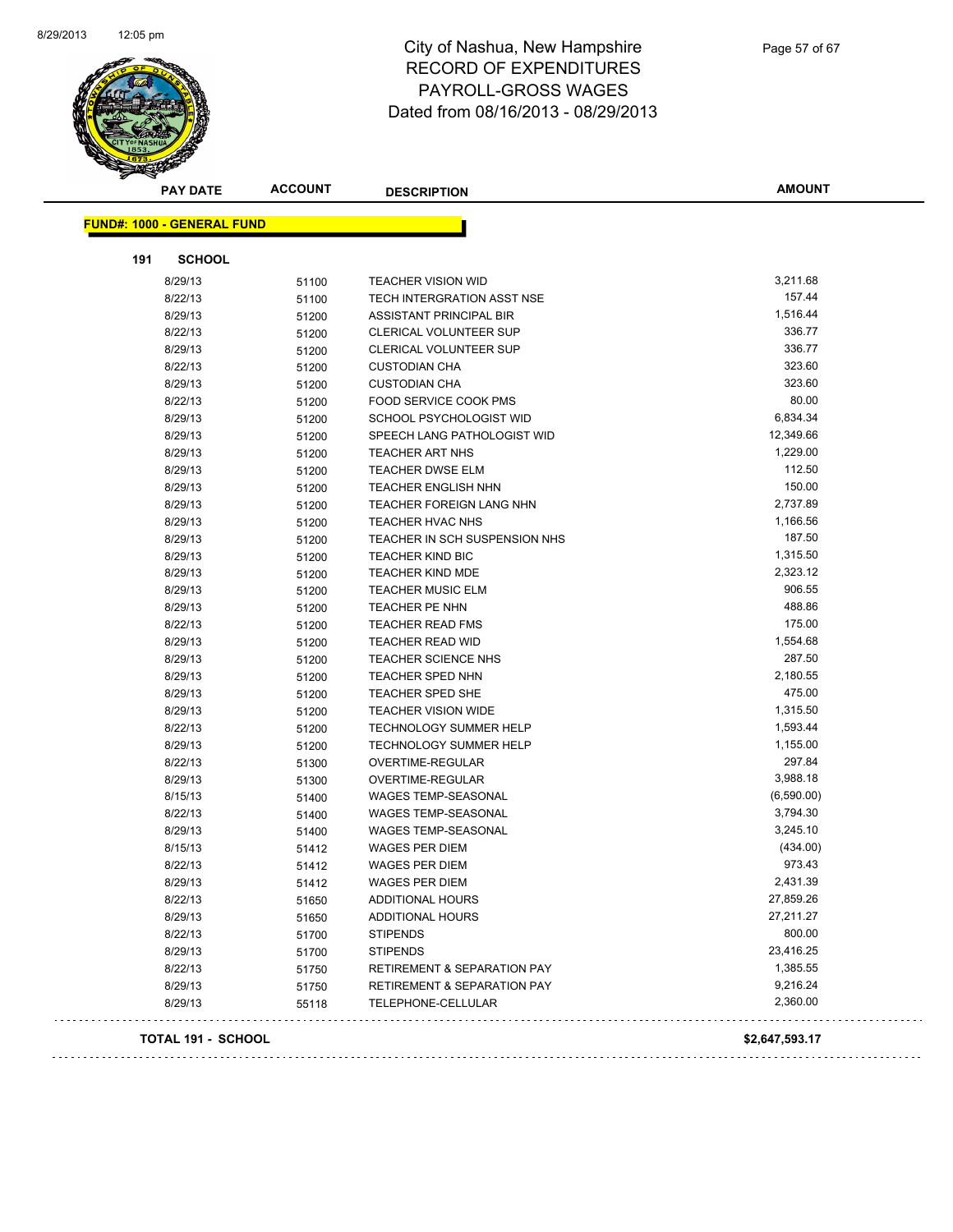# City of Nashua, New Hampshire
## RECORD OF EXPENDITURES
## PAYROLL-GROSS WAGES
## Dated from 08/16/2013 - 08/29/2013

**FUND#: 1000 - GENERAL FUND**

**191 SCHOOL**

| PAY DATE | ACCOUNT | DESCRIPTION | AMOUNT |
|---|---|---|---|
| 8/29/13 | 51100 | TEACHER VISION WID | 3,211.68 |
| 8/22/13 | 51100 | TECH INTERGRATION ASST NSE | 157.44 |
| 8/29/13 | 51200 | ASSISTANT PRINCIPAL BIR | 1,516.44 |
| 8/22/13 | 51200 | CLERICAL VOLUNTEER SUP | 336.77 |
| 8/29/13 | 51200 | CLERICAL VOLUNTEER SUP | 336.77 |
| 8/22/13 | 51200 | CUSTODIAN CHA | 323.60 |
| 8/29/13 | 51200 | CUSTODIAN CHA | 323.60 |
| 8/22/13 | 51200 | FOOD SERVICE COOK PMS | 80.00 |
| 8/29/13 | 51200 | SCHOOL PSYCHOLOGIST WID | 6,834.34 |
| 8/29/13 | 51200 | SPEECH LANG PATHOLOGIST WID | 12,349.66 |
| 8/29/13 | 51200 | TEACHER ART NHS | 1,229.00 |
| 8/29/13 | 51200 | TEACHER DWSE ELM | 112.50 |
| 8/29/13 | 51200 | TEACHER ENGLISH NHN | 150.00 |
| 8/29/13 | 51200 | TEACHER FOREIGN LANG NHN | 2,737.89 |
| 8/29/13 | 51200 | TEACHER HVAC NHS | 1,166.56 |
| 8/29/13 | 51200 | TEACHER IN SCH SUSPENSION NHS | 187.50 |
| 8/29/13 | 51200 | TEACHER KIND BIC | 1,315.50 |
| 8/29/13 | 51200 | TEACHER KIND MDE | 2,323.12 |
| 8/29/13 | 51200 | TEACHER MUSIC ELM | 906.55 |
| 8/29/13 | 51200 | TEACHER PE NHN | 488.86 |
| 8/22/13 | 51200 | TEACHER READ FMS | 175.00 |
| 8/29/13 | 51200 | TEACHER READ WID | 1,554.68 |
| 8/29/13 | 51200 | TEACHER SCIENCE NHS | 287.50 |
| 8/29/13 | 51200 | TEACHER SPED NHN | 2,180.55 |
| 8/29/13 | 51200 | TEACHER SPED SHE | 475.00 |
| 8/29/13 | 51200 | TEACHER VISION WIDE | 1,315.50 |
| 8/22/13 | 51200 | TECHNOLOGY SUMMER HELP | 1,593.44 |
| 8/29/13 | 51200 | TECHNOLOGY SUMMER HELP | 1,155.00 |
| 8/22/13 | 51300 | OVERTIME-REGULAR | 297.84 |
| 8/29/13 | 51300 | OVERTIME-REGULAR | 3,988.18 |
| 8/15/13 | 51400 | WAGES TEMP-SEASONAL | (6,590.00) |
| 8/22/13 | 51400 | WAGES TEMP-SEASONAL | 3,794.30 |
| 8/29/13 | 51400 | WAGES TEMP-SEASONAL | 3,245.10 |
| 8/15/13 | 51412 | WAGES PER DIEM | (434.00) |
| 8/22/13 | 51412 | WAGES PER DIEM | 973.43 |
| 8/29/13 | 51412 | WAGES PER DIEM | 2,431.39 |
| 8/22/13 | 51650 | ADDITIONAL HOURS | 27,859.26 |
| 8/29/13 | 51650 | ADDITIONAL HOURS | 27,211.27 |
| 8/22/13 | 51700 | STIPENDS | 800.00 |
| 8/29/13 | 51700 | STIPENDS | 23,416.25 |
| 8/22/13 | 51750 | RETIREMENT & SEPARATION PAY | 1,385.55 |
| 8/29/13 | 51750 | RETIREMENT & SEPARATION PAY | 9,216.24 |
| 8/29/13 | 55118 | TELEPHONE-CELLULAR | 2,360.00 |

**TOTAL 191 - SCHOOL** **$2,647,593.17**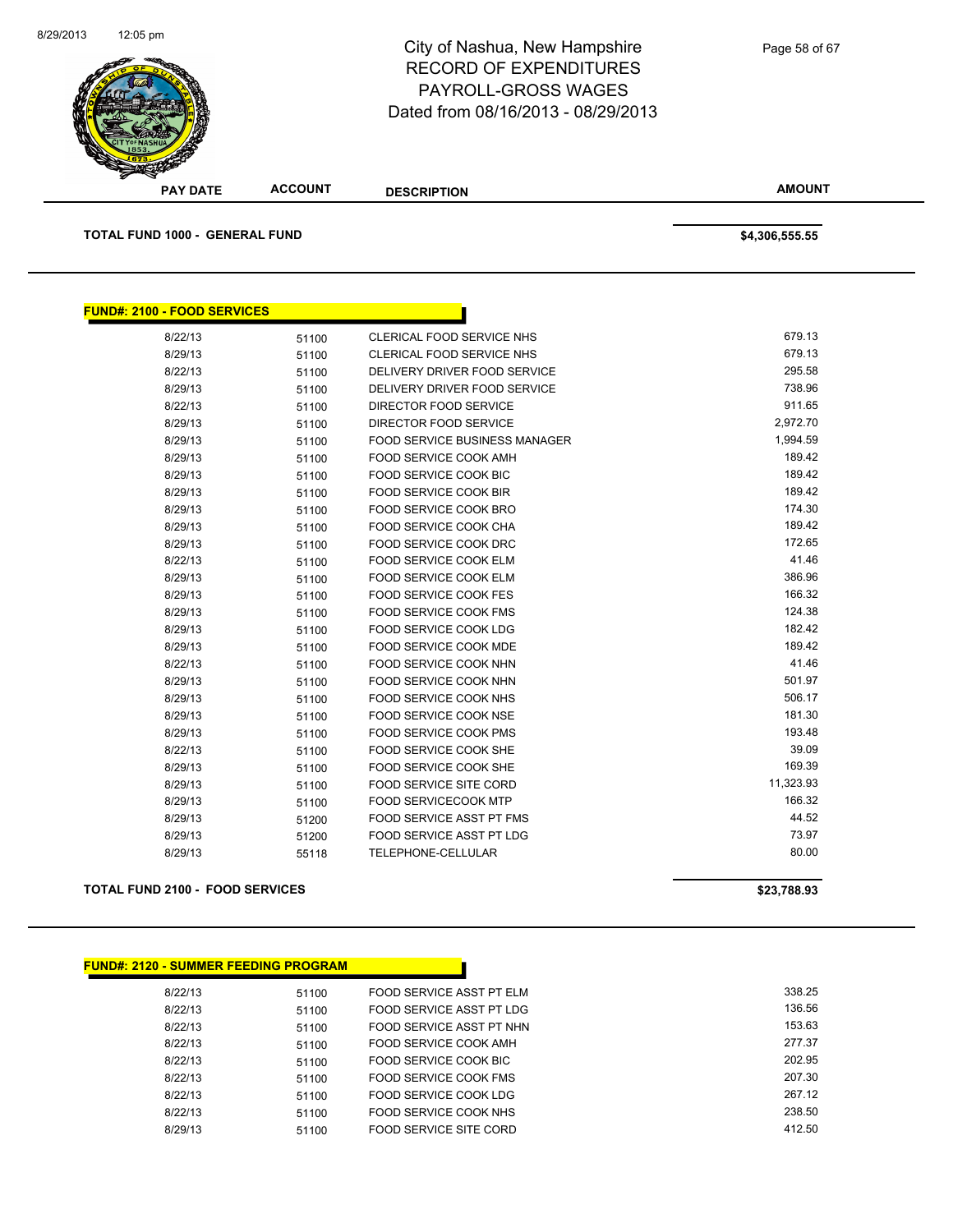# City of Nashua, New Hampshire
## RECORD OF EXPENDITURES
## PAYROLL-GROSS WAGES
## Dated from 08/16/2013 - 08/29/2013

| PAY DATE | ACCOUNT | DESCRIPTION | AMOUNT |
|---|---|---|---|

**TOTAL FUND 1000 - GENERAL FUND** **$4,306,555.55**

**FUND#: 2100 - FOOD SERVICES**

| PAY DATE | ACCOUNT | DESCRIPTION | AMOUNT |
|---|---|---|---|
| 8/22/13 | 51100 | CLERICAL FOOD SERVICE NHS | 679.13 |
| 8/29/13 | 51100 | CLERICAL FOOD SERVICE NHS | 679.13 |
| 8/22/13 | 51100 | DELIVERY DRIVER FOOD SERVICE | 295.58 |
| 8/29/13 | 51100 | DELIVERY DRIVER FOOD SERVICE | 738.96 |
| 8/22/13 | 51100 | DIRECTOR FOOD SERVICE | 911.65 |
| 8/29/13 | 51100 | DIRECTOR FOOD SERVICE | 2,972.70 |
| 8/29/13 | 51100 | FOOD SERVICE BUSINESS MANAGER | 1,994.59 |
| 8/29/13 | 51100 | FOOD SERVICE COOK AMH | 189.42 |
| 8/29/13 | 51100 | FOOD SERVICE COOK BIC | 189.42 |
| 8/29/13 | 51100 | FOOD SERVICE COOK BIR | 189.42 |
| 8/29/13 | 51100 | FOOD SERVICE COOK BRO | 174.30 |
| 8/29/13 | 51100 | FOOD SERVICE COOK CHA | 189.42 |
| 8/29/13 | 51100 | FOOD SERVICE COOK DRC | 172.65 |
| 8/22/13 | 51100 | FOOD SERVICE COOK ELM | 41.46 |
| 8/29/13 | 51100 | FOOD SERVICE COOK ELM | 386.96 |
| 8/29/13 | 51100 | FOOD SERVICE COOK FES | 166.32 |
| 8/29/13 | 51100 | FOOD SERVICE COOK FMS | 124.38 |
| 8/29/13 | 51100 | FOOD SERVICE COOK LDG | 182.42 |
| 8/29/13 | 51100 | FOOD SERVICE COOK MDE | 189.42 |
| 8/22/13 | 51100 | FOOD SERVICE COOK NHN | 41.46 |
| 8/29/13 | 51100 | FOOD SERVICE COOK NHN | 501.97 |
| 8/29/13 | 51100 | FOOD SERVICE COOK NHS | 506.17 |
| 8/29/13 | 51100 | FOOD SERVICE COOK NSE | 181.30 |
| 8/29/13 | 51100 | FOOD SERVICE COOK PMS | 193.48 |
| 8/22/13 | 51100 | FOOD SERVICE COOK SHE | 39.09 |
| 8/29/13 | 51100 | FOOD SERVICE COOK SHE | 169.39 |
| 8/29/13 | 51100 | FOOD SERVICE SITE CORD | 11,323.93 |
| 8/29/13 | 51100 | FOOD SERVICECOOK MTP | 166.32 |
| 8/29/13 | 51200 | FOOD SERVICE ASST PT FMS | 44.52 |
| 8/29/13 | 51200 | FOOD SERVICE ASST PT LDG | 73.97 |
| 8/29/13 | 55118 | TELEPHONE-CELLULAR | 80.00 |

**TOTAL FUND 2100 - FOOD SERVICES** **$23,788.93**

**FUND#: 2120 - SUMMER FEEDING PROGRAM**

| PAY DATE | ACCOUNT | DESCRIPTION | AMOUNT |
|---|---|---|---|
| 8/22/13 | 51100 | FOOD SERVICE ASST PT ELM | 338.25 |
| 8/22/13 | 51100 | FOOD SERVICE ASST PT LDG | 136.56 |
| 8/22/13 | 51100 | FOOD SERVICE ASST PT NHN | 153.63 |
| 8/22/13 | 51100 | FOOD SERVICE COOK AMH | 277.37 |
| 8/22/13 | 51100 | FOOD SERVICE COOK BIC | 202.95 |
| 8/22/13 | 51100 | FOOD SERVICE COOK FMS | 207.30 |
| 8/22/13 | 51100 | FOOD SERVICE COOK LDG | 267.12 |
| 8/22/13 | 51100 | FOOD SERVICE COOK NHS | 238.50 |
| 8/29/13 | 51100 | FOOD SERVICE SITE CORD | 412.50 |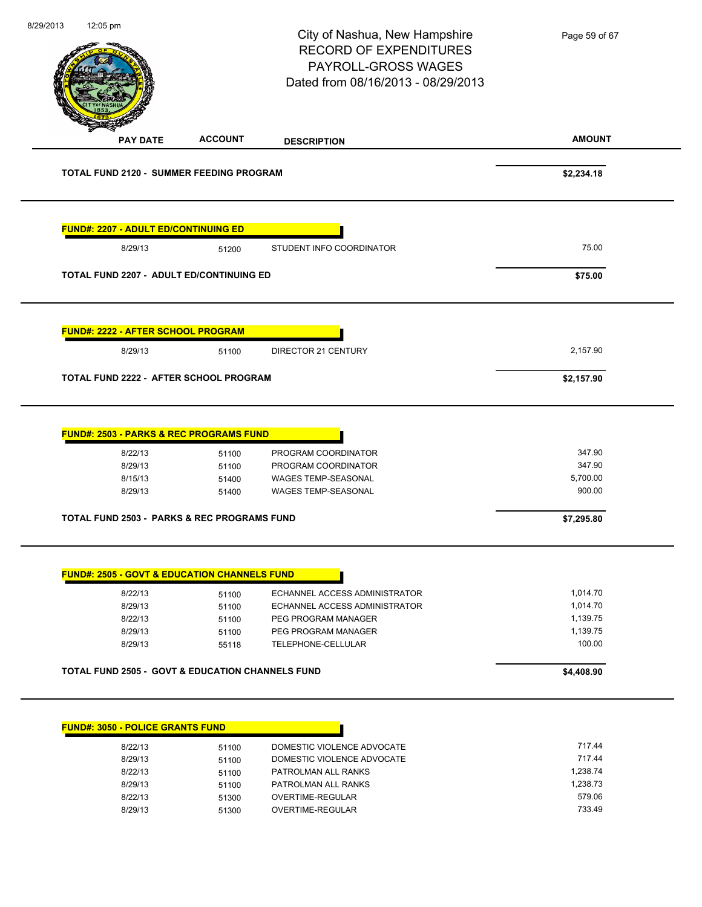City of Nashua, New Hampshire
RECORD OF EXPENDITURES
PAYROLL-GROSS WAGES
Dated from 08/16/2013 - 08/29/2013

| PAY DATE | ACCOUNT | DESCRIPTION | AMOUNT |
|---|---|---|---|
| **TOTAL FUND 2120 - SUMMER FEEDING PROGRAM** | | | **$2,234.18** |
| **FUND#: 2207 - ADULT ED/CONTINUING ED** | | | |
| 8/29/13 | 51200 | STUDENT INFO COORDINATOR | 75.00 |
| **TOTAL FUND 2207 - ADULT ED/CONTINUING ED** | | | **$75.00** |
| **FUND#: 2222 - AFTER SCHOOL PROGRAM** | | | |
| 8/29/13 | 51100 | DIRECTOR 21 CENTURY | 2,157.90 |
| **TOTAL FUND 2222 - AFTER SCHOOL PROGRAM** | | | **$2,157.90** |
| **FUND#: 2503 - PARKS & REC PROGRAMS FUND** | | | |
| 8/22/13 | 51100 | PROGRAM COORDINATOR | 347.90 |
| 8/29/13 | 51100 | PROGRAM COORDINATOR | 347.90 |
| 8/15/13 | 51400 | WAGES TEMP-SEASONAL | 5,700.00 |
| 8/29/13 | 51400 | WAGES TEMP-SEASONAL | 900.00 |
| **TOTAL FUND 2503 - PARKS & REC PROGRAMS FUND** | | | **$7,295.80** |
| **FUND#: 2505 - GOVT & EDUCATION CHANNELS FUND** | | | |
| 8/22/13 | 51100 | ECHANNEL ACCESS ADMINISTRATOR | 1,014.70 |
| 8/29/13 | 51100 | ECHANNEL ACCESS ADMINISTRATOR | 1,014.70 |
| 8/22/13 | 51100 | PEG PROGRAM MANAGER | 1,139.75 |
| 8/29/13 | 51100 | PEG PROGRAM MANAGER | 1,139.75 |
| 8/29/13 | 55118 | TELEPHONE-CELLULAR | 100.00 |
| **TOTAL FUND 2505 - GOVT & EDUCATION CHANNELS FUND** | | | **$4,408.90** |
| **FUND#: 3050 - POLICE GRANTS FUND** | | | |
| 8/22/13 | 51100 | DOMESTIC VIOLENCE ADVOCATE | 717.44 |
| 8/29/13 | 51100 | DOMESTIC VIOLENCE ADVOCATE | 717.44 |
| 8/22/13 | 51100 | PATROLMAN ALL RANKS | 1,238.74 |
| 8/29/13 | 51100 | PATROLMAN ALL RANKS | 1,238.73 |
| 8/22/13 | 51300 | OVERTIME-REGULAR | 579.06 |
| 8/29/13 | 51300 | OVERTIME-REGULAR | 733.49 |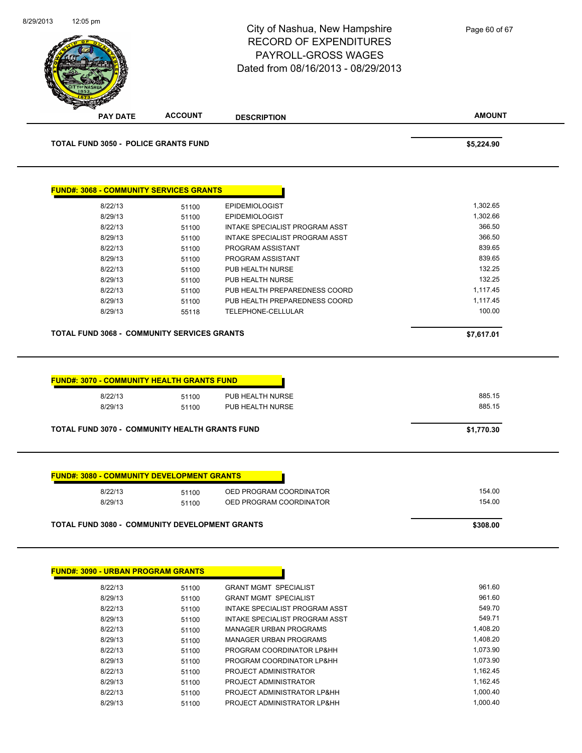# City of Nashua, New Hampshire
## RECORD OF EXPENDITURES
## PAYROLL-GROSS WAGES
## Dated from 08/16/2013 - 08/29/2013

| PAY DATE | ACCOUNT | DESCRIPTION | AMOUNT |
|---|---|---|---|
| **TOTAL FUND 3050 - POLICE GRANTS FUND** | | | **$5,224.90** |

**FUND#: 3068 - COMMUNITY SERVICES GRANTS**

| PAY DATE | ACCOUNT | DESCRIPTION | AMOUNT |
|---|---|---|---|
| 8/22/13 | 51100 | EPIDEMIOLOGIST | 1,302.65 |
| 8/29/13 | 51100 | EPIDEMIOLOGIST | 1,302.66 |
| 8/22/13 | 51100 | INTAKE SPECIALIST PROGRAM ASST | 366.50 |
| 8/29/13 | 51100 | INTAKE SPECIALIST PROGRAM ASST | 366.50 |
| 8/22/13 | 51100 | PROGRAM ASSISTANT | 839.65 |
| 8/29/13 | 51100 | PROGRAM ASSISTANT | 839.65 |
| 8/22/13 | 51100 | PUB HEALTH NURSE | 132.25 |
| 8/29/13 | 51100 | PUB HEALTH NURSE | 132.25 |
| 8/22/13 | 51100 | PUB HEALTH PREPAREDNESS COORD | 1,117.45 |
| 8/29/13 | 51100 | PUB HEALTH PREPAREDNESS COORD | 1,117.45 |
| 8/29/13 | 55118 | TELEPHONE-CELLULAR | 100.00 |
| **TOTAL FUND 3068 - COMMUNITY SERVICES GRANTS** | | | **$7,617.01** |

**FUND#: 3070 - COMMUNITY HEALTH GRANTS FUND**

| PAY DATE | ACCOUNT | DESCRIPTION | AMOUNT |
|---|---|---|---|
| 8/22/13 | 51100 | PUB HEALTH NURSE | 885.15 |
| 8/29/13 | 51100 | PUB HEALTH NURSE | 885.15 |
| **TOTAL FUND 3070 - COMMUNITY HEALTH GRANTS FUND** | | | **$1,770.30** |

**FUND#: 3080 - COMMUNITY DEVELOPMENT GRANTS**

| PAY DATE | ACCOUNT | DESCRIPTION | AMOUNT |
|---|---|---|---|
| 8/22/13 | 51100 | OED PROGRAM COORDINATOR | 154.00 |
| 8/29/13 | 51100 | OED PROGRAM COORDINATOR | 154.00 |
| **TOTAL FUND 3080 - COMMUNITY DEVELOPMENT GRANTS** | | | **$308.00** |

**FUND#: 3090 - URBAN PROGRAM GRANTS**

| PAY DATE | ACCOUNT | DESCRIPTION | AMOUNT |
|---|---|---|---|
| 8/22/13 | 51100 | GRANT MGMT SPECIALIST | 961.60 |
| 8/29/13 | 51100 | GRANT MGMT SPECIALIST | 961.60 |
| 8/22/13 | 51100 | INTAKE SPECIALIST PROGRAM ASST | 549.70 |
| 8/29/13 | 51100 | INTAKE SPECIALIST PROGRAM ASST | 549.71 |
| 8/22/13 | 51100 | MANAGER URBAN PROGRAMS | 1,408.20 |
| 8/29/13 | 51100 | MANAGER URBAN PROGRAMS | 1,408.20 |
| 8/22/13 | 51100 | PROGRAM COORDINATOR LP&HH | 1,073.90 |
| 8/29/13 | 51100 | PROGRAM COORDINATOR LP&HH | 1,073.90 |
| 8/22/13 | 51100 | PROJECT ADMINISTRATOR | 1,162.45 |
| 8/29/13 | 51100 | PROJECT ADMINISTRATOR | 1,162.45 |
| 8/22/13 | 51100 | PROJECT ADMINISTRATOR LP&HH | 1,000.40 |
| 8/29/13 | 51100 | PROJECT ADMINISTRATOR LP&HH | 1,000.40 |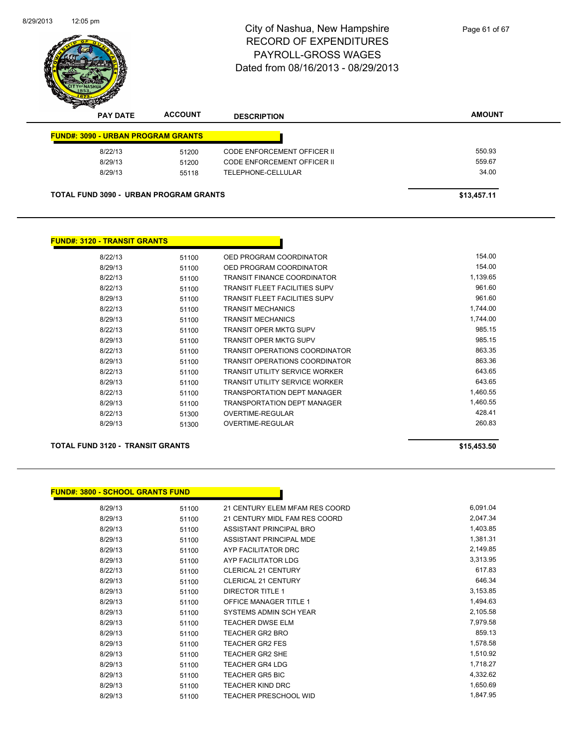# City of Nashua, New Hampshire
# RECORD OF EXPENDITURES
# PAYROLL-GROSS WAGES
# Dated from 08/16/2013 - 08/29/2013

| PAY DATE | ACCOUNT | DESCRIPTION | AMOUNT |
|---|---|---|---|
| **FUND#: 3090 - URBAN PROGRAM GRANTS** | | | |
| 8/22/13 | 51200 | CODE ENFORCEMENT OFFICER II | 550.93 |
| 8/29/13 | 51200 | CODE ENFORCEMENT OFFICER II | 559.67 |
| 8/29/13 | 55118 | TELEPHONE-CELLULAR | 34.00 |
| **TOTAL FUND 3090 - URBAN PROGRAM GRANTS** | | | **$13,457.11** |

| PAY DATE | ACCOUNT | DESCRIPTION | AMOUNT |
|---|---|---|---|
| **FUND#: 3120 - TRANSIT GRANTS** | | | |
| 8/22/13 | 51100 | OED PROGRAM COORDINATOR | 154.00 |
| 8/29/13 | 51100 | OED PROGRAM COORDINATOR | 154.00 |
| 8/22/13 | 51100 | TRANSIT FINANCE COORDINATOR | 1,139.65 |
| 8/22/13 | 51100 | TRANSIT FLEET FACILITIES SUPV | 961.60 |
| 8/29/13 | 51100 | TRANSIT FLEET FACILITIES SUPV | 961.60 |
| 8/22/13 | 51100 | TRANSIT MECHANICS | 1,744.00 |
| 8/29/13 | 51100 | TRANSIT MECHANICS | 1,744.00 |
| 8/22/13 | 51100 | TRANSIT OPER MKTG SUPV | 985.15 |
| 8/29/13 | 51100 | TRANSIT OPER MKTG SUPV | 985.15 |
| 8/22/13 | 51100 | TRANSIT OPERATIONS COORDINATOR | 863.35 |
| 8/29/13 | 51100 | TRANSIT OPERATIONS COORDINATOR | 863.36 |
| 8/22/13 | 51100 | TRANSIT UTILITY SERVICE WORKER | 643.65 |
| 8/29/13 | 51100 | TRANSIT UTILITY SERVICE WORKER | 643.65 |
| 8/22/13 | 51100 | TRANSPORTATION DEPT MANAGER | 1,460.55 |
| 8/29/13 | 51100 | TRANSPORTATION DEPT MANAGER | 1,460.55 |
| 8/22/13 | 51300 | OVERTIME-REGULAR | 428.41 |
| 8/29/13 | 51300 | OVERTIME-REGULAR | 260.83 |
| **TOTAL FUND 3120 - TRANSIT GRANTS** | | | **$15,453.50** |

| PAY DATE | ACCOUNT | DESCRIPTION | AMOUNT |
|---|---|---|---|
| **FUND#: 3800 - SCHOOL GRANTS FUND** | | | |
| 8/29/13 | 51100 | 21 CENTURY ELEM MFAM RES COORD | 6,091.04 |
| 8/29/13 | 51100 | 21 CENTURY MIDL FAM RES COORD | 2,047.34 |
| 8/29/13 | 51100 | ASSISTANT PRINCIPAL BRO | 1,403.85 |
| 8/29/13 | 51100 | ASSISTANT PRINCIPAL MDE | 1,381.31 |
| 8/29/13 | 51100 | AYP FACILITATOR DRC | 2,149.85 |
| 8/29/13 | 51100 | AYP FACILITATOR LDG | 3,313.95 |
| 8/22/13 | 51100 | CLERICAL 21 CENTURY | 617.83 |
| 8/29/13 | 51100 | CLERICAL 21 CENTURY | 646.34 |
| 8/29/13 | 51100 | DIRECTOR TITLE 1 | 3,153.85 |
| 8/29/13 | 51100 | OFFICE MANAGER TITLE 1 | 1,494.63 |
| 8/29/13 | 51100 | SYSTEMS ADMIN SCH YEAR | 2,105.58 |
| 8/29/13 | 51100 | TEACHER DWSE ELM | 7,979.58 |
| 8/29/13 | 51100 | TEACHER GR2 BRO | 859.13 |
| 8/29/13 | 51100 | TEACHER GR2 FES | 1,578.58 |
| 8/29/13 | 51100 | TEACHER GR2 SHE | 1,510.92 |
| 8/29/13 | 51100 | TEACHER GR4 LDG | 1,718.27 |
| 8/29/13 | 51100 | TEACHER GR5 BIC | 4,332.62 |
| 8/29/13 | 51100 | TEACHER KIND DRC | 1,650.69 |
| 8/29/13 | 51100 | TEACHER PRESCHOOL WID | 1,847.95 |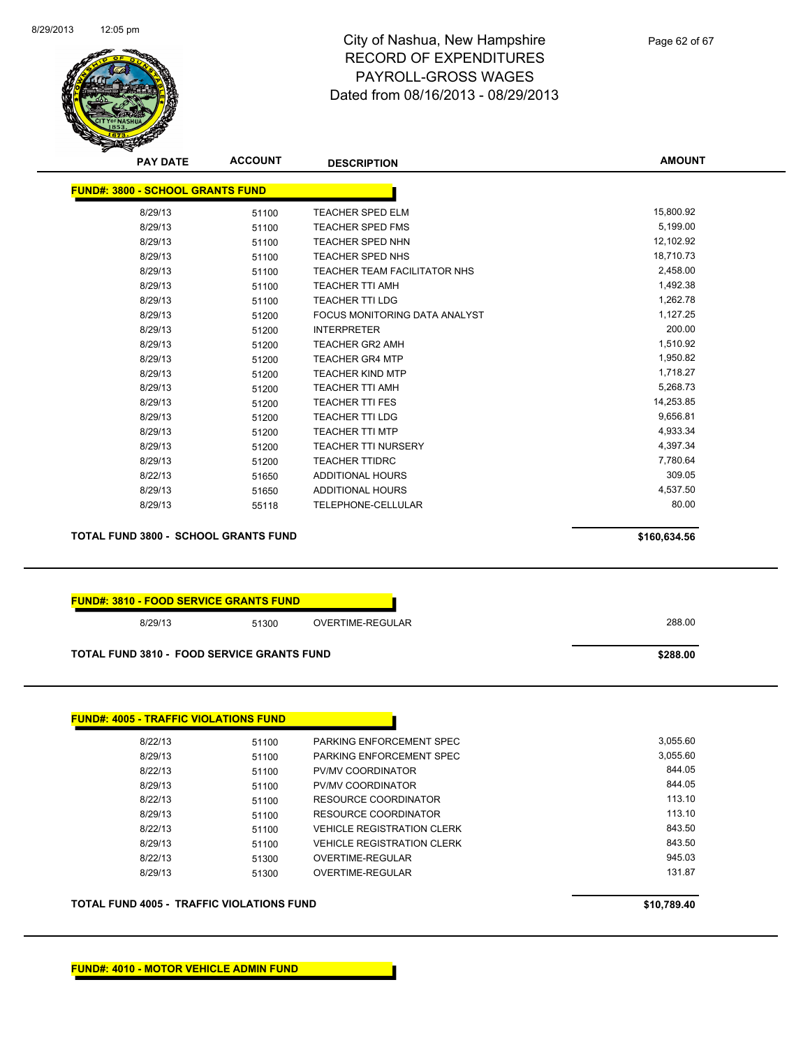# City of Nashua, New Hampshire
# RECORD OF EXPENDITURES
# PAYROLL-GROSS WAGES
# Dated from 08/16/2013 - 08/29/2013

| PAY DATE | ACCOUNT | DESCRIPTION | AMOUNT |
|---|---|---|---|

**FUND#: 3800 - SCHOOL GRANTS FUND**

| PAY DATE | ACCOUNT | DESCRIPTION | AMOUNT |
|---|---|---|---|
| 8/29/13 | 51100 | TEACHER SPED ELM | 15,800.92 |
| 8/29/13 | 51100 | TEACHER SPED FMS | 5,199.00 |
| 8/29/13 | 51100 | TEACHER SPED NHN | 12,102.92 |
| 8/29/13 | 51100 | TEACHER SPED NHS | 18,710.73 |
| 8/29/13 | 51100 | TEACHER TEAM FACILITATOR NHS | 2,458.00 |
| 8/29/13 | 51100 | TEACHER TTI AMH | 1,492.38 |
| 8/29/13 | 51100 | TEACHER TTI LDG | 1,262.78 |
| 8/29/13 | 51200 | FOCUS MONITORING DATA ANALYST | 1,127.25 |
| 8/29/13 | 51200 | INTERPRETER | 200.00 |
| 8/29/13 | 51200 | TEACHER GR2 AMH | 1,510.92 |
| 8/29/13 | 51200 | TEACHER GR4 MTP | 1,950.82 |
| 8/29/13 | 51200 | TEACHER KIND MTP | 1,718.27 |
| 8/29/13 | 51200 | TEACHER TTI AMH | 5,268.73 |
| 8/29/13 | 51200 | TEACHER TTI FES | 14,253.85 |
| 8/29/13 | 51200 | TEACHER TTI LDG | 9,656.81 |
| 8/29/13 | 51200 | TEACHER TTI MTP | 4,933.34 |
| 8/29/13 | 51200 | TEACHER TTI NURSERY | 4,397.34 |
| 8/29/13 | 51200 | TEACHER TTIDRC | 7,780.64 |
| 8/22/13 | 51650 | ADDITIONAL HOURS | 309.05 |
| 8/29/13 | 51650 | ADDITIONAL HOURS | 4,537.50 |
| 8/29/13 | 55118 | TELEPHONE-CELLULAR | 80.00 |

**TOTAL FUND 3800 - SCHOOL GRANTS FUND** **$160,634.56**

**FUND#: 3810 - FOOD SERVICE GRANTS FUND**

| PAY DATE | ACCOUNT | DESCRIPTION | AMOUNT |
|---|---|---|---|
| 8/29/13 | 51300 | OVERTIME-REGULAR | 288.00 |

**TOTAL FUND 3810 - FOOD SERVICE GRANTS FUND** **$288.00**

**FUND#: 4005 - TRAFFIC VIOLATIONS FUND**

| PAY DATE | ACCOUNT | DESCRIPTION | AMOUNT |
|---|---|---|---|
| 8/22/13 | 51100 | PARKING ENFORCEMENT SPEC | 3,055.60 |
| 8/29/13 | 51100 | PARKING ENFORCEMENT SPEC | 3,055.60 |
| 8/22/13 | 51100 | PV/MV COORDINATOR | 844.05 |
| 8/29/13 | 51100 | PV/MV COORDINATOR | 844.05 |
| 8/22/13 | 51100 | RESOURCE COORDINATOR | 113.10 |
| 8/29/13 | 51100 | RESOURCE COORDINATOR | 113.10 |
| 8/22/13 | 51100 | VEHICLE REGISTRATION CLERK | 843.50 |
| 8/29/13 | 51100 | VEHICLE REGISTRATION CLERK | 843.50 |
| 8/22/13 | 51300 | OVERTIME-REGULAR | 945.03 |
| 8/29/13 | 51300 | OVERTIME-REGULAR | 131.87 |

**TOTAL FUND 4005 - TRAFFIC VIOLATIONS FUND** **$10,789.40**

**FUND#: 4010 - MOTOR VEHICLE ADMIN FUND**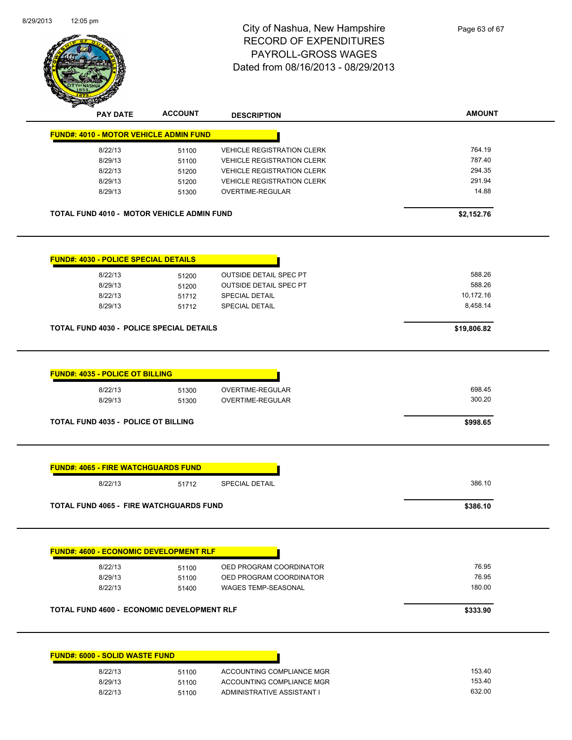# City of Nashua, New Hampshire
## RECORD OF EXPENDITURES
## PAYROLL-GROSS WAGES
## Dated from 08/16/2013 - 08/29/2013

| PAY DATE | ACCOUNT | DESCRIPTION | AMOUNT |
|---|---|---|---|
| **FUND#: 4010 - MOTOR VEHICLE ADMIN FUND** | | | |
| 8/22/13 | 51100 | VEHICLE REGISTRATION CLERK | 764.19 |
| 8/29/13 | 51100 | VEHICLE REGISTRATION CLERK | 787.40 |
| 8/22/13 | 51200 | VEHICLE REGISTRATION CLERK | 294.35 |
| 8/29/13 | 51200 | VEHICLE REGISTRATION CLERK | 291.94 |
| 8/29/13 | 51300 | OVERTIME-REGULAR | 14.88 |
| **TOTAL FUND 4010 - MOTOR VEHICLE ADMIN FUND** | | | **$2,152.76** |
| **FUND#: 4030 - POLICE SPECIAL DETAILS** | | | |
| 8/22/13 | 51200 | OUTSIDE DETAIL SPEC PT | 588.26 |
| 8/29/13 | 51200 | OUTSIDE DETAIL SPEC PT | 588.26 |
| 8/22/13 | 51712 | SPECIAL DETAIL | 10,172.16 |
| 8/29/13 | 51712 | SPECIAL DETAIL | 8,458.14 |
| **TOTAL FUND 4030 - POLICE SPECIAL DETAILS** | | | **$19,806.82** |
| **FUND#: 4035 - POLICE OT BILLING** | | | |
| 8/22/13 | 51300 | OVERTIME-REGULAR | 698.45 |
| 8/29/13 | 51300 | OVERTIME-REGULAR | 300.20 |
| **TOTAL FUND 4035 - POLICE OT BILLING** | | | **$998.65** |
| **FUND#: 4065 - FIRE WATCHGUARDS FUND** | | | |
| 8/22/13 | 51712 | SPECIAL DETAIL | 386.10 |
| **TOTAL FUND 4065 - FIRE WATCHGUARDS FUND** | | | **$386.10** |
| **FUND#: 4600 - ECONOMIC DEVELOPMENT RLF** | | | |
| 8/22/13 | 51100 | OED PROGRAM COORDINATOR | 76.95 |
| 8/29/13 | 51100 | OED PROGRAM COORDINATOR | 76.95 |
| 8/22/13 | 51400 | WAGES TEMP-SEASONAL | 180.00 |
| **TOTAL FUND 4600 - ECONOMIC DEVELOPMENT RLF** | | | **$333.90** |
| **FUND#: 6000 - SOLID WASTE FUND** | | | |
| 8/22/13 | 51100 | ACCOUNTING COMPLIANCE MGR | 153.40 |
| 8/29/13 | 51100 | ACCOUNTING COMPLIANCE MGR | 153.40 |
| 8/22/13 | 51100 | ADMINISTRATIVE ASSISTANT I | 632.00 |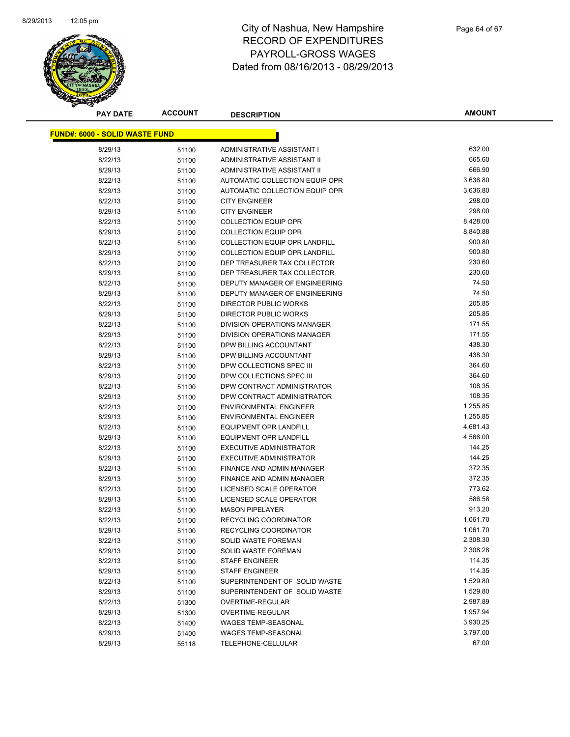# City of Nashua, New Hampshire
## RECORD OF EXPENDITURES
## PAYROLL-GROSS WAGES
## Dated from 08/16/2013 - 08/29/2013

| PAY DATE | ACCOUNT | DESCRIPTION | AMOUNT |
|---|---|---|---|
| **FUND#: 6000 - SOLID WASTE FUND** | | | |
| 8/29/13 | 51100 | ADMINISTRATIVE ASSISTANT I | 632.00 |
| 8/22/13 | 51100 | ADMINISTRATIVE ASSISTANT II | 665.60 |
| 8/29/13 | 51100 | ADMINISTRATIVE ASSISTANT II | 666.90 |
| 8/22/13 | 51100 | AUTOMATIC COLLECTION EQUIP OPR | 3,636.80 |
| 8/29/13 | 51100 | AUTOMATIC COLLECTION EQUIP OPR | 3,636.80 |
| 8/22/13 | 51100 | CITY ENGINEER | 298.00 |
| 8/29/13 | 51100 | CITY ENGINEER | 298.00 |
| 8/22/13 | 51100 | COLLECTION EQUIP OPR | 8,428.00 |
| 8/29/13 | 51100 | COLLECTION EQUIP OPR | 8,840.88 |
| 8/22/13 | 51100 | COLLECTION EQUIP OPR LANDFILL | 900.80 |
| 8/29/13 | 51100 | COLLECTION EQUIP OPR LANDFILL | 900.80 |
| 8/22/13 | 51100 | DEP TREASURER TAX COLLECTOR | 230.60 |
| 8/29/13 | 51100 | DEP TREASURER TAX COLLECTOR | 230.60 |
| 8/22/13 | 51100 | DEPUTY MANAGER OF ENGINEERING | 74.50 |
| 8/29/13 | 51100 | DEPUTY MANAGER OF ENGINEERING | 74.50 |
| 8/22/13 | 51100 | DIRECTOR PUBLIC WORKS | 205.85 |
| 8/29/13 | 51100 | DIRECTOR PUBLIC WORKS | 205.85 |
| 8/22/13 | 51100 | DIVISION OPERATIONS MANAGER | 171.55 |
| 8/29/13 | 51100 | DIVISION OPERATIONS MANAGER | 171.55 |
| 8/22/13 | 51100 | DPW BILLING ACCOUNTANT | 438.30 |
| 8/29/13 | 51100 | DPW BILLING ACCOUNTANT | 438.30 |
| 8/22/13 | 51100 | DPW COLLECTIONS SPEC III | 364.60 |
| 8/29/13 | 51100 | DPW COLLECTIONS SPEC III | 364.60 |
| 8/22/13 | 51100 | DPW CONTRACT ADMINISTRATOR | 108.35 |
| 8/29/13 | 51100 | DPW CONTRACT ADMINISTRATOR | 108.35 |
| 8/22/13 | 51100 | ENVIRONMENTAL ENGINEER | 1,255.85 |
| 8/29/13 | 51100 | ENVIRONMENTAL ENGINEER | 1,255.85 |
| 8/22/13 | 51100 | EQUIPMENT OPR LANDFILL | 4,681.43 |
| 8/29/13 | 51100 | EQUIPMENT OPR LANDFILL | 4,566.00 |
| 8/22/13 | 51100 | EXECUTIVE ADMINISTRATOR | 144.25 |
| 8/29/13 | 51100 | EXECUTIVE ADMINISTRATOR | 144.25 |
| 8/22/13 | 51100 | FINANCE AND ADMIN MANAGER | 372.35 |
| 8/29/13 | 51100 | FINANCE AND ADMIN MANAGER | 372.35 |
| 8/22/13 | 51100 | LICENSED SCALE OPERATOR | 773.62 |
| 8/29/13 | 51100 | LICENSED SCALE OPERATOR | 586.58 |
| 8/22/13 | 51100 | MASON PIPELAYER | 913.20 |
| 8/22/13 | 51100 | RECYCLING COORDINATOR | 1,061.70 |
| 8/29/13 | 51100 | RECYCLING COORDINATOR | 1,061.70 |
| 8/22/13 | 51100 | SOLID WASTE FOREMAN | 2,308.30 |
| 8/29/13 | 51100 | SOLID WASTE FOREMAN | 2,308.28 |
| 8/22/13 | 51100 | STAFF ENGINEER | 114.35 |
| 8/29/13 | 51100 | STAFF ENGINEER | 114.35 |
| 8/22/13 | 51100 | SUPERINTENDENT OF SOLID WASTE | 1,529.80 |
| 8/29/13 | 51100 | SUPERINTENDENT OF SOLID WASTE | 1,529.80 |
| 8/22/13 | 51300 | OVERTIME-REGULAR | 2,987.89 |
| 8/29/13 | 51300 | OVERTIME-REGULAR | 1,957.94 |
| 8/22/13 | 51400 | WAGES TEMP-SEASONAL | 3,930.25 |
| 8/29/13 | 51400 | WAGES TEMP-SEASONAL | 3,797.00 |
| 8/29/13 | 55118 | TELEPHONE-CELLULAR | 67.00 |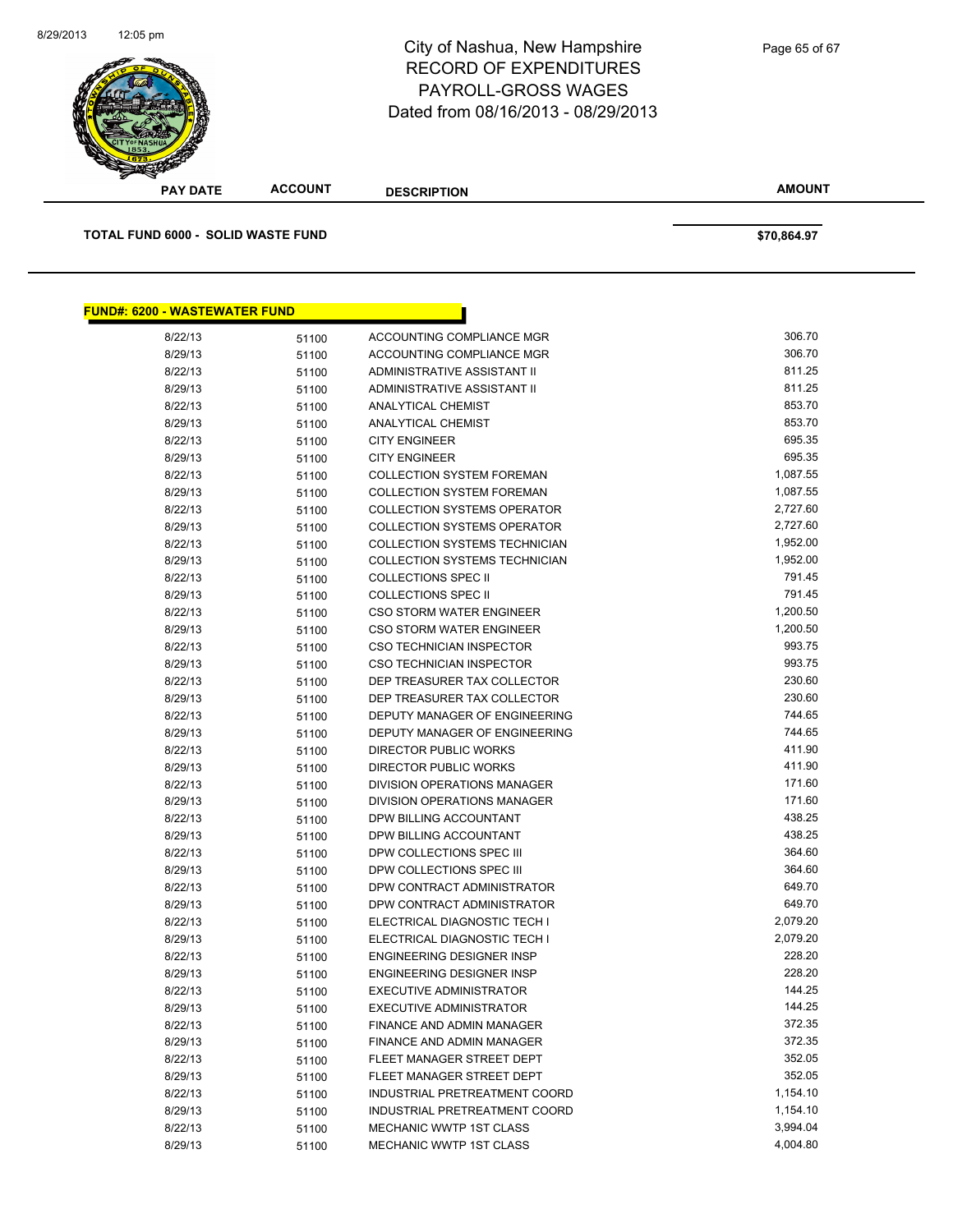| PAY DATE | ACCOUNT | DESCRIPTION | AMOUNT |
|---|---|---|---|
| **TOTAL FUND 6000 - SOLID WASTE FUND** | | | **$70,864.97** |

**FUND#: 6200 - WASTEWATER FUND**

| PAY DATE | ACCOUNT | DESCRIPTION | AMOUNT |
|---|---|---|---|
| 8/22/13 | 51100 | ACCOUNTING COMPLIANCE MGR | 306.70 |
| 8/29/13 | 51100 | ACCOUNTING COMPLIANCE MGR | 306.70 |
| 8/22/13 | 51100 | ADMINISTRATIVE ASSISTANT II | 811.25 |
| 8/29/13 | 51100 | ADMINISTRATIVE ASSISTANT II | 811.25 |
| 8/22/13 | 51100 | ANALYTICAL CHEMIST | 853.70 |
| 8/29/13 | 51100 | ANALYTICAL CHEMIST | 853.70 |
| 8/22/13 | 51100 | CITY ENGINEER | 695.35 |
| 8/29/13 | 51100 | CITY ENGINEER | 695.35 |
| 8/22/13 | 51100 | COLLECTION SYSTEM FOREMAN | 1,087.55 |
| 8/29/13 | 51100 | COLLECTION SYSTEM FOREMAN | 1,087.55 |
| 8/22/13 | 51100 | COLLECTION SYSTEMS OPERATOR | 2,727.60 |
| 8/29/13 | 51100 | COLLECTION SYSTEMS OPERATOR | 2,727.60 |
| 8/22/13 | 51100 | COLLECTION SYSTEMS TECHNICIAN | 1,952.00 |
| 8/29/13 | 51100 | COLLECTION SYSTEMS TECHNICIAN | 1,952.00 |
| 8/22/13 | 51100 | COLLECTIONS SPEC II | 791.45 |
| 8/29/13 | 51100 | COLLECTIONS SPEC II | 791.45 |
| 8/22/13 | 51100 | CSO STORM WATER ENGINEER | 1,200.50 |
| 8/29/13 | 51100 | CSO STORM WATER ENGINEER | 1,200.50 |
| 8/22/13 | 51100 | CSO TECHNICIAN INSPECTOR | 993.75 |
| 8/29/13 | 51100 | CSO TECHNICIAN INSPECTOR | 993.75 |
| 8/22/13 | 51100 | DEP TREASURER TAX COLLECTOR | 230.60 |
| 8/29/13 | 51100 | DEP TREASURER TAX COLLECTOR | 230.60 |
| 8/22/13 | 51100 | DEPUTY MANAGER OF ENGINEERING | 744.65 |
| 8/29/13 | 51100 | DEPUTY MANAGER OF ENGINEERING | 744.65 |
| 8/22/13 | 51100 | DIRECTOR PUBLIC WORKS | 411.90 |
| 8/29/13 | 51100 | DIRECTOR PUBLIC WORKS | 411.90 |
| 8/22/13 | 51100 | DIVISION OPERATIONS MANAGER | 171.60 |
| 8/29/13 | 51100 | DIVISION OPERATIONS MANAGER | 171.60 |
| 8/22/13 | 51100 | DPW BILLING ACCOUNTANT | 438.25 |
| 8/29/13 | 51100 | DPW BILLING ACCOUNTANT | 438.25 |
| 8/22/13 | 51100 | DPW COLLECTIONS SPEC III | 364.60 |
| 8/29/13 | 51100 | DPW COLLECTIONS SPEC III | 364.60 |
| 8/22/13 | 51100 | DPW CONTRACT ADMINISTRATOR | 649.70 |
| 8/29/13 | 51100 | DPW CONTRACT ADMINISTRATOR | 649.70 |
| 8/22/13 | 51100 | ELECTRICAL DIAGNOSTIC TECH I | 2,079.20 |
| 8/29/13 | 51100 | ELECTRICAL DIAGNOSTIC TECH I | 2,079.20 |
| 8/22/13 | 51100 | ENGINEERING DESIGNER INSP | 228.20 |
| 8/29/13 | 51100 | ENGINEERING DESIGNER INSP | 228.20 |
| 8/22/13 | 51100 | EXECUTIVE ADMINISTRATOR | 144.25 |
| 8/29/13 | 51100 | EXECUTIVE ADMINISTRATOR | 144.25 |
| 8/22/13 | 51100 | FINANCE AND ADMIN MANAGER | 372.35 |
| 8/29/13 | 51100 | FINANCE AND ADMIN MANAGER | 372.35 |
| 8/22/13 | 51100 | FLEET MANAGER STREET DEPT | 352.05 |
| 8/29/13 | 51100 | FLEET MANAGER STREET DEPT | 352.05 |
| 8/22/13 | 51100 | INDUSTRIAL PRETREATMENT COORD | 1,154.10 |
| 8/29/13 | 51100 | INDUSTRIAL PRETREATMENT COORD | 1,154.10 |
| 8/22/13 | 51100 | MECHANIC WWTP 1ST CLASS | 3,994.04 |
| 8/29/13 | 51100 | MECHANIC WWTP 1ST CLASS | 4,004.80 |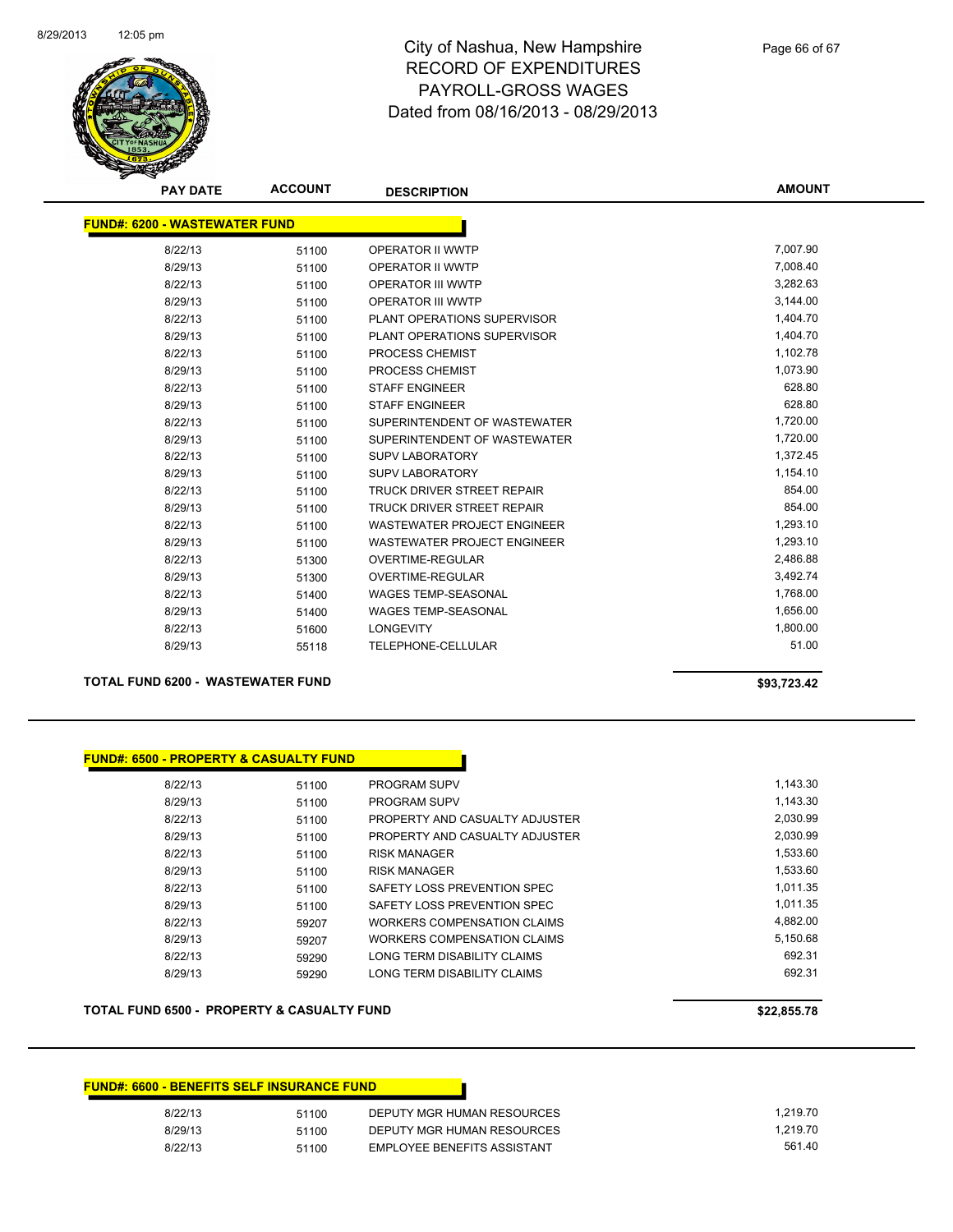# City of Nashua, New Hampshire
# RECORD OF EXPENDITURES
# PAYROLL-GROSS WAGES
# Dated from 08/16/2013 - 08/29/2013

| PAY DATE | ACCOUNT | DESCRIPTION | AMOUNT |
|---|---|---|---|
| **FUND#: 6200 - WASTEWATER FUND** | | | |
| 8/22/13 | 51100 | OPERATOR II WWTP | 7,007.90 |
| 8/29/13 | 51100 | OPERATOR II WWTP | 7,008.40 |
| 8/22/13 | 51100 | OPERATOR III WWTP | 3,282.63 |
| 8/29/13 | 51100 | OPERATOR III WWTP | 3,144.00 |
| 8/22/13 | 51100 | PLANT OPERATIONS SUPERVISOR | 1,404.70 |
| 8/29/13 | 51100 | PLANT OPERATIONS SUPERVISOR | 1,404.70 |
| 8/22/13 | 51100 | PROCESS CHEMIST | 1,102.78 |
| 8/29/13 | 51100 | PROCESS CHEMIST | 1,073.90 |
| 8/22/13 | 51100 | STAFF ENGINEER | 628.80 |
| 8/29/13 | 51100 | STAFF ENGINEER | 628.80 |
| 8/22/13 | 51100 | SUPERINTENDENT OF WASTEWATER | 1,720.00 |
| 8/29/13 | 51100 | SUPERINTENDENT OF WASTEWATER | 1,720.00 |
| 8/22/13 | 51100 | SUPV LABORATORY | 1,372.45 |
| 8/29/13 | 51100 | SUPV LABORATORY | 1,154.10 |
| 8/22/13 | 51100 | TRUCK DRIVER STREET REPAIR | 854.00 |
| 8/29/13 | 51100 | TRUCK DRIVER STREET REPAIR | 854.00 |
| 8/22/13 | 51100 | WASTEWATER PROJECT ENGINEER | 1,293.10 |
| 8/29/13 | 51100 | WASTEWATER PROJECT ENGINEER | 1,293.10 |
| 8/22/13 | 51300 | OVERTIME-REGULAR | 2,486.88 |
| 8/29/13 | 51300 | OVERTIME-REGULAR | 3,492.74 |
| 8/22/13 | 51400 | WAGES TEMP-SEASONAL | 1,768.00 |
| 8/29/13 | 51400 | WAGES TEMP-SEASONAL | 1,656.00 |
| 8/22/13 | 51600 | LONGEVITY | 1,800.00 |
| 8/29/13 | 55118 | TELEPHONE-CELLULAR | 51.00 |
| **TOTAL FUND 6200 - WASTEWATER FUND** | | | **$93,723.42** |

| PAY DATE | ACCOUNT | DESCRIPTION | AMOUNT |
|---|---|---|---|
| **FUND#: 6500 - PROPERTY & CASUALTY FUND** | | | |
| 8/22/13 | 51100 | PROGRAM SUPV | 1,143.30 |
| 8/29/13 | 51100 | PROGRAM SUPV | 1,143.30 |
| 8/22/13 | 51100 | PROPERTY AND CASUALTY ADJUSTER | 2,030.99 |
| 8/29/13 | 51100 | PROPERTY AND CASUALTY ADJUSTER | 2,030.99 |
| 8/22/13 | 51100 | RISK MANAGER | 1,533.60 |
| 8/29/13 | 51100 | RISK MANAGER | 1,533.60 |
| 8/22/13 | 51100 | SAFETY LOSS PREVENTION SPEC | 1,011.35 |
| 8/29/13 | 51100 | SAFETY LOSS PREVENTION SPEC | 1,011.35 |
| 8/22/13 | 59207 | WORKERS COMPENSATION CLAIMS | 4,882.00 |
| 8/29/13 | 59207 | WORKERS COMPENSATION CLAIMS | 5,150.68 |
| 8/22/13 | 59290 | LONG TERM DISABILITY CLAIMS | 692.31 |
| 8/29/13 | 59290 | LONG TERM DISABILITY CLAIMS | 692.31 |
| **TOTAL FUND 6500 - PROPERTY & CASUALTY FUND** | | | **$22,855.78** |

| PAY DATE | ACCOUNT | DESCRIPTION | AMOUNT |
|---|---|---|---|
| **FUND#: 6600 - BENEFITS SELF INSURANCE FUND** | | | |
| 8/22/13 | 51100 | DEPUTY MGR HUMAN RESOURCES | 1,219.70 |
| 8/29/13 | 51100 | DEPUTY MGR HUMAN RESOURCES | 1,219.70 |
| 8/22/13 | 51100 | EMPLOYEE BENEFITS ASSISTANT | 561.40 |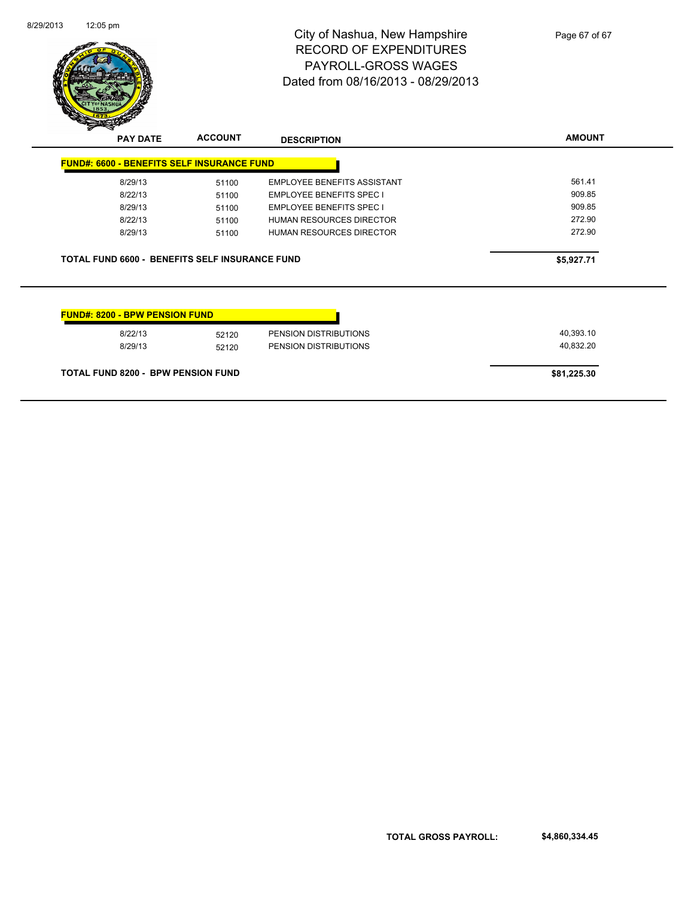# City of Nashua, New Hampshire
## RECORD OF EXPENDITURES
## PAYROLL-GROSS WAGES
## Dated from 08/16/2013 - 08/29/2013

| PAY DATE | ACCOUNT | DESCRIPTION | AMOUNT |
|---|---|---|---|
| **FUND#: 6600 - BENEFITS SELF INSURANCE FUND** | | | |
| 8/29/13 | 51100 | EMPLOYEE BENEFITS ASSISTANT | 561.41 |
| 8/22/13 | 51100 | EMPLOYEE BENEFITS SPEC I | 909.85 |
| 8/29/13 | 51100 | EMPLOYEE BENEFITS SPEC I | 909.85 |
| 8/22/13 | 51100 | HUMAN RESOURCES DIRECTOR | 272.90 |
| 8/29/13 | 51100 | HUMAN RESOURCES DIRECTOR | 272.90 |
| **TOTAL FUND 6600 - BENEFITS SELF INSURANCE FUND** | | | **$5,927.71** |

| PAY DATE | ACCOUNT | DESCRIPTION | AMOUNT |
|---|---|---|---|
| **FUND#: 8200 - BPW PENSION FUND** | | | |
| 8/22/13 | 52120 | PENSION DISTRIBUTIONS | 40,393.10 |
| 8/29/13 | 52120 | PENSION DISTRIBUTIONS | 40,832.20 |
| **TOTAL FUND 8200 - BPW PENSION FUND** | | | **$81,225.30** |

**TOTAL GROSS PAYROLL: $4,860,334.45**